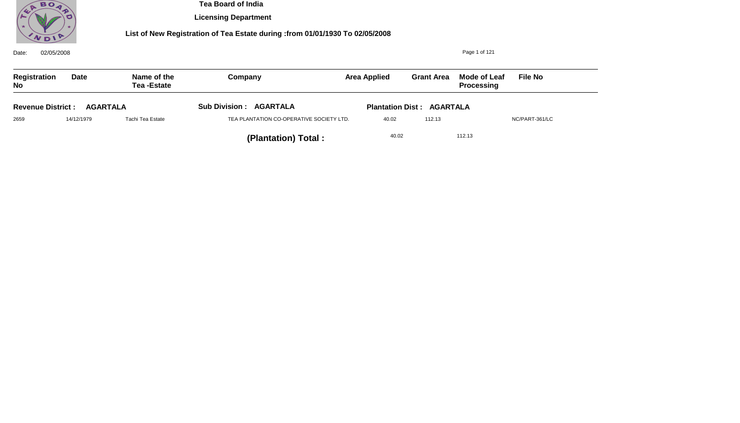# Tea Board of India

## Licensing Department

### List of New Registration of Tea Estate during :from 01/01/1930 To 02/05/2008

Date: 02/05/2008

| Registration No | Date | Name of the Tea -Estate | Company | Area Applied | Grant Area | Mode of Leaf Processing | File No |
|---|---|---|---|---|---|---|---|
| **Revenue District : AGARTALA** | | | **Sub Division : AGARTALA** | **Plantation Dist : AGARTALA** | | | |
| 2659 | 14/12/1979 | Tachi Tea Estate | TEA PLANTATION CO-OPERATIVE SOCIETY LTD. | 40.02 | 112.13 | | NC/PART-361/LC |
| | | | **(Plantation) Total :** | 40.02 | 112.13 | | |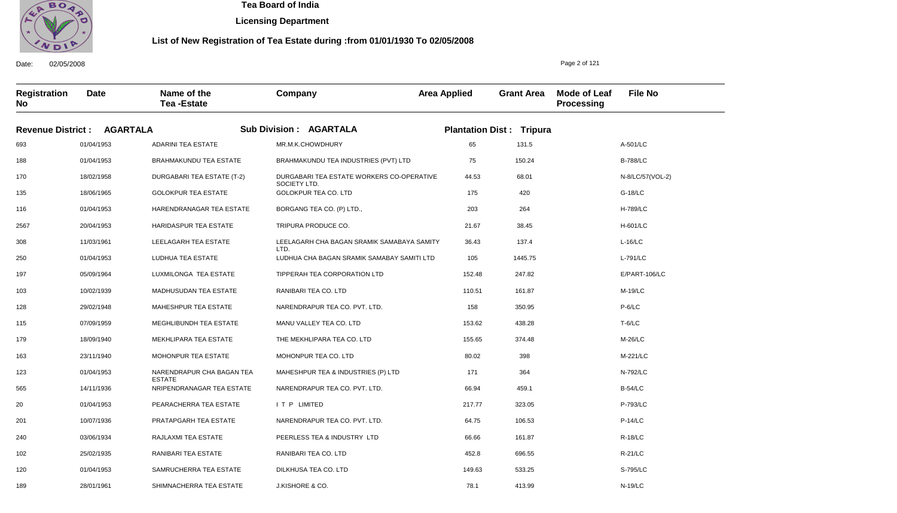# Tea Board of India

**Licensing Department**

**List of New Registration of Tea Estate during :from 01/01/1930 To 02/05/2008**

Date: 02/05/2008

| Registration No | Date | Name of the Tea -Estate | Company | Area Applied | Grant Area | Mode of Leaf Processing | File No |
|---|---|---|---|---|---|---|---|
| **Revenue District : AGARTALA** | | **Sub Division : AGARTALA** | | **Plantation Dist : Tripura** | | | |
| 693 | 01/04/1953 | ADARINI TEA ESTATE | MR.M.K.CHOWDHURY | 65 | 131.5 | | A-501/LC |
| 188 | 01/04/1953 | BRAHMAKUNDU TEA ESTATE | BRAHMAKUNDU TEA INDUSTRIES (PVT) LTD | 75 | 150.24 | | B-788/LC |
| 170 | 18/02/1958 | DURGABARI TEA ESTATE (T-2) | DURGABARI TEA ESTATE WORKERS CO-OPERATIVE SOCIETY LTD. | 44.53 | 68.01 | | N-8/LC/57(VOL-2) |
| 135 | 18/06/1965 | GOLOKPUR TEA ESTATE | GOLOKPUR TEA CO. LTD | 175 | 420 | | G-18/LC |
| 116 | 01/04/1953 | HARENDRANAGAR TEA ESTATE | BORGANG TEA CO. (P) LTD., | 203 | 264 | | H-789/LC |
| 2567 | 20/04/1953 | HARIDASPUR TEA ESTATE | TRIPURA PRODUCE CO. | 21.67 | 38.45 | | H-601/LC |
| 308 | 11/03/1961 | LEELAGARH TEA ESTATE | LEELAGARH CHA BAGAN SRAMIK SAMABAYA SAMITY LTD. | 36.43 | 137.4 | | L-16/LC |
| 250 | 01/04/1953 | LUDHUA TEA ESTATE | LUDHUA CHA BAGAN SRAMIK SAMABAY SAMITI LTD | 105 | 1445.75 | | L-791/LC |
| 197 | 05/09/1964 | LUXMILONGA TEA ESTATE | TIPPERAH TEA CORPORATION LTD | 152.48 | 247.82 | | E/PART-106/LC |
| 103 | 10/02/1939 | MADHUSUDAN TEA ESTATE | RANIBARI TEA CO. LTD | 110.51 | 161.87 | | M-19/LC |
| 128 | 29/02/1948 | MAHESHPUR TEA ESTATE | NARENDRAPUR TEA CO. PVT. LTD. | 158 | 350.95 | | P-6/LC |
| 115 | 07/09/1959 | MEGHLIBUNDH TEA ESTATE | MANU VALLEY TEA CO. LTD | 153.62 | 438.28 | | T-6/LC |
| 179 | 18/09/1940 | MEKHLIPARA TEA ESTATE | THE MEKHLIPARA TEA CO. LTD | 155.65 | 374.48 | | M-26/LC |
| 163 | 23/11/1940 | MOHONPUR TEA ESTATE | MOHONPUR TEA CO. LTD | 80.02 | 398 | | M-221/LC |
| 123 | 01/04/1953 | NARENDRAPUR CHA BAGAN TEA ESTATE | MAHESHPUR TEA & INDUSTRIES (P) LTD | 171 | 364 | | N-792/LC |
| 565 | 14/11/1936 | NRIPENDRANAGAR TEA ESTATE | NARENDRAPUR TEA CO. PVT. LTD. | 66.94 | 459.1 | | B-54/LC |
| 20 | 01/04/1953 | PEARACHERRA TEA ESTATE | I T P LIMITED | 217.77 | 323.05 | | P-793/LC |
| 201 | 10/07/1936 | PRATAPGARH TEA ESTATE | NARENDRAPUR TEA CO. PVT. LTD. | 64.75 | 106.53 | | P-14/LC |
| 240 | 03/06/1934 | RAJLAXMI TEA ESTATE | PEERLESS TEA & INDUSTRY LTD | 66.66 | 161.87 | | R-18/LC |
| 102 | 25/02/1935 | RANIBARI TEA ESTATE | RANIBARI TEA CO. LTD | 452.8 | 696.55 | | R-21/LC |
| 120 | 01/04/1953 | SAMRUCHERRA TEA ESTATE | DILKHUSA TEA CO. LTD | 149.63 | 533.25 | | S-795/LC |
| 189 | 28/01/1961 | SHIMNACHERRA TEA ESTATE | J.KISHORE & CO. | 78.1 | 413.99 | | N-19/LC |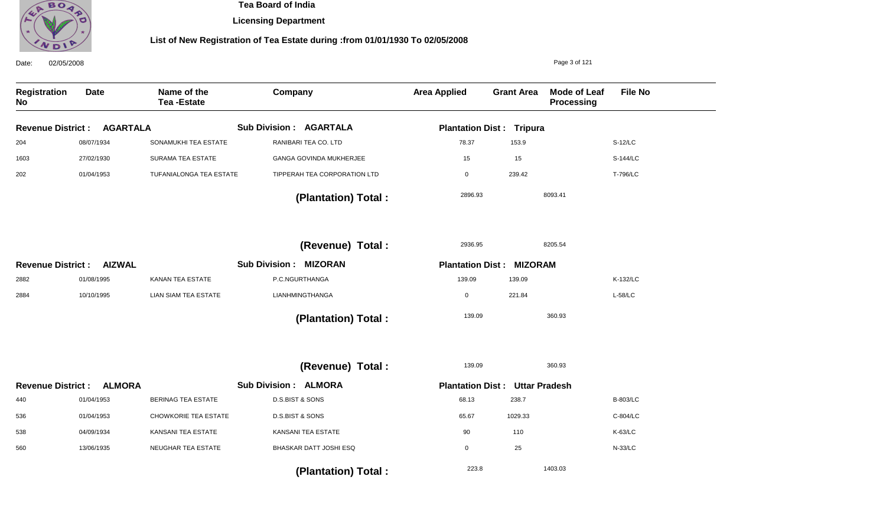# Tea Board of India

**Licensing Department**

**List of New Registration of Tea Estate during :from 01/01/1930 To 02/05/2008**

Date: 02/05/2008

| Registration No | Date | Name of the Tea -Estate | Company | Area Applied | Grant Area | Mode of Leaf Processing | File No |
|---|---|---|---|---|---|---|---|
| **Revenue District : AGARTALA** | | | **Sub Division : AGARTALA** | **Plantation Dist : Tripura** | | | |
| 204 | 08/07/1934 | SONAMUKHI TEA ESTATE | RANIBARI TEA CO. LTD | 78.37 | 153.9 | | S-12/LC |
| 1603 | 27/02/1930 | SURAMA TEA ESTATE | GANGA GOVINDA MUKHERJEE | 15 | 15 | | S-144/LC |
| 202 | 01/04/1953 | TUFANIALONGA TEA ESTATE | TIPPERAH TEA CORPORATION LTD | 0 | 239.42 | | T-796/LC |
| | | | **(Plantation) Total :** | 2896.93 | | 8093.41 | |
| | | | **(Revenue) Total :** | 2936.95 | | 8205.54 | |
| **Revenue District : AIZWAL** | | | **Sub Division : MIZORAN** | **Plantation Dist : MIZORAM** | | | |
| 2882 | 01/08/1995 | KANAN TEA ESTATE | P.C.NGURTHANGA | 139.09 | 139.09 | | K-132/LC |
| 2884 | 10/10/1995 | LIAN SIAM TEA ESTATE | LIANHMINGTHANGA | 0 | 221.84 | | L-58/LC |
| | | | **(Plantation) Total :** | 139.09 | | 360.93 | |
| | | | **(Revenue) Total :** | 139.09 | | 360.93 | |
| **Revenue District : ALMORA** | | | **Sub Division : ALMORA** | **Plantation Dist : Uttar Pradesh** | | | |
| 440 | 01/04/1953 | BERINAG TEA ESTATE | D.S.BIST & SONS | 68.13 | 238.7 | | B-803/LC |
| 536 | 01/04/1953 | CHOWKORIE TEA ESTATE | D.S.BIST & SONS | 65.67 | 1029.33 | | C-804/LC |
| 538 | 04/09/1934 | KANSANI TEA ESTATE | KANSANI TEA ESTATE | 90 | 110 | | K-63/LC |
| 560 | 13/06/1935 | NEUGHAR TEA ESTATE | BHASKAR DATT JOSHI ESQ | 0 | 25 | | N-33/LC |
| | | | **(Plantation) Total :** | 223.8 | | 1403.03 | |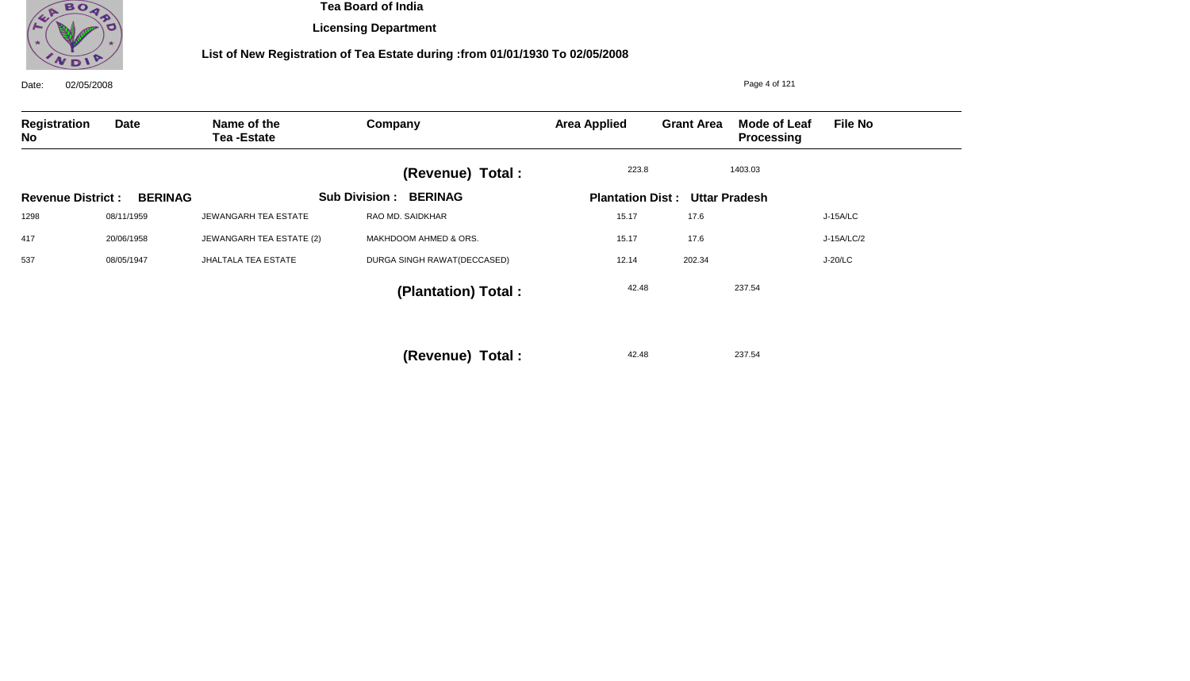# Tea Board of India

## Licensing Department

### List of New Registration of Tea Estate during :from 01/01/1930 To 02/05/2008

Date: 02/05/2008

| Registration No | Date | Name of the Tea -Estate | Company | Area Applied | Grant Area | Mode of Leaf Processing | File No |
|---|---|---|---|---|---|---|---|
| | | | **(Revenue) Total :** | 223.8 | 1403.03 | | |
| **Revenue District : BERINAG** | | | **Sub Division : BERINAG** | **Plantation Dist : Uttar Pradesh** | | | |
| 1298 | 08/11/1959 | JEWANGARH TEA ESTATE | RAO MD. SAIDKHAR | 15.17 | 17.6 | | J-15A/LC |
| 417 | 20/06/1958 | JEWANGARH TEA ESTATE (2) | MAKHDOOM AHMED & ORS. | 15.17 | 17.6 | | J-15A/LC/2 |
| 537 | 08/05/1947 | JHALTALA TEA ESTATE | DURGA SINGH RAWAT(DECCASED) | 12.14 | 202.34 | | J-20/LC |
| | | | **(Plantation) Total :** | 42.48 | 237.54 | | |
| | | | **(Revenue) Total :** | 42.48 | 237.54 | | |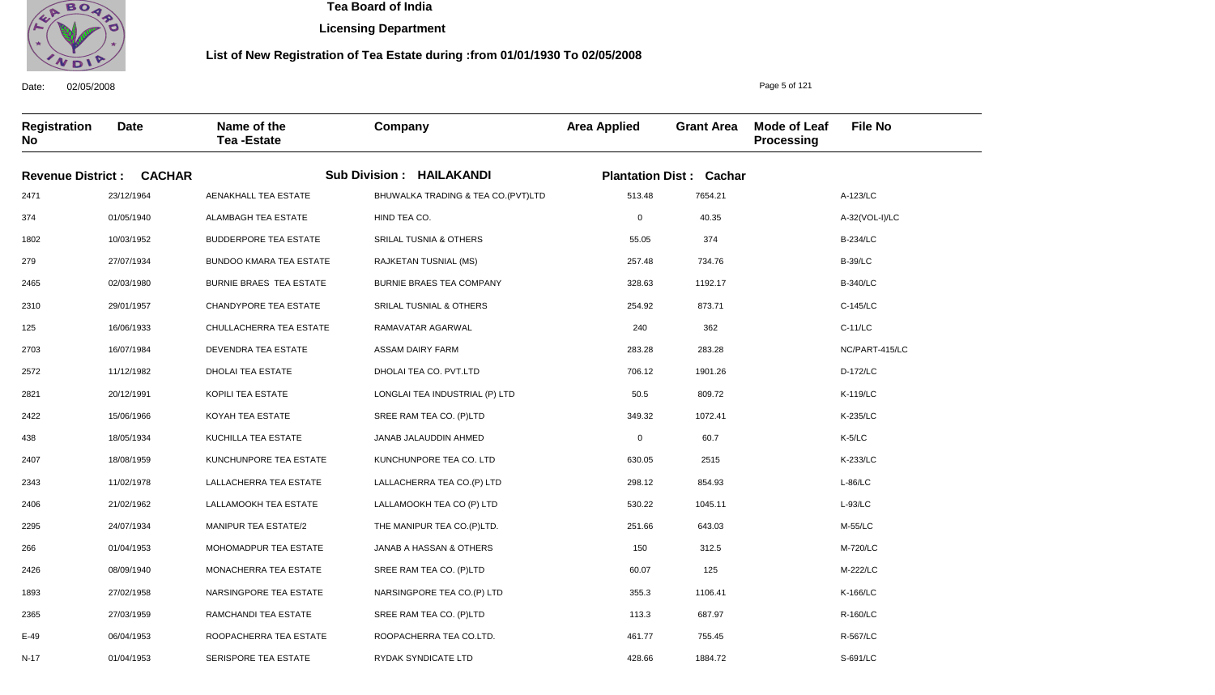# Tea Board of India

## Licensing Department

### List of New Registration of Tea Estate during :from 01/01/1930 To 02/05/2008

Date: 02/05/2008

| Registration No | Date | Name of the Tea -Estate | Company | Area Applied | Grant Area | Mode of Leaf Processing | File No |
|---|---|---|---|---|---|---|---|
| **Revenue District : CACHAR** | | **Sub Division : HAILAKANDI** | | **Plantation Dist : Cachar** | | | |
| 2471 | 23/12/1964 | AENAKHALL TEA ESTATE | BHUWALKA TRADING & TEA CO.(PVT)LTD | 513.48 | 7654.21 | | A-123/LC |
| 374 | 01/05/1940 | ALAMBAGH TEA ESTATE | HIND TEA CO. | 0 | 40.35 | | A-32(VOL-I)/LC |
| 1802 | 10/03/1952 | BUDDERPORE TEA ESTATE | SRILAL TUSNIA & OTHERS | 55.05 | 374 | | B-234/LC |
| 279 | 27/07/1934 | BUNDOO KMARA TEA ESTATE | RAJKETAN TUSNIAL (MS) | 257.48 | 734.76 | | B-39/LC |
| 2465 | 02/03/1980 | BURNIE BRAES TEA ESTATE | BURNIE BRAES TEA COMPANY | 328.63 | 1192.17 | | B-340/LC |
| 2310 | 29/01/1957 | CHANDYPORE TEA ESTATE | SRILAL TUSNIAL & OTHERS | 254.92 | 873.71 | | C-145/LC |
| 125 | 16/06/1933 | CHULLACHERRA TEA ESTATE | RAMAVATAR AGARWAL | 240 | 362 | | C-11/LC |
| 2703 | 16/07/1984 | DEVENDRA TEA ESTATE | ASSAM DAIRY FARM | 283.28 | 283.28 | | NC/PART-415/LC |
| 2572 | 11/12/1982 | DHOLAI TEA ESTATE | DHOLAI TEA CO. PVT.LTD | 706.12 | 1901.26 | | D-172/LC |
| 2821 | 20/12/1991 | KOPILI TEA ESTATE | LONGLAI TEA INDUSTRIAL (P) LTD | 50.5 | 809.72 | | K-119/LC |
| 2422 | 15/06/1966 | KOYAH TEA ESTATE | SREE RAM TEA CO. (P)LTD | 349.32 | 1072.41 | | K-235/LC |
| 438 | 18/05/1934 | KUCHILLA TEA ESTATE | JANAB JALAUDDIN AHMED | 0 | 60.7 | | K-5/LC |
| 2407 | 18/08/1959 | KUNCHUNPORE TEA ESTATE | KUNCHUNPORE TEA CO. LTD | 630.05 | 2515 | | K-233/LC |
| 2343 | 11/02/1978 | LALLACHERRA TEA ESTATE | LALLACHERRA TEA CO.(P) LTD | 298.12 | 854.93 | | L-86/LC |
| 2406 | 21/02/1962 | LALLAMOOKH TEA ESTATE | LALLAMOOKH TEA CO (P) LTD | 530.22 | 1045.11 | | L-93/LC |
| 2295 | 24/07/1934 | MANIPUR TEA ESTATE/2 | THE MANIPUR TEA CO.(P)LTD. | 251.66 | 643.03 | | M-55/LC |
| 266 | 01/04/1953 | MOHOMADPUR TEA ESTATE | JANAB A HASSAN & OTHERS | 150 | 312.5 | | M-720/LC |
| 2426 | 08/09/1940 | MONACHERRA TEA ESTATE | SREE RAM TEA CO. (P)LTD | 60.07 | 125 | | M-222/LC |
| 1893 | 27/02/1958 | NARSINGPORE TEA ESTATE | NARSINGPORE TEA CO.(P) LTD | 355.3 | 1106.41 | | K-166/LC |
| 2365 | 27/03/1959 | RAMCHANDI TEA ESTATE | SREE RAM TEA CO. (P)LTD | 113.3 | 687.97 | | R-160/LC |
| E-49 | 06/04/1953 | ROOPACHERRA TEA ESTATE | ROOPACHERRA TEA CO.LTD. | 461.77 | 755.45 | | R-567/LC |
| N-17 | 01/04/1953 | SERISPORE TEA ESTATE | RYDAK SYNDICATE LTD | 428.66 | 1884.72 | | S-691/LC |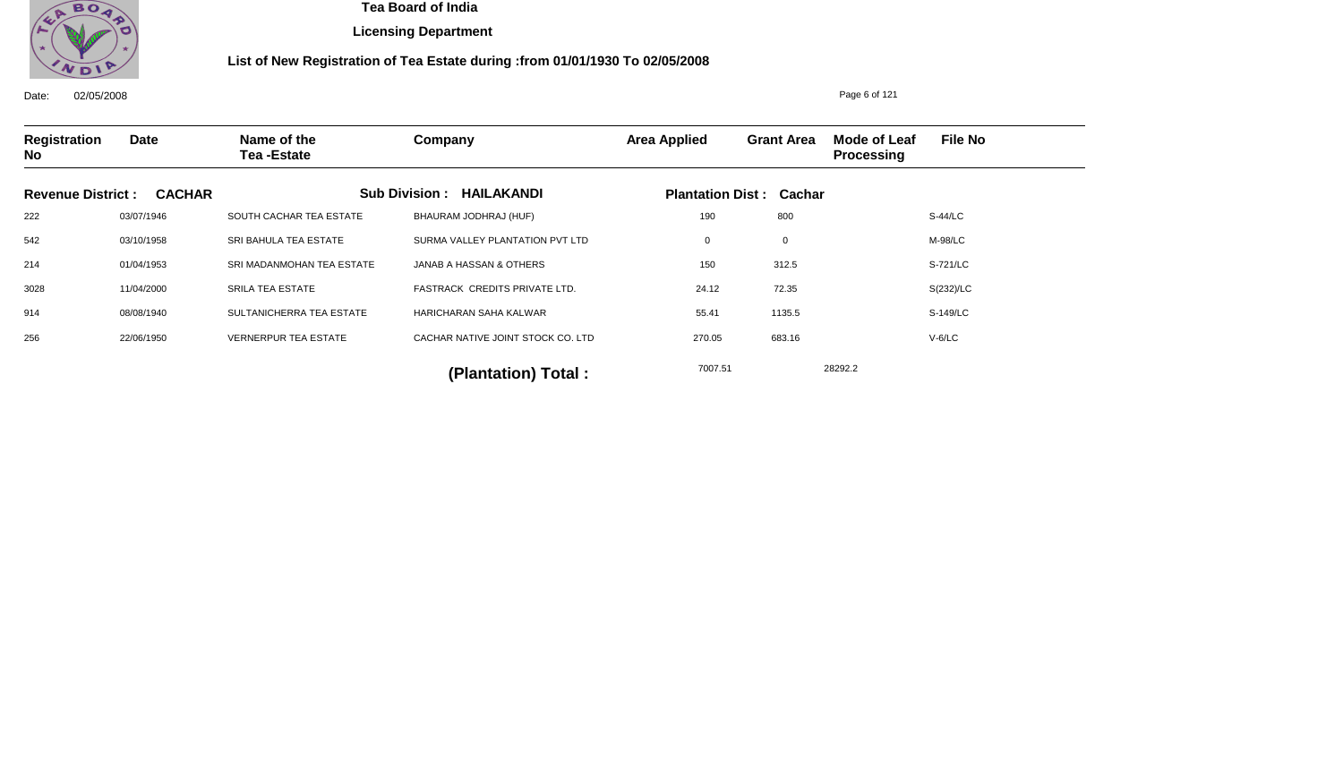# Tea Board of India

## Licensing Department

### List of New Registration of Tea Estate during :from 01/01/1930 To 02/05/2008

Date: 02/05/2008

**Revenue District : CACHAR** **Sub Division : HAILAKANDI** **Plantation Dist : Cachar**

| Registration No | Date | Name of the Tea -Estate | Company | Area Applied | Grant Area | Mode of Leaf Processing | File No |
|---|---|---|---|---|---|---|---|
| 222 | 03/07/1946 | SOUTH CACHAR TEA ESTATE | BHAURAM JODHRAJ (HUF) | 190 | 800 | | S-44/LC |
| 542 | 03/10/1958 | SRI BAHULA TEA ESTATE | SURMA VALLEY PLANTATION PVT LTD | 0 | 0 | | M-98/LC |
| 214 | 01/04/1953 | SRI MADANMOHAN TEA ESTATE | JANAB A HASSAN & OTHERS | 150 | 312.5 | | S-721/LC |
| 3028 | 11/04/2000 | SRILA TEA ESTATE | FASTRACK CREDITS PRIVATE LTD. | 24.12 | 72.35 | | S(232)/LC |
| 914 | 08/08/1940 | SULTANICHERRA TEA ESTATE | HARICHARAN SAHA KALWAR | 55.41 | 1135.5 | | S-149/LC |
| 256 | 22/06/1950 | VERNERPUR TEA ESTATE | CACHAR NATIVE JOINT STOCK CO. LTD | 270.05 | 683.16 | | V-6/LC |

**(Plantation) Total :** 7007.51 28292.2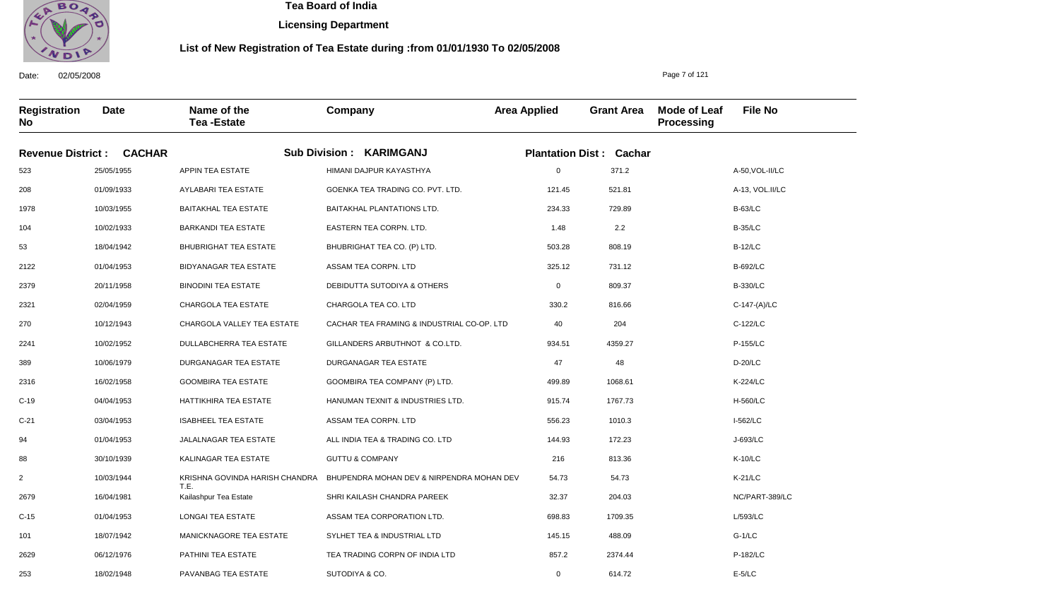# Tea Board of India

## Licensing Department

### List of New Registration of Tea Estate during :from 01/01/1930 To 02/05/2008

Date: 02/05/2008

| Registration No | Date | Name of the Tea -Estate | Company | Area Applied | Grant Area | Mode of Leaf Processing | File No |
|---|---|---|---|---|---|---|---|
| **Revenue District : CACHAR** | | **Sub Division : KARIMGANJ** | | **Plantation Dist : Cachar** | | | |
| 523 | 25/05/1955 | APPIN TEA ESTATE | HIMANI DAJPUR KAYASTHYA | 0 | 371.2 | | A-50,VOL-II/LC |
| 208 | 01/09/1933 | AYLABARI TEA ESTATE | GOENKA TEA TRADING CO. PVT. LTD. | 121.45 | 521.81 | | A-13, VOL.II/LC |
| 1978 | 10/03/1955 | BAITAKHAL TEA ESTATE | BAITAKHAL PLANTATIONS LTD. | 234.33 | 729.89 | | B-63/LC |
| 104 | 10/02/1933 | BARKANDI TEA ESTATE | EASTERN TEA CORPN. LTD. | 1.48 | 2.2 | | B-35/LC |
| 53 | 18/04/1942 | BHUBRIGHAT TEA ESTATE | BHUBRIGHAT TEA CO. (P) LTD. | 503.28 | 808.19 | | B-12/LC |
| 2122 | 01/04/1953 | BIDYANAGAR TEA ESTATE | ASSAM TEA CORPN. LTD | 325.12 | 731.12 | | B-692/LC |
| 2379 | 20/11/1958 | BINODINI TEA ESTATE | DEBIDUTTA SUTODIYA & OTHERS | 0 | 809.37 | | B-330/LC |
| 2321 | 02/04/1959 | CHARGOLA TEA ESTATE | CHARGOLA TEA CO. LTD | 330.2 | 816.66 | | C-147-(A)/LC |
| 270 | 10/12/1943 | CHARGOLA VALLEY TEA ESTATE | CACHAR TEA FRAMING & INDUSTRIAL CO-OP. LTD | 40 | 204 | | C-122/LC |
| 2241 | 10/02/1952 | DULLABCHERRA TEA ESTATE | GILLANDERS ARBUTHNOT & CO.LTD. | 934.51 | 4359.27 | | P-155/LC |
| 389 | 10/06/1979 | DURGANAGAR TEA ESTATE | DURGANAGAR TEA ESTATE | 47 | 48 | | D-20/LC |
| 2316 | 16/02/1958 | GOOMBIRA TEA ESTATE | GOOMBIRA TEA COMPANY (P) LTD. | 499.89 | 1068.61 | | K-224/LC |
| C-19 | 04/04/1953 | HATTIKHIRA TEA ESTATE | HANUMAN TEXNIT & INDUSTRIES LTD. | 915.74 | 1767.73 | | H-560/LC |
| C-21 | 03/04/1953 | ISABHEEL TEA ESTATE | ASSAM TEA CORPN. LTD | 556.23 | 1010.3 | | I-562/LC |
| 94 | 01/04/1953 | JALALNAGAR TEA ESTATE | ALL INDIA TEA & TRADING CO. LTD | 144.93 | 172.23 | | J-693/LC |
| 88 | 30/10/1939 | KALINAGAR TEA ESTATE | GUTTU & COMPANY | 216 | 813.36 | | K-10/LC |
| 2 | 10/03/1944 | KRISHNA GOVINDA HARISH CHANDRA T.E. | BHUPENDRA MOHAN DEV & NIRPENDRA MOHAN DEV | 54.73 | 54.73 | | K-21/LC |
| 2679 | 16/04/1981 | Kailashpur Tea Estate | SHRI KAILASH CHANDRA PAREEK | 32.37 | 204.03 | | NC/PART-389/LC |
| C-15 | 01/04/1953 | LONGAI TEA ESTATE | ASSAM TEA CORPORATION LTD. | 698.83 | 1709.35 | | L/593/LC |
| 101 | 18/07/1942 | MANICKNAGORE TEA ESTATE | SYLHET TEA & INDUSTRIAL LTD | 145.15 | 488.09 | | G-1/LC |
| 2629 | 06/12/1976 | PATHINI TEA ESTATE | TEA TRADING CORPN OF INDIA LTD | 857.2 | 2374.44 | | P-182/LC |
| 253 | 18/02/1948 | PAVANBAG TEA ESTATE | SUTODIYA & CO. | 0 | 614.72 | | E-5/LC |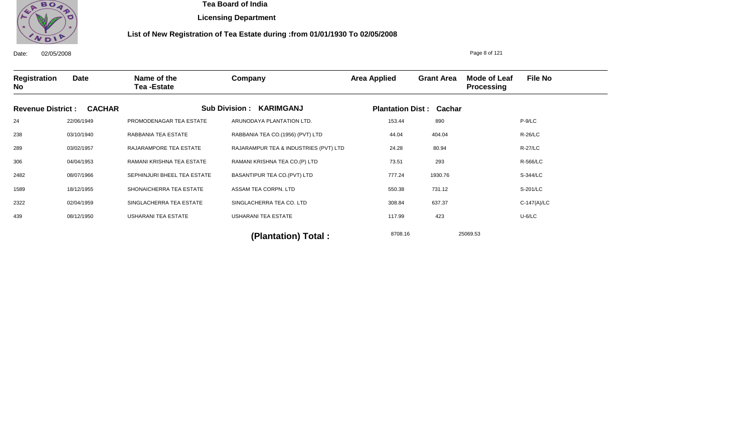Tea Board of India

Licensing Department

List of New Registration of Tea Estate during :from 01/01/1930 To 02/05/2008

Date: 02/05/2008

| Registration No | Date | Name of the Tea -Estate | Company | Area Applied | Grant Area | Mode of Leaf Processing | File No |
|---|---|---|---|---|---|---|---|
| **Revenue District : CACHAR** | | **Sub Division : KARIMGANJ** | | **Plantation Dist : Cachar** | | | |
| 24 | 22/06/1949 | PROMODENAGAR TEA ESTATE | ARUNODAYA PLANTATION LTD. | 153.44 | 890 | | P-9/LC |
| 238 | 03/10/1940 | RABBANIA TEA ESTATE | RABBANIA TEA CO.(1956) (PVT) LTD | 44.04 | 404.04 | | R-26/LC |
| 289 | 03/02/1957 | RAJARAMPORE TEA ESTATE | RAJARAMPUR TEA & INDUSTRIES (PVT) LTD | 24.28 | 80.94 | | R-27/LC |
| 306 | 04/04/1953 | RAMANI KRISHNA TEA ESTATE | RAMANI KRISHNA TEA CO.(P) LTD | 73.51 | 293 | | R-566/LC |
| 2482 | 08/07/1966 | SEPHINJURI BHEEL TEA ESTATE | BASANTIPUR TEA CO.(PVT) LTD | 777.24 | 1930.76 | | S-344/LC |
| 1589 | 18/12/1955 | SHONAICHERRA TEA ESTATE | ASSAM TEA CORPN. LTD | 550.38 | 731.12 | | S-201/LC |
| 2322 | 02/04/1959 | SINGLACHERRA TEA ESTATE | SINGLACHERRA TEA CO. LTD | 308.84 | 637.37 | | C-147(A)/LC |
| 439 | 08/12/1950 | USHARANI TEA ESTATE | USHARANI TEA ESTATE | 117.99 | 423 | | U-6/LC |
| | | | **(Plantation) Total :** | 8708.16 | 25069.53 | | |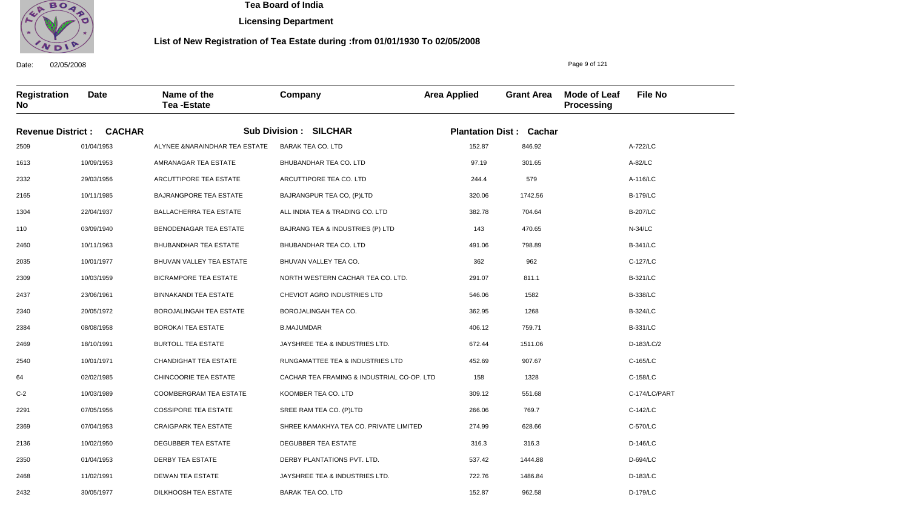# Tea Board of India

**Licensing Department**

**List of New Registration of Tea Estate during :from 01/01/1930 To 02/05/2008**

Date: 02/05/2008

| Registration No | Date | Name of the Tea -Estate | Company | Area Applied | Grant Area | Mode of Leaf Processing | File No |
|---|---|---|---|---|---|---|---|
| **Revenue District : CACHAR** | | **Sub Division : SILCHAR** | | **Plantation Dist : Cachar** | | | |
| 2509 | 01/04/1953 | ALYNEE &NARAINDHAR TEA ESTATE | BARAK TEA CO. LTD | 152.87 | 846.92 | | A-722/LC |
| 1613 | 10/09/1953 | AMRANAGAR TEA ESTATE | BHUBANDHAR TEA CO. LTD | 97.19 | 301.65 | | A-82/LC |
| 2332 | 29/03/1956 | ARCUTTIPORE TEA ESTATE | ARCUTTIPORE TEA CO. LTD | 244.4 | 579 | | A-116/LC |
| 2165 | 10/11/1985 | BAJRANGPORE TEA ESTATE | BAJRANGPUR TEA CO, (P)LTD | 320.06 | 1742.56 | | B-179/LC |
| 1304 | 22/04/1937 | BALLACHERRA TEA ESTATE | ALL INDIA TEA & TRADING CO. LTD | 382.78 | 704.64 | | B-207/LC |
| 110 | 03/09/1940 | BENODENAGAR TEA ESTATE | BAJRANG TEA & INDUSTRIES (P) LTD | 143 | 470.65 | | N-34/LC |
| 2460 | 10/11/1963 | BHUBANDHAR TEA ESTATE | BHUBANDHAR TEA CO. LTD | 491.06 | 798.89 | | B-341/LC |
| 2035 | 10/01/1977 | BHUVAN VALLEY TEA ESTATE | BHUVAN VALLEY TEA CO. | 362 | 962 | | C-127/LC |
| 2309 | 10/03/1959 | BICRAMPORE TEA ESTATE | NORTH WESTERN CACHAR TEA CO. LTD. | 291.07 | 811.1 | | B-321/LC |
| 2437 | 23/06/1961 | BINNAKANDI TEA ESTATE | CHEVIOT AGRO INDUSTRIES LTD | 546.06 | 1582 | | B-338/LC |
| 2340 | 20/05/1972 | BOROJALINGAH TEA ESTATE | BOROJALINGAH TEA CO. | 362.95 | 1268 | | B-324/LC |
| 2384 | 08/08/1958 | BOROKAI TEA ESTATE | B.MAJUMDAR | 406.12 | 759.71 | | B-331/LC |
| 2469 | 18/10/1991 | BURTOLL TEA ESTATE | JAYSHREE TEA & INDUSTRIES LTD. | 672.44 | 1511.06 | | D-183/LC/2 |
| 2540 | 10/01/1971 | CHANDIGHAT TEA ESTATE | RUNGAMATTEE TEA & INDUSTRIES LTD | 452.69 | 907.67 | | C-165/LC |
| 64 | 02/02/1985 | CHINCOORIE TEA ESTATE | CACHAR TEA FRAMING & INDUSTRIAL CO-OP. LTD | 158 | 1328 | | C-158/LC |
| C-2 | 10/03/1989 | COOMBERGRAM TEA ESTATE | KOOMBER TEA CO. LTD | 309.12 | 551.68 | | C-174/LC/PART |
| 2291 | 07/05/1956 | COSSIPORE TEA ESTATE | SREE RAM TEA CO. (P)LTD | 266.06 | 769.7 | | C-142/LC |
| 2369 | 07/04/1953 | CRAIGPARK TEA ESTATE | SHREE KAMAKHYA TEA CO. PRIVATE LIMITED | 274.99 | 628.66 | | C-570/LC |
| 2136 | 10/02/1950 | DEGUBBER TEA ESTATE | DEGUBBER TEA ESTATE | 316.3 | 316.3 | | D-146/LC |
| 2350 | 01/04/1953 | DERBY TEA ESTATE | DERBY PLANTATIONS PVT. LTD. | 537.42 | 1444.88 | | D-694/LC |
| 2468 | 11/02/1991 | DEWAN TEA ESTATE | JAYSHREE TEA & INDUSTRIES LTD. | 722.76 | 1486.84 | | D-183/LC |
| 2432 | 30/05/1977 | DILKHOOSH TEA ESTATE | BARAK TEA CO. LTD | 152.87 | 962.58 | | D-179/LC |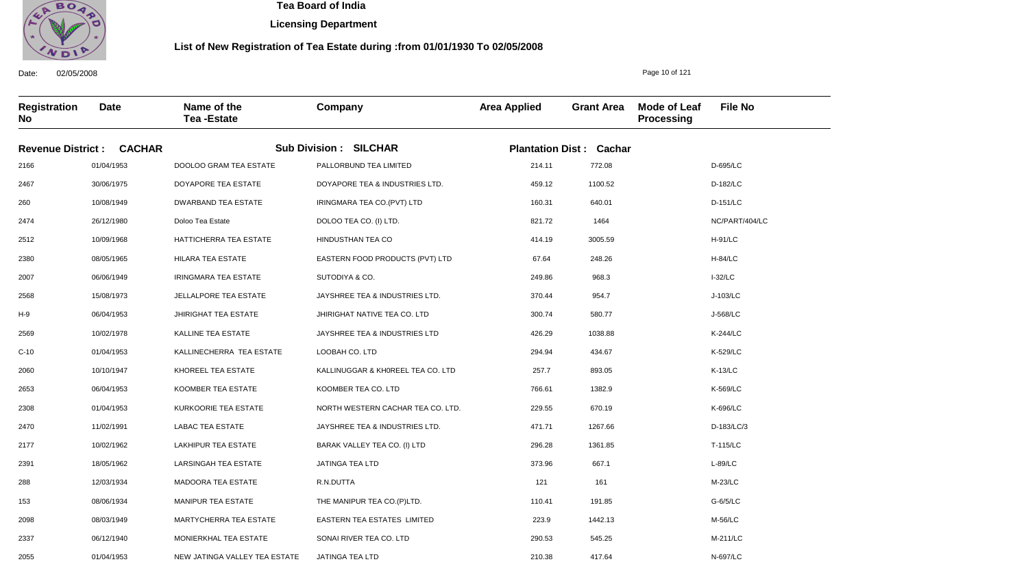# Tea Board of India

## Licensing Department

### List of New Registration of Tea Estate during :from 01/01/1930 To 02/05/2008

Date: 02/05/2008

| Registration No | Date | Name of the Tea -Estate | Company | Area Applied | Grant Area | Mode of Leaf Processing | File No |
|---|---|---|---|---|---|---|---|
| **Revenue District : CACHAR** | | **Sub Division : SILCHAR** | | **Plantation Dist : Cachar** | | | |
| 2166 | 01/04/1953 | DOOLOO GRAM TEA ESTATE | PALLORBUND TEA LIMITED | 214.11 | 772.08 | | D-695/LC |
| 2467 | 30/06/1975 | DOYAPORE TEA ESTATE | DOYAPORE TEA & INDUSTRIES LTD. | 459.12 | 1100.52 | | D-182/LC |
| 260 | 10/08/1949 | DWARBAND TEA ESTATE | IRINGMARA TEA CO.(PVT) LTD | 160.31 | 640.01 | | D-151/LC |
| 2474 | 26/12/1980 | Doloo Tea Estate | DOLOO TEA CO. (I) LTD. | 821.72 | 1464 | | NC/PART/404/LC |
| 2512 | 10/09/1968 | HATTICHERRA TEA ESTATE | HINDUSTHAN TEA CO | 414.19 | 3005.59 | | H-91/LC |
| 2380 | 08/05/1965 | HILARA TEA ESTATE | EASTERN FOOD PRODUCTS (PVT) LTD | 67.64 | 248.26 | | H-84/LC |
| 2007 | 06/06/1949 | IRINGMARA TEA ESTATE | SUTODIYA & CO. | 249.86 | 968.3 | | I-32/LC |
| 2568 | 15/08/1973 | JELLALPORE TEA ESTATE | JAYSHREE TEA & INDUSTRIES LTD. | 370.44 | 954.7 | | J-103/LC |
| H-9 | 06/04/1953 | JHIRIGHAT TEA ESTATE | JHIRIGHAT NATIVE TEA CO. LTD | 300.74 | 580.77 | | J-568/LC |
| 2569 | 10/02/1978 | KALLINE TEA ESTATE | JAYSHREE TEA & INDUSTRIES LTD | 426.29 | 1038.88 | | K-244/LC |
| C-10 | 01/04/1953 | KALLINECHERRA TEA ESTATE | LOOBAH CO. LTD | 294.94 | 434.67 | | K-529/LC |
| 2060 | 10/10/1947 | KHOREEL TEA ESTATE | KALLINUGGAR & KH0REEL TEA CO. LTD | 257.7 | 893.05 | | K-13/LC |
| 2653 | 06/04/1953 | KOOMBER TEA ESTATE | KOOMBER TEA CO. LTD | 766.61 | 1382.9 | | K-569/LC |
| 2308 | 01/04/1953 | KURKOORIE TEA ESTATE | NORTH WESTERN CACHAR TEA CO. LTD. | 229.55 | 670.19 | | K-696/LC |
| 2470 | 11/02/1991 | LABAC TEA ESTATE | JAYSHREE TEA & INDUSTRIES LTD. | 471.71 | 1267.66 | | D-183/LC/3 |
| 2177 | 10/02/1962 | LAKHIPUR TEA ESTATE | BARAK VALLEY TEA CO. (I) LTD | 296.28 | 1361.85 | | T-115/LC |
| 2391 | 18/05/1962 | LARSINGAH TEA ESTATE | JATINGA TEA LTD | 373.96 | 667.1 | | L-89/LC |
| 288 | 12/03/1934 | MADOORA TEA ESTATE | R.N.DUTTA | 121 | 161 | | M-23/LC |
| 153 | 08/06/1934 | MANIPUR TEA ESTATE | THE MANIPUR TEA CO.(P)LTD. | 110.41 | 191.85 | | G-6/5/LC |
| 2098 | 08/03/1949 | MARTYCHERRA TEA ESTATE | EASTERN TEA ESTATES LIMITED | 223.9 | 1442.13 | | M-56/LC |
| 2337 | 06/12/1940 | MONIERKHAL TEA ESTATE | SONAI RIVER TEA CO. LTD | 290.53 | 545.25 | | M-211/LC |
| 2055 | 01/04/1953 | NEW JATINGA VALLEY TEA ESTATE | JATINGA TEA LTD | 210.38 | 417.64 | | N-697/LC |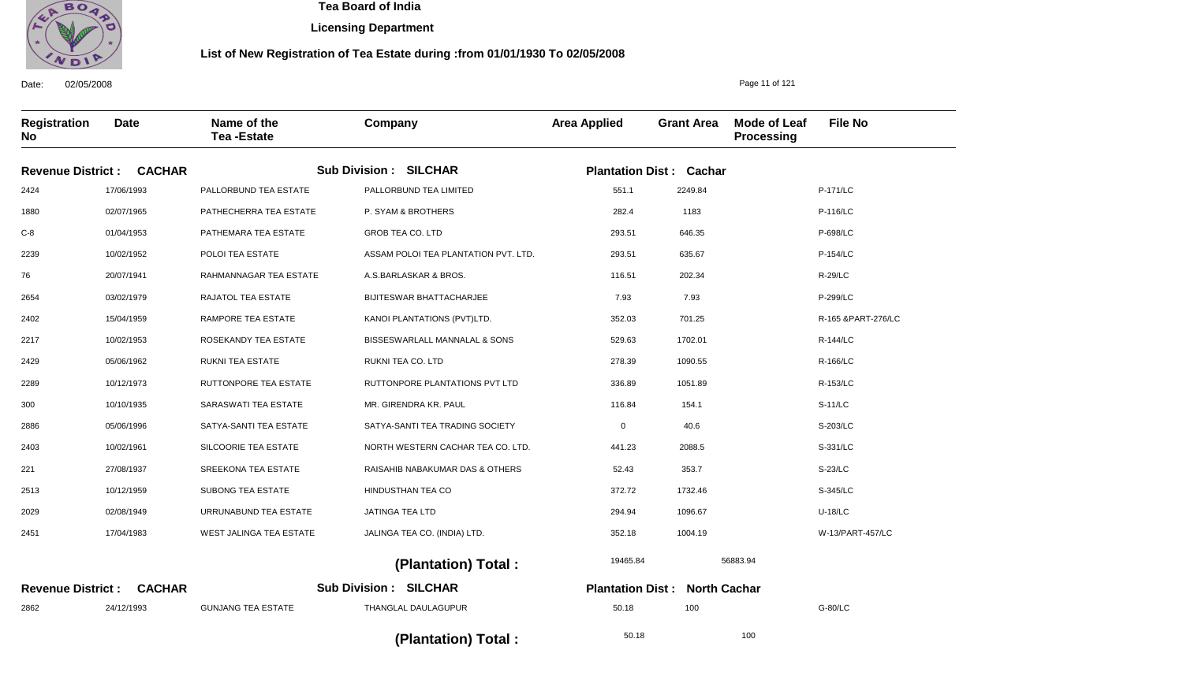**Tea Board of India**

**Licensing Department**

**List of New Registration of Tea Estate during :from 01/01/1930 To 02/05/2008**

Date: 02/05/2008

| Registration No | Date | Name of the Tea -Estate | Company | Area Applied | Grant Area | Mode of Leaf Processing | File No |
|---|---|---|---|---|---|---|---|
| **Revenue District : CACHAR** | | **Sub Division : SILCHAR** | | **Plantation Dist : Cachar** | | | |
| 2424 | 17/06/1993 | PALLORBUND TEA ESTATE | PALLORBUND TEA LIMITED | 551.1 | 2249.84 | | P-171/LC |
| 1880 | 02/07/1965 | PATHECHERRA TEA ESTATE | P. SYAM & BROTHERS | 282.4 | 1183 | | P-116/LC |
| C-8 | 01/04/1953 | PATHEMARA TEA ESTATE | GROB TEA CO. LTD | 293.51 | 646.35 | | P-698/LC |
| 2239 | 10/02/1952 | POLOI TEA ESTATE | ASSAM POLOI TEA PLANTATION PVT. LTD. | 293.51 | 635.67 | | P-154/LC |
| 76 | 20/07/1941 | RAHMANNAGAR TEA ESTATE | A.S.BARLASKAR & BROS. | 116.51 | 202.34 | | R-29/LC |
| 2654 | 03/02/1979 | RAJATOL TEA ESTATE | BIJITESWAR BHATTACHARJEE | 7.93 | 7.93 | | P-299/LC |
| 2402 | 15/04/1959 | RAMPORE TEA ESTATE | KANOI PLANTATIONS (PVT)LTD. | 352.03 | 701.25 | | R-165 &PART-276/LC |
| 2217 | 10/02/1953 | ROSEKANDY TEA ESTATE | BISSESWARLALL MANNALAL & SONS | 529.63 | 1702.01 | | R-144/LC |
| 2429 | 05/06/1962 | RUKNI TEA ESTATE | RUKNI TEA CO. LTD | 278.39 | 1090.55 | | R-166/LC |
| 2289 | 10/12/1973 | RUTTONPORE TEA ESTATE | RUTTONPORE PLANTATIONS PVT LTD | 336.89 | 1051.89 | | R-153/LC |
| 300 | 10/10/1935 | SARASWATI TEA ESTATE | MR. GIRENDRA KR. PAUL | 116.84 | 154.1 | | S-11/LC |
| 2886 | 05/06/1996 | SATYA-SANTI TEA ESTATE | SATYA-SANTI TEA TRADING SOCIETY | 0 | 40.6 | | S-203/LC |
| 2403 | 10/02/1961 | SILCOORIE TEA ESTATE | NORTH WESTERN CACHAR TEA CO. LTD. | 441.23 | 2088.5 | | S-331/LC |
| 221 | 27/08/1937 | SREEKONA TEA ESTATE | RAISAHIB NABAKUMAR DAS & OTHERS | 52.43 | 353.7 | | S-23/LC |
| 2513 | 10/12/1959 | SUBONG TEA ESTATE | HINDUSTHAN TEA CO | 372.72 | 1732.46 | | S-345/LC |
| 2029 | 02/08/1949 | URRUNABUND TEA ESTATE | JATINGA TEA LTD | 294.94 | 1096.67 | | U-18/LC |
| 2451 | 17/04/1983 | WEST JALINGA TEA ESTATE | JALINGA TEA CO. (INDIA) LTD. | 352.18 | 1004.19 | | W-13/PART-457/LC |
| | | | **(Plantation) Total :** | 19465.84 | 56883.94 | | |
| **Revenue District : CACHAR** | | **Sub Division : SILCHAR** | | **Plantation Dist : North Cachar** | | | |
| 2862 | 24/12/1993 | GUNJANG TEA ESTATE | THANGLAL DAULAGUPUR | 50.18 | 100 | | G-80/LC |
| | | | **(Plantation) Total :** | 50.18 | 100 | | |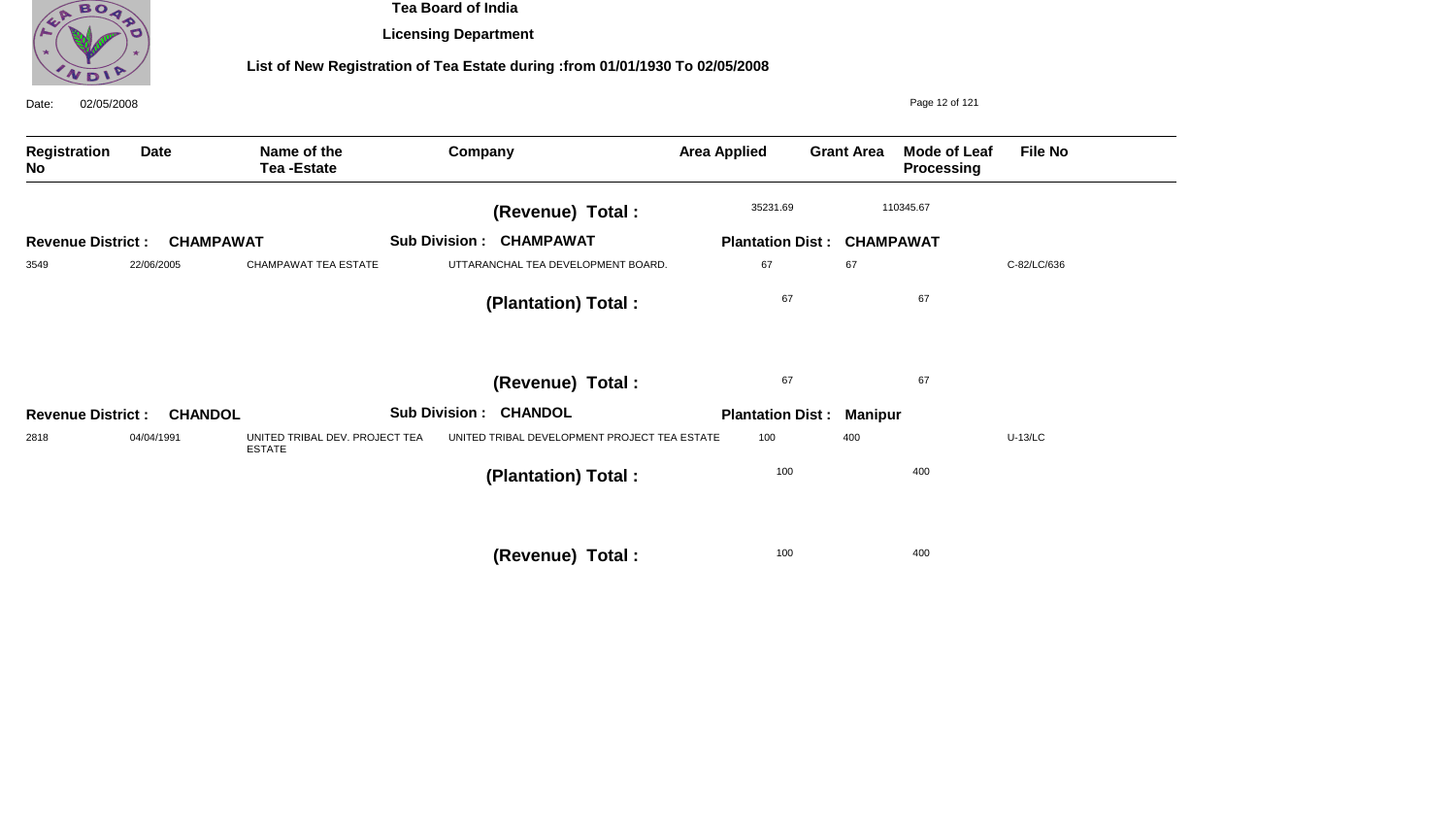# Tea Board of India

## Licensing Department

### List of New Registration of Tea Estate during :from 01/01/1930 To 02/05/2008

Date: 02/05/2008

| Registration No | Date | Name of the Tea -Estate | Company | Area Applied | Grant Area | Mode of Leaf Processing | File No |
|---|---|---|---|---|---|---|---|
| | | | **(Revenue) Total :** | 35231.69 | 110345.67 | | |
| **Revenue District : CHAMPAWAT** | | **Sub Division : CHAMPAWAT** | | **Plantation Dist : CHAMPAWAT** | | | |
| 3549 | 22/06/2005 | CHAMPAWAT TEA ESTATE | UTTARANCHAL TEA DEVELOPMENT BOARD. | 67 | 67 | | C-82/LC/636 |
| | | | **(Plantation) Total :** | 67 | 67 | | |
| | | | **(Revenue) Total :** | 67 | 67 | | |
| **Revenue District : CHANDOL** | | **Sub Division : CHANDOL** | | **Plantation Dist : Manipur** | | | |
| 2818 | 04/04/1991 | UNITED TRIBAL DEV. PROJECT TEA ESTATE | UNITED TRIBAL DEVELOPMENT PROJECT TEA ESTATE | 100 | 400 | | U-13/LC |
| | | | **(Plantation) Total :** | 100 | 400 | | |
| | | | **(Revenue) Total :** | 100 | 400 | | |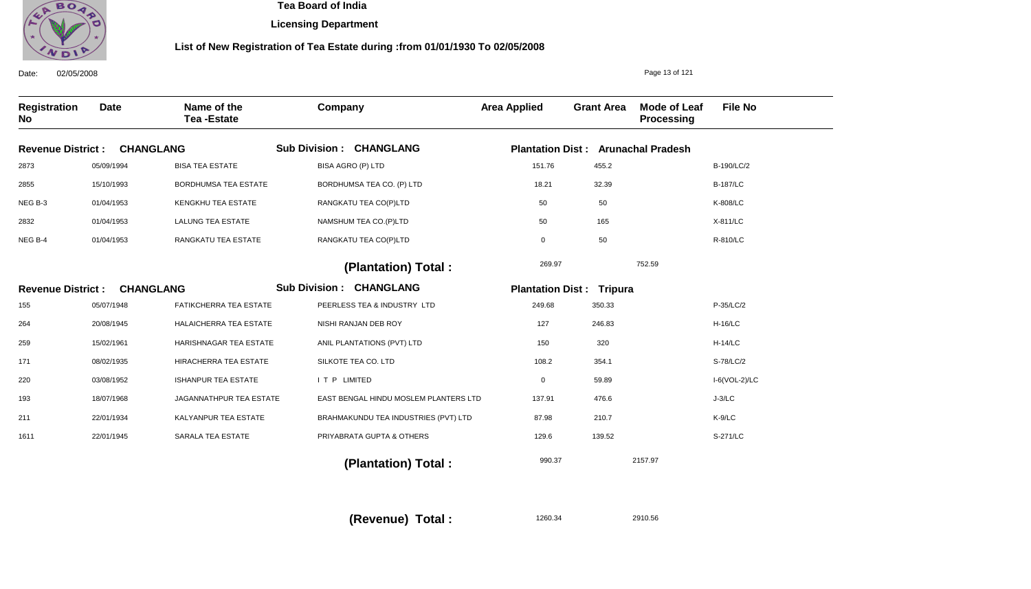# Tea Board of India

## Licensing Department

### List of New Registration of Tea Estate during :from 01/01/1930 To 02/05/2008

Date: 02/05/2008

| Registration No | Date | Name of the Tea -Estate | Company | Area Applied | Grant Area | Mode of Leaf Processing | File No |
|---|---|---|---|---|---|---|---|
| **Revenue District : CHANGLANG** | | | **Sub Division : CHANGLANG** | **Plantation Dist : Arunachal Pradesh** | | | |
| 2873 | 05/09/1994 | BISA TEA ESTATE | BISA AGRO (P) LTD | 151.76 | 455.2 | | B-190/LC/2 |
| 2855 | 15/10/1993 | BORDHUMSA TEA ESTATE | BORDHUMSA TEA CO. (P) LTD | 18.21 | 32.39 | | B-187/LC |
| NEG B-3 | 01/04/1953 | KENGKHU TEA ESTATE | RANGKATU TEA CO(P)LTD | 50 | 50 | | K-808/LC |
| 2832 | 01/04/1953 | LALUNG TEA ESTATE | NAMSHUM TEA CO.(P)LTD | 50 | 165 | | X-811/LC |
| NEG B-4 | 01/04/1953 | RANGKATU TEA ESTATE | RANGKATU TEA CO(P)LTD | 0 | 50 | | R-810/LC |
| | | | **(Plantation) Total :** | 269.97 | 752.59 | | |
| **Revenue District : CHANGLANG** | | | **Sub Division : CHANGLANG** | **Plantation Dist : Tripura** | | | |
| 155 | 05/07/1948 | FATIKCHERRA TEA ESTATE | PEERLESS TEA & INDUSTRY LTD | 249.68 | 350.33 | | P-35/LC/2 |
| 264 | 20/08/1945 | HALAICHERRA TEA ESTATE | NISHI RANJAN DEB ROY | 127 | 246.83 | | H-16/LC |
| 259 | 15/02/1961 | HARISHNAGAR TEA ESTATE | ANIL PLANTATIONS (PVT) LTD | 150 | 320 | | H-14/LC |
| 171 | 08/02/1935 | HIRACHERRA TEA ESTATE | SILKOTE TEA CO. LTD | 108.2 | 354.1 | | S-78/LC/2 |
| 220 | 03/08/1952 | ISHANPUR TEA ESTATE | I T P LIMITED | 0 | 59.89 | | I-6(VOL-2)/LC |
| 193 | 18/07/1968 | JAGANNATHPUR TEA ESTATE | EAST BENGAL HINDU MOSLEM PLANTERS LTD | 137.91 | 476.6 | | J-3/LC |
| 211 | 22/01/1934 | KALYANPUR TEA ESTATE | BRAHMAKUNDU TEA INDUSTRIES (PVT) LTD | 87.98 | 210.7 | | K-9/LC |
| 1611 | 22/01/1945 | SARALA TEA ESTATE | PRIYABRATA GUPTA & OTHERS | 129.6 | 139.52 | | S-271/LC |
| | | | **(Plantation) Total :** | 990.37 | 2157.97 | | |
| | | | **(Revenue) Total :** | 1260.34 | 2910.56 | | |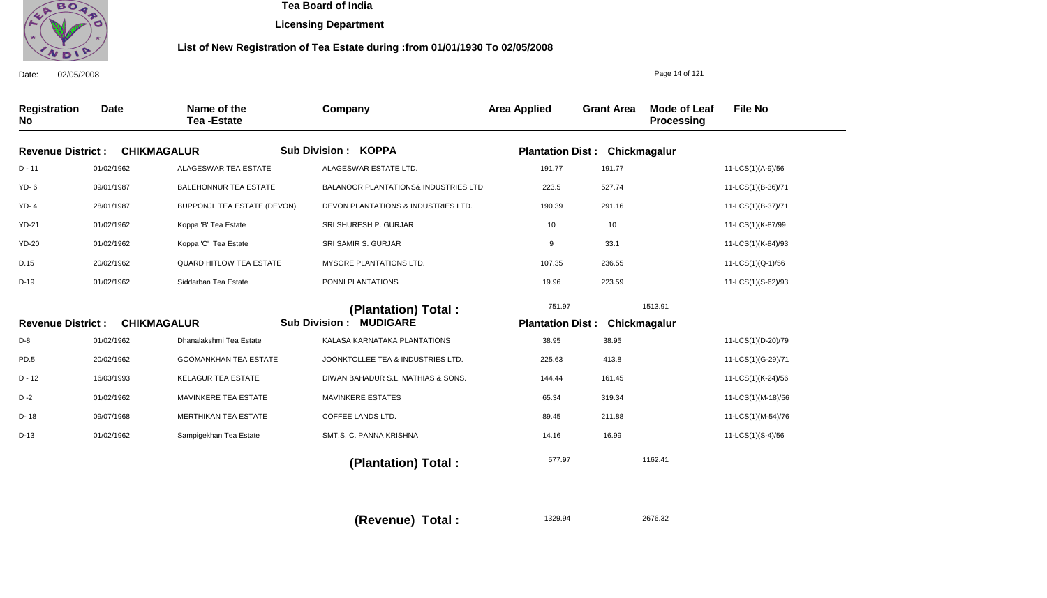# Tea Board of India

## Licensing Department

### List of New Registration of Tea Estate during :from 01/01/1930 To 02/05/2008

Date: 02/05/2008

| Registration No | Date | Name of the Tea -Estate | Company | Area Applied | Grant Area | Mode of Leaf Processing | File No |
|---|---|---|---|---|---|---|---|
| **Revenue District : CHIKMAGALUR** | | | **Sub Division : KOPPA** | **Plantation Dist : Chickmagalur** | | | |
| D - 11 | 01/02/1962 | ALAGESWAR TEA ESTATE | ALAGESWAR ESTATE LTD. | 191.77 | 191.77 | | 11-LCS(1)(A-9)/56 |
| YD- 6 | 09/01/1987 | BALEHONNUR TEA ESTATE | BALANOOR PLANTATIONS& INDUSTRIES LTD | 223.5 | 527.74 | | 11-LCS(1)(B-36)/71 |
| YD- 4 | 28/01/1987 | BUPPONJI TEA ESTATE (DEVON) | DEVON PLANTATIONS & INDUSTRIES LTD. | 190.39 | 291.16 | | 11-LCS(1)(B-37)/71 |
| YD-21 | 01/02/1962 | Koppa 'B' Tea Estate | SRI SHURESH P. GURJAR | 10 | 10 | | 11-LCS(1)(K-87/99 |
| YD-20 | 01/02/1962 | Koppa 'C' Tea Estate | SRI SAMIR S. GURJAR | 9 | 33.1 | | 11-LCS(1)(K-84)/93 |
| D.15 | 20/02/1962 | QUARD HITLOW TEA ESTATE | MYSORE PLANTATIONS LTD. | 107.35 | 236.55 | | 11-LCS(1)(Q-1)/56 |
| D-19 | 01/02/1962 | Siddarban Tea Estate | PONNI PLANTATIONS | 19.96 | 223.59 | | 11-LCS(1)(S-62)/93 |
| | | | **(Plantation) Total :** | 751.97 | 1513.91 | | |
| **Revenue District : CHIKMAGALUR** | | | **Sub Division : MUDIGARE** | **Plantation Dist : Chickmagalur** | | | |
| D-8 | 01/02/1962 | Dhanalakshmi Tea Estate | KALASA KARNATAKA PLANTATIONS | 38.95 | 38.95 | | 11-LCS(1)(D-20)/79 |
| PD.5 | 20/02/1962 | GOOMANKHAN TEA ESTATE | JOONKTOLLEE TEA & INDUSTRIES LTD. | 225.63 | 413.8 | | 11-LCS(1)(G-29)/71 |
| D - 12 | 16/03/1993 | KELAGUR TEA ESTATE | DIWAN BAHADUR S.L. MATHIAS & SONS. | 144.44 | 161.45 | | 11-LCS(1)(K-24)/56 |
| D -2 | 01/02/1962 | MAVINKERE TEA ESTATE | MAVINKERE ESTATES | 65.34 | 319.34 | | 11-LCS(1)(M-18)/56 |
| D- 18 | 09/07/1968 | MERTHIKAN TEA ESTATE | COFFEE LANDS LTD. | 89.45 | 211.88 | | 11-LCS(1)(M-54)/76 |
| D-13 | 01/02/1962 | Sampigekhan Tea Estate | SMT.S. C. PANNA KRISHNA | 14.16 | 16.99 | | 11-LCS(1)(S-4)/56 |
| | | | **(Plantation) Total :** | 577.97 | 1162.41 | | |
| | | | **(Revenue) Total :** | 1329.94 | 2676.32 | | |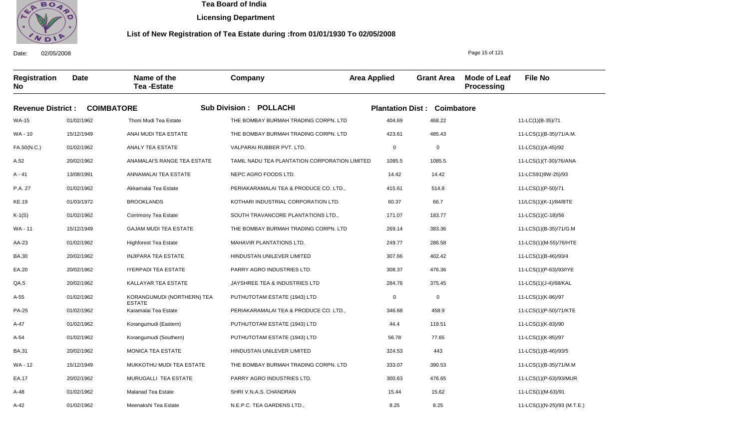**Tea Board of India**

**Licensing Department**

**List of New Registration of Tea Estate during :from 01/01/1930 To 02/05/2008**

Date: 02/05/2008

| Registration No | Date | Name of the Tea -Estate | Company | Area Applied | Grant Area | Mode of Leaf Processing | File No |
|---|---|---|---|---|---|---|---|
| **Revenue District : COIMBATORE** | | **Sub Division : POLLACHI** | | **Plantation Dist : Coimbatore** | | | |
| WA-15 | 01/02/1962 | Thoni Mudi Tea Estate | THE BOMBAY BURMAH TRADING CORPN. LTD | 404.69 | 468.22 | | 11-LC(1)(B-35)/71 |
| WA - 10 | 15/12/1949 | ANAI MUDI TEA ESTATE | THE BOMBAY BURMAH TRADING CORPN. LTD | 423.61 | 485.43 | | 11-LCS(1)(B-35)/71/A.M. |
| FA.50(N.C.) | 01/02/1962 | ANALY TEA ESTATE | VALPARAI RUBBER PVT. LTD. | 0 | 0 | | 11-LCS(1)(A-45)/92 |
| A.52 | 20/02/1962 | ANAMALAI'S RANGE TEA ESTATE | TAMIL NADU TEA PLANTATION CORPORATION LIMITED | 1085.5 | 1085.5 | | 11-LCS(1)(T-30)/76/ANA |
| A - 41 | 13/08/1991 | ANNAMALAI TEA ESTATE | NEPC AGRO FOODS LTD. | 14.42 | 14.42 | | 11-LCS91)9W-25)/93 |
| P.A. 27 | 01/02/1962 | Akkamalai Tea Estate | PERIAKARAMALAI TEA & PRODUCE CO. LTD., | 415.61 | 514.8 | | 11-LCS(1)(P-50)/71 |
| KE.19 | 01/03/1972 | BROOKLANDS | KOTHARI INDUSTRIAL CORPORATION LTD. | 60.37 | 66.7 | | 11/LCS(1)(K-1)/84/BTE |
| K-1(S) | 01/02/1962 | Corrimony Tea Estate | SOUTH TRAVANCORE PLANTATIONS LTD., | 171.07 | 183.77 | | 11-LCS(1)(C-18)/56 |
| WA - 11 | 15/12/1949 | GAJAM MUDI TEA ESTATE | THE BOMBAY BURMAH TRADING CORPN. LTD | 269.14 | 383.36 | | 11-LCS(1)(B-35)/71/G.M |
| AA-23 | 01/02/1962 | Highforest Tea Estate | MAHAVIR PLANTATIONS LTD. | 249.77 | 286.58 | | 11-LCS(1)(M-55)/76/HTE |
| BA.30 | 20/02/1962 | INJIPARA TEA ESTATE | HINDUSTAN UNILEVER LIMITED | 307.66 | 402.42 | | 11-LCS(1)(B-46)/93/4 |
| EA.20 | 20/02/1962 | IYERPADI TEA ESTATE | PARRY AGRO INDUSTRIES LTD. | 308.37 | 476.36 | | 11-LCS(1)(P-63)/93/IYE |
| QA.5 | 20/02/1962 | KALLAYAR TEA ESTATE | JAYSHREE TEA & INDUSTRIES LTD | 284.76 | 375.45 | | 11-LCS(1)(J-4)/68/KAL |
| A-55 | 01/02/1962 | KORANGUMUDI (NORTHERN) TEA ESTATE | PUTHUTOTAM ESTATE (1943) LTD | 0 | 0 | | 11-LCS(1)(K-86)/97 |
| PA-25 | 01/02/1962 | Karamalai Tea Estate | PERIAKARAMALAI TEA & PRODUCE CO. LTD., | 346.68 | 458.9 | | 11-LCS(1)(P-50)/71/KTE |
| A-47 | 01/02/1962 | Korangumudi (Eastern) | PUTHUTOTAM ESTATE (1943) LTD | 44.4 | 119.51 | | 11-LCS(1)(K-83)/90 |
| A-54 | 01/02/1962 | Korangumudi (Southern) | PUTHUTOTAM ESTATE (1943) LTD | 56.78 | 77.65 | | 11-LCS(1)(K-85)/97 |
| BA.31 | 20/02/1962 | MONICA TEA ESTATE | HINDUSTAN UNILEVER LIMITED | 324.53 | 443 | | 11-LCS(1)(B-46)/93/5 |
| WA - 12 | 15/12/1949 | MUKKOTHU MUDI TEA ESTATE | THE BOMBAY BURMAH TRADING CORPN. LTD | 333.07 | 390.53 | | 11-LCS(1)(B-35)/71/M.M |
| EA.17 | 20/02/1962 | MURUGALLI TEA ESTATE | PARRY AGRO INDUSTRIES LTD. | 300.63 | 476.65 | | 11-LCS(1)(P-63)/93/MUR |
| A-48 | 01/02/1962 | Malanad Tea Estate | SHRI V.N.A.S. CHANDRAN | 15.44 | 15.62 | | 11-LCS(1)(M-63)/91 |
| A-42 | 01/02/1962 | Meenakshi Tea Estate | N.E.P.C. TEA GARDENS LTD., | 8.25 | 8.25 | | 11-LCS(1)(N-25)/93 (M.T.E.) |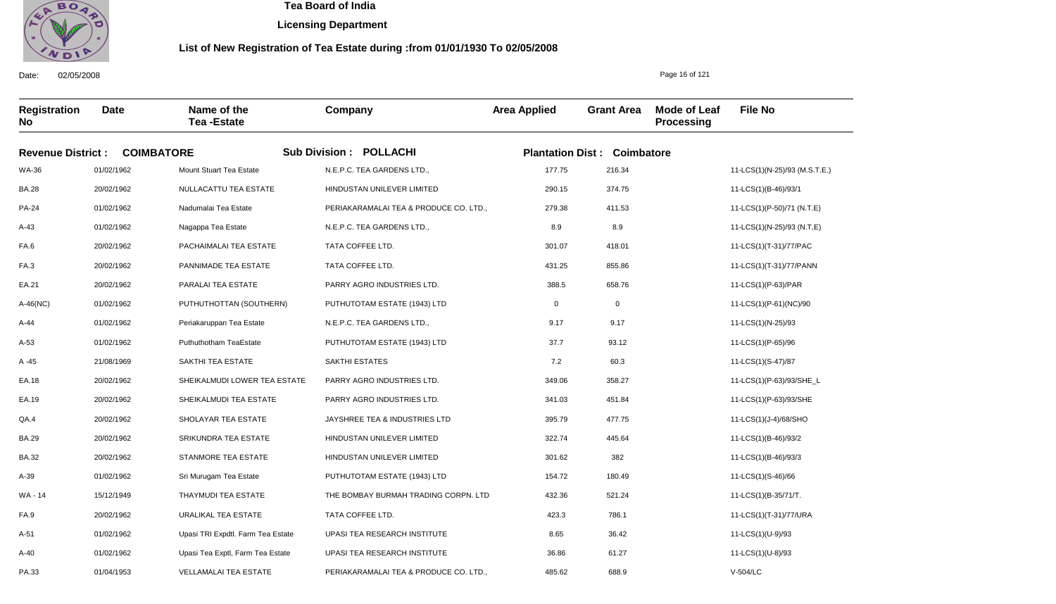# Tea Board of India

**Licensing Department**

**List of New Registration of Tea Estate during :from 01/01/1930 To 02/05/2008**

Date: 02/05/2008

| Registration No | Date | Name of the Tea -Estate | Company | Area Applied | Grant Area | Mode of Leaf Processing | File No |
|---|---|---|---|---|---|---|---|
| **Revenue District : COIMBATORE** | | **Sub Division : POLLACHI** | | **Plantation Dist : Coimbatore** | | | |
| WA-36 | 01/02/1962 | Mount Stuart Tea Estate | N.E.P.C. TEA GARDENS LTD., | 177.75 | 216.34 | | 11-LCS(1)(N-25)/93 (M.S.T.E.) |
| BA.28 | 20/02/1962 | NULLACATTU TEA ESTATE | HINDUSTAN UNILEVER LIMITED | 290.15 | 374.75 | | 11-LCS(1)(B-46)/93/1 |
| PA-24 | 01/02/1962 | Nadumalai Tea Estate | PERIAKARAMALAI TEA & PRODUCE CO. LTD., | 279.38 | 411.53 | | 11-LCS(1)(P-50)/71 (N.T.E) |
| A-43 | 01/02/1962 | Nagappa Tea Estate | N.E.P.C. TEA GARDENS LTD., | 8.9 | 8.9 | | 11-LCS(1)(N-25)/93 (N.T,E) |
| FA.6 | 20/02/1962 | PACHAIMALAI TEA ESTATE | TATA COFFEE LTD. | 301.07 | 418.01 | | 11-LCS(1)(T-31)/77/PAC |
| FA.3 | 20/02/1962 | PANNIMADE TEA ESTATE | TATA COFFEE LTD. | 431.25 | 855.86 | | 11-LCS(1)(T-31)/77/PANN |
| EA.21 | 20/02/1962 | PARALAI TEA ESTATE | PARRY AGRO INDUSTRIES LTD. | 388.5 | 658.76 | | 11-LCS(1)(P-63)/PAR |
| A-46(NC) | 01/02/1962 | PUTHUTHOTTAN (SOUTHERN) | PUTHUTOTAM ESTATE (1943) LTD | 0 | 0 | | 11-LCS(1)(P-61)(NC)/90 |
| A-44 | 01/02/1962 | Periakaruppan Tea Estate | N.E.P.C. TEA GARDENS LTD., | 9.17 | 9.17 | | 11-LCS(1)(N-25)/93 |
| A-53 | 01/02/1962 | Puthuthotham TeaEstate | PUTHUTOTAM ESTATE (1943) LTD | 37.7 | 93.12 | | 11-LCS(1)(P-65)/96 |
| A -45 | 21/08/1969 | SAKTHI TEA ESTATE | SAKTHI ESTATES | 7.2 | 60.3 | | 11-LCS(1)(S-47)/87 |
| EA.18 | 20/02/1962 | SHEIKALMUDI LOWER TEA ESTATE | PARRY AGRO INDUSTRIES LTD. | 349.06 | 358.27 | | 11-LCS(1)(P-63)/93/SHE_L |
| EA.19 | 20/02/1962 | SHEIKALMUDI TEA ESTATE | PARRY AGRO INDUSTRIES LTD. | 341.03 | 451.84 | | 11-LCS(1)(P-63)/93/SHE |
| QA.4 | 20/02/1962 | SHOLAYAR TEA ESTATE | JAYSHREE TEA & INDUSTRIES LTD | 395.79 | 477.75 | | 11-LCS(1)(J-4)/68/SHO |
| BA.29 | 20/02/1962 | SRIKUNDRA TEA ESTATE | HINDUSTAN UNILEVER LIMITED | 322.74 | 445.64 | | 11-LCS(1)(B-46)/93/2 |
| BA.32 | 20/02/1962 | STANMORE TEA ESTATE | HINDUSTAN UNILEVER LIMITED | 301.62 | 382 | | 11-LCS(1)(B-46)/93/3 |
| A-39 | 01/02/1962 | Sri Murugam Tea Estate | PUTHUTOTAM ESTATE (1943) LTD | 154.72 | 180.49 | | 11-LCS(1)(S-46)/66 |
| WA - 14 | 15/12/1949 | THAYMUDI TEA ESTATE | THE BOMBAY BURMAH TRADING CORPN. LTD | 432.36 | 521.24 | | 11-LCS(1)(B-35/71/T. |
| FA.9 | 20/02/1962 | URALIKAL TEA ESTATE | TATA COFFEE LTD. | 423.3 | 786.1 | | 11-LCS(1)(T-31)/77/URA |
| A-51 | 01/02/1962 | Upasi TRI Expdtl. Farm Tea Estate | UPASI TEA RESEARCH INSTITUTE | 8.65 | 36.42 | | 11-LCS(1)(U-9)/93 |
| A-40 | 01/02/1962 | Upasi Tea Exptl, Farm Tea Estate | UPASI TEA RESEARCH INSTITUTE | 36.86 | 61.27 | | 11-LCS(1)(U-8)/93 |
| PA.33 | 01/04/1953 | VELLAMALAI TEA ESTATE | PERIAKARAMALAI TEA & PRODUCE CO. LTD., | 485.62 | 688.9 | | V-504/LC |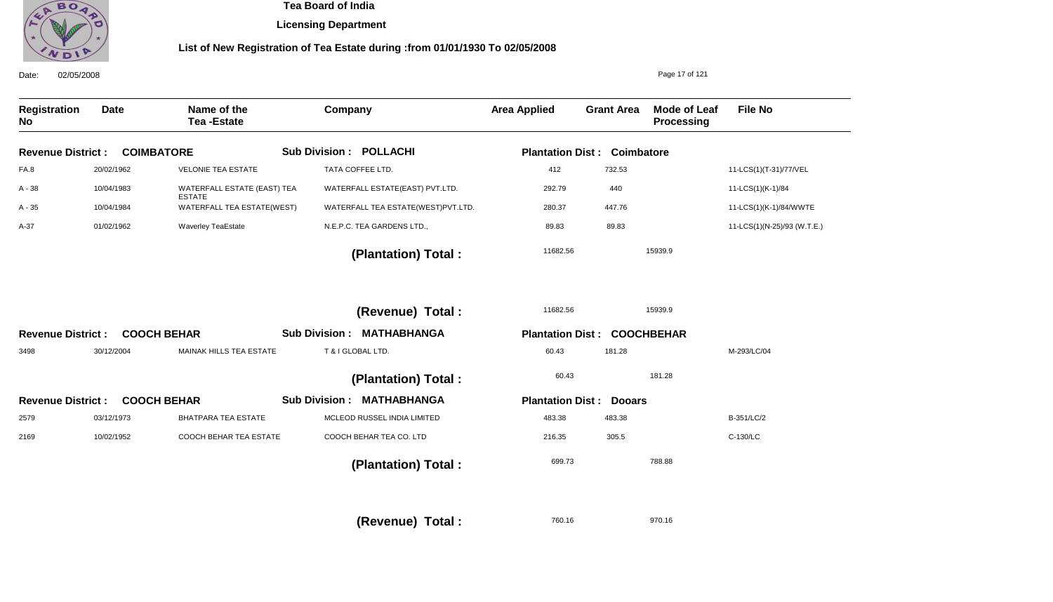# Tea Board of India

## Licensing Department

### List of New Registration of Tea Estate during :from 01/01/1930 To 02/05/2008

Date: 02/05/2008

| Registration No | Date | Name of the Tea -Estate | Company | Area Applied | Grant Area | Mode of Leaf Processing | File No |
|---|---|---|---|---|---|---|---|
| **Revenue District : COIMBATORE** | | | **Sub Division : POLLACHI** | **Plantation Dist : Coimbatore** | | | |
| FA.8 | 20/02/1962 | VELONIE TEA ESTATE | TATA COFFEE LTD. | 412 | 732.53 | | 11-LCS(1)(T-31)/77/VEL |
| A - 38 | 10/04/1983 | WATERFALL ESTATE (EAST) TEA ESTATE | WATERFALL ESTATE(EAST) PVT.LTD. | 292.79 | 440 | | 11-LCS(1)(K-1)/84 |
| A - 35 | 10/04/1984 | WATERFALL TEA ESTATE(WEST) | WATERFALL TEA ESTATE(WEST)PVT.LTD. | 280.37 | 447.76 | | 11-LCS(1)(K-1)/84/WWTE |
| A-37 | 01/02/1962 | Waverley TeaEstate | N.E.P.C. TEA GARDENS LTD., | 89.83 | 89.83 | | 11-LCS(1)(N-25)/93 (W.T.E.) |
| | | | **(Plantation) Total :** | 11682.56 | 15939.9 | | |
| | | | **(Revenue) Total :** | 11682.56 | 15939.9 | | |
| **Revenue District : COOCH BEHAR** | | | **Sub Division : MATHABHANGA** | **Plantation Dist : COOCHBEHAR** | | | |
| 3498 | 30/12/2004 | MAINAK HILLS TEA ESTATE | T & I GLOBAL LTD. | 60.43 | 181.28 | | M-293/LC/04 |
| | | | **(Plantation) Total :** | 60.43 | 181.28 | | |
| **Revenue District : COOCH BEHAR** | | | **Sub Division : MATHABHANGA** | **Plantation Dist : Dooars** | | | |
| 2579 | 03/12/1973 | BHATPARA TEA ESTATE | MCLEOD RUSSEL INDIA LIMITED | 483.38 | 483.38 | | B-351/LC/2 |
| 2169 | 10/02/1952 | COOCH BEHAR TEA ESTATE | COOCH BEHAR TEA CO. LTD | 216.35 | 305.5 | | C-130/LC |
| | | | **(Plantation) Total :** | 699.73 | 788.88 | | |
| | | | **(Revenue) Total :** | 760.16 | 970.16 | | |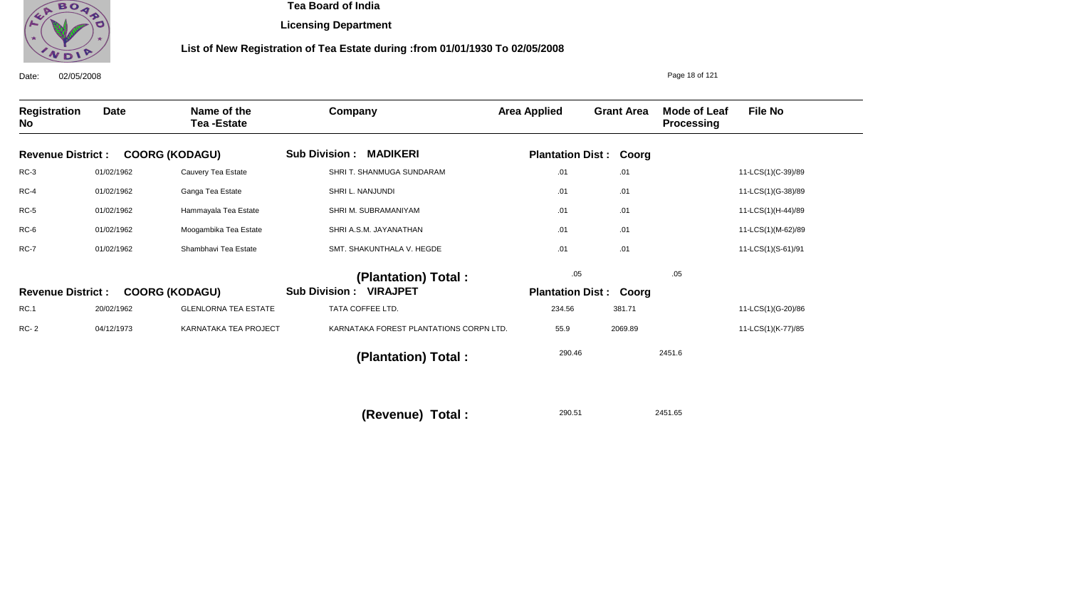# Tea Board of India

## Licensing Department

### List of New Registration of Tea Estate during :from 01/01/1930 To 02/05/2008

Date: 02/05/2008

| Registration No | Date | Name of the Tea -Estate | Company | Area Applied | Grant Area | Mode of Leaf Processing | File No |
|---|---|---|---|---|---|---|---|
| **Revenue District : COORG (KODAGU)** | | | **Sub Division : MADIKERI** | **Plantation Dist : Coorg** | | | |
| RC-3 | 01/02/1962 | Cauvery Tea Estate | SHRI T. SHANMUGA SUNDARAM | .01 | .01 | | 11-LCS(1)(C-39)/89 |
| RC-4 | 01/02/1962 | Ganga Tea Estate | SHRI L. NANJUNDI | .01 | .01 | | 11-LCS(1)(G-38)/89 |
| RC-5 | 01/02/1962 | Hammayala Tea Estate | SHRI M. SUBRAMANIYAM | .01 | .01 | | 11-LCS(1)(H-44)/89 |
| RC-6 | 01/02/1962 | Moogambika Tea Estate | SHRI A.S.M. JAYANATHAN | .01 | .01 | | 11-LCS(1)(M-62)/89 |
| RC-7 | 01/02/1962 | Shambhavi Tea Estate | SMT. SHAKUNTHALA V. HEGDE | .01 | .01 | | 11-LCS(1)(S-61)/91 |
| | | | **(Plantation) Total :** | .05 | .05 | | |
| **Revenue District : COORG (KODAGU)** | | | **Sub Division : VIRAJPET** | **Plantation Dist : Coorg** | | | |
| RC.1 | 20/02/1962 | GLENLORNA TEA ESTATE | TATA COFFEE LTD. | 234.56 | 381.71 | | 11-LCS(1)(G-20)/86 |
| RC- 2 | 04/12/1973 | KARNATAKA TEA PROJECT | KARNATAKA FOREST PLANTATIONS CORPN LTD. | 55.9 | 2069.89 | | 11-LCS(1)(K-77)/85 |
| | | | **(Plantation) Total :** | 290.46 | 2451.6 | | |
| | | | **(Revenue) Total :** | 290.51 | 2451.65 | | |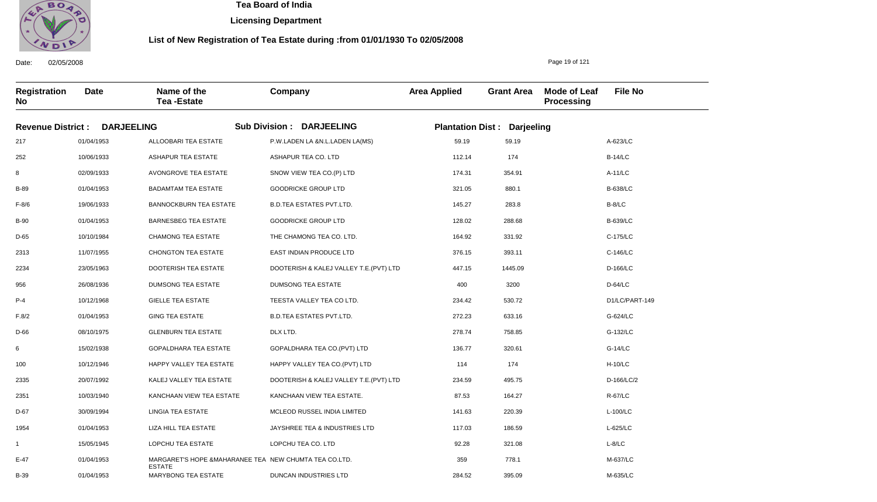# Tea Board of India

## Licensing Department

### List of New Registration of Tea Estate during :from 01/01/1930 To 02/05/2008

Date: 02/05/2008

| Registration No | Date | Name of the Tea -Estate | Company | Area Applied | Grant Area | Mode of Leaf Processing | File No |
|---|---|---|---|---|---|---|---|
| **Revenue District : DARJEELING** | | **Sub Division : DARJEELING** | | **Plantation Dist : Darjeeling** | | | |
| 217 | 01/04/1953 | ALLOOBARI TEA ESTATE | P.W.LADEN LA &N.L.LADEN LA(MS) | 59.19 | 59.19 | | A-623/LC |
| 252 | 10/06/1933 | ASHAPUR TEA ESTATE | ASHAPUR TEA CO. LTD | 112.14 | 174 | | B-14/LC |
| 8 | 02/09/1933 | AVONGROVE TEA ESTATE | SNOW VIEW TEA CO.(P) LTD | 174.31 | 354.91 | | A-11/LC |
| B-89 | 01/04/1953 | BADAMTAM TEA ESTATE | GOODRICKE GROUP LTD | 321.05 | 880.1 | | B-638/LC |
| F-8/6 | 19/06/1933 | BANNOCKBURN TEA ESTATE | B.D.TEA ESTATES PVT.LTD. | 145.27 | 283.8 | | B-8/LC |
| B-90 | 01/04/1953 | BARNESBEG TEA ESTATE | GOODRICKE GROUP LTD | 128.02 | 288.68 | | B-639/LC |
| D-65 | 10/10/1984 | CHAMONG TEA ESTATE | THE CHAMONG TEA CO. LTD. | 164.92 | 331.92 | | C-175/LC |
| 2313 | 11/07/1955 | CHONGTON TEA ESTATE | EAST INDIAN PRODUCE LTD | 376.15 | 393.11 | | C-146/LC |
| 2234 | 23/05/1963 | DOOTERISH TEA ESTATE | DOOTERISH & KALEJ VALLEY T.E.(PVT) LTD | 447.15 | 1445.09 | | D-166/LC |
| 956 | 26/08/1936 | DUMSONG TEA ESTATE | DUMSONG TEA ESTATE | 400 | 3200 | | D-64/LC |
| P-4 | 10/12/1968 | GIELLE TEA ESTATE | TEESTA VALLEY TEA CO LTD. | 234.42 | 530.72 | | D1/LC/PART-149 |
| F.8/2 | 01/04/1953 | GING TEA ESTATE | B.D.TEA ESTATES PVT.LTD. | 272.23 | 633.16 | | G-624/LC |
| D-66 | 08/10/1975 | GLENBURN TEA ESTATE | DLX LTD. | 278.74 | 758.85 | | G-132/LC |
| 6 | 15/02/1938 | GOPALDHARA TEA ESTATE | GOPALDHARA TEA CO.(PVT) LTD | 136.77 | 320.61 | | G-14/LC |
| 100 | 10/12/1946 | HAPPY VALLEY TEA ESTATE | HAPPY VALLEY TEA CO.(PVT) LTD | 114 | 174 | | H-10/LC |
| 2335 | 20/07/1992 | KALEJ VALLEY TEA ESTATE | DOOTERISH & KALEJ VALLEY T.E.(PVT) LTD | 234.59 | 495.75 | | D-166/LC/2 |
| 2351 | 10/03/1940 | KANCHAAN VIEW TEA ESTATE | KANCHAAN VIEW TEA ESTATE. | 87.53 | 164.27 | | R-67/LC |
| D-67 | 30/09/1994 | LINGIA TEA ESTATE | MCLEOD RUSSEL INDIA LIMITED | 141.63 | 220.39 | | L-100/LC |
| 1954 | 01/04/1953 | LIZA HILL TEA ESTATE | JAYSHREE TEA & INDUSTRIES LTD | 117.03 | 186.59 | | L-625/LC |
| 1 | 15/05/1945 | LOPCHU TEA ESTATE | LOPCHU TEA CO. LTD | 92.28 | 321.08 | | L-8/LC |
| E-47 | 01/04/1953 | MARGARET'S HOPE &MAHARANEE TEA ESTATE | NEW CHUMTA TEA CO.LTD. | 359 | 778.1 | | M-637/LC |
| B-39 | 01/04/1953 | MARYBONG TEA ESTATE | DUNCAN INDUSTRIES LTD | 284.52 | 395.09 | | M-635/LC |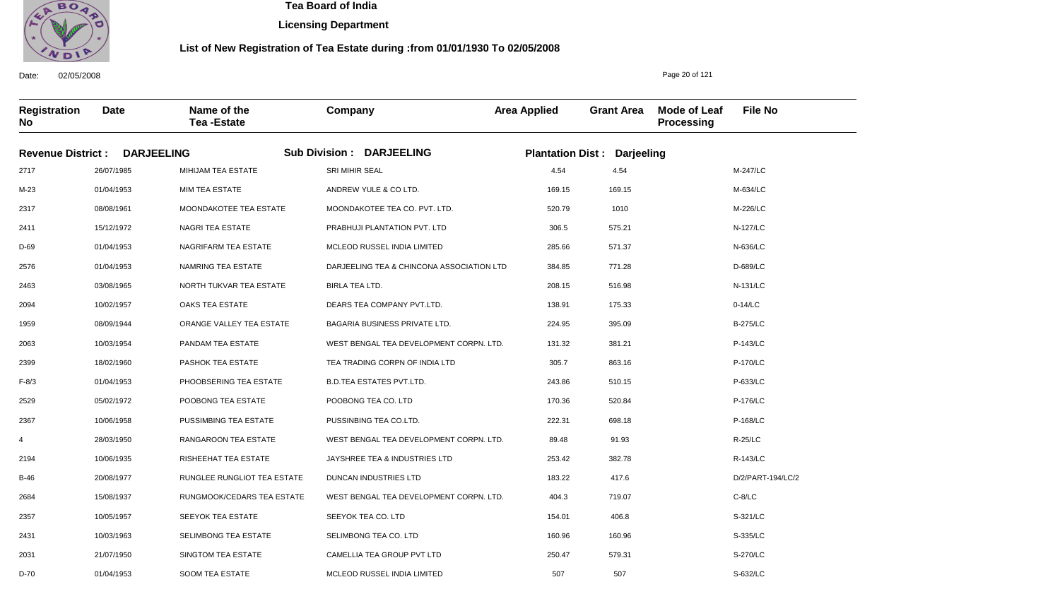# Tea Board of India

**Licensing Department**

**List of New Registration of Tea Estate during :from 01/01/1930 To 02/05/2008**

Date: 02/05/2008

| Registration No | Date | Name of the Tea -Estate | Company | Area Applied | Grant Area | Mode of Leaf Processing | File No |
|---|---|---|---|---|---|---|---|
| **Revenue District : DARJEELING** | | **Sub Division : DARJEELING** | | **Plantation Dist : Darjeeling** | | | |
| 2717 | 26/07/1985 | MIHIJAM TEA ESTATE | SRI MIHIR SEAL | 4.54 | 4.54 | | M-247/LC |
| M-23 | 01/04/1953 | MIM TEA ESTATE | ANDREW YULE & CO LTD. | 169.15 | 169.15 | | M-634/LC |
| 2317 | 08/08/1961 | MOONDAKOTEE TEA ESTATE | MOONDAKOTEE TEA CO. PVT. LTD. | 520.79 | 1010 | | M-226/LC |
| 2411 | 15/12/1972 | NAGRI TEA ESTATE | PRABHUJI PLANTATION PVT. LTD | 306.5 | 575.21 | | N-127/LC |
| D-69 | 01/04/1953 | NAGRIFARM TEA ESTATE | MCLEOD RUSSEL INDIA LIMITED | 285.66 | 571.37 | | N-636/LC |
| 2576 | 01/04/1953 | NAMRING TEA ESTATE | DARJEELING TEA & CHINCONA ASSOCIATION LTD | 384.85 | 771.28 | | D-689/LC |
| 2463 | 03/08/1965 | NORTH TUKVAR TEA ESTATE | BIRLA TEA LTD. | 208.15 | 516.98 | | N-131/LC |
| 2094 | 10/02/1957 | OAKS TEA ESTATE | DEARS TEA COMPANY PVT.LTD. | 138.91 | 175.33 | | 0-14/LC |
| 1959 | 08/09/1944 | ORANGE VALLEY TEA ESTATE | BAGARIA BUSINESS PRIVATE LTD. | 224.95 | 395.09 | | B-275/LC |
| 2063 | 10/03/1954 | PANDAM TEA ESTATE | WEST BENGAL TEA DEVELOPMENT CORPN. LTD. | 131.32 | 381.21 | | P-143/LC |
| 2399 | 18/02/1960 | PASHOK TEA ESTATE | TEA TRADING CORPN OF INDIA LTD | 305.7 | 863.16 | | P-170/LC |
| F-8/3 | 01/04/1953 | PHOOBSERING TEA ESTATE | B.D.TEA ESTATES PVT.LTD. | 243.86 | 510.15 | | P-633/LC |
| 2529 | 05/02/1972 | POOBONG TEA ESTATE | POOBONG TEA CO. LTD | 170.36 | 520.84 | | P-176/LC |
| 2367 | 10/06/1958 | PUSSIMBING TEA ESTATE | PUSSINBING TEA CO.LTD. | 222.31 | 698.18 | | P-168/LC |
| 4 | 28/03/1950 | RANGAROON TEA ESTATE | WEST BENGAL TEA DEVELOPMENT CORPN. LTD. | 89.48 | 91.93 | | R-25/LC |
| 2194 | 10/06/1935 | RISHEEHAT TEA ESTATE | JAYSHREE TEA & INDUSTRIES LTD | 253.42 | 382.78 | | R-143/LC |
| B-46 | 20/08/1977 | RUNGLEE RUNGLIOT TEA ESTATE | DUNCAN INDUSTRIES LTD | 183.22 | 417.6 | | D/2/PART-194/LC/2 |
| 2684 | 15/08/1937 | RUNGMOOK/CEDARS TEA ESTATE | WEST BENGAL TEA DEVELOPMENT CORPN. LTD. | 404.3 | 719.07 | | C-8/LC |
| 2357 | 10/05/1957 | SEEYOK TEA ESTATE | SEEYOK TEA CO. LTD | 154.01 | 406.8 | | S-321/LC |
| 2431 | 10/03/1963 | SELIMBONG TEA ESTATE | SELIMBONG TEA CO. LTD | 160.96 | 160.96 | | S-335/LC |
| 2031 | 21/07/1950 | SINGTOM TEA ESTATE | CAMELLIA TEA GROUP PVT LTD | 250.47 | 579.31 | | S-270/LC |
| D-70 | 01/04/1953 | SOOM TEA ESTATE | MCLEOD RUSSEL INDIA LIMITED | 507 | 507 | | S-632/LC |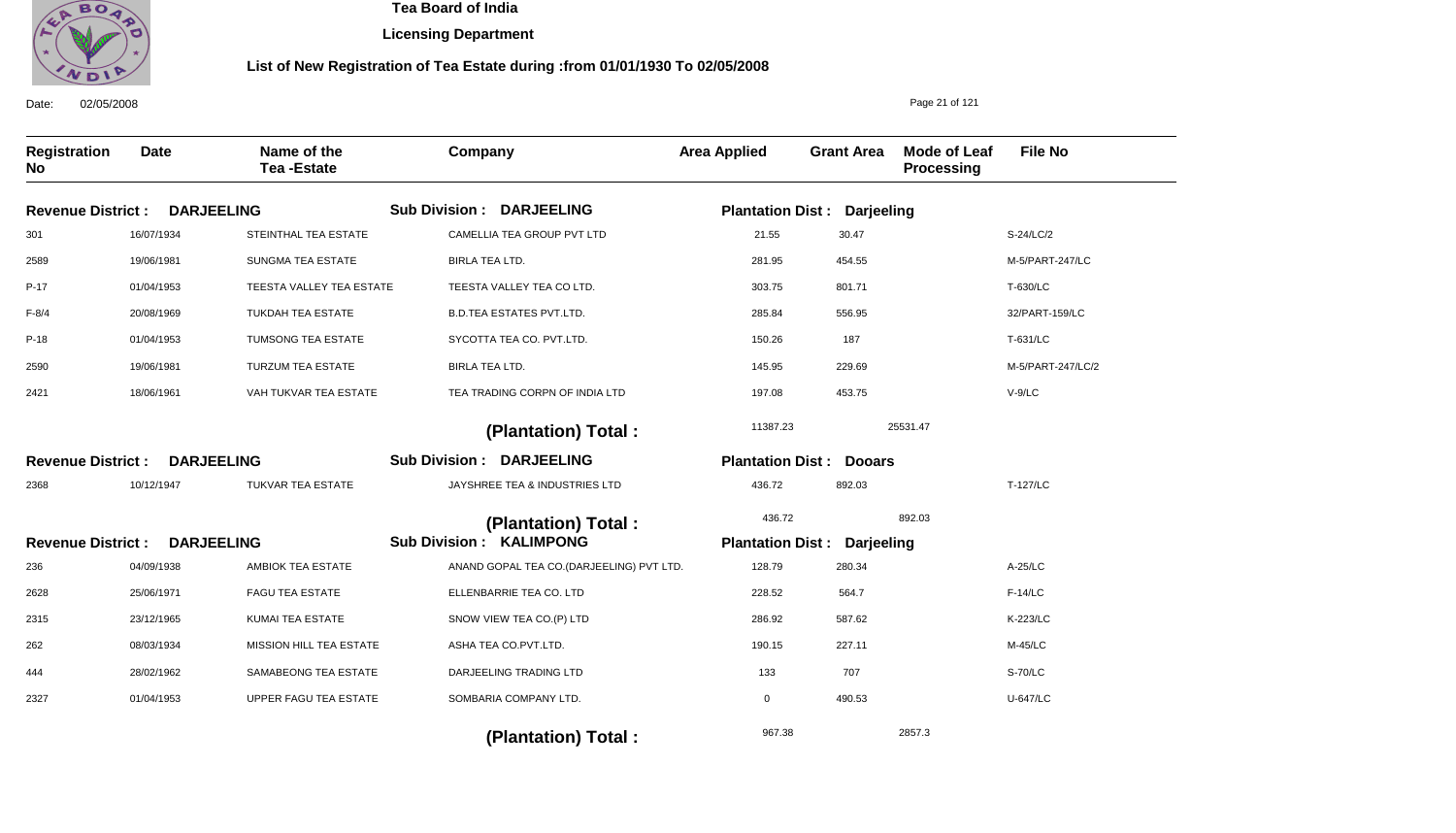**Tea Board of India**

**Licensing Department**

**List of New Registration of Tea Estate during :from 01/01/1930 To 02/05/2008**

Date: 02/05/2008

| Registration No | Date | Name of the Tea -Estate | Company | Area Applied | Grant Area | Mode of Leaf Processing | File No |
|---|---|---|---|---|---|---|---|
| **Revenue District : DARJEELING** | | **Sub Division : DARJEELING** | | **Plantation Dist : Darjeeling** | | | |
| 301 | 16/07/1934 | STEINTHAL TEA ESTATE | CAMELLIA TEA GROUP PVT LTD | 21.55 | 30.47 | | S-24/LC/2 |
| 2589 | 19/06/1981 | SUNGMA TEA ESTATE | BIRLA TEA LTD. | 281.95 | 454.55 | | M-5/PART-247/LC |
| P-17 | 01/04/1953 | TEESTA VALLEY TEA ESTATE | TEESTA VALLEY TEA CO LTD. | 303.75 | 801.71 | | T-630/LC |
| F-8/4 | 20/08/1969 | TUKDAH TEA ESTATE | B.D.TEA ESTATES PVT.LTD. | 285.84 | 556.95 | | 32/PART-159/LC |
| P-18 | 01/04/1953 | TUMSONG TEA ESTATE | SYCOTTA TEA CO. PVT.LTD. | 150.26 | 187 | | T-631/LC |
| 2590 | 19/06/1981 | TURZUM TEA ESTATE | BIRLA TEA LTD. | 145.95 | 229.69 | | M-5/PART-247/LC/2 |
| 2421 | 18/06/1961 | VAH TUKVAR TEA ESTATE | TEA TRADING CORPN OF INDIA LTD | 197.08 | 453.75 | | V-9/LC |
| | | | **(Plantation) Total :** | 11387.23 | 25531.47 | | |
| **Revenue District : DARJEELING** | | **Sub Division : DARJEELING** | | **Plantation Dist : Dooars** | | | |
| 2368 | 10/12/1947 | TUKVAR TEA ESTATE | JAYSHREE TEA & INDUSTRIES LTD | 436.72 | 892.03 | | T-127/LC |
| | | | **(Plantation) Total :** | 436.72 | 892.03 | | |
| **Revenue District : DARJEELING** | | **Sub Division : KALIMPONG** | | **Plantation Dist : Darjeeling** | | | |
| 236 | 04/09/1938 | AMBIOK TEA ESTATE | ANAND GOPAL TEA CO.(DARJEELING) PVT LTD. | 128.79 | 280.34 | | A-25/LC |
| 2628 | 25/06/1971 | FAGU TEA ESTATE | ELLENBARRIE TEA CO. LTD | 228.52 | 564.7 | | F-14/LC |
| 2315 | 23/12/1965 | KUMAI TEA ESTATE | SNOW VIEW TEA CO.(P) LTD | 286.92 | 587.62 | | K-223/LC |
| 262 | 08/03/1934 | MISSION HILL TEA ESTATE | ASHA TEA CO.PVT.LTD. | 190.15 | 227.11 | | M-45/LC |
| 444 | 28/02/1962 | SAMABEONG TEA ESTATE | DARJEELING TRADING LTD | 133 | 707 | | S-70/LC |
| 2327 | 01/04/1953 | UPPER FAGU TEA ESTATE | SOMBARIA COMPANY LTD. | 0 | 490.53 | | U-647/LC |
| | | | **(Plantation) Total :** | 967.38 | 2857.3 | | |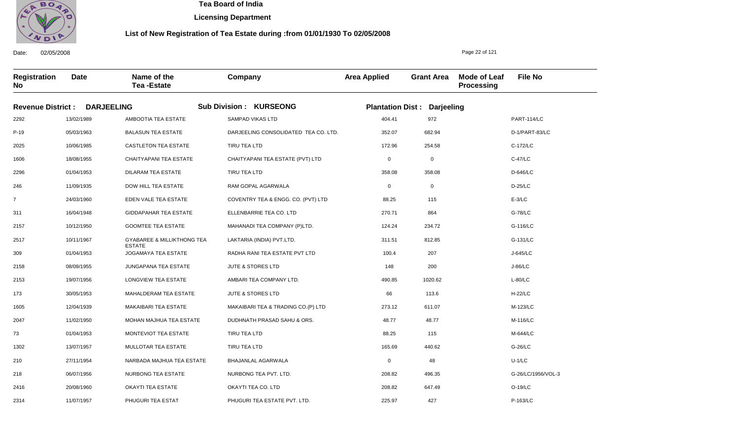# Tea Board of India

## Licensing Department

### List of New Registration of Tea Estate during :from 01/01/1930 To 02/05/2008

Date: 02/05/2008

**Revenue District : DARJEELING** | **Sub Division : KURSEONG** | **Plantation Dist : Darjeeling**

| Registration No | Date | Name of the Tea -Estate | Company | Area Applied | Grant Area | Mode of Leaf Processing | File No |
|---|---|---|---|---|---|---|---|
| 2292 | 13/02/1989 | AMBOOTIA TEA ESTATE | SAMPAD VIKAS LTD | 404.41 | 972 | | PART-114/LC |
| P-19 | 05/03/1963 | BALASUN TEA ESTATE | DARJEELING CONSOLIDATED TEA CO. LTD. | 352.07 | 682.94 | | D-1/PART-83/LC |
| 2025 | 10/06/1985 | CASTLETON TEA ESTATE | TIRU TEA LTD | 172.96 | 254.58 | | C-172/LC |
| 1606 | 18/08/1955 | CHAITYAPANI TEA ESTATE | CHAITYAPANI TEA ESTATE (PVT) LTD | 0 | 0 | | C-47/LC |
| 2296 | 01/04/1953 | DILARAM TEA ESTATE | TIRU TEA LTD | 358.08 | 358.08 | | D-646/LC |
| 246 | 11/09/1935 | DOW HILL TEA ESTATE | RAM GOPAL AGARWALA | 0 | 0 | | D-25/LC |
| 7 | 24/03/1960 | EDEN VALE TEA ESTATE | COVENTRY TEA & ENGG. CO. (PVT) LTD | 88.25 | 115 | | E-3/LC |
| 311 | 16/04/1948 | GIDDAPAHAR TEA ESTATE | ELLENBARRIE TEA CO. LTD | 270.71 | 864 | | G-78/LC |
| 2157 | 10/12/1950 | GOOMTEE TEA ESTATE | MAHANADI TEA COMPANY (P)LTD. | 124.24 | 234.72 | | G-116/LC |
| 2517 | 10/11/1967 | GYABAREE & MILLIKTHONG TEA ESTATE | LAKTARIA (INDIA) PVT.LTD. | 311.51 | 812.85 | | G-131/LC |
| 309 | 01/04/1953 | JOGAMAYA TEA ESTATE | RADHA RANI TEA ESTATE PVT LTD | 100.4 | 207 | | J-645/LC |
| 2158 | 08/09/1955 | JUNGAPANA TEA ESTATE | JUTE & STORES LTD | 148 | 200 | | J-86/LC |
| 2153 | 19/07/1956 | LONGVIEW TEA ESTATE | AMBARI TEA COMPANY LTD. | 490.85 | 1020.62 | | L-80/LC |
| 173 | 30/05/1953 | MAHALDERAM TEA ESTATE | JUTE & STORES LTD | 66 | 113.6 | | H-22/LC |
| 1605 | 12/04/1939 | MAKAIBARI TEA ESTATE | MAKAIBARI TEA & TRADING CO.(P) LTD | 273.12 | 611.07 | | M-123/LC |
| 2047 | 11/02/1950 | MOHAN MAJHUA TEA ESTATE | DUDHNATH PRASAD SAHU & ORS. | 48.77 | 48.77 | | M-116/LC |
| 73 | 01/04/1953 | MONTEVIOT TEA ESTATE | TIRU TEA LTD | 88.25 | 115 | | M-644/LC |
| 1302 | 13/07/1957 | MULLOTAR TEA ESTATE | TIRU TEA LTD | 165.69 | 440.62 | | G-26/LC |
| 210 | 27/11/1954 | NARBADA MAJHUA TEA ESTATE | BHAJANLAL AGARWALA | 0 | 48 | | U-1/LC |
| 218 | 06/07/1956 | NURBONG TEA ESTATE | NURBONG TEA PVT. LTD. | 208.82 | 496.35 | | G-26/LC/1956/VOL-3 |
| 2416 | 20/08/1960 | OKAYTI TEA ESTATE | OKAYTI TEA CO. LTD | 208.82 | 647.49 | | O-19/LC |
| 2314 | 11/07/1957 | PHUGURI TEA ESTAT | PHUGURI TEA ESTATE PVT. LTD. | 225.97 | 427 | | P-163/LC |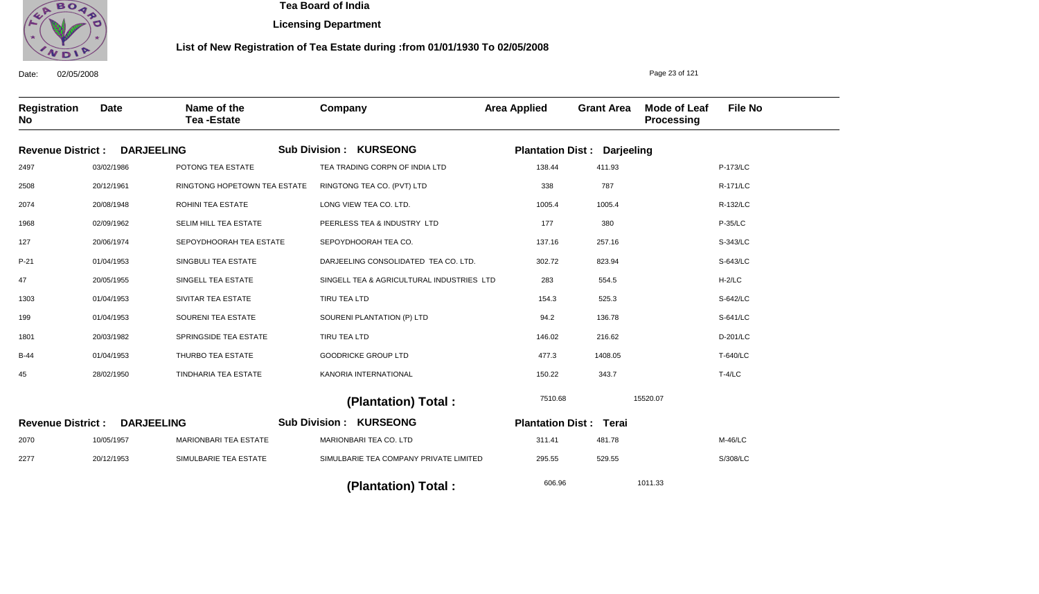# Tea Board of India

## Licensing Department

### List of New Registration of Tea Estate during :from 01/01/1930 To 02/05/2008

Date: 02/05/2008

| Registration No | Date | Name of the Tea -Estate | Company | Area Applied | Grant Area | Mode of Leaf Processing | File No |
|---|---|---|---|---|---|---|---|
| **Revenue District : DARJEELING** | | | **Sub Division : KURSEONG** | **Plantation Dist : Darjeeling** | | | |
| 2497 | 03/02/1986 | POTONG TEA ESTATE | TEA TRADING CORPN OF INDIA LTD | 138.44 | 411.93 | | P-173/LC |
| 2508 | 20/12/1961 | RINGTONG HOPETOWN TEA ESTATE | RINGTONG TEA CO. (PVT) LTD | 338 | 787 | | R-171/LC |
| 2074 | 20/08/1948 | ROHINI TEA ESTATE | LONG VIEW TEA CO. LTD. | 1005.4 | 1005.4 | | R-132/LC |
| 1968 | 02/09/1962 | SELIM HILL TEA ESTATE | PEERLESS TEA & INDUSTRY LTD | 177 | 380 | | P-35/LC |
| 127 | 20/06/1974 | SEPOYDHOORAH TEA ESTATE | SEPOYDHOORAH TEA CO. | 137.16 | 257.16 | | S-343/LC |
| P-21 | 01/04/1953 | SINGBULI TEA ESTATE | DARJEELING CONSOLIDATED TEA CO. LTD. | 302.72 | 823.94 | | S-643/LC |
| 47 | 20/05/1955 | SINGELL TEA ESTATE | SINGELL TEA & AGRICULTURAL INDUSTRIES LTD | 283 | 554.5 | | H-2/LC |
| 1303 | 01/04/1953 | SIVITAR TEA ESTATE | TIRU TEA LTD | 154.3 | 525.3 | | S-642/LC |
| 199 | 01/04/1953 | SOURENI TEA ESTATE | SOURENI PLANTATION (P) LTD | 94.2 | 136.78 | | S-641/LC |
| 1801 | 20/03/1982 | SPRINGSIDE TEA ESTATE | TIRU TEA LTD | 146.02 | 216.62 | | D-201/LC |
| B-44 | 01/04/1953 | THURBO TEA ESTATE | GOODRICKE GROUP LTD | 477.3 | 1408.05 | | T-640/LC |
| 45 | 28/02/1950 | TINDHARIA TEA ESTATE | KANORIA INTERNATIONAL | 150.22 | 343.7 | | T-4/LC |
| | | | **(Plantation) Total :** | 7510.68 | 15520.07 | | |
| **Revenue District : DARJEELING** | | | **Sub Division : KURSEONG** | **Plantation Dist : Terai** | | | |
| 2070 | 10/05/1957 | MARIONBARI TEA ESTATE | MARIONBARI TEA CO. LTD | 311.41 | 481.78 | | M-46/LC |
| 2277 | 20/12/1953 | SIMULBARIE TEA ESTATE | SIMULBARIE TEA COMPANY PRIVATE LIMITED | 295.55 | 529.55 | | S/308/LC |
| | | | **(Plantation) Total :** | 606.96 | 1011.33 | | |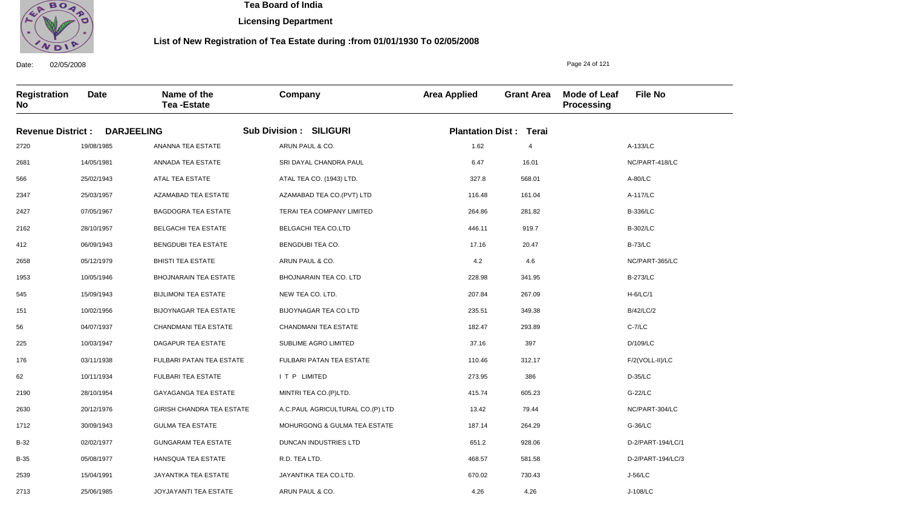# Tea Board of India

**Licensing Department**

**List of New Registration of Tea Estate during :from 01/01/1930 To 02/05/2008**

Date: 02/05/2008

**Revenue District : DARJEELING** **Sub Division : SILIGURI** **Plantation Dist : Terai**

| Registration No | Date | Name of the Tea -Estate | Company | Area Applied | Grant Area | Mode of Leaf Processing | File No |
|---|---|---|---|---|---|---|---|
| 2720 | 19/08/1985 | ANANNA TEA ESTATE | ARUN PAUL & CO. | 1.62 | 4 | | A-133/LC |
| 2681 | 14/05/1981 | ANNADA TEA ESTATE | SRI DAYAL CHANDRA PAUL | 6.47 | 16.01 | | NC/PART-418/LC |
| 566 | 25/02/1943 | ATAL TEA ESTATE | ATAL TEA CO. (1943) LTD. | 327.8 | 568.01 | | A-80/LC |
| 2347 | 25/03/1957 | AZAMABAD TEA ESTATE | AZAMABAD TEA CO.(PVT) LTD | 116.48 | 161.04 | | A-117/LC |
| 2427 | 07/05/1967 | BAGDOGRA TEA ESTATE | TERAI TEA COMPANY LIMITED | 264.86 | 281.82 | | B-336/LC |
| 2162 | 28/10/1957 | BELGACHI TEA ESTATE | BELGACHI TEA CO.LTD | 446.11 | 919.7 | | B-302/LC |
| 412 | 06/09/1943 | BENGDUBI TEA ESTATE | BENGDUBI TEA CO. | 17.16 | 20.47 | | B-73/LC |
| 2658 | 05/12/1979 | BHISTI TEA ESTATE | ARUN PAUL & CO. | 4.2 | 4.6 | | NC/PART-365/LC |
| 1953 | 10/05/1946 | BHOJNARAIN TEA ESTATE | BHOJNARAIN TEA CO. LTD | 228.98 | 341.95 | | B-273/LC |
| 545 | 15/09/1943 | BIJLIMONI TEA ESTATE | NEW TEA CO. LTD. | 207.84 | 267.09 | | H-6/LC/1 |
| 151 | 10/02/1956 | BIJOYNAGAR TEA ESTATE | BIJOYNAGAR TEA CO LTD | 235.51 | 349.38 | | B/42/LC/2 |
| 56 | 04/07/1937 | CHANDMANI TEA ESTATE | CHANDMANI TEA ESTATE | 182.47 | 293.89 | | C-7/LC |
| 225 | 10/03/1947 | DAGAPUR TEA ESTATE | SUBLIME AGRO LIMITED | 37.16 | 397 | | D/109/LC |
| 176 | 03/11/1938 | FULBARI PATAN TEA ESTATE | FULBARI PATAN TEA ESTATE | 110.46 | 312.17 | | F/2(VOLL-II)/LC |
| 62 | 10/11/1934 | FULBARI TEA ESTATE | I T P LIMITED | 273.95 | 386 | | D-35/LC |
| 2190 | 28/10/1954 | GAYAGANGA TEA ESTATE | MINTRI TEA CO.(P)LTD. | 415.74 | 605.23 | | G-22/LC |
| 2630 | 20/12/1976 | GIRISH CHANDRA TEA ESTATE | A.C.PAUL AGRICULTURAL CO.(P) LTD | 13.42 | 79.44 | | NC/PART-304/LC |
| 1712 | 30/09/1943 | GULMA TEA ESTATE | MOHURGONG & GULMA TEA ESTATE | 187.14 | 264.29 | | G-36/LC |
| B-32 | 02/02/1977 | GUNGARAM TEA ESTATE | DUNCAN INDUSTRIES LTD | 651.2 | 928.06 | | D-2/PART-194/LC/1 |
| B-35 | 05/08/1977 | HANSQUA TEA ESTATE | R.D. TEA LTD. | 468.57 | 581.58 | | D-2/PART-194/LC/3 |
| 2539 | 15/04/1991 | JAYANTIKA TEA ESTATE | JAYANTIKA TEA CO.LTD. | 670.02 | 730.43 | | J-56/LC |
| 2713 | 25/06/1985 | JOYJAYANTI TEA ESTATE | ARUN PAUL & CO. | 4.26 | 4.26 | | J-108/LC |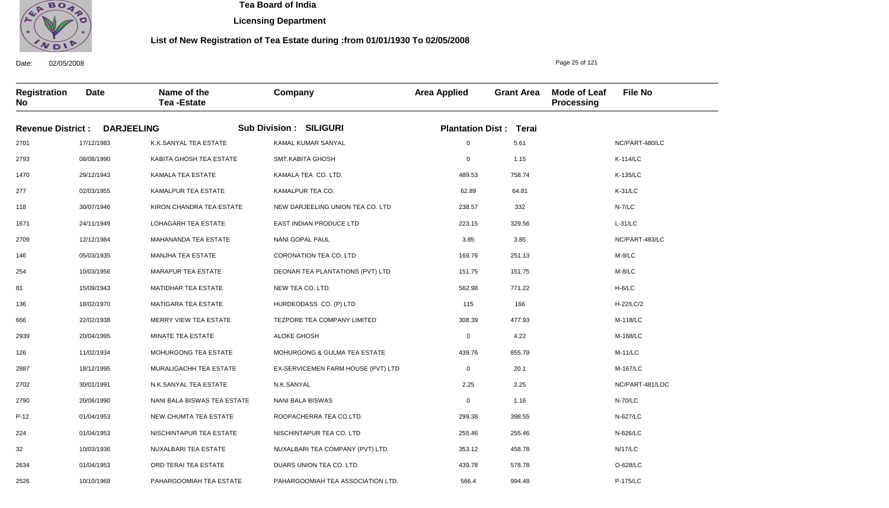# Tea Board of India

**Licensing Department**

**List of New Registration of Tea Estate during :from 01/01/1930 To 02/05/2008**

Date: 02/05/2008

| Registration No | Date | Name of the Tea -Estate | Company | Area Applied | Grant Area | Mode of Leaf Processing | File No |
|---|---|---|---|---|---|---|---|
| **Revenue District : DARJEELING** | | **Sub Division : SILIGURI** | | **Plantation Dist : Terai** | | | |
| 2701 | 17/12/1983 | K.K.SANYAL TEA ESTATE | KAMAL KUMAR SANYAL | 0 | 5.61 | | NC/PART-480/LC |
| 2793 | 08/08/1990 | KABITA GHOSH TEA ESTATE | SMT.KABITA GHOSH | 0 | 1.15 | | K-114/LC |
| 1470 | 29/12/1943 | KAMALA TEA ESTATE | KAMALA TEA CO. LTD. | 489.53 | 758.74 | | K-135/LC |
| 277 | 02/03/1955 | KAMALPUR TEA ESTATE | KAMALPUR TEA CO. | 62.89 | 64.81 | | K-31/LC |
| 118 | 30/07/1946 | KIRON CHANDRA TEA ESTATE | NEW DARJEELING UNION TEA CO. LTD | 238.57 | 332 | | N-7/LC |
| 1671 | 24/11/1949 | LOHAGARH TEA ESTATE | EAST INDIAN PRODUCE LTD | 223.15 | 329.56 | | L-31/LC |
| 2709 | 12/12/1984 | MAHANANDA TEA ESTATE | NANI GOPAL PAUL | 3.85 | 3.85 | | NC/PART-483/LC |
| 146 | 05/03/1935 | MANJHA TEA ESTATE | CORONATION TEA CO. LTD | 169.76 | 251.13 | | M-9/LC |
| 254 | 10/03/1956 | MARAPUR TEA ESTATE | DEONAR TEA PLANTATIONS (PVT) LTD | 151.75 | 151.75 | | M-8/LC |
| 81 | 15/09/1943 | MATIDHAR TEA ESTATE | NEW TEA CO. LTD. | 562.98 | 771.22 | | H-6/LC |
| 136 | 18/02/1970 | MATIGARA TEA ESTATE | HURDEODASS CO. (P) LTD | 115 | 166 | | H-22/LC/2 |
| 666 | 22/02/1938 | MERRY VIEW TEA ESTATE | TEZPORE TEA COMPANY LIMITED | 308.39 | 477.93 | | M-118/LC |
| 2939 | 20/04/1995 | MINATE TEA ESTATE | ALOKE GHOSH | 0 | 4.22 | | M-168/LC |
| 126 | 11/02/1934 | MOHURGONG TEA ESTATE | MOHURGONG & GULMA TEA ESTATE | 439.76 | 855.79 | | M-11/LC |
| 2887 | 18/12/1995 | MURALIGACHH TEA ESTATE | EX-SERVICEMEN FARM HOUSE (PVT) LTD | 0 | 20.1 | | M-167/LC |
| 2702 | 30/01/1991 | N.K.SANYAL TEA ESTATE | N.K.SANYAL | 2.25 | 2.25 | | NC/PART-481/LOC |
| 2790 | 20/06/1990 | NANI BALA BISWAS TEA ESTATE | NANI BALA BISWAS | 0 | 1.16 | | N-70/LC |
| P-12 | 01/04/1953 | NEW CHUMTA TEA ESTATE | ROOPACHERRA TEA CO.LTD. | 299.38 | 398.55 | | N-627/LC |
| 224 | 01/04/1953 | NISCHINTAPUR TEA ESTATE | NISCHINTAPUR TEA CO. LTD | 255.46 | 255.46 | | N-626/LC |
| 32 | 10/03/1936 | NUXALBARI TEA ESTATE | NUXALBARI TEA COMPANY (PVT) LTD. | 353.12 | 458.78 | | N/17/LC |
| 2634 | 01/04/1953 | ORD TERAI TEA ESTATE | DUARS UNION TEA CO. LTD. | 439.78 | 578.78 | | O-628/LC |
| 2526 | 10/10/1969 | PAHARGOOMIAH TEA ESTATE | PAHARGOOMIAH TEA ASSOCIATION LTD. | 566.4 | 994.48 | | P-175/LC |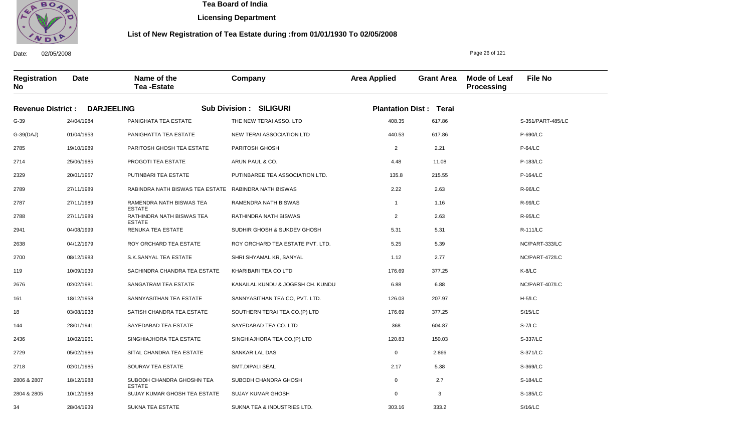# Tea Board of India

## Licensing Department

### List of New Registration of Tea Estate during :from 01/01/1930 To 02/05/2008

Date: 02/05/2008

| Registration No | Date | Name of the Tea -Estate | Company | Area Applied | Grant Area | Mode of Leaf Processing | File No |
|---|---|---|---|---|---|---|---|
| **Revenue District : DARJEELING** | | **Sub Division : SILIGURI** | | **Plantation Dist : Terai** | | | |
| G-39 | 24/04/1984 | PANIGHATA TEA ESTATE | THE NEW TERAI ASSO. LTD | 408.35 | 617.86 | | S-351/PART-485/LC |
| G-39(DAJ) | 01/04/1953 | PANIGHATTA TEA ESTATE | NEW TERAI ASSOCIATION LTD | 440.53 | 617.86 | | P-690/LC |
| 2785 | 19/10/1989 | PARITOSH GHOSH TEA ESTATE | PARITOSH GHOSH | 2 | 2.21 | | P-64/LC |
| 2714 | 25/06/1985 | PROGOTI TEA ESTATE | ARUN PAUL & CO. | 4.48 | 11.08 | | P-183/LC |
| 2329 | 20/01/1957 | PUTINBARI TEA ESTATE | PUTINBAREE TEA ASSOCIATION LTD. | 135.8 | 215.55 | | P-164/LC |
| 2789 | 27/11/1989 | RABINDRA NATH BISWAS TEA ESTATE | RABINDRA NATH BISWAS | 2.22 | 2.63 | | R-96/LC |
| 2787 | 27/11/1989 | RAMENDRA NATH BISWAS TEA ESTATE | RAMENDRA NATH BISWAS | 1 | 1.16 | | R-99/LC |
| 2788 | 27/11/1989 | RATHINDRA NATH BISWAS TEA ESTATE | RATHINDRA NATH BISWAS | 2 | 2.63 | | R-95/LC |
| 2941 | 04/08/1999 | RENUKA TEA ESTATE | SUDHIR GHOSH & SUKDEV GHOSH | 5.31 | 5.31 | | R-111/LC |
| 2638 | 04/12/1979 | ROY ORCHARD TEA ESTATE | ROY ORCHARD TEA ESTATE PVT. LTD. | 5.25 | 5.39 | | NC/PART-333/LC |
| 2700 | 08/12/1983 | S.K.SANYAL TEA ESTATE | SHRI SHYAMAL KR, SANYAL | 1.12 | 2.77 | | NC/PART-472/LC |
| 119 | 10/09/1939 | SACHINDRA CHANDRA TEA ESTATE | KHARIBARI TEA CO LTD | 176.69 | 377.25 | | K-8/LC |
| 2676 | 02/02/1981 | SANGATRAM TEA ESTATE | KANAILAL KUNDU & JOGESH CH. KUNDU | 6.88 | 6.88 | | NC/PART-407/LC |
| 161 | 18/12/1958 | SANNYASITHAN TEA ESTATE | SANNYASITHAN TEA CO, PVT. LTD. | 126.03 | 207.97 | | H-5/LC |
| 18 | 03/08/1938 | SATISH CHANDRA TEA ESTATE | SOUTHERN TERAI TEA CO.(P) LTD | 176.69 | 377.25 | | S/15/LC |
| 144 | 28/01/1941 | SAYEDABAD TEA ESTATE | SAYEDABAD TEA CO. LTD | 368 | 604.87 | | S-7/LC |
| 2436 | 10/02/1961 | SINGHIAJHORA TEA ESTATE | SINGHIAJHORA TEA CO.(P) LTD | 120.83 | 150.03 | | S-337/LC |
| 2729 | 05/02/1986 | SITAL CHANDRA TEA ESTATE | SANKAR LAL DAS | 0 | 2.866 | | S-371/LC |
| 2718 | 02/01/1985 | SOURAV TEA ESTATE | SMT.DIPALI SEAL | 2.17 | 5.38 | | S-369/LC |
| 2806 & 2807 | 18/12/1988 | SUBODH CHANDRA GHOSHN TEA ESTATE | SUBODH CHANDRA GHOSH | 0 | 2.7 | | S-184/LC |
| 2804 & 2805 | 10/12/1988 | SUJAY KUMAR GHOSH TEA ESTATE | SUJAY KUMAR GHOSH | 0 | 3 | | S-185/LC |
| 34 | 28/04/1939 | SUKNA TEA ESTATE | SUKNA TEA & INDUSTRIES LTD. | 303.16 | 333.2 | | S/16/LC |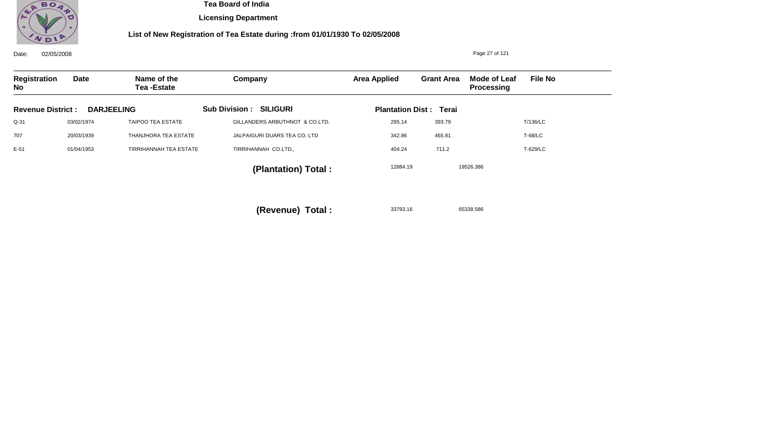Tea Board of India

Licensing Department

**List of New Registration of Tea Estate during :from 01/01/1930 To 02/05/2008**

Date: 02/05/2008

**Revenue District : DARJEELING** **Sub Division : SILIGURI** **Plantation Dist : Terai**

| Registration No | Date | Name of the Tea -Estate | Company | Area Applied | Grant Area | Mode of Leaf Processing | File No |
|---|---|---|---|---|---|---|---|
| Q-31 | 03/02/1974 | TAIPOO TEA ESTATE | GILLANDERS ARBUTHNOT & CO.LTD. | 295.14 | 393.79 | | T/136/LC |
| 707 | 20/03/1939 | THANJHORA TEA ESTATE | JALPAIGURI DUARS TEA CO. LTD | 342.86 | 465.81 | | T-68/LC |
| E-51 | 01/04/1953 | TIRRIHANNAH TEA ESTATE | TIRRIHANNAH CO.LTD., | 404.24 | 711.2 | | T-629/LC |
| | | | **(Plantation) Total :** | 12884.19 | 19526.386 | | |
| | | | **(Revenue) Total :** | 33793.16 | 65338.586 | | |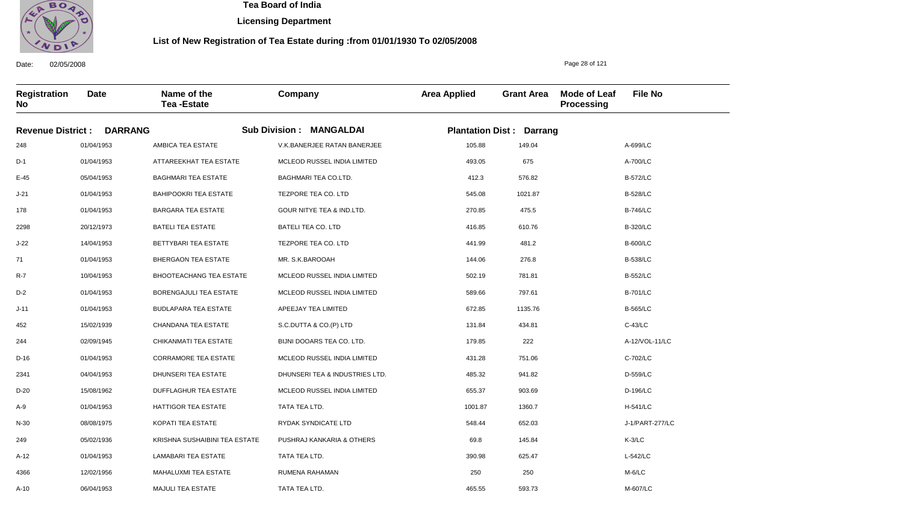**Tea Board of India**

**Licensing Department**

**List of New Registration of Tea Estate during :from 01/01/1930 To 02/05/2008**

Date: 02/05/2008

**Revenue District : DARRANG** **Sub Division : MANGALDAI** **Plantation Dist : Darrang**

| Registration No | Date | Name of the Tea -Estate | Company | Area Applied | Grant Area | Mode of Leaf Processing | File No |
|---|---|---|---|---|---|---|---|
| 248 | 01/04/1953 | AMBICA TEA ESTATE | V.K.BANERJEE RATAN BANERJEE | 105.88 | 149.04 | | A-699/LC |
| D-1 | 01/04/1953 | ATTAREEKHAT TEA ESTATE | MCLEOD RUSSEL INDIA LIMITED | 493.05 | 675 | | A-700/LC |
| E-45 | 05/04/1953 | BAGHMARI TEA ESTATE | BAGHMARI TEA CO.LTD. | 412.3 | 576.82 | | B-572/LC |
| J-21 | 01/04/1953 | BAHIPOOKRI TEA ESTATE | TEZPORE TEA CO. LTD | 545.08 | 1021.87 | | B-528/LC |
| 178 | 01/04/1953 | BARGARA TEA ESTATE | GOUR NITYE TEA & IND.LTD. | 270.85 | 475.5 | | B-746/LC |
| 2298 | 20/12/1973 | BATELI TEA ESTATE | BATELI TEA CO. LTD | 416.85 | 610.76 | | B-320/LC |
| J-22 | 14/04/1953 | BETTYBARI TEA ESTATE | TEZPORE TEA CO. LTD | 441.99 | 481.2 | | B-600/LC |
| 71 | 01/04/1953 | BHERGAON TEA ESTATE | MR. S.K.BAROOAH | 144.06 | 276.8 | | B-538/LC |
| R-7 | 10/04/1953 | BHOOTEACHANG TEA ESTATE | MCLEOD RUSSEL INDIA LIMITED | 502.19 | 781.81 | | B-552/LC |
| D-2 | 01/04/1953 | BORENGAJULI TEA ESTATE | MCLEOD RUSSEL INDIA LIMITED | 589.66 | 797.61 | | B-701/LC |
| J-11 | 01/04/1953 | BUDLAPARA TEA ESTATE | APEEJAY TEA LIMITED | 672.85 | 1135.76 | | B-565/LC |
| 452 | 15/02/1939 | CHANDANA TEA ESTATE | S.C.DUTTA & CO.(P) LTD | 131.84 | 434.81 | | C-43/LC |
| 244 | 02/09/1945 | CHIKANMATI TEA ESTATE | BIJNI DOOARS TEA CO. LTD. | 179.85 | 222 | | A-12/VOL-11/LC |
| D-16 | 01/04/1953 | CORRAMORE TEA ESTATE | MCLEOD RUSSEL INDIA LIMITED | 431.28 | 751.06 | | C-702/LC |
| 2341 | 04/04/1953 | DHUNSERI TEA ESTATE | DHUNSERI TEA & INDUSTRIES LTD. | 485.32 | 941.82 | | D-559/LC |
| D-20 | 15/08/1962 | DUFFLAGHUR TEA ESTATE | MCLEOD RUSSEL INDIA LIMITED | 655.37 | 903.69 | | D-196/LC |
| A-9 | 01/04/1953 | HATTIGOR TEA ESTATE | TATA TEA LTD. | 1001.87 | 1360.7 | | H-541/LC |
| N-30 | 08/08/1975 | KOPATI TEA ESTATE | RYDAK SYNDICATE LTD | 548.44 | 652.03 | | J-1/PART-277/LC |
| 249 | 05/02/1936 | KRISHNA SUSHAIBINI TEA ESTATE | PUSHRAJ KANKARIA & OTHERS | 69.8 | 145.84 | | K-3/LC |
| A-12 | 01/04/1953 | LAMABARI TEA ESTATE | TATA TEA LTD. | 390.98 | 625.47 | | L-542/LC |
| 4366 | 12/02/1956 | MAHALUXMI TEA ESTATE | RUMENA RAHAMAN | 250 | 250 | | M-6/LC |
| A-10 | 06/04/1953 | MAJULI TEA ESTATE | TATA TEA LTD. | 465.55 | 593.73 | | M-607/LC |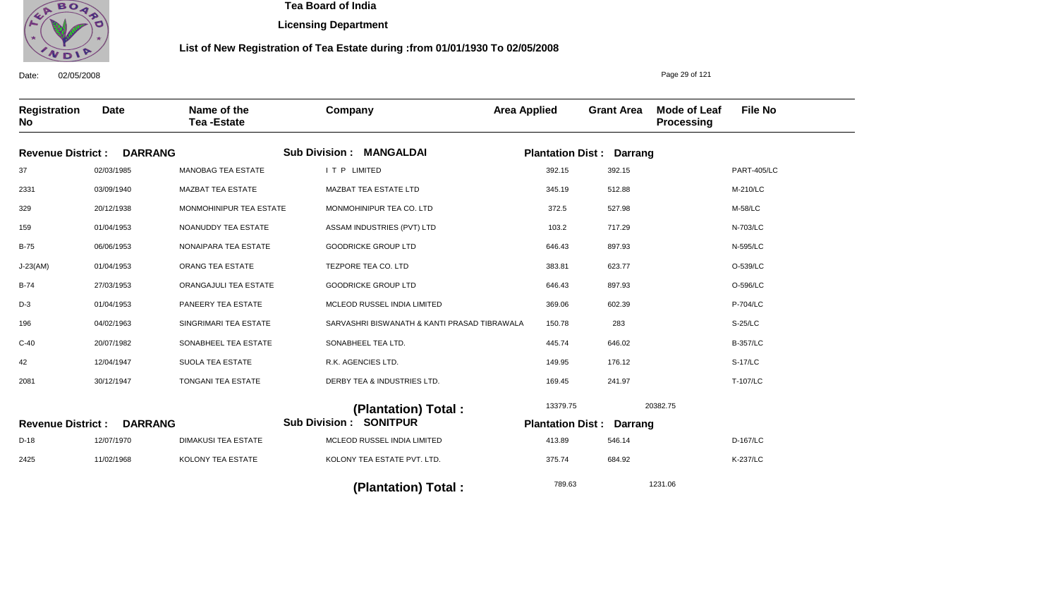**Tea Board of India**

**Licensing Department**

**List of New Registration of Tea Estate during :from 01/01/1930 To 02/05/2008**

Date: 02/05/2008

| Registration No | Date | Name of the Tea -Estate | Company | Area Applied | Grant Area | Mode of Leaf Processing | File No |
|---|---|---|---|---|---|---|---|
| **Revenue District : DARRANG** | | | **Sub Division : MANGALDAI** | **Plantation Dist : Darrang** | | | |
| 37 | 02/03/1985 | MANOBAG TEA ESTATE | I T P LIMITED | 392.15 | 392.15 | | PART-405/LC |
| 2331 | 03/09/1940 | MAZBAT TEA ESTATE | MAZBAT TEA ESTATE LTD | 345.19 | 512.88 | | M-210/LC |
| 329 | 20/12/1938 | MONMOHINIPUR TEA ESTATE | MONMOHINIPUR TEA CO. LTD | 372.5 | 527.98 | | M-58/LC |
| 159 | 01/04/1953 | NOANUDDY TEA ESTATE | ASSAM INDUSTRIES (PVT) LTD | 103.2 | 717.29 | | N-703/LC |
| B-75 | 06/06/1953 | NONAIPARA TEA ESTATE | GOODRICKE GROUP LTD | 646.43 | 897.93 | | N-595/LC |
| J-23(AM) | 01/04/1953 | ORANG TEA ESTATE | TEZPORE TEA CO. LTD | 383.81 | 623.77 | | O-539/LC |
| B-74 | 27/03/1953 | ORANGAJULI TEA ESTATE | GOODRICKE GROUP LTD | 646.43 | 897.93 | | O-596/LC |
| D-3 | 01/04/1953 | PANEERY TEA ESTATE | MCLEOD RUSSEL INDIA LIMITED | 369.06 | 602.39 | | P-704/LC |
| 196 | 04/02/1963 | SINGRIMARI TEA ESTATE | SARVASHRI BISWANATH & KANTI PRASAD TIBRAWALA | 150.78 | 283 | | S-25/LC |
| C-40 | 20/07/1982 | SONABHEEL TEA ESTATE | SONABHEEL TEA LTD. | 445.74 | 646.02 | | B-357/LC |
| 42 | 12/04/1947 | SUOLA TEA ESTATE | R.K. AGENCIES LTD. | 149.95 | 176.12 | | S-17/LC |
| 2081 | 30/12/1947 | TONGANI TEA ESTATE | DERBY TEA & INDUSTRIES LTD. | 169.45 | 241.97 | | T-107/LC |
| | | | **(Plantation) Total :** | 13379.75 | 20382.75 | | |
| **Revenue District : DARRANG** | | | **Sub Division : SONITPUR** | **Plantation Dist : Darrang** | | | |
| D-18 | 12/07/1970 | DIMAKUSI TEA ESTATE | MCLEOD RUSSEL INDIA LIMITED | 413.89 | 546.14 | | D-167/LC |
| 2425 | 11/02/1968 | KOLONY TEA ESTATE | KOLONY TEA ESTATE PVT. LTD. | 375.74 | 684.92 | | K-237/LC |
| | | | **(Plantation) Total :** | 789.63 | 1231.06 | | |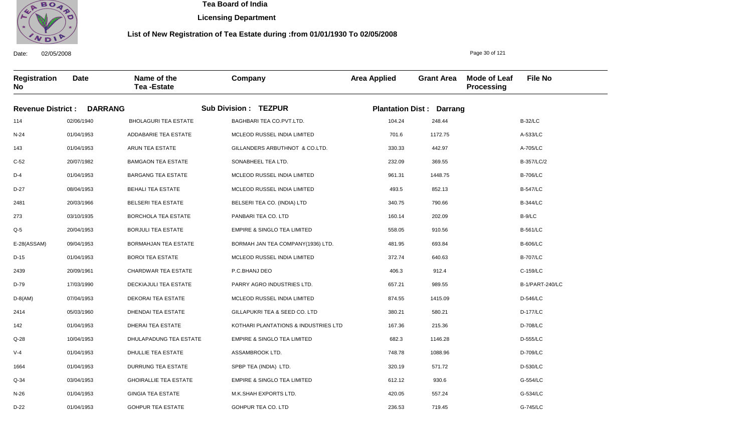**Tea Board of India**

**Licensing Department**

**List of New Registration of Tea Estate during :from 01/01/1930 To 02/05/2008**

Date: 02/05/2008

| Registration No | Date | Name of the Tea -Estate | Company | Area Applied | Grant Area | Mode of Leaf Processing | File No |
|---|---|---|---|---|---|---|---|
| **Revenue District : DARRANG** | | | **Sub Division : TEZPUR** | **Plantation Dist : Darrang** | | | |
| 114 | 02/06/1940 | BHOLAGURI TEA ESTATE | BAGHBARI TEA CO.PVT.LTD. | 104.24 | 248.44 | | B-32/LC |
| N-24 | 01/04/1953 | ADDABARIE TEA ESTATE | MCLEOD RUSSEL INDIA LIMITED | 701.6 | 1172.75 | | A-533/LC |
| 143 | 01/04/1953 | ARUN TEA ESTATE | GILLANDERS ARBUTHNOT & CO.LTD. | 330.33 | 442.97 | | A-705/LC |
| C-52 | 20/07/1982 | BAMGAON TEA ESTATE | SONABHEEL TEA LTD. | 232.09 | 369.55 | | B-357/LC/2 |
| D-4 | 01/04/1953 | BARGANG TEA ESTATE | MCLEOD RUSSEL INDIA LIMITED | 961.31 | 1448.75 | | B-706/LC |
| D-27 | 08/04/1953 | BEHALI TEA ESTATE | MCLEOD RUSSEL INDIA LIMITED | 493.5 | 852.13 | | B-547/LC |
| 2481 | 20/03/1966 | BELSERI TEA ESTATE | BELSERI TEA CO. (INDIA) LTD | 340.75 | 790.66 | | B-344/LC |
| 273 | 03/10/1935 | BORCHOLA TEA ESTATE | PANBARI TEA CO. LTD | 160.14 | 202.09 | | B-9/LC |
| Q-5 | 20/04/1953 | BORJULI TEA ESTATE | EMPIRE & SINGLO TEA LIMITED | 558.05 | 910.56 | | B-561/LC |
| E-28(ASSAM) | 09/04/1953 | BORMAHJAN TEA ESTATE | BORMAH JAN TEA COMPANY(1936) LTD. | 481.95 | 693.84 | | B-606/LC |
| D-15 | 01/04/1953 | BOROI TEA ESTATE | MCLEOD RUSSEL INDIA LIMITED | 372.74 | 640.63 | | B-707/LC |
| 2439 | 20/09/1961 | CHARDWAR TEA ESTATE | P.C.BHANJ DEO | 406.3 | 912.4 | | C-159/LC |
| D-79 | 17/03/1990 | DECKIAJULI TEA ESTATE | PARRY AGRO INDUSTRIES LTD. | 657.21 | 989.55 | | B-1/PART-240/LC |
| D-8(AM) | 07/04/1953 | DEKORAI TEA ESTATE | MCLEOD RUSSEL INDIA LIMITED | 874.55 | 1415.09 | | D-546/LC |
| 2414 | 05/03/1960 | DHENDAI TEA ESTATE | GILLAPUKRI TEA & SEED CO. LTD | 380.21 | 580.21 | | D-177/LC |
| 142 | 01/04/1953 | DHERAI TEA ESTATE | KOTHARI PLANTATIONS & INDUSTRIES LTD | 167.36 | 215.36 | | D-708/LC |
| Q-28 | 10/04/1953 | DHULAPADUNG TEA ESTATE | EMPIRE & SINGLO TEA LIMITED | 682.3 | 1146.28 | | D-555/LC |
| V-4 | 01/04/1953 | DHULLIE TEA ESTATE | ASSAMBROOK LTD. | 748.78 | 1088.96 | | D-709/LC |
| 1664 | 01/04/1953 | DURRUNG TEA ESTATE | SPBP TEA (INDIA) LTD. | 320.19 | 571.72 | | D-530/LC |
| Q-34 | 03/04/1953 | GHOIRALLIE TEA ESTATE | EMPIRE & SINGLO TEA LIMITED | 612.12 | 930.6 | | G-554/LC |
| N-26 | 01/04/1953 | GINGIA TEA ESTATE | M.K.SHAH EXPORTS LTD. | 420.05 | 557.24 | | G-534/LC |
| D-22 | 01/04/1953 | GOHPUR TEA ESTATE | GOHPUR TEA CO. LTD | 236.53 | 719.45 | | G-745/LC |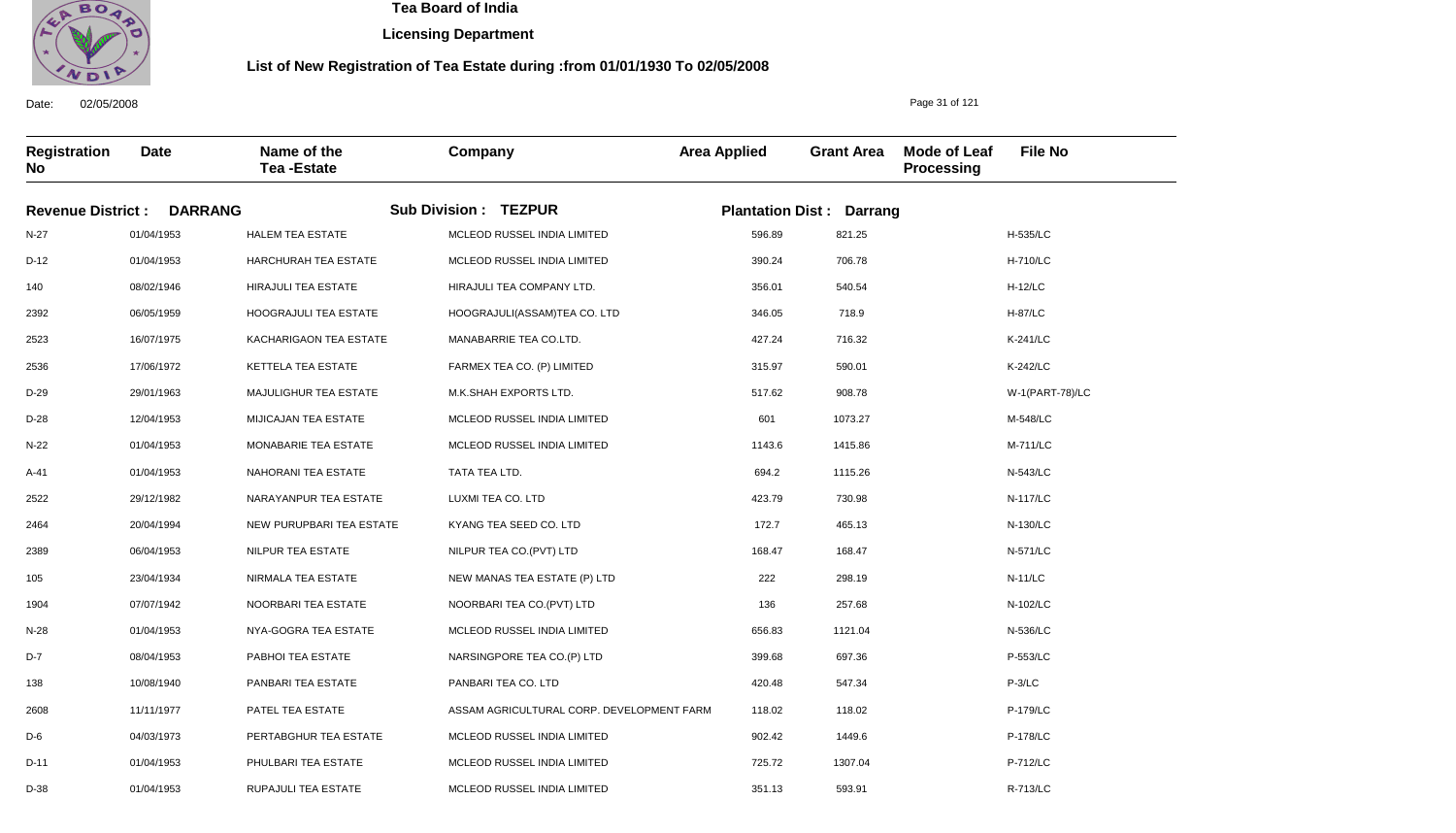# Tea Board of India

## Licensing Department

### List of New Registration of Tea Estate during :from 01/01/1930 To 02/05/2008

Date: 02/05/2008

**Revenue District : DARRANG** &nbsp;&nbsp; **Sub Division : TEZPUR** &nbsp;&nbsp; **Plantation Dist : Darrang**

| Registration No | Date | Name of the Tea -Estate | Company | Area Applied | Grant Area | Mode of Leaf Processing | File No |
|---|---|---|---|---|---|---|---|
| N-27 | 01/04/1953 | HALEM TEA ESTATE | MCLEOD RUSSEL INDIA LIMITED | 596.89 | 821.25 | | H-535/LC |
| D-12 | 01/04/1953 | HARCHURAH TEA ESTATE | MCLEOD RUSSEL INDIA LIMITED | 390.24 | 706.78 | | H-710/LC |
| 140 | 08/02/1946 | HIRAJULI TEA ESTATE | HIRAJULI TEA COMPANY LTD. | 356.01 | 540.54 | | H-12/LC |
| 2392 | 06/05/1959 | HOOGRAJULI TEA ESTATE | HOOGRAJULI(ASSAM)TEA CO. LTD | 346.05 | 718.9 | | H-87/LC |
| 2523 | 16/07/1975 | KACHARIGAON TEA ESTATE | MANABARRIE TEA CO.LTD. | 427.24 | 716.32 | | K-241/LC |
| 2536 | 17/06/1972 | KETTELA TEA ESTATE | FARMEX TEA CO. (P) LIMITED | 315.97 | 590.01 | | K-242/LC |
| D-29 | 29/01/1963 | MAJULIGHUR TEA ESTATE | M.K.SHAH EXPORTS LTD. | 517.62 | 908.78 | | W-1(PART-78)/LC |
| D-28 | 12/04/1953 | MIJICAJAN TEA ESTATE | MCLEOD RUSSEL INDIA LIMITED | 601 | 1073.27 | | M-548/LC |
| N-22 | 01/04/1953 | MONABARIE TEA ESTATE | MCLEOD RUSSEL INDIA LIMITED | 1143.6 | 1415.86 | | M-711/LC |
| A-41 | 01/04/1953 | NAHORANI TEA ESTATE | TATA TEA LTD. | 694.2 | 1115.26 | | N-543/LC |
| 2522 | 29/12/1982 | NARAYANPUR TEA ESTATE | LUXMI TEA CO. LTD | 423.79 | 730.98 | | N-117/LC |
| 2464 | 20/04/1994 | NEW PURUPBARI TEA ESTATE | KYANG TEA SEED CO. LTD | 172.7 | 465.13 | | N-130/LC |
| 2389 | 06/04/1953 | NILPUR TEA ESTATE | NILPUR TEA CO.(PVT) LTD | 168.47 | 168.47 | | N-571/LC |
| 105 | 23/04/1934 | NIRMALA TEA ESTATE | NEW MANAS TEA ESTATE (P) LTD | 222 | 298.19 | | N-11/LC |
| 1904 | 07/07/1942 | NOORBARI TEA ESTATE | NOORBARI TEA CO.(PVT) LTD | 136 | 257.68 | | N-102/LC |
| N-28 | 01/04/1953 | NYA-GOGRA TEA ESTATE | MCLEOD RUSSEL INDIA LIMITED | 656.83 | 1121.04 | | N-536/LC |
| D-7 | 08/04/1953 | PABHOI TEA ESTATE | NARSINGPORE TEA CO.(P) LTD | 399.68 | 697.36 | | P-553/LC |
| 138 | 10/08/1940 | PANBARI TEA ESTATE | PANBARI TEA CO. LTD | 420.48 | 547.34 | | P-3/LC |
| 2608 | 11/11/1977 | PATEL TEA ESTATE | ASSAM AGRICULTURAL CORP. DEVELOPMENT FARM | 118.02 | 118.02 | | P-179/LC |
| D-6 | 04/03/1973 | PERTABGHUR TEA ESTATE | MCLEOD RUSSEL INDIA LIMITED | 902.42 | 1449.6 | | P-178/LC |
| D-11 | 01/04/1953 | PHULBARI TEA ESTATE | MCLEOD RUSSEL INDIA LIMITED | 725.72 | 1307.04 | | P-712/LC |
| D-38 | 01/04/1953 | RUPAJULI TEA ESTATE | MCLEOD RUSSEL INDIA LIMITED | 351.13 | 593.91 | | R-713/LC |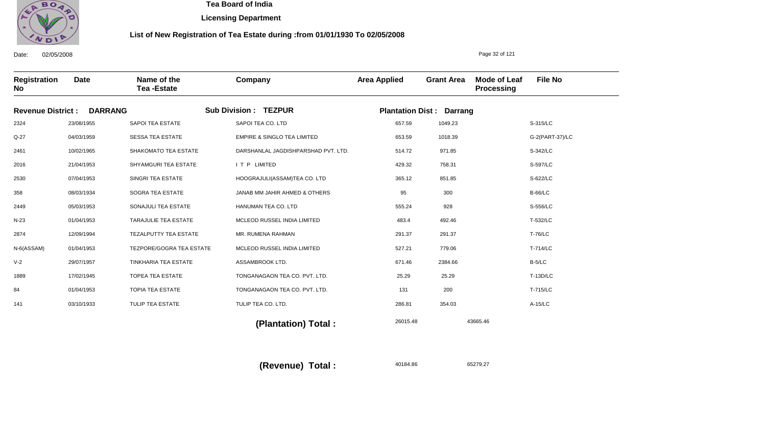# Tea Board of India

## Licensing Department

### List of New Registration of Tea Estate during :from 01/01/1930 To 02/05/2008

Date: 02/05/2008

| Registration No | Date | Name of the Tea -Estate | Company | Area Applied | Grant Area | Mode of Leaf Processing | File No |
|---|---|---|---|---|---|---|---|

**Revenue District : DARRANG** **Sub Division : TEZPUR** **Plantation Dist : Darrang**

| Registration No | Date | Name of the Tea -Estate | Company | Area Applied | Grant Area | Mode of Leaf Processing | File No |
|---|---|---|---|---|---|---|---|
| 2324 | 23/08/1955 | SAPOI TEA ESTATE | SAPOI TEA CO. LTD | 657.59 | 1049.23 | | S-315/LC |
| Q-27 | 04/03/1959 | SESSA TEA ESTATE | EMPIRE & SINGLO TEA LIMITED | 653.59 | 1018.39 | | G-2(PART-37)/LC |
| 2461 | 10/02/1965 | SHAKOMATO TEA ESTATE | DARSHANLAL JAGDISHPARSHAD PVT. LTD. | 514.72 | 971.85 | | S-342/LC |
| 2016 | 21/04/1953 | SHYAMGURI TEA ESTATE | I T P LIMITED | 429.32 | 758.31 | | S-597/LC |
| 2530 | 07/04/1953 | SINGRI TEA ESTATE | HOOGRAJULI(ASSAM)TEA CO. LTD | 365.12 | 851.85 | | S-622/LC |
| 358 | 08/03/1934 | SOGRA TEA ESTATE | JANAB MM JAHIR AHMED & OTHERS | 95 | 300 | | B-66/LC |
| 2449 | 05/03/1953 | SONAJULI TEA ESTATE | HANUMAN TEA CO. LTD | 555.24 | 928 | | S-556/LC |
| N-23 | 01/04/1953 | TARAJULIE TEA ESTATE | MCLEOD RUSSEL INDIA LIMITED | 483.4 | 492.46 | | T-532/LC |
| 2874 | 12/09/1994 | TEZALPUTTY TEA ESTATE | MR. RUMENA RAHMAN | 291.37 | 291.37 | | T-76/LC |
| N-6(ASSAM) | 01/04/1953 | TEZPORE/GOGRA TEA ESTATE | MCLEOD RUSSEL INDIA LIMITED | 527.21 | 779.06 | | T-714/LC |
| V-2 | 29/07/1957 | TINKHARIA TEA ESTATE | ASSAMBROOK LTD. | 671.46 | 2384.66 | | B-5/LC |
| 1889 | 17/02/1945 | TOPEA TEA ESTATE | TONGANAGAON TEA CO. PVT. LTD. | 25.29 | 25.29 | | T-13D/LC |
| 84 | 01/04/1953 | TOPIA TEA ESTATE | TONGANAGAON TEA CO. PVT. LTD. | 131 | 200 | | T-715/LC |
| 141 | 03/10/1933 | TULIP TEA ESTATE | TULIP TEA CO. LTD. | 286.81 | 354.03 | | A-15/LC |

**(Plantation) Total :** 26015.48 43665.46

**(Revenue) Total :** 40184.86 65279.27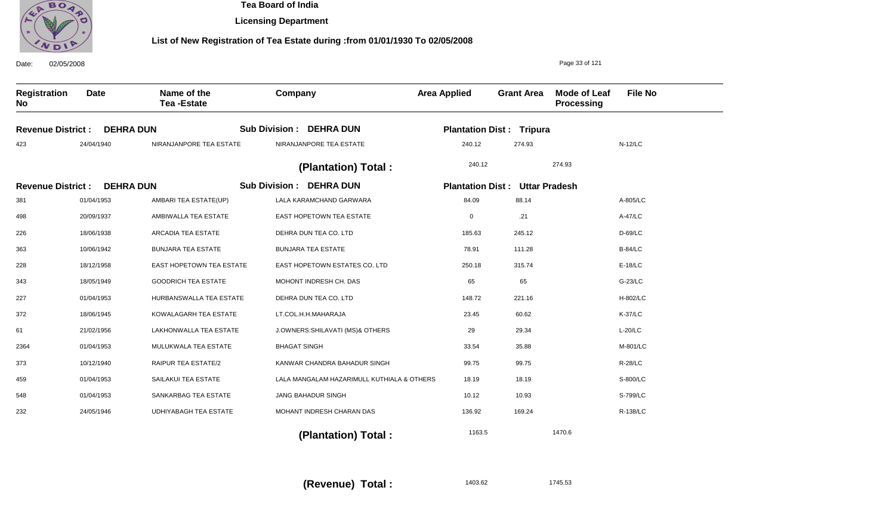# Tea Board of India

**Licensing Department**

**List of New Registration of Tea Estate during :from 01/01/1930 To 02/05/2008**

Date: 02/05/2008

| Registration No | Date | Name of the Tea -Estate | Company | Area Applied | Grant Area | Mode of Leaf Processing | File No |
|---|---|---|---|---|---|---|---|
| **Revenue District : DEHRA DUN** | | **Sub Division : DEHRA DUN** | | **Plantation Dist : Tripura** | | | |
| 423 | 24/04/1940 | NIRANJANPORE TEA ESTATE | NIRANJANPORE TEA ESTATE | 240.12 | 274.93 | | N-12/LC |
| | | | **(Plantation) Total :** | 240.12 | 274.93 | | |
| **Revenue District : DEHRA DUN** | | **Sub Division : DEHRA DUN** | | **Plantation Dist : Uttar Pradesh** | | | |
| 381 | 01/04/1953 | AMBARI TEA ESTATE(UP) | LALA KARAMCHAND GARWARA | 84.09 | 88.14 | | A-805/LC |
| 498 | 20/09/1937 | AMBIWALLA TEA ESTATE | EAST HOPETOWN TEA ESTATE | 0 | .21 | | A-47/LC |
| 226 | 18/06/1938 | ARCADIA TEA ESTATE | DEHRA DUN TEA CO. LTD | 185.63 | 245.12 | | D-69/LC |
| 363 | 10/06/1942 | BUNJARA TEA ESTATE | BUNJARA TEA ESTATE | 78.91 | 111.28 | | B-84/LC |
| 228 | 18/12/1958 | EAST HOPETOWN TEA ESTATE | EAST HOPETOWN ESTATES CO. LTD | 250.18 | 315.74 | | E-18/LC |
| 343 | 18/05/1949 | GOODRICH TEA ESTATE | MOHONT INDRESH CH. DAS | 65 | 65 | | G-23/LC |
| 227 | 01/04/1953 | HURBANSWALLA TEA ESTATE | DEHRA DUN TEA CO. LTD | 148.72 | 221.16 | | H-802/LC |
| 372 | 18/06/1945 | KOWALAGARH TEA ESTATE | LT.COL.H.H.MAHARAJA | 23.45 | 60.62 | | K-37/LC |
| 61 | 21/02/1956 | LAKHONWALLA TEA ESTATE | J.OWNERS:SHILAVATI (MS)& OTHERS | 29 | 29.34 | | L-20/LC |
| 2364 | 01/04/1953 | MULUKWALA TEA ESTATE | BHAGAT SINGH | 33.54 | 35.88 | | M-801/LC |
| 373 | 10/12/1940 | RAIPUR TEA ESTATE/2 | KANWAR CHANDRA BAHADUR SINGH | 99.75 | 99.75 | | R-28/LC |
| 459 | 01/04/1953 | SAILAKUI TEA ESTATE | LALA MANGALAM HAZARIMULL KUTHIALA & OTHERS | 18.19 | 18.19 | | S-800/LC |
| 548 | 01/04/1953 | SANKARBAG TEA ESTATE | JANG BAHADUR SINGH | 10.12 | 10.93 | | S-799/LC |
| 232 | 24/05/1946 | UDHIYABAGH TEA ESTATE | MOHANT INDRESH CHARAN DAS | 136.92 | 169.24 | | R-138/LC |
| | | | **(Plantation) Total :** | 1163.5 | 1470.6 | | |
| | | | **(Revenue) Total :** | 1403.62 | 1745.53 | | |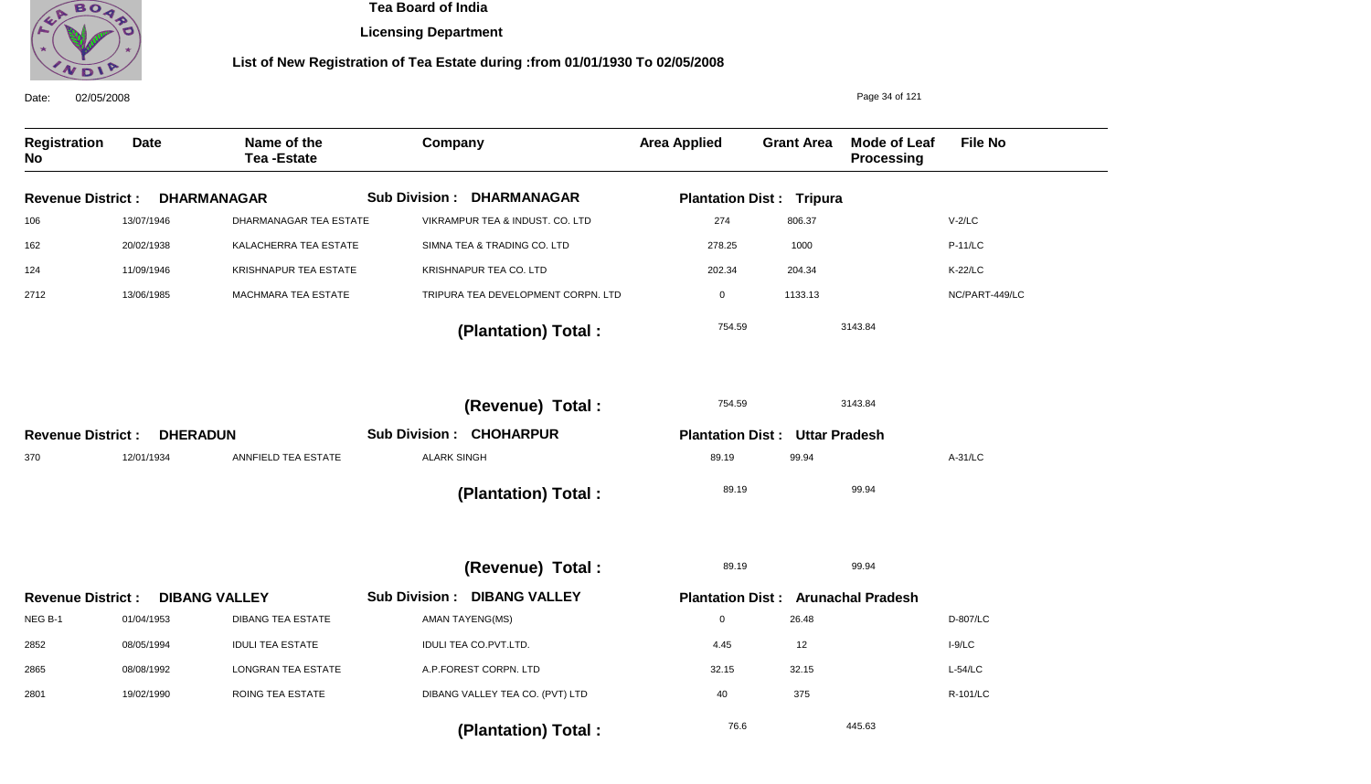**Tea Board of India**

**Licensing Department**

**List of New Registration of Tea Estate during :from 01/01/1930 To 02/05/2008**

Date: 02/05/2008

| Registration No | Date | Name of the Tea -Estate | Company | Area Applied | Grant Area | Mode of Leaf Processing | File No |
|---|---|---|---|---|---|---|---|
| **Revenue District : DHARMANAGAR** | | | **Sub Division : DHARMANAGAR** | **Plantation Dist : Tripura** | | | |
| 106 | 13/07/1946 | DHARMANAGAR TEA ESTATE | VIKRAMPUR TEA & INDUST. CO. LTD | 274 | 806.37 | | V-2/LC |
| 162 | 20/02/1938 | KALACHERRA TEA ESTATE | SIMNA TEA & TRADING CO. LTD | 278.25 | 1000 | | P-11/LC |
| 124 | 11/09/1946 | KRISHNAPUR TEA ESTATE | KRISHNAPUR TEA CO. LTD | 202.34 | 204.34 | | K-22/LC |
| 2712 | 13/06/1985 | MACHMARA TEA ESTATE | TRIPURA TEA DEVELOPMENT CORPN. LTD | 0 | 1133.13 | | NC/PART-449/LC |
| | | | **(Plantation) Total :** | 754.59 | 3143.84 | | |
| | | | **(Revenue) Total :** | 754.59 | 3143.84 | | |
| **Revenue District : DHERADUN** | | | **Sub Division : CHOHARPUR** | **Plantation Dist : Uttar Pradesh** | | | |
| 370 | 12/01/1934 | ANNFIELD TEA ESTATE | ALARK SINGH | 89.19 | 99.94 | | A-31/LC |
| | | | **(Plantation) Total :** | 89.19 | 99.94 | | |
| | | | **(Revenue) Total :** | 89.19 | 99.94 | | |
| **Revenue District : DIBANG VALLEY** | | | **Sub Division : DIBANG VALLEY** | **Plantation Dist : Arunachal Pradesh** | | | |
| NEG B-1 | 01/04/1953 | DIBANG TEA ESTATE | AMAN TAYENG(MS) | 0 | 26.48 | | D-807/LC |
| 2852 | 08/05/1994 | IDULI TEA ESTATE | IDULI TEA CO.PVT.LTD. | 4.45 | 12 | | I-9/LC |
| 2865 | 08/08/1992 | LONGRAN TEA ESTATE | A.P.FOREST CORPN. LTD | 32.15 | 32.15 | | L-54/LC |
| 2801 | 19/02/1990 | ROING TEA ESTATE | DIBANG VALLEY TEA CO. (PVT) LTD | 40 | 375 | | R-101/LC |
| | | | **(Plantation) Total :** | 76.6 | 445.63 | | |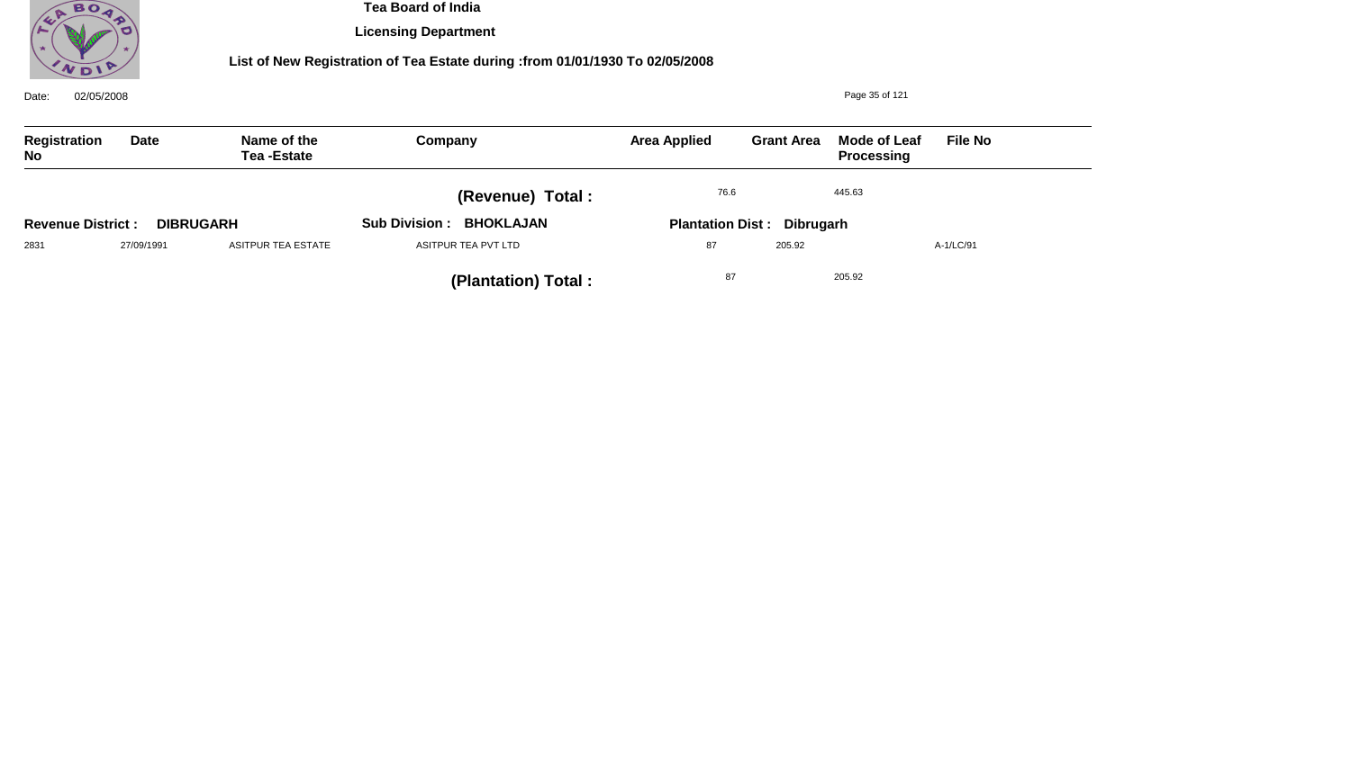| Registration No | Date | Name of the Tea -Estate | Company | Area Applied | Grant Area | Mode of Leaf Processing | File No |
|---|---|---|---|---|---|---|---|
| | | | **(Revenue) Total :** | 76.6 | 445.63 | | |

**Revenue District : DIBRUGARH** **Sub Division : BHOKLAJAN** **Plantation Dist : Dibrugarh**

| Registration No | Date | Name of the Tea -Estate | Company | Area Applied | Grant Area | Mode of Leaf Processing | File No |
|---|---|---|---|---|---|---|---|
| 2831 | 27/09/1991 | ASITPUR TEA ESTATE | ASITPUR TEA PVT LTD | 87 | 205.92 | | A-1/LC/91 |
| | | | **(Plantation) Total :** | 87 | 205.92 | | |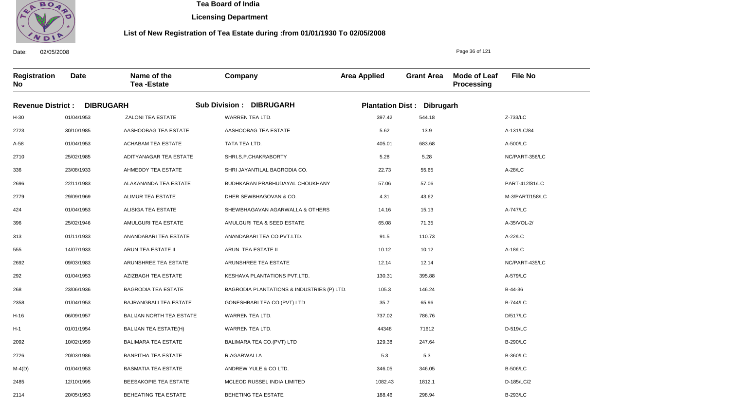**Tea Board of India**

**Licensing Department**

**List of New Registration of Tea Estate during :from 01/01/1930 To 02/05/2008**

Date: 02/05/2008

| Registration No | Date | Name of the Tea -Estate | Company | Area Applied | Grant Area | Mode of Leaf Processing | File No |
|---|---|---|---|---|---|---|---|
| **Revenue District : DIBRUGARH** | | | **Sub Division : DIBRUGARH** | **Plantation Dist : Dibrugarh** | | | |
| H-30 | 01/04/1953 | ZALONI TEA ESTATE | WARREN TEA LTD. | 397.42 | 544.18 | | Z-733/LC |
| 2723 | 30/10/1985 | AASHOOBAG TEA ESTATE | AASHOOBAG TEA ESTATE | 5.62 | 13.9 | | A-131/LC/84 |
| A-58 | 01/04/1953 | ACHABAM TEA ESTATE | TATA TEA LTD. | 405.01 | 683.68 | | A-500/LC |
| 2710 | 25/02/1985 | ADITYANAGAR TEA ESTATE | SHRI.S.P.CHAKRABORTY | 5.28 | 5.28 | | NC/PART-356/LC |
| 336 | 23/08/1933 | AHMEDDY TEA ESTATE | SHRI JAYANTILAL BAGRODIA CO. | 22.73 | 55.65 | | A-28/LC |
| 2696 | 22/11/1983 | ALAKANANDA TEA ESTATE | BUDHKARAN PRABHUDAYAL CHOUKHANY | 57.06 | 57.06 | | PART-412/81/LC |
| 2779 | 29/09/1969 | ALIMUR TEA ESTATE | DHER SEWBHAGOVAN & CO. | 4.31 | 43.62 | | M-3/PART/158/LC |
| 424 | 01/04/1953 | ALISIGA TEA ESTATE | SHEWBHAGAVAN AGARWALLA & OTHERS | 14.16 | 15.13 | | A-747/LC |
| 396 | 25/02/1946 | AMULGURI TEA ESTATE | AMULGURI TEA & SEED ESTATE | 65.08 | 71.35 | | A-35/VOL-2/ |
| 313 | 01/11/1933 | ANANDABARI TEA ESTATE | ANANDABARI TEA CO.PVT.LTD. | 91.5 | 110.73 | | A-22/LC |
| 555 | 14/07/1933 | ARUN TEA ESTATE II | ARUN TEA ESTATE II | 10.12 | 10.12 | | A-18/LC |
| 2692 | 09/03/1983 | ARUNSHREE TEA ESTATE | ARUNSHREE TEA ESTATE | 12.14 | 12.14 | | NC/PART-435/LC |
| 292 | 01/04/1953 | AZIZBAGH TEA ESTATE | KESHAVA PLANTATIONS PVT.LTD. | 130.31 | 395.88 | | A-579/LC |
| 268 | 23/06/1936 | BAGRODIA TEA ESTATE | BAGRODIA PLANTATIONS & INDUSTRIES (P) LTD. | 105.3 | 146.24 | | B-44-36 |
| 2358 | 01/04/1953 | BAJRANGBALI TEA ESTATE | GONESHBARI TEA CO.(PVT) LTD | 35.7 | 65.96 | | B-744/LC |
| H-16 | 06/09/1957 | BALIJAN NORTH TEA ESTATE | WARREN TEA LTD. | 737.02 | 786.76 | | D/517/LC |
| H-1 | 01/01/1954 | BALIJAN TEA ESTATE(H) | WARREN TEA LTD. | 44348 | 71612 | | D-519/LC |
| 2092 | 10/02/1959 | BALIMARA TEA ESTATE | BALIMARA TEA CO.(PVT) LTD | 129.38 | 247.64 | | B-290/LC |
| 2726 | 20/03/1986 | BANPITHA TEA ESTATE | R.AGARWALLA | 5.3 | 5.3 | | B-360/LC |
| M-4(D) | 01/04/1953 | BASMATIA TEA ESTATE | ANDREW YULE & CO LTD. | 346.05 | 346.05 | | B-506/LC |
| 2485 | 12/10/1995 | BEESAKOPIE TEA ESTATE | MCLEOD RUSSEL INDIA LIMITED | 1082.43 | 1812.1 | | D-185/LC/2 |
| 2114 | 20/05/1953 | BEHEATING TEA ESTATE | BEHETING TEA ESTATE | 188.46 | 298.94 | | B-293/LC |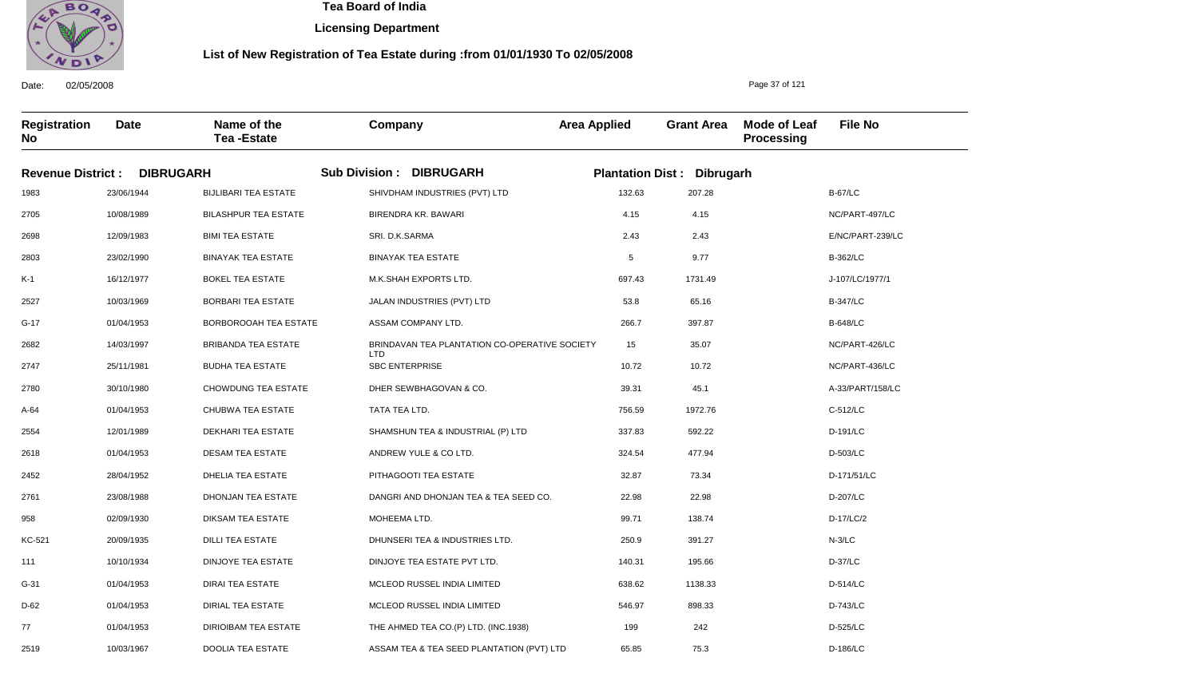# Tea Board of India

## Licensing Department

### List of New Registration of Tea Estate during :from 01/01/1930 To 02/05/2008

Date: 02/05/2008

**Revenue District :** DIBRUGARH **Sub Division :** DIBRUGARH **Plantation Dist :** Dibrugarh

| Registration No | Date | Name of the Tea -Estate | Company | Area Applied | Grant Area | Mode of Leaf Processing | File No |
|---|---|---|---|---|---|---|---|
| 1983 | 23/06/1944 | BIJLIBARI TEA ESTATE | SHIVDHAM INDUSTRIES (PVT) LTD | 132.63 | 207.28 | | B-67/LC |
| 2705 | 10/08/1989 | BILASHPUR TEA ESTATE | BIRENDRA KR. BAWARI | 4.15 | 4.15 | | NC/PART-497/LC |
| 2698 | 12/09/1983 | BIMI TEA ESTATE | SRI. D.K.SARMA | 2.43 | 2.43 | | E/NC/PART-239/LC |
| 2803 | 23/02/1990 | BINAYAK TEA ESTATE | BINAYAK TEA ESTATE | 5 | 9.77 | | B-362/LC |
| K-1 | 16/12/1977 | BOKEL TEA ESTATE | M.K.SHAH EXPORTS LTD. | 697.43 | 1731.49 | | J-107/LC/1977/1 |
| 2527 | 10/03/1969 | BORBARI TEA ESTATE | JALAN INDUSTRIES (PVT) LTD | 53.8 | 65.16 | | B-347/LC |
| G-17 | 01/04/1953 | BORBOROOAH TEA ESTATE | ASSAM COMPANY LTD. | 266.7 | 397.87 | | B-648/LC |
| 2682 | 14/03/1997 | BRIBANDA TEA ESTATE | BRINDAVAN TEA PLANTATION CO-OPERATIVE SOCIETY LTD | 15 | 35.07 | | NC/PART-426/LC |
| 2747 | 25/11/1981 | BUDHA TEA ESTATE | SBC ENTERPRISE | 10.72 | 10.72 | | NC/PART-436/LC |
| 2780 | 30/10/1980 | CHOWDUNG TEA ESTATE | DHER SEWBHAGOVAN & CO. | 39.31 | 45.1 | | A-33/PART/158/LC |
| A-64 | 01/04/1953 | CHUBWA TEA ESTATE | TATA TEA LTD. | 756.59 | 1972.76 | | C-512/LC |
| 2554 | 12/01/1989 | DEKHARI TEA ESTATE | SHAMSHUN TEA & INDUSTRIAL (P) LTD | 337.83 | 592.22 | | D-191/LC |
| 2618 | 01/04/1953 | DESAM TEA ESTATE | ANDREW YULE & CO LTD. | 324.54 | 477.94 | | D-503/LC |
| 2452 | 28/04/1952 | DHELIA TEA ESTATE | PITHAGOOTI TEA ESTATE | 32.87 | 73.34 | | D-171/51/LC |
| 2761 | 23/08/1988 | DHONJAN TEA ESTATE | DANGRI AND DHONJAN TEA & TEA SEED CO. | 22.98 | 22.98 | | D-207/LC |
| 958 | 02/09/1930 | DIKSAM TEA ESTATE | MOHEEMA LTD. | 99.71 | 138.74 | | D-17/LC/2 |
| KC-521 | 20/09/1935 | DILLI TEA ESTATE | DHUNSERI TEA & INDUSTRIES LTD. | 250.9 | 391.27 | | N-3/LC |
| 111 | 10/10/1934 | DINJOYE TEA ESTATE | DINJOYE TEA ESTATE PVT LTD. | 140.31 | 195.66 | | D-37/LC |
| G-31 | 01/04/1953 | DIRAI TEA ESTATE | MCLEOD RUSSEL INDIA LIMITED | 638.62 | 1138.33 | | D-514/LC |
| D-62 | 01/04/1953 | DIRIAL TEA ESTATE | MCLEOD RUSSEL INDIA LIMITED | 546.97 | 898.33 | | D-743/LC |
| 77 | 01/04/1953 | DIRIOIBAM TEA ESTATE | THE AHMED TEA CO.(P) LTD. (INC.1938) | 199 | 242 | | D-525/LC |
| 2519 | 10/03/1967 | DOOLIA TEA ESTATE | ASSAM TEA & TEA SEED PLANTATION (PVT) LTD | 65.85 | 75.3 | | D-186/LC |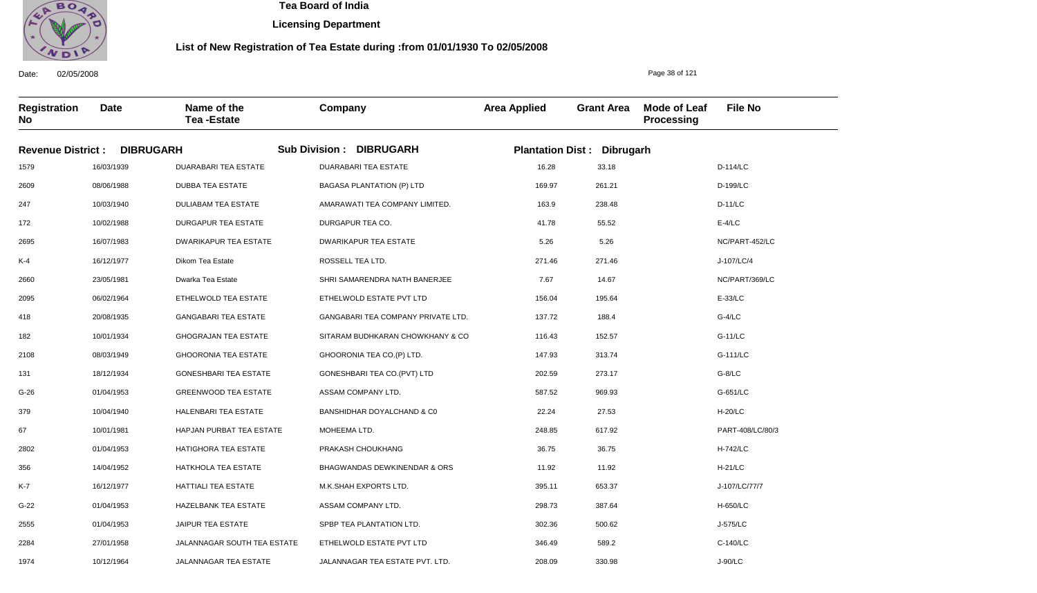# Tea Board of India

## Licensing Department

### List of New Registration of Tea Estate during :from 01/01/1930 To 02/05/2008

Date: 02/05/2008

| Registration No | Date | Name of the Tea -Estate | Company | Area Applied | Grant Area | Mode of Leaf Processing | File No |
|---|---|---|---|---|---|---|---|
| **Revenue District : DIBRUGARH** | | **Sub Division : DIBRUGARH** | | **Plantation Dist : Dibrugarh** | | | |
| 1579 | 16/03/1939 | DUARABARI TEA ESTATE | DUARABARI TEA ESTATE | 16.28 | 33.18 | | D-114/LC |
| 2609 | 08/06/1988 | DUBBA TEA ESTATE | BAGASA PLANTATION (P) LTD | 169.97 | 261.21 | | D-199/LC |
| 247 | 10/03/1940 | DULIABAM TEA ESTATE | AMARAWATI TEA COMPANY LIMITED. | 163.9 | 238.48 | | D-11/LC |
| 172 | 10/02/1988 | DURGAPUR TEA ESTATE | DURGAPUR TEA CO. | 41.78 | 55.52 | | E-4/LC |
| 2695 | 16/07/1983 | DWARIKAPUR TEA ESTATE | DWARIKAPUR TEA ESTATE | 5.26 | 5.26 | | NC/PART-452/LC |
| K-4 | 16/12/1977 | Dikom Tea Estate | ROSSELL TEA LTD. | 271.46 | 271.46 | | J-107/LC/4 |
| 2660 | 23/05/1981 | Dwarka Tea Estate | SHRI SAMARENDRA NATH BANERJEE | 7.67 | 14.67 | | NC/PART/369/LC |
| 2095 | 06/02/1964 | ETHELWOLD TEA ESTATE | ETHELWOLD ESTATE PVT LTD | 156.04 | 195.64 | | E-33/LC |
| 418 | 20/08/1935 | GANGABARI TEA ESTATE | GANGABARI TEA COMPANY PRIVATE LTD. | 137.72 | 188.4 | | G-4/LC |
| 182 | 10/01/1934 | GHOGRAJAN TEA ESTATE | SITARAM BUDHKARAN CHOWKHANY & CO | 116.43 | 152.57 | | G-11/LC |
| 2108 | 08/03/1949 | GHOORONIA TEA ESTATE | GHOORONIA TEA CO.(P) LTD. | 147.93 | 313.74 | | G-111/LC |
| 131 | 18/12/1934 | GONESHBARI TEA ESTATE | GONESHBARI TEA CO.(PVT) LTD | 202.59 | 273.17 | | G-8/LC |
| G-26 | 01/04/1953 | GREENWOOD TEA ESTATE | ASSAM COMPANY LTD. | 587.52 | 969.93 | | G-651/LC |
| 379 | 10/04/1940 | HALENBARI TEA ESTATE | BANSHIDHAR DOYALCHAND & C0 | 22.24 | 27.53 | | H-20/LC |
| 67 | 10/01/1981 | HAPJAN PURBAT TEA ESTATE | MOHEEMA LTD. | 248.85 | 617.92 | | PART-408/LC/80/3 |
| 2802 | 01/04/1953 | HATIGHORA TEA ESTATE | PRAKASH CHOUKHANG | 36.75 | 36.75 | | H-742/LC |
| 356 | 14/04/1952 | HATKHOLA TEA ESTATE | BHAGWANDAS DEWKINENDAR & ORS | 11.92 | 11.92 | | H-21/LC |
| K-7 | 16/12/1977 | HATTIALI TEA ESTATE | M.K.SHAH EXPORTS LTD. | 395.11 | 653.37 | | J-107/LC/77/7 |
| G-22 | 01/04/1953 | HAZELBANK TEA ESTATE | ASSAM COMPANY LTD. | 298.73 | 387.64 | | H-650/LC |
| 2555 | 01/04/1953 | JAIPUR TEA ESTATE | SPBP TEA PLANTATION LTD. | 302.36 | 500.62 | | J-575/LC |
| 2284 | 27/01/1958 | JALANNAGAR SOUTH TEA ESTATE | ETHELWOLD ESTATE PVT LTD | 346.49 | 589.2 | | C-140/LC |
| 1974 | 10/12/1964 | JALANNAGAR TEA ESTATE | JALANNAGAR TEA ESTATE PVT. LTD. | 208.09 | 330.98 | | J-90/LC |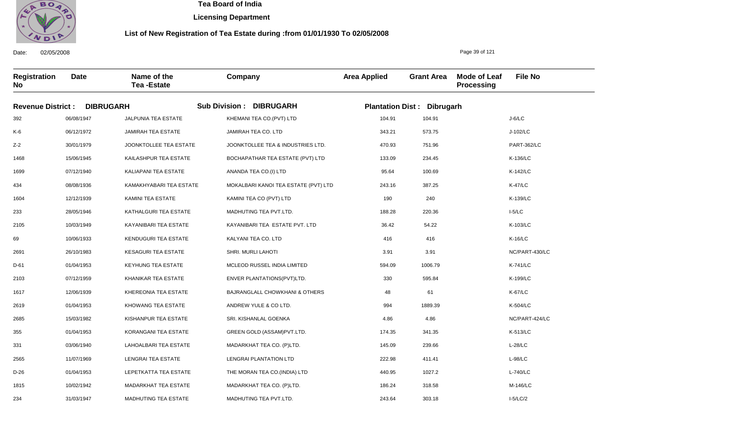# Tea Board of India

## Licensing Department

### List of New Registration of Tea Estate during :from 01/01/1930 To 02/05/2008

Date: 02/05/2008

| Registration No | Date | Name of the Tea -Estate | Company | Area Applied | Grant Area | Mode of Leaf Processing | File No |
|---|---|---|---|---|---|---|---|
| **Revenue District : DIBRUGARH** | | **Sub Division : DIBRUGARH** | | **Plantation Dist : Dibrugarh** | | | |
| 392 | 06/08/1947 | JALPUNIA TEA ESTATE | KHEMANI TEA CO.(PVT) LTD | 104.91 | 104.91 | | J-6/LC |
| K-6 | 06/12/1972 | JAMIRAH TEA ESTATE | JAMIRAH TEA CO. LTD | 343.21 | 573.75 | | J-102/LC |
| Z-2 | 30/01/1979 | JOONKTOLLEE TEA ESTATE | JOONKTOLLEE TEA & INDUSTRIES LTD. | 470.93 | 751.96 | | PART-362/LC |
| 1468 | 15/06/1945 | KAILASHPUR TEA ESTATE | BOCHAPATHAR TEA ESTATE (PVT) LTD | 133.09 | 234.45 | | K-136/LC |
| 1699 | 07/12/1940 | KALIAPANI TEA ESTATE | ANANDA TEA CO.(I) LTD | 95.64 | 100.69 | | K-142/LC |
| 434 | 08/08/1936 | KAMAKHYABARI TEA ESTATE | MOKALBARI KANOI TEA ESTATE (PVT) LTD | 243.16 | 387.25 | | K-47/LC |
| 1604 | 12/12/1939 | KAMINI TEA ESTATE | KAMINI TEA CO (PVT) LTD | 190 | 240 | | K-139/LC |
| 233 | 28/05/1946 | KATHALGURI TEA ESTATE | MADHUTING TEA PVT.LTD. | 188.28 | 220.36 | | I-5/LC |
| 2105 | 10/03/1949 | KAYANIBARI TEA ESTATE | KAYANIBARI TEA ESTATE PVT. LTD | 36.42 | 54.22 | | K-103/LC |
| 69 | 10/06/1933 | KENDUGURI TEA ESTATE | KALYANI TEA CO. LTD | 416 | 416 | | K-16/LC |
| 2691 | 26/10/1983 | KESAGURI TEA ESTATE | SHRI. MURLI LAHOTI | 3.91 | 3.91 | | NC/PART-430/LC |
| D-61 | 01/04/1953 | KEYHUNG TEA ESTATE | MCLEOD RUSSEL INDIA LIMITED | 594.09 | 1006.79 | | K-741/LC |
| 2103 | 07/12/1959 | KHANIKAR TEA ESTATE | ENVER PLANTATIONS(PVT)LTD. | 330 | 595.84 | | K-199/LC |
| 1617 | 12/06/1939 | KHEREONIA TEA ESTATE | BAJRANGLALL CHOWKHANI & OTHERS | 48 | 61 | | K-67/LC |
| 2619 | 01/04/1953 | KHOWANG TEA ESTATE | ANDREW YULE & CO LTD. | 994 | 1889.39 | | K-504/LC |
| 2685 | 15/03/1982 | KISHANPUR TEA ESTATE | SRI. KISHANLAL GOENKA | 4.86 | 4.86 | | NC/PART-424/LC |
| 355 | 01/04/1953 | KORANGANI TEA ESTATE | GREEN GOLD (ASSAM)PVT.LTD. | 174.35 | 341.35 | | K-513/LC |
| 331 | 03/06/1940 | LAHOALBARI TEA ESTATE | MADARKHAT TEA CO. (P)LTD. | 145.09 | 239.66 | | L-28/LC |
| 2565 | 11/07/1969 | LENGRAI TEA ESTATE | LENGRAI PLANTATION LTD | 222.98 | 411.41 | | L-98/LC |
| D-26 | 01/04/1953 | LEPETKATTA TEA ESTATE | THE MORAN TEA CO.(INDIA) LTD | 440.95 | 1027.2 | | L-740/LC |
| 1815 | 10/02/1942 | MADARKHAT TEA ESTATE | MADARKHAT TEA CO. (P)LTD. | 186.24 | 318.58 | | M-146/LC |
| 234 | 31/03/1947 | MADHUTING TEA ESTATE | MADHUTING TEA PVT.LTD. | 243.64 | 303.18 | | I-5/LC/2 |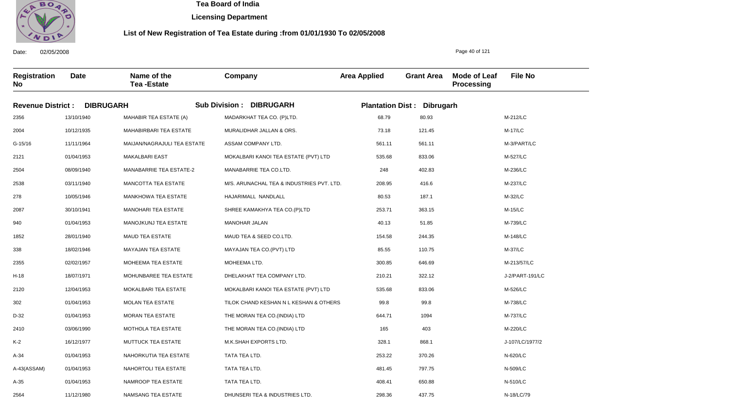**Tea Board of India**

**Licensing Department**

**List of New Registration of Tea Estate during :from 01/01/1930 To 02/05/2008**

Date: 02/05/2008

| Registration No | Date | Name of the Tea -Estate | Company | Area Applied | Grant Area | Mode of Leaf Processing | File No |
|---|---|---|---|---|---|---|---|
| **Revenue District : DIBRUGARH** | | **Sub Division : DIBRUGARH** | | **Plantation Dist : Dibrugarh** | | | |
| 2356 | 13/10/1940 | MAHABIR TEA ESTATE (A) | MADARKHAT TEA CO. (P)LTD. | 68.79 | 80.93 | | M-212/LC |
| 2004 | 10/12/1935 | MAHABIRBARI TEA ESTATE | MURALIDHAR JALLAN & ORS. | 73.18 | 121.45 | | M-17/LC |
| G-15/16 | 11/11/1964 | MAIJAN/NAGRAJULI TEA ESTATE | ASSAM COMPANY LTD. | 561.11 | 561.11 | | M-3/PART/LC |
| 2121 | 01/04/1953 | MAKALBARI EAST | MOKALBARI KANOI TEA ESTATE (PVT) LTD | 535.68 | 833.06 | | M-527/LC |
| 2504 | 08/09/1940 | MANABARRIE TEA ESTATE-2 | MANABARRIE TEA CO.LTD. | 248 | 402.83 | | M-236/LC |
| 2538 | 03/11/1940 | MANCOTTA TEA ESTATE | M/S. ARUNACHAL TEA & INDUSTRIES PVT. LTD. | 208.95 | 416.6 | | M-237/LC |
| 278 | 10/05/1946 | MANKHOWA TEA ESTATE | HAJARIMALL NANDLALL | 80.53 | 187.1 | | M-32/LC |
| 2087 | 30/10/1941 | MANOHARI TEA ESTATE | SHREE KAMAKHYA TEA CO.(P)LTD | 253.71 | 363.15 | | M-15/LC |
| 940 | 01/04/1953 | MANOJKUNJ TEA ESTATE | MANOHAR JALAN | 40.13 | 51.85 | | M-739/LC |
| 1852 | 28/01/1940 | MAUD TEA ESTATE | MAUD TEA & SEED CO.LTD. | 154.58 | 244.35 | | M-148/LC |
| 338 | 18/02/1946 | MAYAJAN TEA ESTATE | MAYAJAN TEA CO.(PVT) LTD | 85.55 | 110.75 | | M-37/LC |
| 2355 | 02/02/1957 | MOHEEMA TEA ESTATE | MOHEEMA LTD. | 300.85 | 646.69 | | M-213/57/LC |
| H-18 | 18/07/1971 | MOHUNBAREE TEA ESTATE | DHELAKHAT TEA COMPANY LTD. | 210.21 | 322.12 | | J-2/PART-191/LC |
| 2120 | 12/04/1953 | MOKALBARI TEA ESTATE | MOKALBARI KANOI TEA ESTATE (PVT) LTD | 535.68 | 833.06 | | M-526/LC |
| 302 | 01/04/1953 | MOLAN TEA ESTATE | TILOK CHAND KESHAN N L KESHAN & OTHERS | 99.8 | 99.8 | | M-738/LC |
| D-32 | 01/04/1953 | MORAN TEA ESTATE | THE MORAN TEA CO.(INDIA) LTD | 644.71 | 1094 | | M-737/LC |
| 2410 | 03/06/1990 | MOTHOLA TEA ESTATE | THE MORAN TEA CO.(INDIA) LTD | 165 | 403 | | M-220/LC |
| K-2 | 16/12/1977 | MUTTUCK TEA ESTATE | M.K.SHAH EXPORTS LTD. | 328.1 | 868.1 | | J-107/LC/1977/2 |
| A-34 | 01/04/1953 | NAHORKUTIA TEA ESTATE | TATA TEA LTD. | 253.22 | 370.26 | | N-620/LC |
| A-43(ASSAM) | 01/04/1953 | NAHORTOLI TEA ESTATE | TATA TEA LTD. | 481.45 | 797.75 | | N-509/LC |
| A-35 | 01/04/1953 | NAMROOP TEA ESTATE | TATA TEA LTD. | 408.41 | 650.88 | | N-510/LC |
| 2564 | 11/12/1980 | NAMSANG TEA ESTATE | DHUNSERI TEA & INDUSTRIES LTD. | 298.36 | 437.75 | | N-18/LC/79 |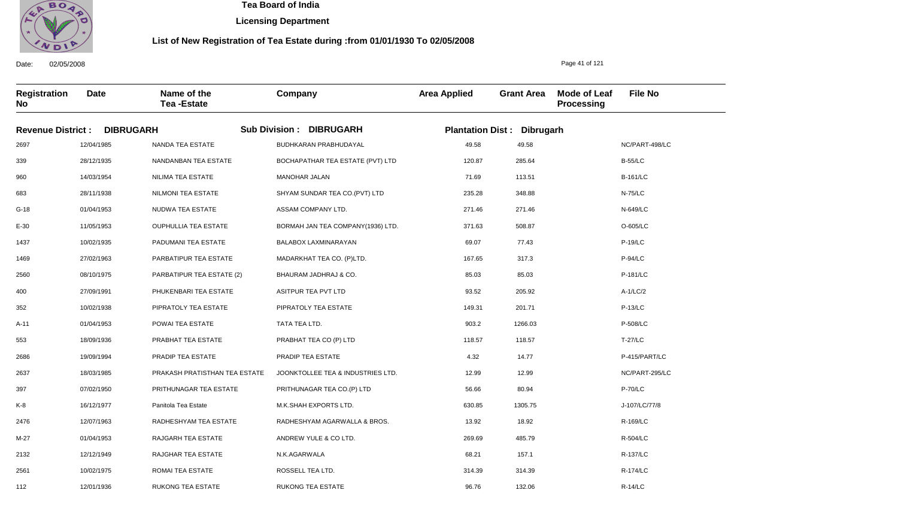# Tea Board of India

**Licensing Department**

**List of New Registration of Tea Estate during :from 01/01/1930 To 02/05/2008**

Date: 02/05/2008

| Registration No | Date | Name of the Tea -Estate | Company | Area Applied | Grant Area | Mode of Leaf Processing | File No |
|---|---|---|---|---|---|---|---|
| **Revenue District : DIBRUGARH** | | **Sub Division : DIBRUGARH** | | **Plantation Dist : Dibrugarh** | | | |
| 2697 | 12/04/1985 | NANDA TEA ESTATE | BUDHKARAN PRABHUDAYAL | 49.58 | 49.58 | | NC/PART-498/LC |
| 339 | 28/12/1935 | NANDANBAN TEA ESTATE | BOCHAPATHAR TEA ESTATE (PVT) LTD | 120.87 | 285.64 | | B-55/LC |
| 960 | 14/03/1954 | NILIMA TEA ESTATE | MANOHAR JALAN | 71.69 | 113.51 | | B-161/LC |
| 683 | 28/11/1938 | NILMONI TEA ESTATE | SHYAM SUNDAR TEA CO.(PVT) LTD | 235.28 | 348.88 | | N-75/LC |
| G-18 | 01/04/1953 | NUDWA TEA ESTATE | ASSAM COMPANY LTD. | 271.46 | 271.46 | | N-649/LC |
| E-30 | 11/05/1953 | OUPHULLIA TEA ESTATE | BORMAH JAN TEA COMPANY(1936) LTD. | 371.63 | 508.87 | | O-605/LC |
| 1437 | 10/02/1935 | PADUMANI TEA ESTATE | BALABOX LAXMINARAYAN | 69.07 | 77.43 | | P-19/LC |
| 1469 | 27/02/1963 | PARBATIPUR TEA ESTATE | MADARKHAT TEA CO. (P)LTD. | 167.65 | 317.3 | | P-94/LC |
| 2560 | 08/10/1975 | PARBATIPUR TEA ESTATE (2) | BHAURAM JADHRAJ & CO. | 85.03 | 85.03 | | P-181/LC |
| 400 | 27/09/1991 | PHUKENBARI TEA ESTATE | ASITPUR TEA PVT LTD | 93.52 | 205.92 | | A-1/LC/2 |
| 352 | 10/02/1938 | PIPRATOLY TEA ESTATE | PIPRATOLY TEA ESTATE | 149.31 | 201.71 | | P-13/LC |
| A-11 | 01/04/1953 | POWAI TEA ESTATE | TATA TEA LTD. | 903.2 | 1266.03 | | P-508/LC |
| 553 | 18/09/1936 | PRABHAT TEA ESTATE | PRABHAT TEA CO (P) LTD | 118.57 | 118.57 | | T-27/LC |
| 2686 | 19/09/1994 | PRADIP TEA ESTATE | PRADIP TEA ESTATE | 4.32 | 14.77 | | P-415/PART/LC |
| 2637 | 18/03/1985 | PRAKASH PRATISTHAN TEA ESTATE | JOONKTOLLEE TEA & INDUSTRIES LTD. | 12.99 | 12.99 | | NC/PART-295/LC |
| 397 | 07/02/1950 | PRITHUNAGAR TEA ESTATE | PRITHUNAGAR TEA CO.(P) LTD | 56.66 | 80.94 | | P-70/LC |
| K-8 | 16/12/1977 | Panitola Tea Estate | M.K.SHAH EXPORTS LTD. | 630.85 | 1305.75 | | J-107/LC/77/8 |
| 2476 | 12/07/1963 | RADHESHYAM TEA ESTATE | RADHESHYAM AGARWALLA & BROS. | 13.92 | 18.92 | | R-169/LC |
| M-27 | 01/04/1953 | RAJGARH TEA ESTATE | ANDREW YULE & CO LTD. | 269.69 | 485.79 | | R-504/LC |
| 2132 | 12/12/1949 | RAJGHAR TEA ESTATE | N.K.AGARWALA | 68.21 | 157.1 | | R-137/LC |
| 2561 | 10/02/1975 | ROMAI TEA ESTATE | ROSSELL TEA LTD. | 314.39 | 314.39 | | R-174/LC |
| 112 | 12/01/1936 | RUKONG TEA ESTATE | RUKONG TEA ESTATE | 96.76 | 132.06 | | R-14/LC |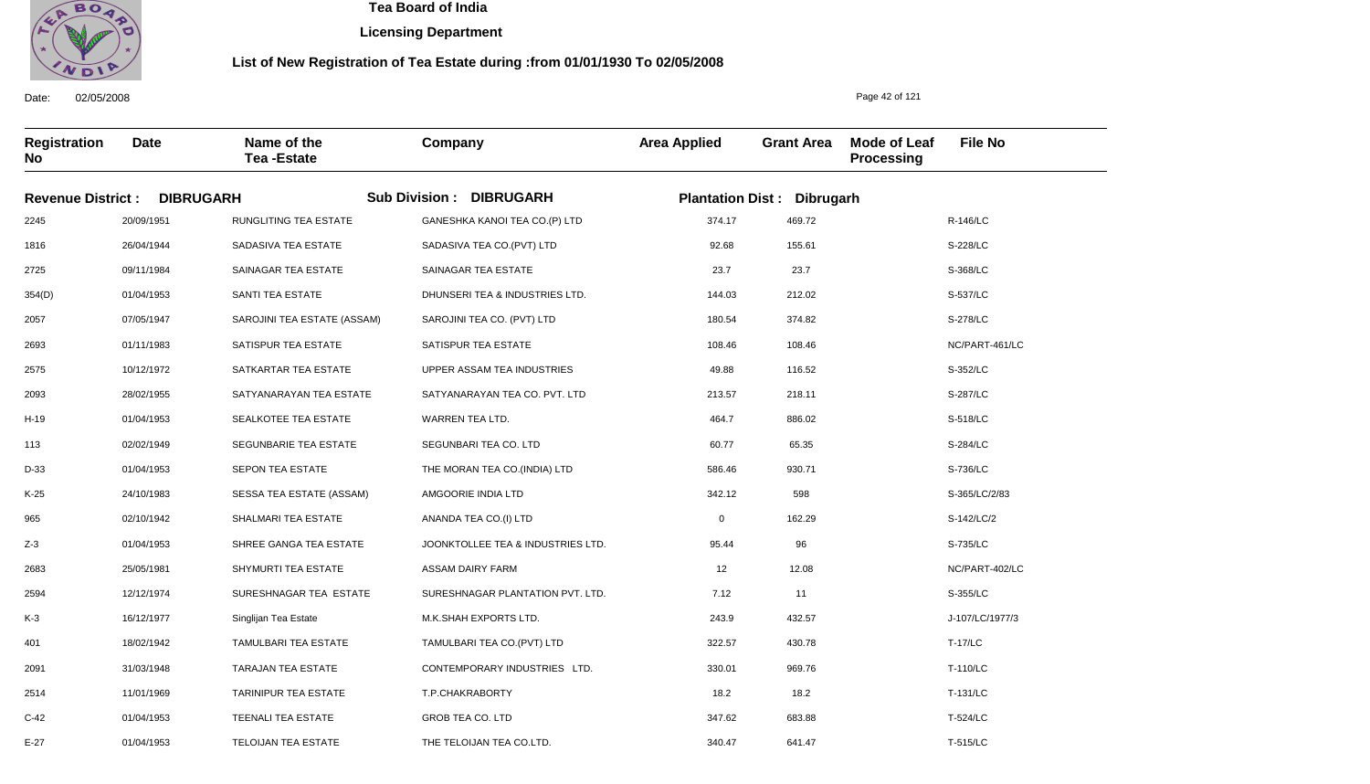# Tea Board of India

## Licensing Department

### List of New Registration of Tea Estate during :from 01/01/1930 To 02/05/2008

Date: 02/05/2008

| Registration No | Date | Name of the Tea -Estate | Company | Area Applied | Grant Area | Mode of Leaf Processing | File No |
|---|---|---|---|---|---|---|---|
| **Revenue District : DIBRUGARH** | | **Sub Division : DIBRUGARH** | | **Plantation Dist : Dibrugarh** | | | |
| 2245 | 20/09/1951 | RUNGLITING TEA ESTATE | GANESHKA KANOI TEA CO.(P) LTD | 374.17 | 469.72 | | R-146/LC |
| 1816 | 26/04/1944 | SADASIVA TEA ESTATE | SADASIVA TEA CO.(PVT) LTD | 92.68 | 155.61 | | S-228/LC |
| 2725 | 09/11/1984 | SAINAGAR TEA ESTATE | SAINAGAR TEA ESTATE | 23.7 | 23.7 | | S-368/LC |
| 354(D) | 01/04/1953 | SANTI TEA ESTATE | DHUNSERI TEA & INDUSTRIES LTD. | 144.03 | 212.02 | | S-537/LC |
| 2057 | 07/05/1947 | SAROJINI TEA ESTATE (ASSAM) | SAROJINI TEA CO. (PVT) LTD | 180.54 | 374.82 | | S-278/LC |
| 2693 | 01/11/1983 | SATISPUR TEA ESTATE | SATISPUR TEA ESTATE | 108.46 | 108.46 | | NC/PART-461/LC |
| 2575 | 10/12/1972 | SATKARTAR TEA ESTATE | UPPER ASSAM TEA INDUSTRIES | 49.88 | 116.52 | | S-352/LC |
| 2093 | 28/02/1955 | SATYANARAYAN TEA ESTATE | SATYANARAYAN TEA CO. PVT. LTD | 213.57 | 218.11 | | S-287/LC |
| H-19 | 01/04/1953 | SEALKOTEE TEA ESTATE | WARREN TEA LTD. | 464.7 | 886.02 | | S-518/LC |
| 113 | 02/02/1949 | SEGUNBARIE TEA ESTATE | SEGUNBARI TEA CO. LTD | 60.77 | 65.35 | | S-284/LC |
| D-33 | 01/04/1953 | SEPON TEA ESTATE | THE MORAN TEA CO.(INDIA) LTD | 586.46 | 930.71 | | S-736/LC |
| K-25 | 24/10/1983 | SESSA TEA ESTATE (ASSAM) | AMGOORIE INDIA LTD | 342.12 | 598 | | S-365/LC/2/83 |
| 965 | 02/10/1942 | SHALMARI TEA ESTATE | ANANDA TEA CO.(I) LTD | 0 | 162.29 | | S-142/LC/2 |
| Z-3 | 01/04/1953 | SHREE GANGA TEA ESTATE | JOONKTOLLEE TEA & INDUSTRIES LTD. | 95.44 | 96 | | S-735/LC |
| 2683 | 25/05/1981 | SHYMURTI TEA ESTATE | ASSAM DAIRY FARM | 12 | 12.08 | | NC/PART-402/LC |
| 2594 | 12/12/1974 | SURESHNAGAR TEA ESTATE | SURESHNAGAR PLANTATION PVT. LTD. | 7.12 | 11 | | S-355/LC |
| K-3 | 16/12/1977 | Singlijan Tea Estate | M.K.SHAH EXPORTS LTD. | 243.9 | 432.57 | | J-107/LC/1977/3 |
| 401 | 18/02/1942 | TAMULBARI TEA ESTATE | TAMULBARI TEA CO.(PVT) LTD | 322.57 | 430.78 | | T-17/LC |
| 2091 | 31/03/1948 | TARAJAN TEA ESTATE | CONTEMPORARY INDUSTRIES LTD. | 330.01 | 969.76 | | T-110/LC |
| 2514 | 11/01/1969 | TARINIPUR TEA ESTATE | T.P.CHAKRABORTY | 18.2 | 18.2 | | T-131/LC |
| C-42 | 01/04/1953 | TEENALI TEA ESTATE | GROB TEA CO. LTD | 347.62 | 683.88 | | T-524/LC |
| E-27 | 01/04/1953 | TELOIJAN TEA ESTATE | THE TELOIJAN TEA CO.LTD. | 340.47 | 641.47 | | T-515/LC |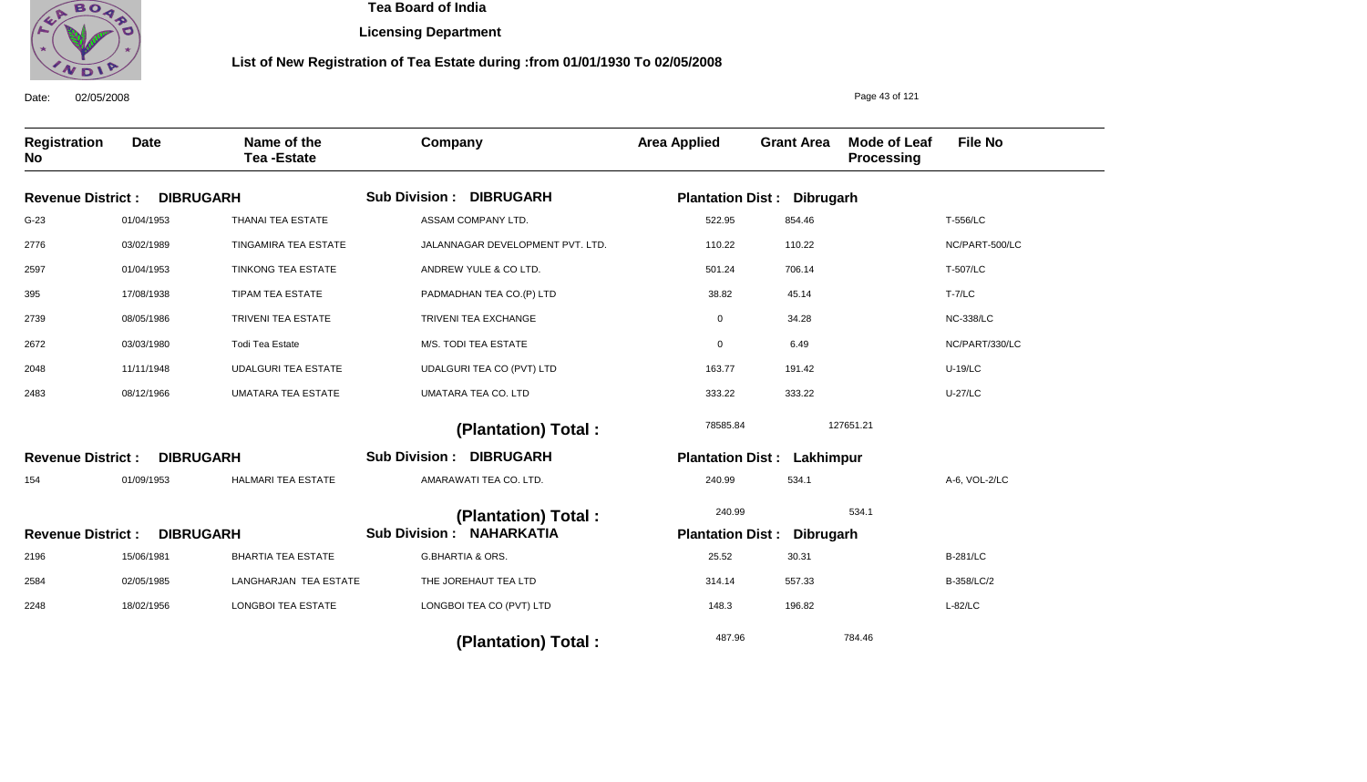# Tea Board of India

## Licensing Department

### List of New Registration of Tea Estate during :from 01/01/1930 To 02/05/2008

Date: 02/05/2008

| Registration No | Date | Name of the Tea -Estate | Company | Area Applied | Grant Area | Mode of Leaf Processing | File No |
|---|---|---|---|---|---|---|---|
| **Revenue District : DIBRUGARH** | | | **Sub Division : DIBRUGARH** | **Plantation Dist : Dibrugarh** | | | |
| G-23 | 01/04/1953 | THANAI TEA ESTATE | ASSAM COMPANY LTD. | 522.95 | 854.46 | | T-556/LC |
| 2776 | 03/02/1989 | TINGAMIRA TEA ESTATE | JALANNAGAR DEVELOPMENT PVT. LTD. | 110.22 | 110.22 | | NC/PART-500/LC |
| 2597 | 01/04/1953 | TINKONG TEA ESTATE | ANDREW YULE & CO LTD. | 501.24 | 706.14 | | T-507/LC |
| 395 | 17/08/1938 | TIPAM TEA ESTATE | PADMADHAN TEA CO.(P) LTD | 38.82 | 45.14 | | T-7/LC |
| 2739 | 08/05/1986 | TRIVENI TEA ESTATE | TRIVENI TEA EXCHANGE | 0 | 34.28 | | NC-338/LC |
| 2672 | 03/03/1980 | Todi Tea Estate | M/S. TODI TEA ESTATE | 0 | 6.49 | | NC/PART/330/LC |
| 2048 | 11/11/1948 | UDALGURI TEA ESTATE | UDALGURI TEA CO (PVT) LTD | 163.77 | 191.42 | | U-19/LC |
| 2483 | 08/12/1966 | UMATARA TEA ESTATE | UMATARA TEA CO. LTD | 333.22 | 333.22 | | U-27/LC |
| | | | **(Plantation) Total :** | 78585.84 | 127651.21 | | |
| **Revenue District : DIBRUGARH** | | | **Sub Division : DIBRUGARH** | **Plantation Dist : Lakhimpur** | | | |
| 154 | 01/09/1953 | HALMARI TEA ESTATE | AMARAWATI TEA CO. LTD. | 240.99 | 534.1 | | A-6, VOL-2/LC |
| | | | **(Plantation) Total :** | 240.99 | 534.1 | | |
| **Revenue District : DIBRUGARH** | | | **Sub Division : NAHARKATIA** | **Plantation Dist : Dibrugarh** | | | |
| 2196 | 15/06/1981 | BHARTIA TEA ESTATE | G.BHARTIA & ORS. | 25.52 | 30.31 | | B-281/LC |
| 2584 | 02/05/1985 | LANGHARJAN TEA ESTATE | THE JOREHAUT TEA LTD | 314.14 | 557.33 | | B-358/LC/2 |
| 2248 | 18/02/1956 | LONGBOI TEA ESTATE | LONGBOI TEA CO (PVT) LTD | 148.3 | 196.82 | | L-82/LC |
| | | | **(Plantation) Total :** | 487.96 | 784.46 | | |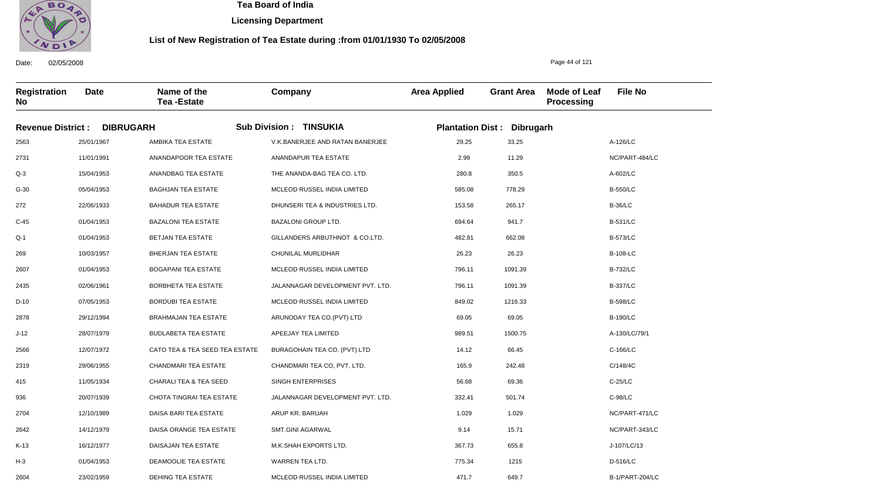# Tea Board of India

**Licensing Department**

**List of New Registration of Tea Estate during :from 01/01/1930 To 02/05/2008**

Date: 02/05/2008

| Registration No | Date | Name of the Tea -Estate | Company | Area Applied | Grant Area | Mode of Leaf Processing | File No |
|---|---|---|---|---|---|---|---|
| **Revenue District : DIBRUGARH** | | **Sub Division : TINSUKIA** | | **Plantation Dist : Dibrugarh** | | | |
| 2563 | 25/01/1967 | AMBIKA TEA ESTATE | V.K.BANERJEE AND RATAN BANERJEE | 29.25 | 33.25 | | A-126/LC |
| 2731 | 11/01/1991 | ANANDAPOOR TEA ESTATE | ANANDAPUR TEA ESTATE | 2.99 | 11.29 | | NC/PART-484/LC |
| Q-3 | 15/04/1953 | ANANDBAG TEA ESTATE | THE ANANDA-BAG TEA CO. LTD. | 280.8 | 350.5 | | A-602/LC |
| G-30 | 05/04/1953 | BAGHJAN TEA ESTATE | MCLEOD RUSSEL INDIA LIMITED | 585.08 | 778.29 | | B-550/LC |
| 272 | 22/06/1933 | BAHADUR TEA ESTATE | DHUNSERI TEA & INDUSTRIES LTD. | 153.58 | 265.17 | | B-36/LC |
| C-45 | 01/04/1953 | BAZALONI TEA ESTATE | BAZALONI GROUP LTD. | 694.64 | 941.7 | | B-531/LC |
| Q-1 | 01/04/1953 | BETJAN TEA ESTATE | GILLANDERS ARBUTHNOT & CO.LTD. | 482.81 | 662.08 | | B-573/LC |
| 269 | 10/03/1957 | BHERJAN TEA ESTATE | CHUNILAL MURLIDHAR | 26.23 | 26.23 | | B-108-LC |
| 2607 | 01/04/1953 | BOGAPANI TEA ESTATE | MCLEOD RUSSEL INDIA LIMITED | 796.11 | 1091.39 | | B-732/LC |
| 2435 | 02/06/1961 | BORBHETA TEA ESTATE | JALANNAGAR DEVELOPMENT PVT. LTD. | 796.11 | 1091.39 | | B-337/LC |
| D-10 | 07/05/1953 | BORDUBI TEA ESTATE | MCLEOD RUSSEL INDIA LIMITED | 849.02 | 1216.33 | | B-598/LC |
| 2878 | 29/12/1994 | BRAHMAJAN TEA ESTATE | ARUNODAY TEA CO.(PVT) LTD | 69.05 | 69.05 | | B-190/LC |
| J-12 | 28/07/1979 | BUDLABETA TEA ESTATE | APEEJAY TEA LIMITED | 989.51 | 1500.75 | | A-130/LC/79/1 |
| 2566 | 12/07/1972 | CATO TEA & TEA SEED TEA ESTATE | BURAGOHAIN TEA CO. (PVT) LTD | 14.12 | 66.45 | | C-166/LC |
| 2319 | 29/06/1955 | CHANDMARI TEA ESTATE | CHANDMARI TEA CO, PVT, LTD. | 165.9 | 242.48 | | C/148/4C |
| 415 | 11/05/1934 | CHARALI TEA & TEA SEED | SINGH ENTERPRISES | 56.68 | 69.36 | | C-25/LC |
| 936 | 20/07/1939 | CHOTA TINGRAI TEA ESTATE | JALANNAGAR DEVELOPMENT PVT. LTD. | 332.41 | 501.74 | | C-98/LC |
| 2704 | 12/10/1989 | DAISA BARI TEA ESTATE | ARUP KR. BARUAH | 1.029 | 1.029 | | NC/PART-471/LC |
| 2642 | 14/12/1979 | DAISA ORANGE TEA ESTATE | SMT.GINI AGARWAL | 9.14 | 15.71 | | NC/PART-343/LC |
| K-13 | 16/12/1977 | DAISAJAN TEA ESTATE | M.K.SHAH EXPORTS LTD. | 367.73 | 655.8 | | J-107/LC/13 |
| H-3 | 01/04/1953 | DEAMOOLIE TEA ESTATE | WARREN TEA LTD. | 775.34 | 1215 | | D-516/LC |
| 2604 | 23/02/1959 | DEHING TEA ESTATE | MCLEOD RUSSEL INDIA LIMITED | 471.7 | 649.7 | | B-1/PART-204/LC |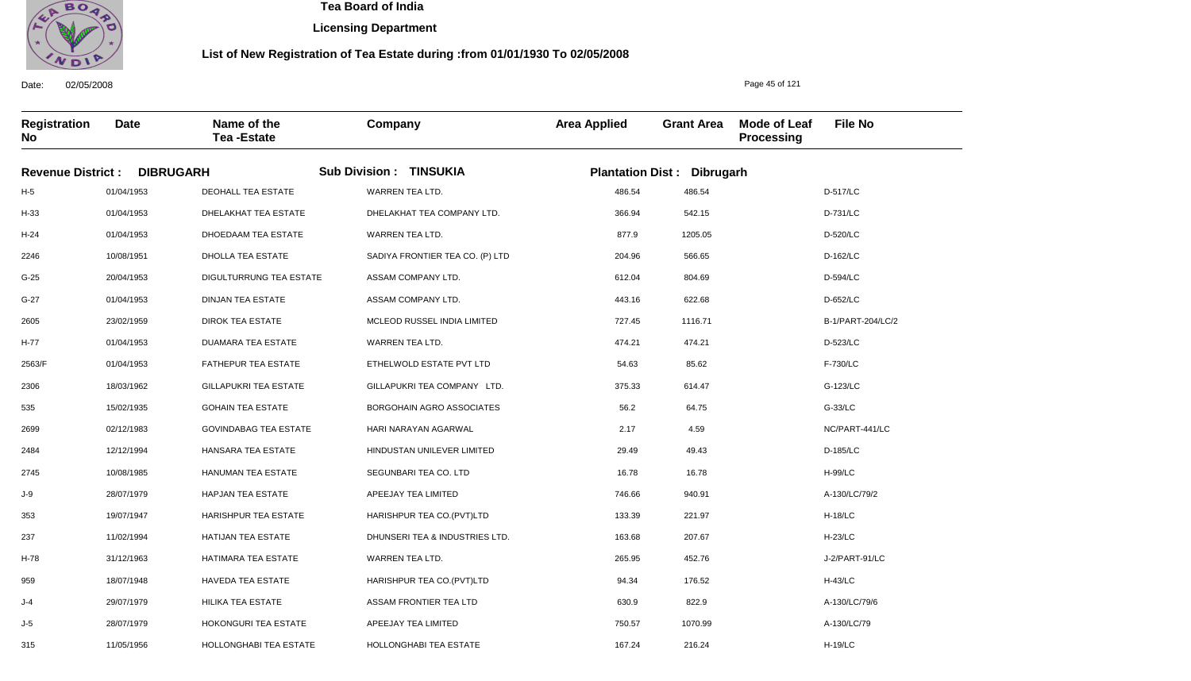# Tea Board of India

**Licensing Department**

**List of New Registration of Tea Estate during :from 01/01/1930 To 02/05/2008**

Date: 02/05/2008

**Revenue District : DIBRUGARH** | **Sub Division : TINSUKIA** | **Plantation Dist : Dibrugarh**

| Registration No | Date | Name of the Tea -Estate | Company | Area Applied | Grant Area | Mode of Leaf Processing | File No |
|---|---|---|---|---|---|---|---|
| H-5 | 01/04/1953 | DEOHALL TEA ESTATE | WARREN TEA LTD. | 486.54 | 486.54 | | D-517/LC |
| H-33 | 01/04/1953 | DHELAKHAT TEA ESTATE | DHELAKHAT TEA COMPANY LTD. | 366.94 | 542.15 | | D-731/LC |
| H-24 | 01/04/1953 | DHOEDAAM TEA ESTATE | WARREN TEA LTD. | 877.9 | 1205.05 | | D-520/LC |
| 2246 | 10/08/1951 | DHOLLA TEA ESTATE | SADIYA FRONTIER TEA CO. (P) LTD | 204.96 | 566.65 | | D-162/LC |
| G-25 | 20/04/1953 | DIGULTURRUNG TEA ESTATE | ASSAM COMPANY LTD. | 612.04 | 804.69 | | D-594/LC |
| G-27 | 01/04/1953 | DINJAN TEA ESTATE | ASSAM COMPANY LTD. | 443.16 | 622.68 | | D-652/LC |
| 2605 | 23/02/1959 | DIROK TEA ESTATE | MCLEOD RUSSEL INDIA LIMITED | 727.45 | 1116.71 | | B-1/PART-204/LC/2 |
| H-77 | 01/04/1953 | DUAMARA TEA ESTATE | WARREN TEA LTD. | 474.21 | 474.21 | | D-523/LC |
| 2563/F | 01/04/1953 | FATHEPUR TEA ESTATE | ETHELWOLD ESTATE PVT LTD | 54.63 | 85.62 | | F-730/LC |
| 2306 | 18/03/1962 | GILLAPUKRI TEA ESTATE | GILLAPUKRI TEA COMPANY LTD. | 375.33 | 614.47 | | G-123/LC |
| 535 | 15/02/1935 | GOHAIN TEA ESTATE | BORGOHAIN AGRO ASSOCIATES | 56.2 | 64.75 | | G-33/LC |
| 2699 | 02/12/1983 | GOVINDABAG TEA ESTATE | HARI NARAYAN AGARWAL | 2.17 | 4.59 | | NC/PART-441/LC |
| 2484 | 12/12/1994 | HANSARA TEA ESTATE | HINDUSTAN UNILEVER LIMITED | 29.49 | 49.43 | | D-185/LC |
| 2745 | 10/08/1985 | HANUMAN TEA ESTATE | SEGUNBARI TEA CO. LTD | 16.78 | 16.78 | | H-99/LC |
| J-9 | 28/07/1979 | HAPJAN TEA ESTATE | APEEJAY TEA LIMITED | 746.66 | 940.91 | | A-130/LC/79/2 |
| 353 | 19/07/1947 | HARISHPUR TEA ESTATE | HARISHPUR TEA CO.(PVT)LTD | 133.39 | 221.97 | | H-18/LC |
| 237 | 11/02/1994 | HATIJAN TEA ESTATE | DHUNSERI TEA & INDUSTRIES LTD. | 163.68 | 207.67 | | H-23/LC |
| H-78 | 31/12/1963 | HATIMARA TEA ESTATE | WARREN TEA LTD. | 265.95 | 452.76 | | J-2/PART-91/LC |
| 959 | 18/07/1948 | HAVEDA TEA ESTATE | HARISHPUR TEA CO.(PVT)LTD | 94.34 | 176.52 | | H-43/LC |
| J-4 | 29/07/1979 | HILIKA TEA ESTATE | ASSAM FRONTIER TEA LTD | 630.9 | 822.9 | | A-130/LC/79/6 |
| J-5 | 28/07/1979 | HOKONGURI TEA ESTATE | APEEJAY TEA LIMITED | 750.57 | 1070.99 | | A-130/LC/79 |
| 315 | 11/05/1956 | HOLLONGHABI TEA ESTATE | HOLLONGHABI TEA ESTATE | 167.24 | 216.24 | | H-19/LC |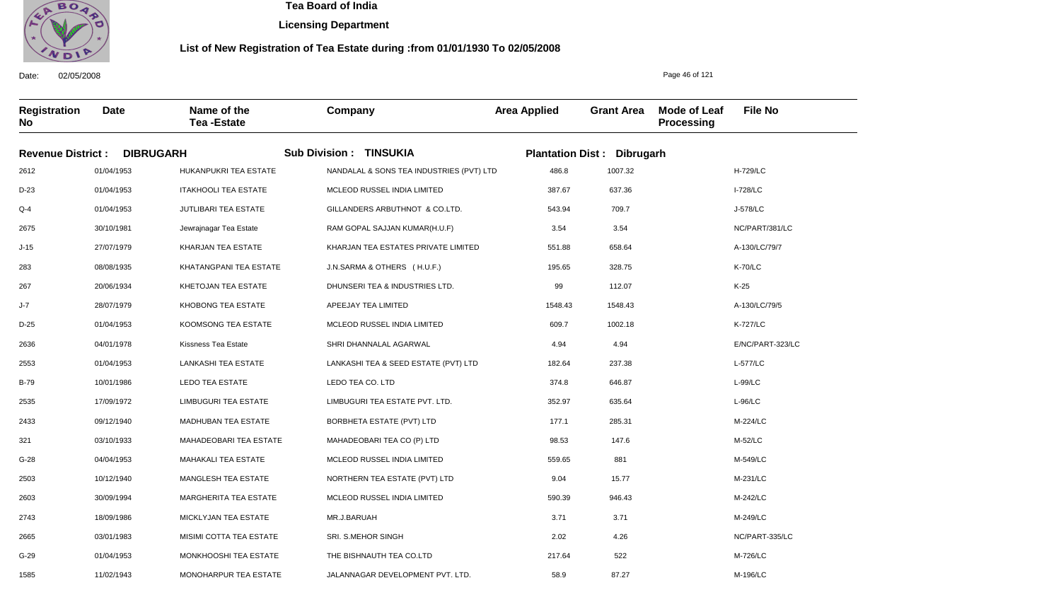# Tea Board of India

## Licensing Department

### List of New Registration of Tea Estate during :from 01/01/1930 To 02/05/2008

Date: 02/05/2008

| Registration No | Date | Name of the Tea -Estate | Company | Area Applied | Grant Area | Mode of Leaf Processing | File No |
|---|---|---|---|---|---|---|---|
| **Revenue District : DIBRUGARH** | | **Sub Division : TINSUKIA** | | **Plantation Dist : Dibrugarh** | | | |
| 2612 | 01/04/1953 | HUKANPUKRI TEA ESTATE | NANDALAL & SONS TEA INDUSTRIES (PVT) LTD | 486.8 | 1007.32 | | H-729/LC |
| D-23 | 01/04/1953 | ITAKHOOLI TEA ESTATE | MCLEOD RUSSEL INDIA LIMITED | 387.67 | 637.36 | | I-728/LC |
| Q-4 | 01/04/1953 | JUTLIBARI TEA ESTATE | GILLANDERS ARBUTHNOT & CO.LTD. | 543.94 | 709.7 | | J-578/LC |
| 2675 | 30/10/1981 | Jewrajnagar Tea Estate | RAM GOPAL SAJJAN KUMAR(H.U.F) | 3.54 | 3.54 | | NC/PART/381/LC |
| J-15 | 27/07/1979 | KHARJAN TEA ESTATE | KHARJAN TEA ESTATES PRIVATE LIMITED | 551.88 | 658.64 | | A-130/LC/79/7 |
| 283 | 08/08/1935 | KHATANGPANI TEA ESTATE | J.N.SARMA & OTHERS ( H.U.F.) | 195.65 | 328.75 | | K-70/LC |
| 267 | 20/06/1934 | KHETOJAN TEA ESTATE | DHUNSERI TEA & INDUSTRIES LTD. | 99 | 112.07 | | K-25 |
| J-7 | 28/07/1979 | KHOBONG TEA ESTATE | APEEJAY TEA LIMITED | 1548.43 | 1548.43 | | A-130/LC/79/5 |
| D-25 | 01/04/1953 | KOOMSONG TEA ESTATE | MCLEOD RUSSEL INDIA LIMITED | 609.7 | 1002.18 | | K-727/LC |
| 2636 | 04/01/1978 | Kissness Tea Estate | SHRI DHANNALAL AGARWAL | 4.94 | 4.94 | | E/NC/PART-323/LC |
| 2553 | 01/04/1953 | LANKASHI TEA ESTATE | LANKASHI TEA & SEED ESTATE (PVT) LTD | 182.64 | 237.38 | | L-577/LC |
| B-79 | 10/01/1986 | LEDO TEA ESTATE | LEDO TEA CO. LTD | 374.8 | 646.87 | | L-99/LC |
| 2535 | 17/09/1972 | LIMBUGURI TEA ESTATE | LIMBUGURI TEA ESTATE PVT. LTD. | 352.97 | 635.64 | | L-96/LC |
| 2433 | 09/12/1940 | MADHUBAN TEA ESTATE | BORBHETA ESTATE (PVT) LTD | 177.1 | 285.31 | | M-224/LC |
| 321 | 03/10/1933 | MAHADEOBARI TEA ESTATE | MAHADEOBARI TEA CO (P) LTD | 98.53 | 147.6 | | M-52/LC |
| G-28 | 04/04/1953 | MAHAKALI TEA ESTATE | MCLEOD RUSSEL INDIA LIMITED | 559.65 | 881 | | M-549/LC |
| 2503 | 10/12/1940 | MANGLESH TEA ESTATE | NORTHERN TEA ESTATE (PVT) LTD | 9.04 | 15.77 | | M-231/LC |
| 2603 | 30/09/1994 | MARGHERITA TEA ESTATE | MCLEOD RUSSEL INDIA LIMITED | 590.39 | 946.43 | | M-242/LC |
| 2743 | 18/09/1986 | MICKLYJAN TEA ESTATE | MR.J.BARUAH | 3.71 | 3.71 | | M-249/LC |
| 2665 | 03/01/1983 | MISIMI COTTA TEA ESTATE | SRI. S.MEHOR SINGH | 2.02 | 4.26 | | NC/PART-335/LC |
| G-29 | 01/04/1953 | MONKHOOSHI TEA ESTATE | THE BISHNAUTH TEA CO.LTD | 217.64 | 522 | | M-726/LC |
| 1585 | 11/02/1943 | MONOHARPUR TEA ESTATE | JALANNAGAR DEVELOPMENT PVT. LTD. | 58.9 | 87.27 | | M-196/LC |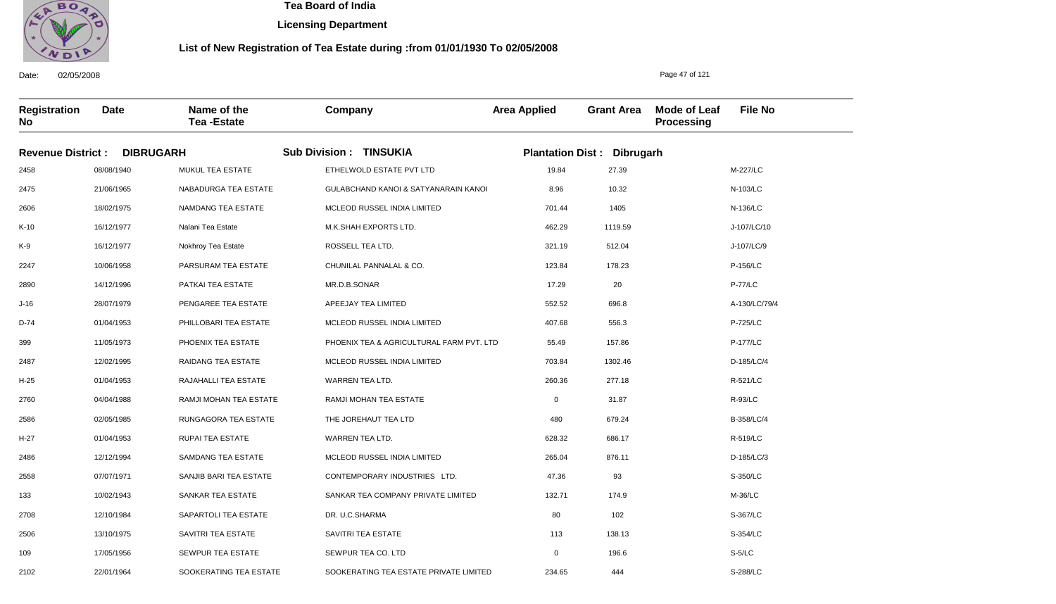# Tea Board of India

## Licensing Department

### List of New Registration of Tea Estate during :from 01/01/1930 To 02/05/2008

Date: 02/05/2008

**Revenue District : DIBRUGARH** | **Sub Division : TINSUKIA** | **Plantation Dist : Dibrugarh**

| Registration No | Date | Name of the Tea -Estate | Company | Area Applied | Grant Area | Mode of Leaf Processing | File No |
|---|---|---|---|---|---|---|---|
| 2458 | 08/08/1940 | MUKUL TEA ESTATE | ETHELWOLD ESTATE PVT LTD | 19.84 | 27.39 | | M-227/LC |
| 2475 | 21/06/1965 | NABADURGA TEA ESTATE | GULABCHAND KANOI & SATYANARAIN KANOI | 8.96 | 10.32 | | N-103/LC |
| 2606 | 18/02/1975 | NAMDANG TEA ESTATE | MCLEOD RUSSEL INDIA LIMITED | 701.44 | 1405 | | N-136/LC |
| K-10 | 16/12/1977 | Nalani Tea Estate | M.K.SHAH EXPORTS LTD. | 462.29 | 1119.59 | | J-107/LC/10 |
| K-9 | 16/12/1977 | Nokhroy Tea Estate | ROSSELL TEA LTD. | 321.19 | 512.04 | | J-107/LC/9 |
| 2247 | 10/06/1958 | PARSURAM TEA ESTATE | CHUNILAL PANNALAL & CO. | 123.84 | 178.23 | | P-156/LC |
| 2890 | 14/12/1996 | PATKAI TEA ESTATE | MR.D.B.SONAR | 17.29 | 20 | | P-77/LC |
| J-16 | 28/07/1979 | PENGAREE TEA ESTATE | APEEJAY TEA LIMITED | 552.52 | 696.8 | | A-130/LC/79/4 |
| D-74 | 01/04/1953 | PHILLOBARI TEA ESTATE | MCLEOD RUSSEL INDIA LIMITED | 407.68 | 556.3 | | P-725/LC |
| 399 | 11/05/1973 | PHOENIX TEA ESTATE | PHOENIX TEA & AGRICULTURAL FARM PVT. LTD | 55.49 | 157.86 | | P-177/LC |
| 2487 | 12/02/1995 | RAIDANG TEA ESTATE | MCLEOD RUSSEL INDIA LIMITED | 703.84 | 1302.46 | | D-185/LC/4 |
| H-25 | 01/04/1953 | RAJAHALLI TEA ESTATE | WARREN TEA LTD. | 260.36 | 277.18 | | R-521/LC |
| 2760 | 04/04/1988 | RAMJI MOHAN TEA ESTATE | RAMJI MOHAN TEA ESTATE | 0 | 31.87 | | R-93/LC |
| 2586 | 02/05/1985 | RUNGAGORA TEA ESTATE | THE JOREHAUT TEA LTD | 480 | 679.24 | | B-358/LC/4 |
| H-27 | 01/04/1953 | RUPAI TEA ESTATE | WARREN TEA LTD. | 628.32 | 686.17 | | R-519/LC |
| 2486 | 12/12/1994 | SAMDANG TEA ESTATE | MCLEOD RUSSEL INDIA LIMITED | 265.04 | 876.11 | | D-185/LC/3 |
| 2558 | 07/07/1971 | SANJIB BARI TEA ESTATE | CONTEMPORARY INDUSTRIES LTD. | 47.36 | 93 | | S-350/LC |
| 133 | 10/02/1943 | SANKAR TEA ESTATE | SANKAR TEA COMPANY PRIVATE LIMITED | 132.71 | 174.9 | | M-36/LC |
| 2708 | 12/10/1984 | SAPARTOLI TEA ESTATE | DR. U.C.SHARMA | 80 | 102 | | S-367/LC |
| 2506 | 13/10/1975 | SAVITRI TEA ESTATE | SAVITRI TEA ESTATE | 113 | 138.13 | | S-354/LC |
| 109 | 17/05/1956 | SEWPUR TEA ESTATE | SEWPUR TEA CO. LTD | 0 | 196.6 | | S-5/LC |
| 2102 | 22/01/1964 | SOOKERATING TEA ESTATE | SOOKERATING TEA ESTATE PRIVATE LIMITED | 234.65 | 444 | | S-288/LC |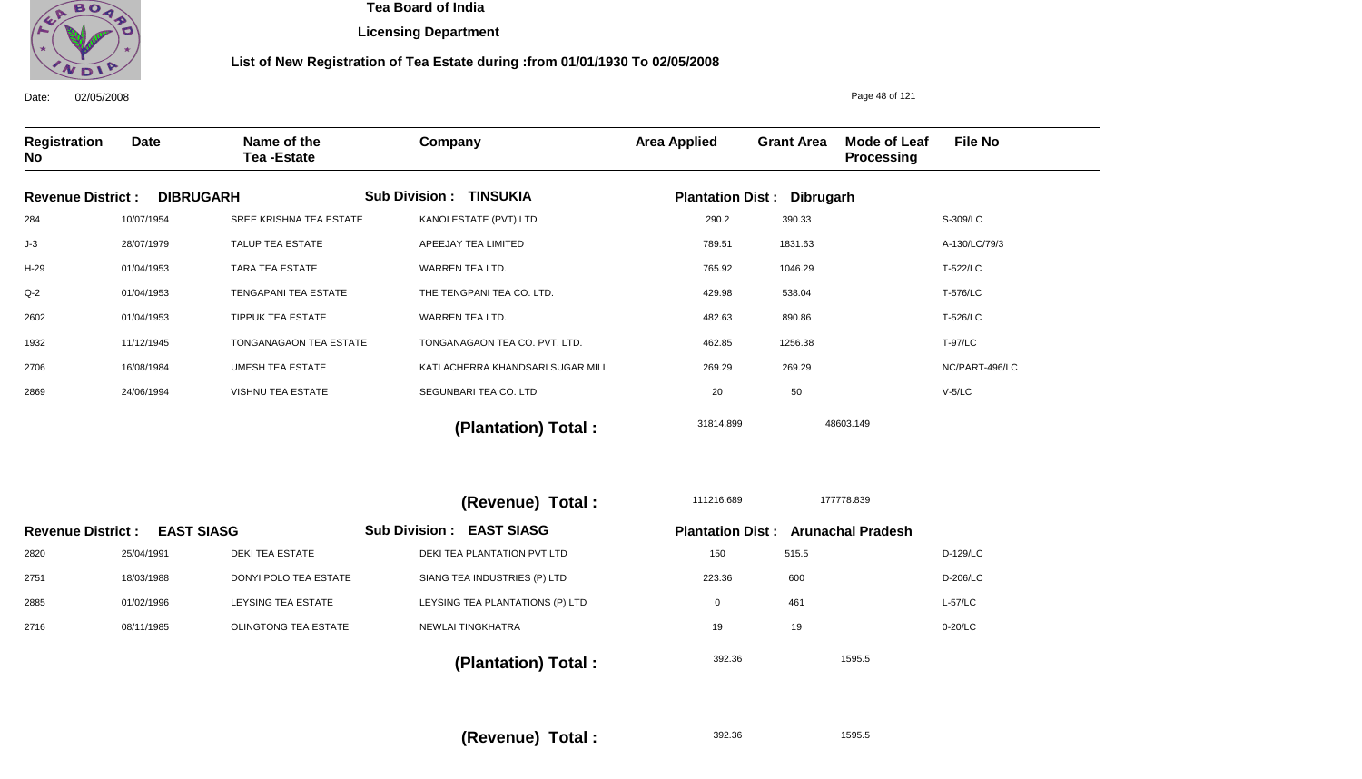# Tea Board of India

**Licensing Department**

**List of New Registration of Tea Estate during :from 01/01/1930 To 02/05/2008**

Date: 02/05/2008

| Registration No | Date | Name of the Tea -Estate | Company | Area Applied | Grant Area | Mode of Leaf Processing | File No |
|---|---|---|---|---|---|---|---|
| **Revenue District : DIBRUGARH** | | | **Sub Division : TINSUKIA** | **Plantation Dist : Dibrugarh** | | | |
| 284 | 10/07/1954 | SREE KRISHNA TEA ESTATE | KANOI ESTATE (PVT) LTD | 290.2 | 390.33 | | S-309/LC |
| J-3 | 28/07/1979 | TALUP TEA ESTATE | APEEJAY TEA LIMITED | 789.51 | 1831.63 | | A-130/LC/79/3 |
| H-29 | 01/04/1953 | TARA TEA ESTATE | WARREN TEA LTD. | 765.92 | 1046.29 | | T-522/LC |
| Q-2 | 01/04/1953 | TENGAPANI TEA ESTATE | THE TENGPANI TEA CO. LTD. | 429.98 | 538.04 | | T-576/LC |
| 2602 | 01/04/1953 | TIPPUK TEA ESTATE | WARREN TEA LTD. | 482.63 | 890.86 | | T-526/LC |
| 1932 | 11/12/1945 | TONGANAGAON TEA ESTATE | TONGANAGAON TEA CO. PVT. LTD. | 462.85 | 1256.38 | | T-97/LC |
| 2706 | 16/08/1984 | UMESH TEA ESTATE | KATLACHERRA KHANDSARI SUGAR MILL | 269.29 | 269.29 | | NC/PART-496/LC |
| 2869 | 24/06/1994 | VISHNU TEA ESTATE | SEGUNBARI TEA CO. LTD | 20 | 50 | | V-5/LC |
| | | | **(Plantation) Total :** | 31814.899 | 48603.149 | | |
| | | | **(Revenue) Total :** | 111216.689 | 177778.839 | | |
| **Revenue District : EAST SIASG** | | | **Sub Division : EAST SIASG** | **Plantation Dist : Arunachal Pradesh** | | | |
| 2820 | 25/04/1991 | DEKI TEA ESTATE | DEKI TEA PLANTATION PVT LTD | 150 | 515.5 | | D-129/LC |
| 2751 | 18/03/1988 | DONYI POLO TEA ESTATE | SIANG TEA INDUSTRIES (P) LTD | 223.36 | 600 | | D-206/LC |
| 2885 | 01/02/1996 | LEYSING TEA ESTATE | LEYSING TEA PLANTATIONS (P) LTD | 0 | 461 | | L-57/LC |
| 2716 | 08/11/1985 | OLINGTONG TEA ESTATE | NEWLAI TINGKHATRA | 19 | 19 | | 0-20/LC |
| | | | **(Plantation) Total :** | 392.36 | 1595.5 | | |
| | | | **(Revenue) Total :** | 392.36 | 1595.5 | | |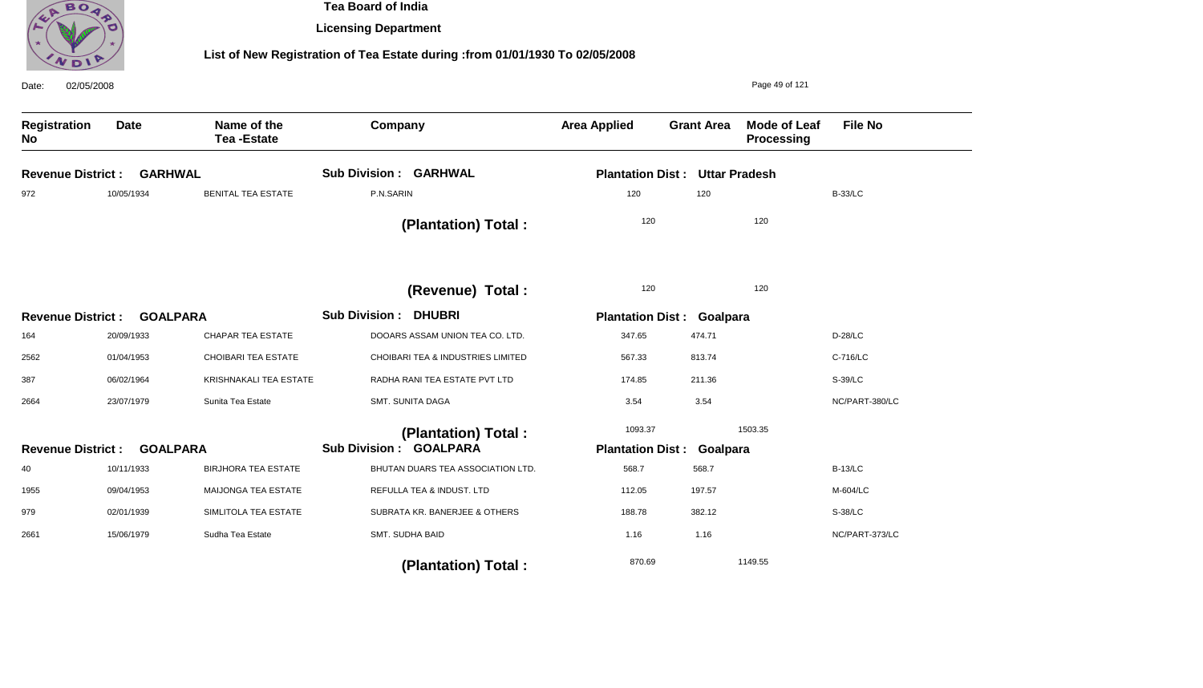# Tea Board of India

## Licensing Department

### List of New Registration of Tea Estate during :from 01/01/1930 To 02/05/2008

Date: 02/05/2008

| Registration No | Date | Name of the Tea -Estate | Company | Area Applied | Grant Area | Mode of Leaf Processing | File No |
|---|---|---|---|---|---|---|---|
| **Revenue District : GARHWAL** | | | **Sub Division : GARHWAL** | **Plantation Dist : Uttar Pradesh** | | | |
| 972 | 10/05/1934 | BENITAL TEA ESTATE | P.N.SARIN | 120 | 120 | | B-33/LC |
| | | | **(Plantation) Total :** | 120 | 120 | | |
| | | | **(Revenue) Total :** | 120 | 120 | | |
| **Revenue District : GOALPARA** | | | **Sub Division : DHUBRI** | **Plantation Dist : Goalpara** | | | |
| 164 | 20/09/1933 | CHAPAR TEA ESTATE | DOOARS ASSAM UNION TEA CO. LTD. | 347.65 | 474.71 | | D-28/LC |
| 2562 | 01/04/1953 | CHOIBARI TEA ESTATE | CHOIBARI TEA & INDUSTRIES LIMITED | 567.33 | 813.74 | | C-716/LC |
| 387 | 06/02/1964 | KRISHNAKALI TEA ESTATE | RADHA RANI TEA ESTATE PVT LTD | 174.85 | 211.36 | | S-39/LC |
| 2664 | 23/07/1979 | Sunita Tea Estate | SMT. SUNITA DAGA | 3.54 | 3.54 | | NC/PART-380/LC |
| | | | **(Plantation) Total :** | 1093.37 | 1503.35 | | |
| **Revenue District : GOALPARA** | | | **Sub Division : GOALPARA** | **Plantation Dist : Goalpara** | | | |
| 40 | 10/11/1933 | BIRJHORA TEA ESTATE | BHUTAN DUARS TEA ASSOCIATION LTD. | 568.7 | 568.7 | | B-13/LC |
| 1955 | 09/04/1953 | MAIJONGA TEA ESTATE | REFULLA TEA & INDUST. LTD | 112.05 | 197.57 | | M-604/LC |
| 979 | 02/01/1939 | SIMLITOLA TEA ESTATE | SUBRATA KR. BANERJEE & OTHERS | 188.78 | 382.12 | | S-38/LC |
| 2661 | 15/06/1979 | Sudha Tea Estate | SMT. SUDHA BAID | 1.16 | 1.16 | | NC/PART-373/LC |
| | | | **(Plantation) Total :** | 870.69 | 1149.55 | | |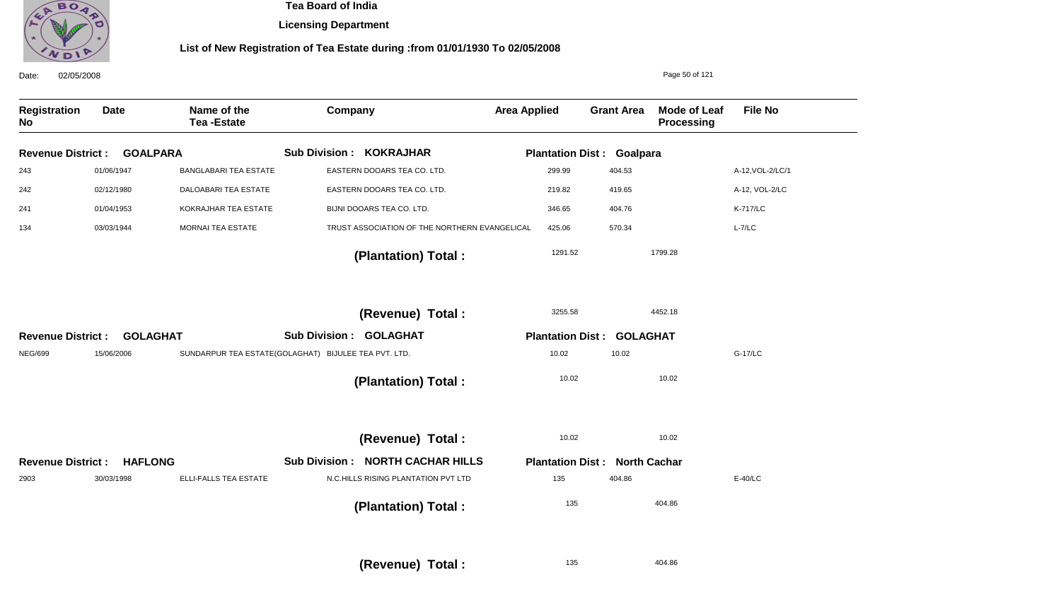# Tea Board of India

## Licensing Department

### List of New Registration of Tea Estate during :from 01/01/1930 To 02/05/2008

Date: 02/05/2008

| Registration No | Date | Name of the Tea -Estate | Company | Area Applied | Grant Area | Mode of Leaf Processing | File No |
|---|---|---|---|---|---|---|---|
| **Revenue District : GOALPARA** | | | **Sub Division : KOKRAJHAR** | **Plantation Dist : Goalpara** | | | |
| 243 | 01/06/1947 | BANGLABARI TEA ESTATE | EASTERN DOOARS TEA CO. LTD. | 299.99 | 404.53 | | A-12,VOL-2/LC/1 |
| 242 | 02/12/1980 | DALOABARI TEA ESTATE | EASTERN DOOARS TEA CO. LTD. | 219.82 | 419.65 | | A-12, VOL-2/LC |
| 241 | 01/04/1953 | KOKRAJHAR TEA ESTATE | BIJNI DOOARS TEA CO. LTD. | 346.65 | 404.76 | | K-717/LC |
| 134 | 03/03/1944 | MORNAI TEA ESTATE | TRUST ASSOCIATION OF THE NORTHERN EVANGELICAL | 425.06 | 570.34 | | L-7/LC |
| | | | **(Plantation) Total :** | 1291.52 | 1799.28 | | |
| | | | **(Revenue) Total :** | 3255.58 | 4452.18 | | |
| **Revenue District : GOLAGHAT** | | | **Sub Division : GOLAGHAT** | **Plantation Dist : GOLAGHAT** | | | |
| NEG/699 | 15/06/2006 | SUNDARPUR TEA ESTATE(GOLAGHAT) | BIJULEE TEA PVT. LTD. | 10.02 | 10.02 | | G-17/LC |
| | | | **(Plantation) Total :** | 10.02 | 10.02 | | |
| | | | **(Revenue) Total :** | 10.02 | 10.02 | | |
| **Revenue District : HAFLONG** | | | **Sub Division : NORTH CACHAR HILLS** | **Plantation Dist : North Cachar** | | | |
| 2903 | 30/03/1998 | ELLI-FALLS TEA ESTATE | N.C.HILLS RISING PLANTATION PVT LTD | 135 | 404.86 | | E-40/LC |
| | | | **(Plantation) Total :** | 135 | 404.86 | | |
| | | | **(Revenue) Total :** | 135 | 404.86 | | |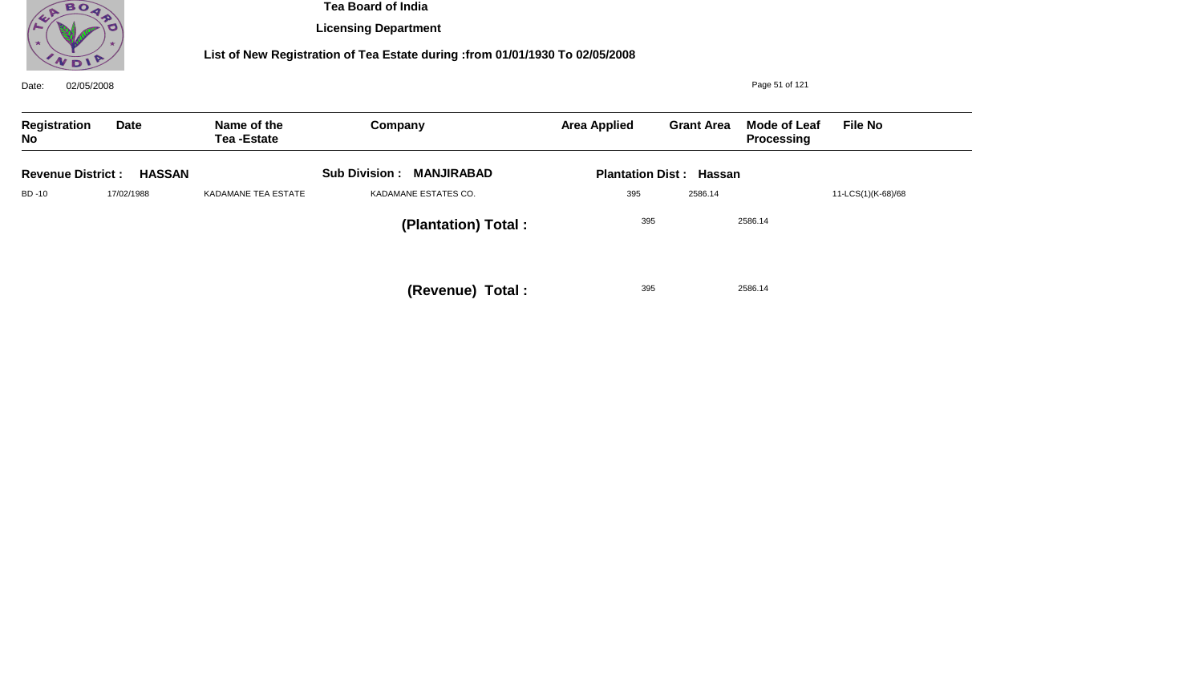# Tea Board of India

## Licensing Department

### List of New Registration of Tea Estate during :from 01/01/1930 To 02/05/2008

Date: 02/05/2008

| Registration No | Date | Name of the Tea -Estate | Company | Area Applied | Grant Area | Mode of Leaf Processing | File No |
|---|---|---|---|---|---|---|---|
| **Revenue District : HASSAN** | | | **Sub Division : MANJIRABAD** | **Plantation Dist : Hassan** | | | |
| BD -10 | 17/02/1988 | KADAMANE TEA ESTATE | KADAMANE ESTATES CO. | 395 | 2586.14 | | 11-LCS(1)(K-68)/68 |
| | | | **(Plantation) Total :** | 395 | 2586.14 | | |
| | | | **(Revenue) Total :** | 395 | 2586.14 | | |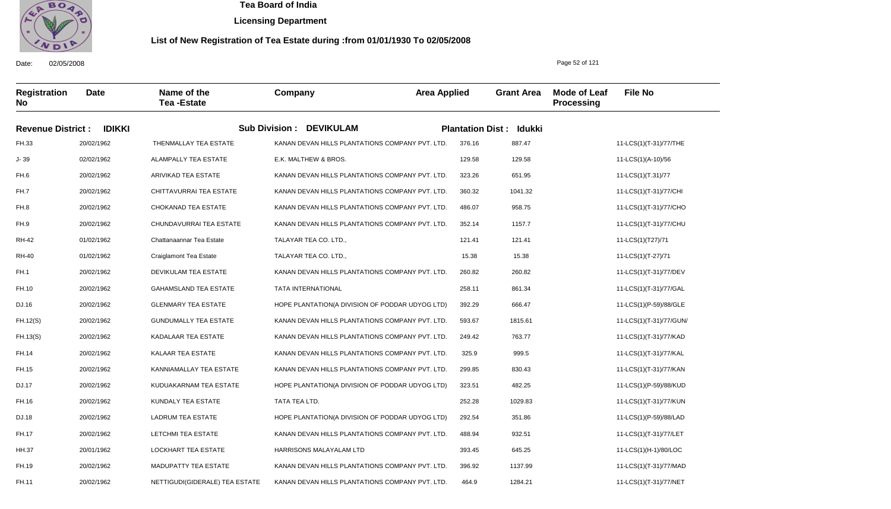**Tea Board of India**

**Licensing Department**

**List of New Registration of Tea Estate during :from 01/01/1930 To 02/05/2008**

Date: 02/05/2008

| Registration No | Date | Name of the Tea -Estate | Company | Area Applied | Grant Area | Mode of Leaf Processing | File No |
|---|---|---|---|---|---|---|---|
| **Revenue District : IDIKKI** | | **Sub Division : DEVIKULAM** | | **Plantation Dist : Idukki** | | | |
| FH.33 | 20/02/1962 | THENMALLAY TEA ESTATE | KANAN DEVAN HILLS PLANTATIONS COMPANY PVT. LTD. | 376.16 | 887.47 | | 11-LCS(1)(T-31)/77/THE |
| J- 39 | 02/02/1962 | ALAMPALLY TEA ESTATE | E.K. MALTHEW & BROS. | 129.58 | 129.58 | | 11-LCS(1)(A-10)/56 |
| FH.6 | 20/02/1962 | ARIVIKAD TEA ESTATE | KANAN DEVAN HILLS PLANTATIONS COMPANY PVT. LTD. | 323.26 | 651.95 | | 11-LCS(1)(T.31)/77 |
| FH.7 | 20/02/1962 | CHITTAVURRAI TEA ESTATE | KANAN DEVAN HILLS PLANTATIONS COMPANY PVT. LTD. | 360.32 | 1041.32 | | 11-LCS(1)(T-31)/77/CHI |
| FH.8 | 20/02/1962 | CHOKANAD TEA ESTATE | KANAN DEVAN HILLS PLANTATIONS COMPANY PVT. LTD. | 486.07 | 958.75 | | 11-LCS(1)(T-31)/77/CHO |
| FH.9 | 20/02/1962 | CHUNDAVURRAI TEA ESTATE | KANAN DEVAN HILLS PLANTATIONS COMPANY PVT. LTD. | 352.14 | 1157.7 | | 11-LCS(1)(T-31)/77/CHU |
| RH-42 | 01/02/1962 | Chattanaannar Tea Estate | TALAYAR TEA CO. LTD., | 121.41 | 121.41 | | 11-LCS(1)(T27)/71 |
| RH-40 | 01/02/1962 | Craiglamont Tea Estate | TALAYAR TEA CO. LTD., | 15.38 | 15.38 | | 11-LCS(1)(T-27)/71 |
| FH.1 | 20/02/1962 | DEVIKULAM TEA ESTATE | KANAN DEVAN HILLS PLANTATIONS COMPANY PVT. LTD. | 260.82 | 260.82 | | 11-LCS(1)(T-31)/77/DEV |
| FH.10 | 20/02/1962 | GAHAMSLAND TEA ESTATE | TATA INTERNATIONAL | 258.11 | 861.34 | | 11-LCS(1)(T-31)/77/GAL |
| DJ.16 | 20/02/1962 | GLENMARY TEA ESTATE | HOPE PLANTATION(A DIVISION OF PODDAR UDYOG LTD) | 392.29 | 666.47 | | 11-LCS(1)(P-59)/88/GLE |
| FH.12(S) | 20/02/1962 | GUNDUMALLY TEA ESTATE | KANAN DEVAN HILLS PLANTATIONS COMPANY PVT. LTD. | 593.67 | 1815.61 | | 11-LCS(1)(T-31)/77/GUN/ |
| FH.13(S) | 20/02/1962 | KADALAAR TEA ESTATE | KANAN DEVAN HILLS PLANTATIONS COMPANY PVT. LTD. | 249.42 | 763.77 | | 11-LCS(1)(T-31)/77/KAD |
| FH.14 | 20/02/1962 | KALAAR TEA ESTATE | KANAN DEVAN HILLS PLANTATIONS COMPANY PVT. LTD. | 325.9 | 999.5 | | 11-LCS(1)(T-31)/77/KAL |
| FH.15 | 20/02/1962 | KANNIAMALLAY TEA ESTATE | KANAN DEVAN HILLS PLANTATIONS COMPANY PVT. LTD. | 299.85 | 830.43 | | 11-LCS(1)(T-31)/77/KAN |
| DJ.17 | 20/02/1962 | KUDUAKARNAM TEA ESTATE | HOPE PLANTATION(A DIVISION OF PODDAR UDYOG LTD) | 323.51 | 482.25 | | 11-LCS(1)(P-59)/88/KUD |
| FH.16 | 20/02/1962 | KUNDALY TEA ESTATE | TATA TEA LTD. | 252.28 | 1029.83 | | 11-LCS(1)(T-31)/77/KUN |
| DJ.18 | 20/02/1962 | LADRUM TEA ESTATE | HOPE PLANTATION(A DIVISION OF PODDAR UDYOG LTD) | 292.54 | 351.86 | | 11-LCS(1)(P-59)/88/LAD |
| FH.17 | 20/02/1962 | LETCHMI TEA ESTATE | KANAN DEVAN HILLS PLANTATIONS COMPANY PVT. LTD. | 488.94 | 932.51 | | 11-LCS(1)(T-31)/77/LET |
| HH.37 | 20/01/1962 | LOCKHART TEA ESTATE | HARRISONS MALAYALAM LTD | 393.45 | 645.25 | | 11-LCS(1)(H-1)/80/LOC |
| FH.19 | 20/02/1962 | MADUPATTY TEA ESTATE | KANAN DEVAN HILLS PLANTATIONS COMPANY PVT. LTD. | 396.92 | 1137.99 | | 11-LCS(1)(T-31)/77/MAD |
| FH.11 | 20/02/1962 | NETTIGUDI(GIDERALE) TEA ESTATE | KANAN DEVAN HILLS PLANTATIONS COMPANY PVT. LTD. | 464.9 | 1284.21 | | 11-LCS(1)(T-31)/77/NET |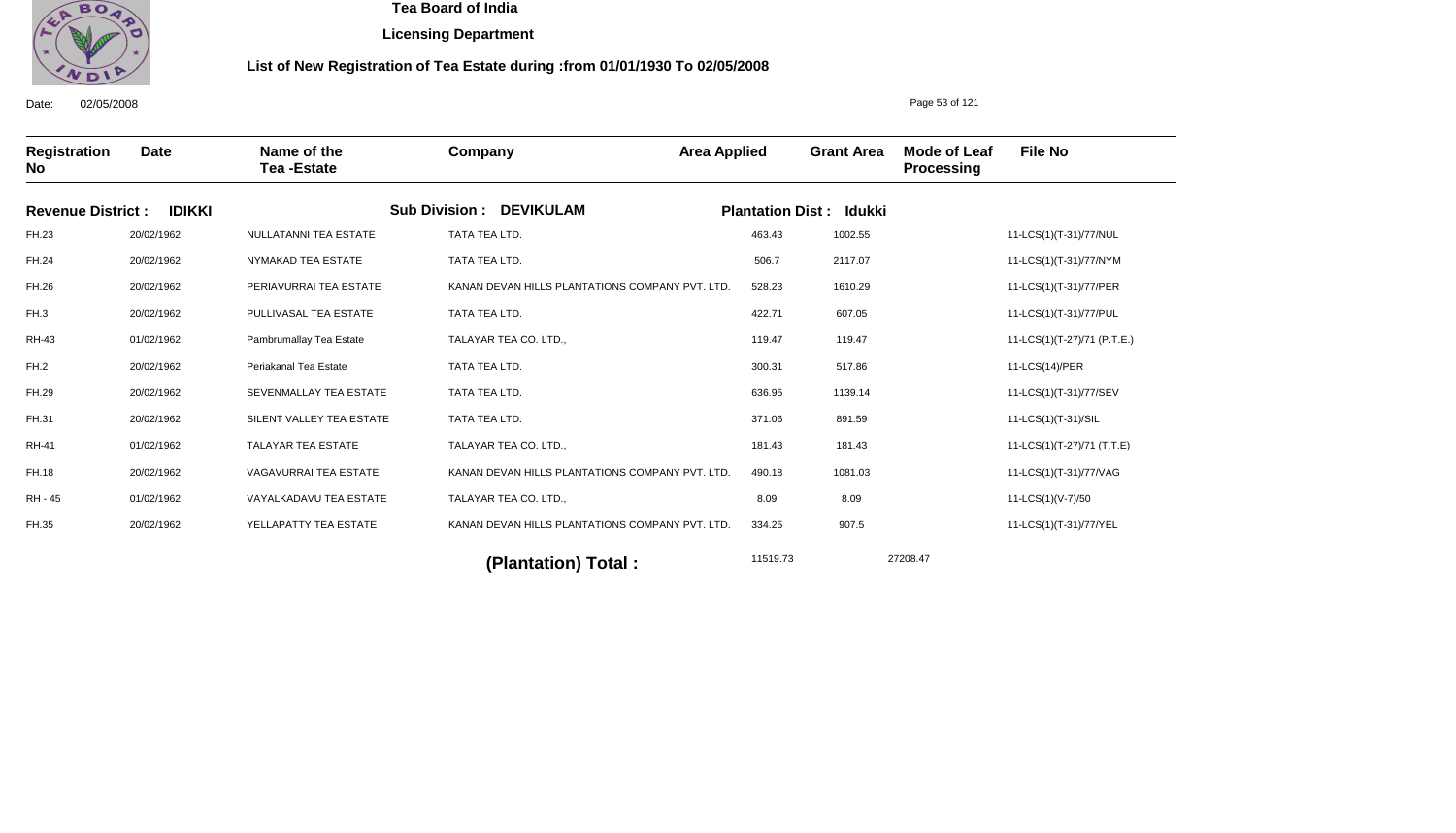**Tea Board of India**

**Licensing Department**

**List of New Registration of Tea Estate during :from 01/01/1930 To 02/05/2008**

Date: 02/05/2008

| Registration No | Date | Name of the Tea -Estate | Company | Area Applied | Grant Area | Mode of Leaf Processing | File No |
|---|---|---|---|---|---|---|---|
| **Revenue District : IDIKKI** | | **Sub Division : DEVIKULAM** | | **Plantation Dist : Idukki** | | | |
| FH.23 | 20/02/1962 | NULLATANNI TEA ESTATE | TATA TEA LTD. | 463.43 | 1002.55 | | 11-LCS(1)(T-31)/77/NUL |
| FH.24 | 20/02/1962 | NYMAKAD TEA ESTATE | TATA TEA LTD. | 506.7 | 2117.07 | | 11-LCS(1)(T-31)/77/NYM |
| FH.26 | 20/02/1962 | PERIAVURRAI TEA ESTATE | KANAN DEVAN HILLS PLANTATIONS COMPANY PVT. LTD. | 528.23 | 1610.29 | | 11-LCS(1)(T-31)/77/PER |
| FH.3 | 20/02/1962 | PULLIVASAL TEA ESTATE | TATA TEA LTD. | 422.71 | 607.05 | | 11-LCS(1)(T-31)/77/PUL |
| RH-43 | 01/02/1962 | Pambrumallay Tea Estate | TALAYAR TEA CO. LTD., | 119.47 | 119.47 | | 11-LCS(1)(T-27)/71 (P.T.E.) |
| FH.2 | 20/02/1962 | Periakanal Tea Estate | TATA TEA LTD. | 300.31 | 517.86 | | 11-LCS(14)/PER |
| FH.29 | 20/02/1962 | SEVENMALLAY TEA ESTATE | TATA TEA LTD. | 636.95 | 1139.14 | | 11-LCS(1)(T-31)/77/SEV |
| FH.31 | 20/02/1962 | SILENT VALLEY TEA ESTATE | TATA TEA LTD. | 371.06 | 891.59 | | 11-LCS(1)(T-31)/SIL |
| RH-41 | 01/02/1962 | TALAYAR TEA ESTATE | TALAYAR TEA CO. LTD., | 181.43 | 181.43 | | 11-LCS(1)(T-27)/71 (T.T.E) |
| FH.18 | 20/02/1962 | VAGAVURRAI TEA ESTATE | KANAN DEVAN HILLS PLANTATIONS COMPANY PVT. LTD. | 490.18 | 1081.03 | | 11-LCS(1)(T-31)/77/VAG |
| RH - 45 | 01/02/1962 | VAYALKADAVU TEA ESTATE | TALAYAR TEA CO. LTD., | 8.09 | 8.09 | | 11-LCS(1)(V-7)/50 |
| FH.35 | 20/02/1962 | YELLAPATTY TEA ESTATE | KANAN DEVAN HILLS PLANTATIONS COMPANY PVT. LTD. | 334.25 | 907.5 | | 11-LCS(1)(T-31)/77/YEL |
| | | | **(Plantation) Total :** | 11519.73 | | 27208.47 | |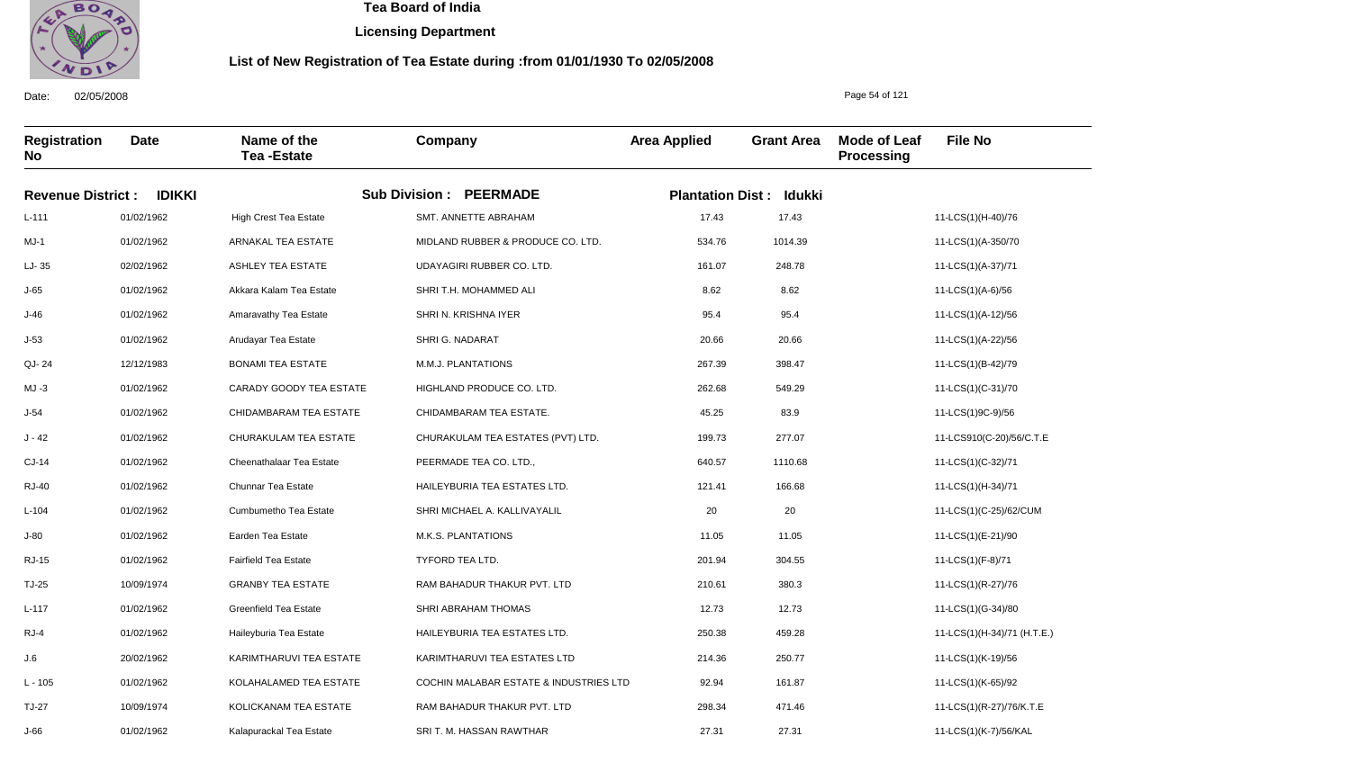# Tea Board of India

## Licensing Department

### List of New Registration of Tea Estate during :from 01/01/1930 To 02/05/2008

Date: 02/05/2008

| Registration No | Date | Name of the Tea -Estate | Company | Area Applied | Grant Area | Mode of Leaf Processing | File No |
|---|---|---|---|---|---|---|---|
| **Revenue District : IDIKKI** | | **Sub Division : PEERMADE** | | **Plantation Dist : Idukki** | | | |
| L-111 | 01/02/1962 | High Crest Tea Estate | SMT. ANNETTE ABRAHAM | 17.43 | 17.43 | | 11-LCS(1)(H-40)/76 |
| MJ-1 | 01/02/1962 | ARNAKAL TEA ESTATE | MIDLAND RUBBER & PRODUCE CO. LTD. | 534.76 | 1014.39 | | 11-LCS(1)(A-350/70 |
| LJ- 35 | 02/02/1962 | ASHLEY TEA ESTATE | UDAYAGIRI RUBBER CO. LTD. | 161.07 | 248.78 | | 11-LCS(1)(A-37)/71 |
| J-65 | 01/02/1962 | Akkara Kalam Tea Estate | SHRI T.H. MOHAMMED ALI | 8.62 | 8.62 | | 11-LCS(1)(A-6)/56 |
| J-46 | 01/02/1962 | Amaravathy Tea Estate | SHRI N. KRISHNA IYER | 95.4 | 95.4 | | 11-LCS(1)(A-12)/56 |
| J-53 | 01/02/1962 | Arudayar Tea Estate | SHRI G. NADARAT | 20.66 | 20.66 | | 11-LCS(1)(A-22)/56 |
| QJ- 24 | 12/12/1983 | BONAMI TEA ESTATE | M.M.J. PLANTATIONS | 267.39 | 398.47 | | 11-LCS(1)(B-42)/79 |
| MJ -3 | 01/02/1962 | CARADY GOODY TEA ESTATE | HIGHLAND PRODUCE CO. LTD. | 262.68 | 549.29 | | 11-LCS(1)(C-31)/70 |
| J-54 | 01/02/1962 | CHIDAMBARAM TEA ESTATE | CHIDAMBARAM TEA ESTATE. | 45.25 | 83.9 | | 11-LCS(1)9C-9)/56 |
| J - 42 | 01/02/1962 | CHURAKULAM TEA ESTATE | CHURAKULAM TEA ESTATES (PVT) LTD. | 199.73 | 277.07 | | 11-LCS910(C-20)/56/C.T.E |
| CJ-14 | 01/02/1962 | Cheenathalaar Tea Estate | PEERMADE TEA CO. LTD., | 640.57 | 1110.68 | | 11-LCS(1)(C-32)/71 |
| RJ-40 | 01/02/1962 | Chunnar Tea Estate | HAILEYBURIA TEA ESTATES LTD. | 121.41 | 166.68 | | 11-LCS(1)(H-34)/71 |
| L-104 | 01/02/1962 | Cumbumetho Tea Estate | SHRI MICHAEL A. KALLIVAYALIL | 20 | 20 | | 11-LCS(1)(C-25)/62/CUM |
| J-80 | 01/02/1962 | Earden Tea Estate | M.K.S. PLANTATIONS | 11.05 | 11.05 | | 11-LCS(1)(E-21)/90 |
| RJ-15 | 01/02/1962 | Fairfield Tea Estate | TYFORD TEA LTD. | 201.94 | 304.55 | | 11-LCS(1)(F-8)/71 |
| TJ-25 | 10/09/1974 | GRANBY TEA ESTATE | RAM BAHADUR THAKUR PVT. LTD | 210.61 | 380.3 | | 11-LCS(1)(R-27)/76 |
| L-117 | 01/02/1962 | Greenfield Tea Estate | SHRI ABRAHAM THOMAS | 12.73 | 12.73 | | 11-LCS(1)(G-34)/80 |
| RJ-4 | 01/02/1962 | Haileyburia Tea Estate | HAILEYBURIA TEA ESTATES LTD. | 250.38 | 459.28 | | 11-LCS(1)(H-34)/71 (H.T.E.) |
| J.6 | 20/02/1962 | KARIMTHARUVI TEA ESTATE | KARIMTHARUVI TEA ESTATES LTD | 214.36 | 250.77 | | 11-LCS(1)(K-19)/56 |
| L - 105 | 01/02/1962 | KOLAHALAMED TEA ESTATE | COCHIN MALABAR ESTATE & INDUSTRIES LTD | 92.94 | 161.87 | | 11-LCS(1)(K-65)/92 |
| TJ-27 | 10/09/1974 | KOLICKANAM TEA ESTATE | RAM BAHADUR THAKUR PVT. LTD | 298.34 | 471.46 | | 11-LCS(1)(R-27)/76/K.T.E |
| J-66 | 01/02/1962 | Kalapurackal Tea Estate | SRI T. M. HASSAN RAWTHAR | 27.31 | 27.31 | | 11-LCS(1)(K-7)/56/KAL |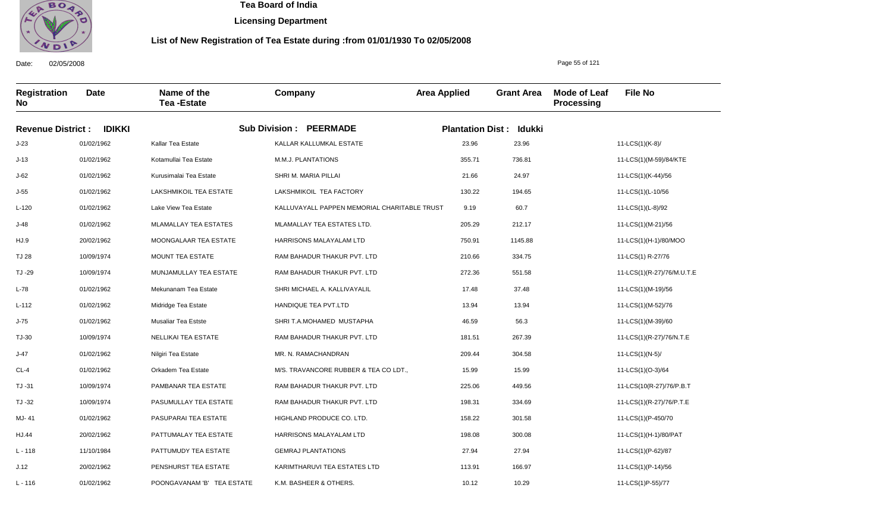# Tea Board of India

## Licensing Department

### List of New Registration of Tea Estate during :from 01/01/1930 To 02/05/2008

Date: 02/05/2008

| Registration No | Date | Name of the Tea -Estate | Company | Area Applied | Grant Area | Mode of Leaf Processing | File No |
|---|---|---|---|---|---|---|---|
| **Revenue District : IDIKKI** | | **Sub Division : PEERMADE** | | **Plantation Dist : Idukki** | | | |
| J-23 | 01/02/1962 | Kallar Tea Estate | KALLAR KALLUMKAL ESTATE | 23.96 | 23.96 | | 11-LCS(1)(K-8)/ |
| J-13 | 01/02/1962 | Kotamullai Tea Estate | M.M.J. PLANTATIONS | 355.71 | 736.81 | | 11-LCS(1)(M-59)/84/KTE |
| J-62 | 01/02/1962 | Kurusimalai Tea Estate | SHRI M. MARIA PILLAI | 21.66 | 24.97 | | 11-LCS(1)(K-44)/56 |
| J-55 | 01/02/1962 | LAKSHMIKOIL TEA ESTATE | LAKSHMIKOIL TEA FACTORY | 130.22 | 194.65 | | 11-LCS(1)(L-10/56 |
| L-120 | 01/02/1962 | Lake View Tea Estate | KALLUVAYALL PAPPEN MEMORIAL CHARITABLE TRUST | 9.19 | 60.7 | | 11-LCS(1)(L-8)/92 |
| J-48 | 01/02/1962 | MLAMALLAY TEA ESTATES | MLAMALLAY TEA ESTATES LTD. | 205.29 | 212.17 | | 11-LCS(1)(M-21)/56 |
| HJ.9 | 20/02/1962 | MOONGALAAR TEA ESTATE | HARRISONS MALAYALAM LTD | 750.91 | 1145.88 | | 11-LCS(1)(H-1)/80/MOO |
| TJ 28 | 10/09/1974 | MOUNT TEA ESTATE | RAM BAHADUR THAKUR PVT. LTD | 210.66 | 334.75 | | 11-LCS(1) R-27/76 |
| TJ -29 | 10/09/1974 | MUNJAMULLAY TEA ESTATE | RAM BAHADUR THAKUR PVT. LTD | 272.36 | 551.58 | | 11-LCS(1)(R-27)/76/M.U.T.E |
| L-78 | 01/02/1962 | Mekunanam Tea Estate | SHRI MICHAEL A. KALLIVAYALIL | 17.48 | 37.48 | | 11-LCS(1)(M-19)/56 |
| L-112 | 01/02/1962 | Midridge Tea Estate | HANDIQUE TEA PVT.LTD | 13.94 | 13.94 | | 11-LCS(1)(M-52)/76 |
| J-75 | 01/02/1962 | Musaliar Tea Estste | SHRI T.A.MOHAMED MUSTAPHA | 46.59 | 56.3 | | 11-LCS(1)(M-39)/60 |
| TJ-30 | 10/09/1974 | NELLIKAI TEA ESTATE | RAM BAHADUR THAKUR PVT. LTD | 181.51 | 267.39 | | 11-LCS(1)(R-27)/76/N.T.E |
| J-47 | 01/02/1962 | Nilgiri Tea Estate | MR. N. RAMACHANDRAN | 209.44 | 304.58 | | 11-LCS(1)(N-5)/ |
| CL-4 | 01/02/1962 | Orkadem Tea Estate | M/S. TRAVANCORE RUBBER & TEA CO LDT., | 15.99 | 15.99 | | 11-LCS(1)(O-3)/64 |
| TJ -31 | 10/09/1974 | PAMBANAR TEA ESTATE | RAM BAHADUR THAKUR PVT. LTD | 225.06 | 449.56 | | 11-LCS(10(R-27)/76/P.B.T |
| TJ -32 | 10/09/1974 | PASUMULLAY TEA ESTATE | RAM BAHADUR THAKUR PVT. LTD | 198.31 | 334.69 | | 11-LCS(1)(R-27)/76/P.T.E |
| MJ- 41 | 01/02/1962 | PASUPARAI TEA ESTATE | HIGHLAND PRODUCE CO. LTD. | 158.22 | 301.58 | | 11-LCS(1)(P-450/70 |
| HJ.44 | 20/02/1962 | PATTUMALAY TEA ESTATE | HARRISONS MALAYALAM LTD | 198.08 | 300.08 | | 11-LCS(1)(H-1)/80/PAT |
| L - 118 | 11/10/1984 | PATTUMUDY TEA ESTATE | GEMRAJ PLANTATIONS | 27.94 | 27.94 | | 11-LCS(1)(P-62)/87 |
| J.12 | 20/02/1962 | PENSHURST TEA ESTATE | KARIMTHARUVI TEA ESTATES LTD | 113.91 | 166.97 | | 11-LCS(1)(P-14)/56 |
| L - 116 | 01/02/1962 | POONGAVANAM 'B' TEA ESTATE | K.M. BASHEER & OTHERS. | 10.12 | 10.29 | | 11-LCS(1)P-55)/77 |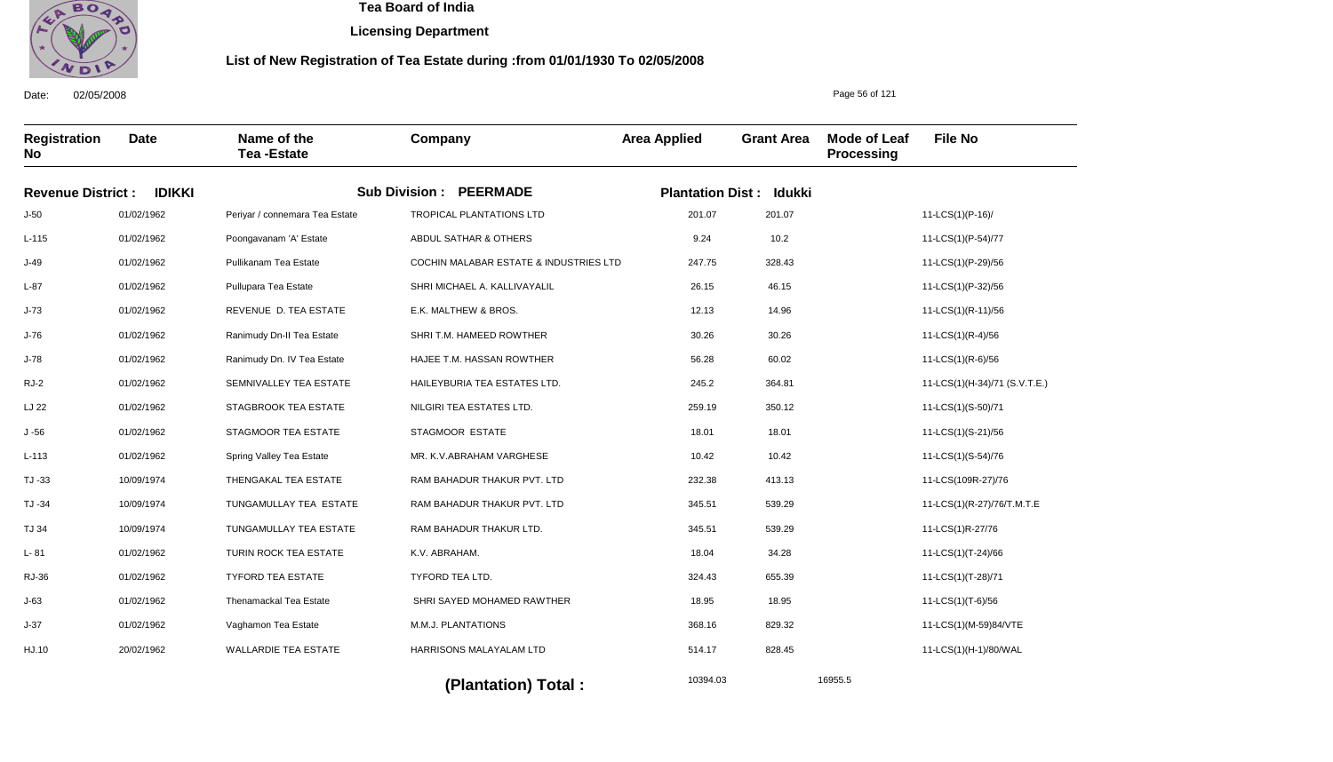**Tea Board of India**

**Licensing Department**

**List of New Registration of Tea Estate during :from 01/01/1930 To 02/05/2008**

Date: 02/05/2008

| Registration No | Date | Name of the Tea -Estate | Company | Area Applied | Grant Area | Mode of Leaf Processing | File No |
|---|---|---|---|---|---|---|---|
| **Revenue District : IDIKKI** | | **Sub Division : PEERMADE** | | **Plantation Dist : Idukki** | | | |
| J-50 | 01/02/1962 | Periyar / connemara Tea Estate | TROPICAL PLANTATIONS LTD | 201.07 | 201.07 | | 11-LCS(1)(P-16)/ |
| L-115 | 01/02/1962 | Poongavanam 'A' Estate | ABDUL SATHAR & OTHERS | 9.24 | 10.2 | | 11-LCS(1)(P-54)/77 |
| J-49 | 01/02/1962 | Pullikanam Tea Estate | COCHIN MALABAR ESTATE & INDUSTRIES LTD | 247.75 | 328.43 | | 11-LCS(1)(P-29)/56 |
| L-87 | 01/02/1962 | Pullupara Tea Estate | SHRI MICHAEL A. KALLIVAYALIL | 26.15 | 46.15 | | 11-LCS(1)(P-32)/56 |
| J-73 | 01/02/1962 | REVENUE D. TEA ESTATE | E.K. MALTHEW & BROS. | 12.13 | 14.96 | | 11-LCS(1)(R-11)/56 |
| J-76 | 01/02/1962 | Ranimudy Dn-II Tea Estate | SHRI T.M. HAMEED ROWTHER | 30.26 | 30.26 | | 11-LCS(1)(R-4)/56 |
| J-78 | 01/02/1962 | Ranimudy Dn. IV Tea Estate | HAJEE T.M. HASSAN ROWTHER | 56.28 | 60.02 | | 11-LCS(1)(R-6)/56 |
| RJ-2 | 01/02/1962 | SEMNIVALLEY TEA ESTATE | HAILEYBURIA TEA ESTATES LTD. | 245.2 | 364.81 | | 11-LCS(1)(H-34)/71 (S.V.T.E.) |
| LJ 22 | 01/02/1962 | STAGBROOK TEA ESTATE | NILGIRI TEA ESTATES LTD. | 259.19 | 350.12 | | 11-LCS(1)(S-50)/71 |
| J -56 | 01/02/1962 | STAGMOOR TEA ESTATE | STAGMOOR ESTATE | 18.01 | 18.01 | | 11-LCS(1)(S-21)/56 |
| L-113 | 01/02/1962 | Spring Valley Tea Estate | MR. K.V.ABRAHAM VARGHESE | 10.42 | 10.42 | | 11-LCS(1)(S-54)/76 |
| TJ -33 | 10/09/1974 | THENGAKAL TEA ESTATE | RAM BAHADUR THAKUR PVT. LTD | 232.38 | 413.13 | | 11-LCS(109R-27)/76 |
| TJ -34 | 10/09/1974 | TUNGAMULLAY TEA ESTATE | RAM BAHADUR THAKUR PVT. LTD | 345.51 | 539.29 | | 11-LCS(1)(R-27)/76/T.M.T.E |
| TJ 34 | 10/09/1974 | TUNGAMULLAY TEA ESTATE | RAM BAHADUR THAKUR LTD. | 345.51 | 539.29 | | 11-LCS(1)R-27/76 |
| L- 81 | 01/02/1962 | TURIN ROCK TEA ESTATE | K.V. ABRAHAM. | 18.04 | 34.28 | | 11-LCS(1)(T-24)/66 |
| RJ-36 | 01/02/1962 | TYFORD TEA ESTATE | TYFORD TEA LTD. | 324.43 | 655.39 | | 11-LCS(1)(T-28)/71 |
| J-63 | 01/02/1962 | Thenamackal Tea Estate | SHRI SAYED MOHAMED RAWTHER | 18.95 | 18.95 | | 11-LCS(1)(T-6)/56 |
| J-37 | 01/02/1962 | Vaghamon Tea Estate | M.M.J. PLANTATIONS | 368.16 | 829.32 | | 11-LCS(1)(M-59)84/VTE |
| HJ.10 | 20/02/1962 | WALLARDIE TEA ESTATE | HARRISONS MALAYALAM LTD | 514.17 | 828.45 | | 11-LCS(1)(H-1)/80/WAL |

**(Plantation) Total :** 10394.03 16955.5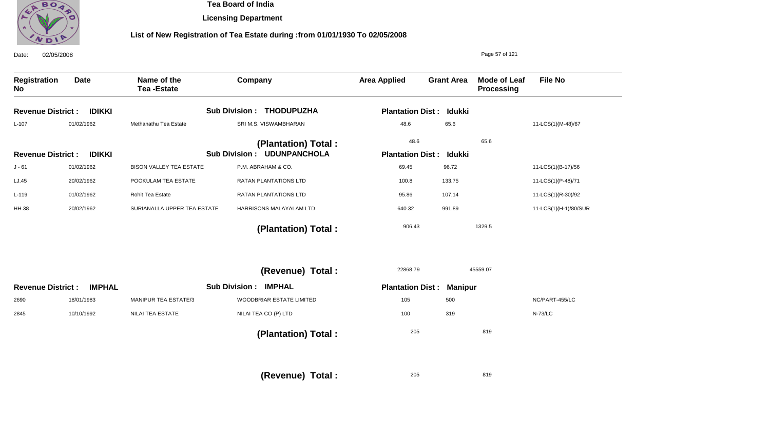**Tea Board of India**

**Licensing Department**

**List of New Registration of Tea Estate during :from 01/01/1930 To 02/05/2008**

Date: 02/05/2008

| Registration No | Date | Name of the Tea -Estate | Company | Area Applied | Grant Area | Mode of Leaf Processing | File No |
|---|---|---|---|---|---|---|---|
| **Revenue District : IDIKKI** | | | **Sub Division : THODUPUZHA** | **Plantation Dist : Idukki** | | | |
| L-107 | 01/02/1962 | Methanathu Tea Estate | SRI M.S. VISWAMBHARAN | 48.6 | 65.6 | | 11-LCS(1)(M-48)/67 |
| | | | **(Plantation) Total :** | 48.6 | | 65.6 | |
| **Revenue District : IDIKKI** | | | **Sub Division : UDUNPANCHOLA** | **Plantation Dist : Idukki** | | | |
| J - 61 | 01/02/1962 | BISON VALLEY TEA ESTATE | P.M. ABRAHAM & CO. | 69.45 | 96.72 | | 11-LCS(1)(B-17)/56 |
| LJ.45 | 20/02/1962 | POOKULAM TEA ESTATE | RATAN PLANTATIONS LTD | 100.8 | 133.75 | | 11-LCS(1)(P-48)/71 |
| L-119 | 01/02/1962 | Rohit Tea Estate | RATAN PLANTATIONS LTD | 95.86 | 107.14 | | 11-LCS(1)(R-30)/92 |
| HH.38 | 20/02/1962 | SURIANALLA UPPER TEA ESTATE | HARRISONS MALAYALAM LTD | 640.32 | 991.89 | | 11-LCS(1)(H-1)/80/SUR |
| | | | **(Plantation) Total :** | 906.43 | | 1329.5 | |
| | | | **(Revenue) Total :** | 22868.79 | | 45559.07 | |
| **Revenue District : IMPHAL** | | | **Sub Division : IMPHAL** | **Plantation Dist : Manipur** | | | |
| 2690 | 18/01/1983 | MANIPUR TEA ESTATE/3 | WOODBRIAR ESTATE LIMITED | 105 | 500 | | NC/PART-455/LC |
| 2845 | 10/10/1992 | NILAI TEA ESTATE | NILAI TEA CO (P) LTD | 100 | 319 | | N-73/LC |
| | | | **(Plantation) Total :** | 205 | | 819 | |
| | | | **(Revenue) Total :** | 205 | | 819 | |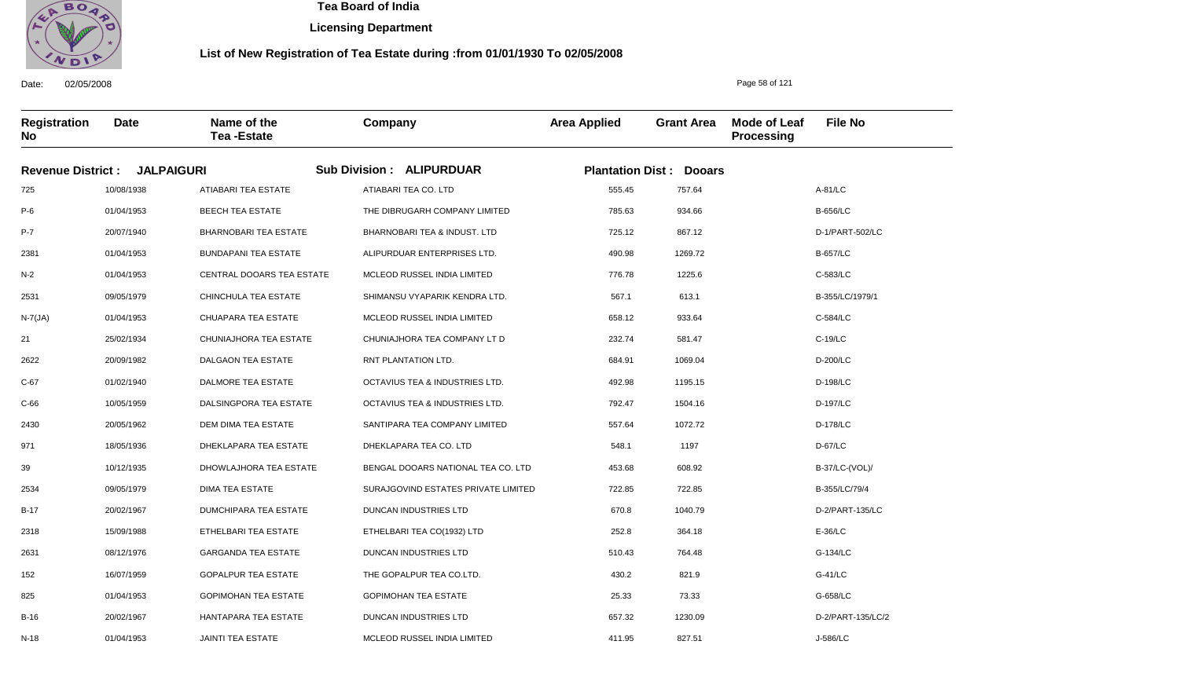# Tea Board of India

## Licensing Department

### List of New Registration of Tea Estate during :from 01/01/1930 To 02/05/2008

Date: 02/05/2008

**Revenue District : JALPAIGURI** | **Sub Division : ALIPURDUAR** | **Plantation Dist : Dooars**

| Registration No | Date | Name of the Tea -Estate | Company | Area Applied | Grant Area | Mode of Leaf Processing | File No |
|---|---|---|---|---|---|---|---|
| 725 | 10/08/1938 | ATIABARI TEA ESTATE | ATIABARI TEA CO. LTD | 555.45 | 757.64 | | A-81/LC |
| P-6 | 01/04/1953 | BEECH TEA ESTATE | THE DIBRUGARH COMPANY LIMITED | 785.63 | 934.66 | | B-656/LC |
| P-7 | 20/07/1940 | BHARNOBARI TEA ESTATE | BHARNOBARI TEA & INDUST. LTD | 725.12 | 867.12 | | D-1/PART-502/LC |
| 2381 | 01/04/1953 | BUNDAPANI TEA ESTATE | ALIPURDUAR ENTERPRISES LTD. | 490.98 | 1269.72 | | B-657/LC |
| N-2 | 01/04/1953 | CENTRAL DOOARS TEA ESTATE | MCLEOD RUSSEL INDIA LIMITED | 776.78 | 1225.6 | | C-583/LC |
| 2531 | 09/05/1979 | CHINCHULA TEA ESTATE | SHIMANSU VYAPARIK KENDRA LTD. | 567.1 | 613.1 | | B-355/LC/1979/1 |
| N-7(JA) | 01/04/1953 | CHUAPARA TEA ESTATE | MCLEOD RUSSEL INDIA LIMITED | 658.12 | 933.64 | | C-584/LC |
| 21 | 25/02/1934 | CHUNIAJHORA TEA ESTATE | CHUNIAJHORA TEA COMPANY LT D | 232.74 | 581.47 | | C-19/LC |
| 2622 | 20/09/1982 | DALGAON TEA ESTATE | RNT PLANTATION LTD. | 684.91 | 1069.04 | | D-200/LC |
| C-67 | 01/02/1940 | DALMORE TEA ESTATE | OCTAVIUS TEA & INDUSTRIES LTD. | 492.98 | 1195.15 | | D-198/LC |
| C-66 | 10/05/1959 | DALSINGPORA TEA ESTATE | OCTAVIUS TEA & INDUSTRIES LTD. | 792.47 | 1504.16 | | D-197/LC |
| 2430 | 20/05/1962 | DEM DIMA TEA ESTATE | SANTIPARA TEA COMPANY LIMITED | 557.64 | 1072.72 | | D-178/LC |
| 971 | 18/05/1936 | DHEKLAPARA TEA ESTATE | DHEKLAPARA TEA CO. LTD | 548.1 | 1197 | | D-67/LC |
| 39 | 10/12/1935 | DHOWLAJHORA TEA ESTATE | BENGAL DOOARS NATIONAL TEA CO. LTD | 453.68 | 608.92 | | B-37/LC-(VOL)/ |
| 2534 | 09/05/1979 | DIMA TEA ESTATE | SURAJGOVIND ESTATES PRIVATE LIMITED | 722.85 | 722.85 | | B-355/LC/79/4 |
| B-17 | 20/02/1967 | DUMCHIPARA TEA ESTATE | DUNCAN INDUSTRIES LTD | 670.8 | 1040.79 | | D-2/PART-135/LC |
| 2318 | 15/09/1988 | ETHELBARI TEA ESTATE | ETHELBARI TEA CO(1932) LTD | 252.8 | 364.18 | | E-36/LC |
| 2631 | 08/12/1976 | GARGANDA TEA ESTATE | DUNCAN INDUSTRIES LTD | 510.43 | 764.48 | | G-134/LC |
| 152 | 16/07/1959 | GOPALPUR TEA ESTATE | THE GOPALPUR TEA CO.LTD. | 430.2 | 821.9 | | G-41/LC |
| 825 | 01/04/1953 | GOPIMOHAN TEA ESTATE | GOPIMOHAN TEA ESTATE | 25.33 | 73.33 | | G-658/LC |
| B-16 | 20/02/1967 | HANTAPARA TEA ESTATE | DUNCAN INDUSTRIES LTD | 657.32 | 1230.09 | | D-2/PART-135/LC/2 |
| N-18 | 01/04/1953 | JAINTI TEA ESTATE | MCLEOD RUSSEL INDIA LIMITED | 411.95 | 827.51 | | J-586/LC |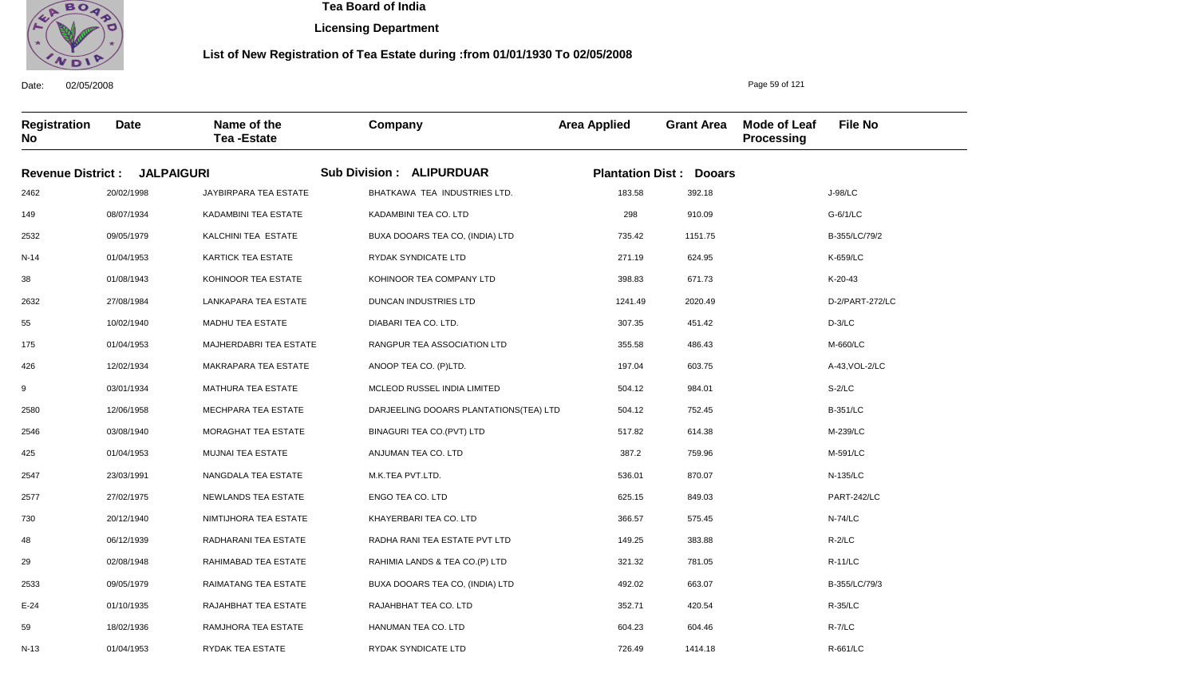# Tea Board of India

## Licensing Department

### List of New Registration of Tea Estate during :from 01/01/1930 To 02/05/2008

Date: 02/05/2008

**Revenue District : JALPAIGURI** **Sub Division : ALIPURDUAR** **Plantation Dist : Dooars**

| Registration No | Date | Name of the Tea -Estate | Company | Area Applied | Grant Area | Mode of Leaf Processing | File No |
|---|---|---|---|---|---|---|---|
| 2462 | 20/02/1998 | JAYBIRPARA TEA ESTATE | BHATKAWA TEA INDUSTRIES LTD. | 183.58 | 392.18 | | J-98/LC |
| 149 | 08/07/1934 | KADAMBINI TEA ESTATE | KADAMBINI TEA CO. LTD | 298 | 910.09 | | G-6/1/LC |
| 2532 | 09/05/1979 | KALCHINI TEA ESTATE | BUXA DOOARS TEA CO, (INDIA) LTD | 735.42 | 1151.75 | | B-355/LC/79/2 |
| N-14 | 01/04/1953 | KARTICK TEA ESTATE | RYDAK SYNDICATE LTD | 271.19 | 624.95 | | K-659/LC |
| 38 | 01/08/1943 | KOHINOOR TEA ESTATE | KOHINOOR TEA COMPANY LTD | 398.83 | 671.73 | | K-20-43 |
| 2632 | 27/08/1984 | LANKAPARA TEA ESTATE | DUNCAN INDUSTRIES LTD | 1241.49 | 2020.49 | | D-2/PART-272/LC |
| 55 | 10/02/1940 | MADHU TEA ESTATE | DIABARI TEA CO. LTD. | 307.35 | 451.42 | | D-3/LC |
| 175 | 01/04/1953 | MAJHERDABRI TEA ESTATE | RANGPUR TEA ASSOCIATION LTD | 355.58 | 486.43 | | M-660/LC |
| 426 | 12/02/1934 | MAKRAPARA TEA ESTATE | ANOOP TEA CO. (P)LTD. | 197.04 | 603.75 | | A-43,VOL-2/LC |
| 9 | 03/01/1934 | MATHURA TEA ESTATE | MCLEOD RUSSEL INDIA LIMITED | 504.12 | 984.01 | | S-2/LC |
| 2580 | 12/06/1958 | MECHPARA TEA ESTATE | DARJEELING DOOARS PLANTATIONS(TEA) LTD | 504.12 | 752.45 | | B-351/LC |
| 2546 | 03/08/1940 | MORAGHAT TEA ESTATE | BINAGURI TEA CO.(PVT) LTD | 517.82 | 614.38 | | M-239/LC |
| 425 | 01/04/1953 | MUJNAI TEA ESTATE | ANJUMAN TEA CO. LTD | 387.2 | 759.96 | | M-591/LC |
| 2547 | 23/03/1991 | NANGDALA TEA ESTATE | M.K.TEA PVT.LTD. | 536.01 | 870.07 | | N-135/LC |
| 2577 | 27/02/1975 | NEWLANDS TEA ESTATE | ENGO TEA CO. LTD | 625.15 | 849.03 | | PART-242/LC |
| 730 | 20/12/1940 | NIMTIJHORA TEA ESTATE | KHAYERBARI TEA CO. LTD | 366.57 | 575.45 | | N-74/LC |
| 48 | 06/12/1939 | RADHARANI TEA ESTATE | RADHA RANI TEA ESTATE PVT LTD | 149.25 | 383.88 | | R-2/LC |
| 29 | 02/08/1948 | RAHIMABAD TEA ESTATE | RAHIMIA LANDS & TEA CO.(P) LTD | 321.32 | 781.05 | | R-11/LC |
| 2533 | 09/05/1979 | RAIMATANG TEA ESTATE | BUXA DOOARS TEA CO, (INDIA) LTD | 492.02 | 663.07 | | B-355/LC/79/3 |
| E-24 | 01/10/1935 | RAJAHBHAT TEA ESTATE | RAJAHBHAT TEA CO. LTD | 352.71 | 420.54 | | R-35/LC |
| 59 | 18/02/1936 | RAMJHORA TEA ESTATE | HANUMAN TEA CO. LTD | 604.23 | 604.46 | | R-7/LC |
| N-13 | 01/04/1953 | RYDAK TEA ESTATE | RYDAK SYNDICATE LTD | 726.49 | 1414.18 | | R-661/LC |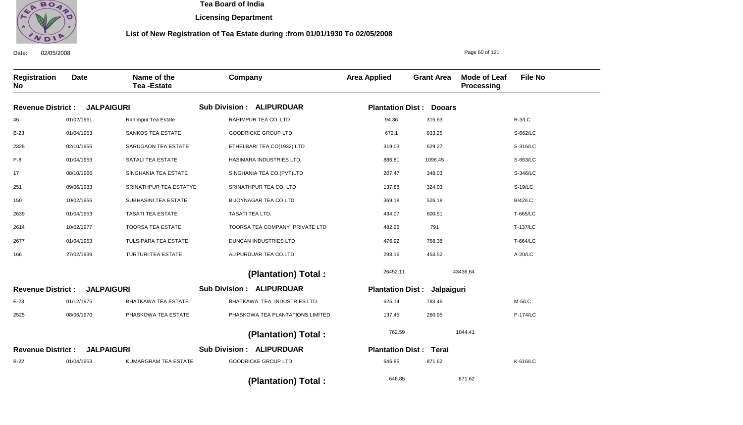**Tea Board of India**

**Licensing Department**

**List of New Registration of Tea Estate during :from 01/01/1930 To 02/05/2008**

Date: 02/05/2008

| Registration No | Date | Name of the Tea -Estate | Company | Area Applied | Grant Area | Mode of Leaf Processing | File No |
|---|---|---|---|---|---|---|---|
| **Revenue District : JALPAIGURI** | | | **Sub Division : ALIPURDUAR** | **Plantation Dist : Dooars** | | | |
| 46 | 01/02/1961 | Rahimpur Tea Estate | RAHIMPUR TEA CO. LTD | 94.36 | 315.63 | | R-3/LC |
| B-23 | 01/04/1953 | SANKOS TEA ESTATE | GOODRICKE GROUP LTD | 672.1 | 933.25 | | S-662/LC |
| 2328 | 02/10/1956 | SARUGAON TEA ESTATE | ETHELBARI TEA CO(1932) LTD | 319.03 | 629.27 | | S-316/LC |
| P-8 | 01/04/1953 | SATALI TEA ESTATE | HASIMARA INDUSTRIES LTD. | 886.81 | 1096.45 | | S-663/LC |
| 17 | 08/10/1966 | SINGHANIA TEA ESTATE | SINGHANIA TEA CO.(PVT)LTD | 207.47 | 348.03 | | S-346/LC |
| 251 | 09/06/1933 | SRINATHPUR TEA ESTATYE | SRINATHPUR TEA CO. LTD | 137.88 | 324.03 | | S-19/LC |
| 150 | 10/02/1956 | SUBHASINI TEA ESTATE | BIJOYNAGAR TEA CO LTD | 369.18 | 526.18 | | B/42/LC |
| 2639 | 01/04/1953 | TASATI TEA ESTATE | TASATI TEA LTD. | 434.07 | 600.51 | | T-665/LC |
| 2614 | 10/02/1977 | TOORSA TEA ESTATE | TOORSA TEA COMPANY PRIVATE LTD | 482.26 | 791 | | T-137/LC |
| 2677 | 01/04/1953 | TULSIPARA TEA ESTATE | DUNCAN INDUSTRIES LTD | 476.92 | 758.38 | | T-664/LC |
| 166 | 27/02/1939 | TURTURI TEA ESTATE | ALIPURDUAR TEA CO.LTD | 293.16 | 453.52 | | A-20/LC |
| | | | **(Plantation) Total :** | 26452.11 | 43436.64 | | |
| **Revenue District : JALPAIGURI** | | | **Sub Division : ALIPURDUAR** | **Plantation Dist : Jalpaiguri** | | | |
| E-23 | 01/12/1975 | BHATKAWA TEA ESTATE | BHATKAWA TEA INDUSTRIES LTD. | 625.14 | 783.46 | | M-5/LC |
| 2525 | 08/06/1970 | PHASKOWA TEA ESTATE | PHASKOWA TEA PLANTATIONS LIMITED | 137.45 | 260.95 | | P-174/LC |
| | | | **(Plantation) Total :** | 762.59 | 1044.41 | | |
| **Revenue District : JALPAIGURI** | | | **Sub Division : ALIPURDUAR** | **Plantation Dist : Terai** | | | |
| B-22 | 01/04/1953 | KUMARGRAM TEA ESTATE | GOODRICKE GROUP LTD | 646.85 | 871.62 | | K-616/LC |
| | | | **(Plantation) Total :** | 646.85 | 871.62 | | |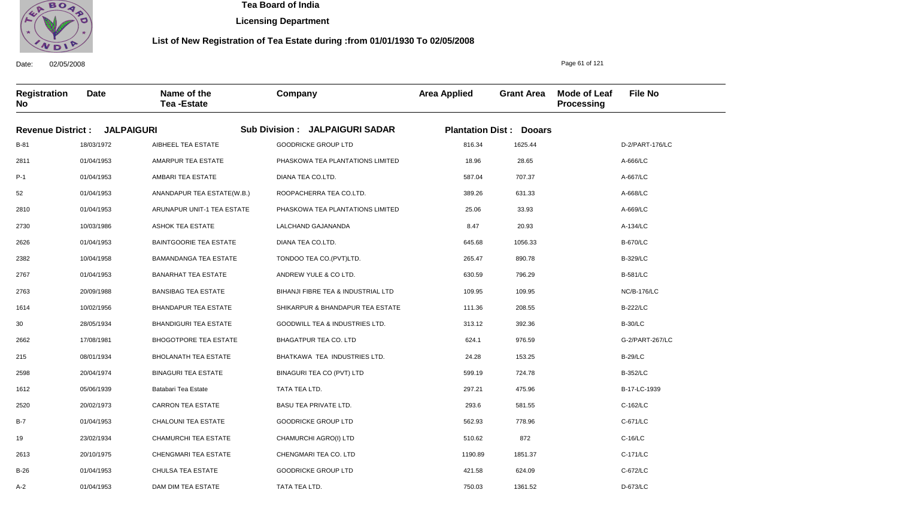# Tea Board of India

## Licensing Department

### List of New Registration of Tea Estate during :from 01/01/1930 To 02/05/2008

Date: 02/05/2008

| Registration No | Date | Name of the Tea -Estate | Company | Area Applied | Grant Area | Mode of Leaf Processing | File No |
|---|---|---|---|---|---|---|---|
| **Revenue District : JALPAIGURI** | | **Sub Division : JALPAIGURI SADAR** | | **Plantation Dist : Dooars** | | | |
| B-81 | 18/03/1972 | AIBHEEL TEA ESTATE | GOODRICKE GROUP LTD | 816.34 | 1625.44 | | D-2/PART-176/LC |
| 2811 | 01/04/1953 | AMARPUR TEA ESTATE | PHASKOWA TEA PLANTATIONS LIMITED | 18.96 | 28.65 | | A-666/LC |
| P-1 | 01/04/1953 | AMBARI TEA ESTATE | DIANA TEA CO.LTD. | 587.04 | 707.37 | | A-667/LC |
| 52 | 01/04/1953 | ANANDAPUR TEA ESTATE(W.B.) | ROOPACHERRA TEA CO.LTD. | 389.26 | 631.33 | | A-668/LC |
| 2810 | 01/04/1953 | ARUNAPUR UNIT-1 TEA ESTATE | PHASKOWA TEA PLANTATIONS LIMITED | 25.06 | 33.93 | | A-669/LC |
| 2730 | 10/03/1986 | ASHOK TEA ESTATE | LALCHAND GAJANANDA | 8.47 | 20.93 | | A-134/LC |
| 2626 | 01/04/1953 | BAINTGOORIE TEA ESTATE | DIANA TEA CO.LTD. | 645.68 | 1056.33 | | B-670/LC |
| 2382 | 10/04/1958 | BAMANDANGA TEA ESTATE | TONDOO TEA CO.(PVT)LTD. | 265.47 | 890.78 | | B-329/LC |
| 2767 | 01/04/1953 | BANARHAT TEA ESTATE | ANDREW YULE & CO LTD. | 630.59 | 796.29 | | B-581/LC |
| 2763 | 20/09/1988 | BANSIBAG TEA ESTATE | BIHANJI FIBRE TEA & INDUSTRIAL LTD | 109.95 | 109.95 | | NC/B-176/LC |
| 1614 | 10/02/1956 | BHANDAPUR TEA ESTATE | SHIKARPUR & BHANDAPUR TEA ESTATE | 111.36 | 208.55 | | B-222/LC |
| 30 | 28/05/1934 | BHANDIGURI TEA ESTATE | GOODWILL TEA & INDUSTRIES LTD. | 313.12 | 392.36 | | B-30/LC |
| 2662 | 17/08/1981 | BHOGOTPORE TEA ESTATE | BHAGATPUR TEA CO. LTD | 624.1 | 976.59 | | G-2/PART-267/LC |
| 215 | 08/01/1934 | BHOLANATH TEA ESTATE | BHATKAWA TEA INDUSTRIES LTD. | 24.28 | 153.25 | | B-29/LC |
| 2598 | 20/04/1974 | BINAGURI TEA ESTATE | BINAGURI TEA CO (PVT) LTD | 599.19 | 724.78 | | B-352/LC |
| 1612 | 05/06/1939 | Batabari Tea Estate | TATA TEA LTD. | 297.21 | 475.96 | | B-17-LC-1939 |
| 2520 | 20/02/1973 | CARRON TEA ESTATE | BASU TEA PRIVATE LTD. | 293.6 | 581.55 | | C-162/LC |
| B-7 | 01/04/1953 | CHALOUNI TEA ESTATE | GOODRICKE GROUP LTD | 562.93 | 778.96 | | C-671/LC |
| 19 | 23/02/1934 | CHAMURCHI TEA ESTATE | CHAMURCHI AGRO(I) LTD | 510.62 | 872 | | C-16/LC |
| 2613 | 20/10/1975 | CHENGMARI TEA ESTATE | CHENGMARI TEA CO. LTD | 1190.89 | 1851.37 | | C-171/LC |
| B-26 | 01/04/1953 | CHULSA TEA ESTATE | GOODRICKE GROUP LTD | 421.58 | 624.09 | | C-672/LC |
| A-2 | 01/04/1953 | DAM DIM TEA ESTATE | TATA TEA LTD. | 750.03 | 1361.52 | | D-673/LC |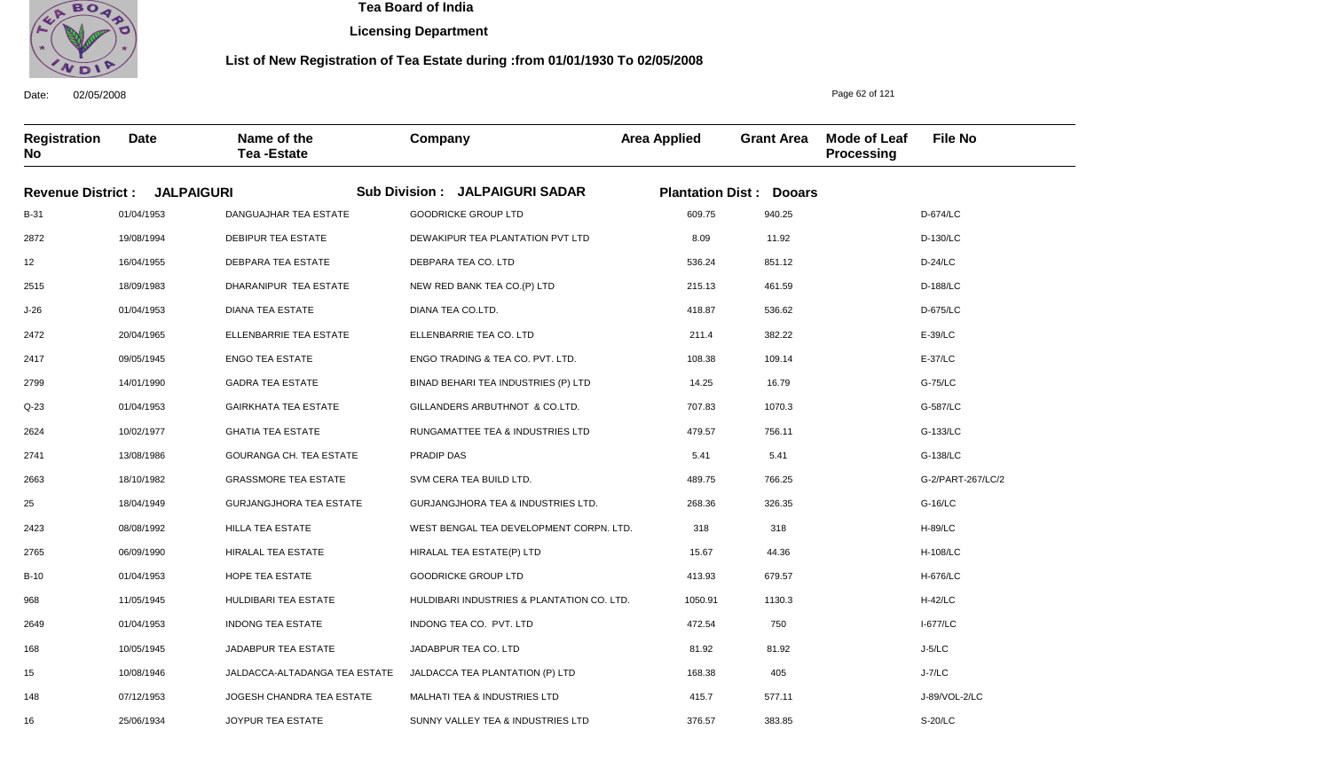# Tea Board of India

## Licensing Department

### List of New Registration of Tea Estate during :from 01/01/1930 To 02/05/2008

Date: 02/05/2008

| Registration No | Date | Name of the Tea -Estate | Company | Area Applied | Grant Area | Mode of Leaf Processing | File No |
|---|---|---|---|---|---|---|---|
| **Revenue District : JALPAIGURI** | | | **Sub Division : JALPAIGURI SADAR** | **Plantation Dist : Dooars** | | | |
| B-31 | 01/04/1953 | DANGUAJHAR TEA ESTATE | GOODRICKE GROUP LTD | 609.75 | 940.25 | | D-674/LC |
| 2872 | 19/08/1994 | DEBIPUR TEA ESTATE | DEWAKIPUR TEA PLANTATION PVT LTD | 8.09 | 11.92 | | D-130/LC |
| 12 | 16/04/1955 | DEBPARA TEA ESTATE | DEBPARA TEA CO. LTD | 536.24 | 851.12 | | D-24/LC |
| 2515 | 18/09/1983 | DHARANIPUR TEA ESTATE | NEW RED BANK TEA CO.(P) LTD | 215.13 | 461.59 | | D-188/LC |
| J-26 | 01/04/1953 | DIANA TEA ESTATE | DIANA TEA CO.LTD. | 418.87 | 536.62 | | D-675/LC |
| 2472 | 20/04/1965 | ELLENBARRIE TEA ESTATE | ELLENBARRIE TEA CO. LTD | 211.4 | 382.22 | | E-39/LC |
| 2417 | 09/05/1945 | ENGO TEA ESTATE | ENGO TRADING & TEA CO. PVT. LTD. | 108.38 | 109.14 | | E-37/LC |
| 2799 | 14/01/1990 | GADRA TEA ESTATE | BINAD BEHARI TEA INDUSTRIES (P) LTD | 14.25 | 16.79 | | G-75/LC |
| Q-23 | 01/04/1953 | GAIRKHATA TEA ESTATE | GILLANDERS ARBUTHNOT & CO.LTD. | 707.83 | 1070.3 | | G-587/LC |
| 2624 | 10/02/1977 | GHATIA TEA ESTATE | RUNGAMATTEE TEA & INDUSTRIES LTD | 479.57 | 756.11 | | G-133/LC |
| 2741 | 13/08/1986 | GOURANGA CH. TEA ESTATE | PRADIP DAS | 5.41 | 5.41 | | G-138/LC |
| 2663 | 18/10/1982 | GRASSMORE TEA ESTATE | SVM CERA TEA BUILD LTD. | 489.75 | 766.25 | | G-2/PART-267/LC/2 |
| 25 | 18/04/1949 | GURJANGJHORA TEA ESTATE | GURJANGJHORA TEA & INDUSTRIES LTD. | 268.36 | 326.35 | | G-16/LC |
| 2423 | 08/08/1992 | HILLA TEA ESTATE | WEST BENGAL TEA DEVELOPMENT CORPN. LTD. | 318 | 318 | | H-89/LC |
| 2765 | 06/09/1990 | HIRALAL TEA ESTATE | HIRALAL TEA ESTATE(P) LTD | 15.67 | 44.36 | | H-108/LC |
| B-10 | 01/04/1953 | HOPE TEA ESTATE | GOODRICKE GROUP LTD | 413.93 | 679.57 | | H-676/LC |
| 968 | 11/05/1945 | HULDIBARI TEA ESTATE | HULDIBARI INDUSTRIES & PLANTATION CO. LTD. | 1050.91 | 1130.3 | | H-42/LC |
| 2649 | 01/04/1953 | INDONG TEA ESTATE | INDONG TEA CO. PVT. LTD | 472.54 | 750 | | I-677/LC |
| 168 | 10/05/1945 | JADABPUR TEA ESTATE | JADABPUR TEA CO. LTD | 81.92 | 81.92 | | J-5/LC |
| 15 | 10/08/1946 | JALDACCA-ALTADANGA TEA ESTATE | JALDACCA TEA PLANTATION (P) LTD | 168.38 | 405 | | J-7/LC |
| 148 | 07/12/1953 | JOGESH CHANDRA TEA ESTATE | MALHATI TEA & INDUSTRIES LTD | 415.7 | 577.11 | | J-89/VOL-2/LC |
| 16 | 25/06/1934 | JOYPUR TEA ESTATE | SUNNY VALLEY TEA & INDUSTRIES LTD | 376.57 | 383.85 | | S-20/LC |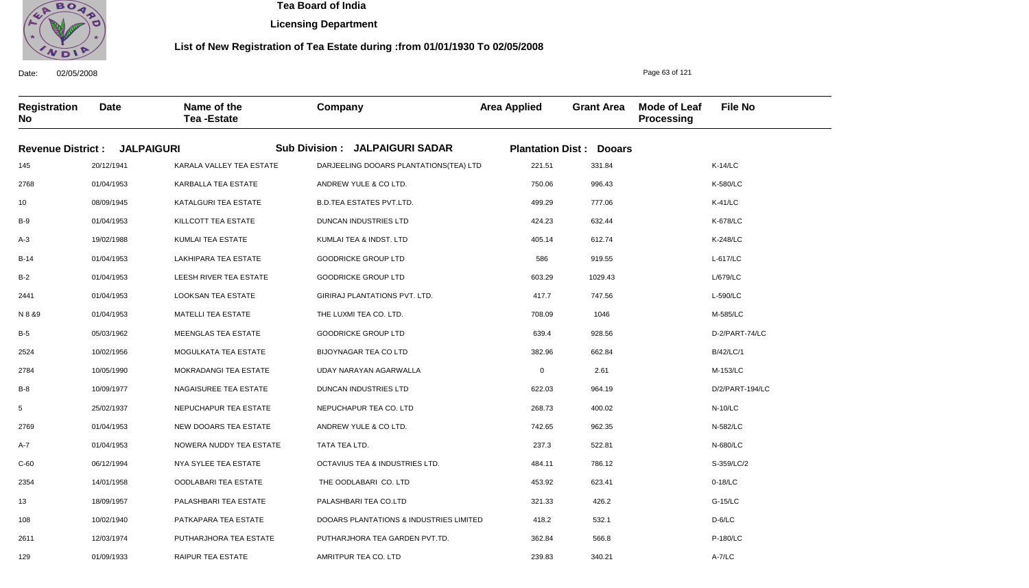**Tea Board of India**

**Licensing Department**

**List of New Registration of Tea Estate during :from 01/01/1930 To 02/05/2008**

Date: 02/05/2008

| Registration No | Date | Name of the Tea -Estate | Company | Area Applied | Grant Area | Mode of Leaf Processing | File No |
|---|---|---|---|---|---|---|---|
| **Revenue District : JALPAIGURI** | | | **Sub Division : JALPAIGURI SADAR** | **Plantation Dist : Dooars** | | | |
| 145 | 20/12/1941 | KARALA VALLEY TEA ESTATE | DARJEELING DOOARS PLANTATIONS(TEA) LTD | 221.51 | 331.84 | | K-14/LC |
| 2768 | 01/04/1953 | KARBALLA TEA ESTATE | ANDREW YULE & CO LTD. | 750.06 | 996.43 | | K-580/LC |
| 10 | 08/09/1945 | KATALGURI TEA ESTATE | B.D.TEA ESTATES PVT.LTD. | 499.29 | 777.06 | | K-41/LC |
| B-9 | 01/04/1953 | KILLCOTT TEA ESTATE | DUNCAN INDUSTRIES LTD | 424.23 | 632.44 | | K-678/LC |
| A-3 | 19/02/1988 | KUMLAI TEA ESTATE | KUMLAI TEA & INDST. LTD | 405.14 | 612.74 | | K-248/LC |
| B-14 | 01/04/1953 | LAKHIPARA TEA ESTATE | GOODRICKE GROUP LTD | 586 | 919.55 | | L-617/LC |
| B-2 | 01/04/1953 | LEESH RIVER TEA ESTATE | GOODRICKE GROUP LTD | 603.29 | 1029.43 | | L/679/LC |
| 2441 | 01/04/1953 | LOOKSAN TEA ESTATE | GIRIRAJ PLANTATIONS PVT. LTD. | 417.7 | 747.56 | | L-590/LC |
| N 8 &9 | 01/04/1953 | MATELLI TEA ESTATE | THE LUXMI TEA CO. LTD. | 708.09 | 1046 | | M-585/LC |
| B-5 | 05/03/1962 | MEENGLAS TEA ESTATE | GOODRICKE GROUP LTD | 639.4 | 928.56 | | D-2/PART-74/LC |
| 2524 | 10/02/1956 | MOGULKATA TEA ESTATE | BIJOYNAGAR TEA CO LTD | 382.96 | 662.84 | | B/42/LC/1 |
| 2784 | 10/05/1990 | MOKRADANGI TEA ESTATE | UDAY NARAYAN AGARWALLA | 0 | 2.61 | | M-153/LC |
| B-8 | 10/09/1977 | NAGAISUREE TEA ESTATE | DUNCAN INDUSTRIES LTD | 622.03 | 964.19 | | D/2/PART-194/LC |
| 5 | 25/02/1937 | NEPUCHAPUR TEA ESTATE | NEPUCHAPUR TEA CO. LTD | 268.73 | 400.02 | | N-10/LC |
| 2769 | 01/04/1953 | NEW DOOARS TEA ESTATE | ANDREW YULE & CO LTD. | 742.65 | 962.35 | | N-582/LC |
| A-7 | 01/04/1953 | NOWERA NUDDY TEA ESTATE | TATA TEA LTD. | 237.3 | 522.81 | | N-680/LC |
| C-60 | 06/12/1994 | NYA SYLEE TEA ESTATE | OCTAVIUS TEA & INDUSTRIES LTD. | 484.11 | 786.12 | | S-359/LC/2 |
| 2354 | 14/01/1958 | OODLABARI TEA ESTATE | THE OODLABARI CO. LTD | 453.92 | 623.41 | | 0-18/LC |
| 13 | 18/09/1957 | PALASHBARI TEA ESTATE | PALASHBARI TEA CO.LTD | 321.33 | 426.2 | | G-15/LC |
| 108 | 10/02/1940 | PATKAPARA TEA ESTATE | DOOARS PLANTATIONS & INDUSTRIES LIMITED | 418.2 | 532.1 | | D-6/LC |
| 2611 | 12/03/1974 | PUTHARJHORA TEA ESTATE | PUTHARJHORA TEA GARDEN PVT.TD. | 362.84 | 566.8 | | P-180/LC |
| 129 | 01/09/1933 | RAIPUR TEA ESTATE | AMRITPUR TEA CO. LTD | 239.83 | 340.21 | | A-7/LC |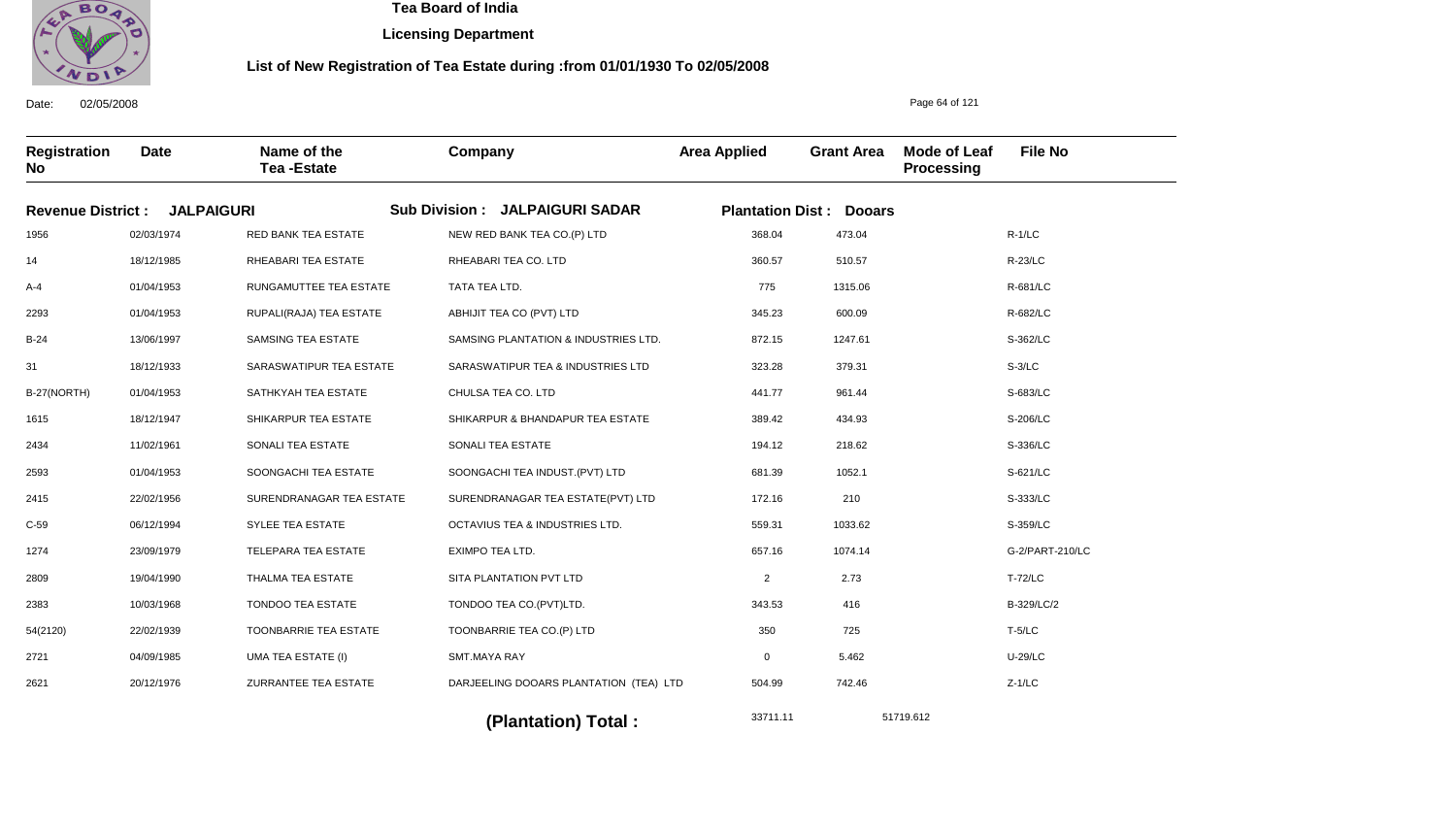# Tea Board of India

**Licensing Department**

**List of New Registration of Tea Estate during :from 01/01/1930 To 02/05/2008**

Date: 02/05/2008

| Registration No | Date | Name of the Tea -Estate | Company | Area Applied | Grant Area | Mode of Leaf Processing | File No |
|---|---|---|---|---|---|---|---|
| **Revenue District : JALPAIGURI** | | **Sub Division : JALPAIGURI SADAR** | | **Plantation Dist : Dooars** | | | |
| 1956 | 02/03/1974 | RED BANK TEA ESTATE | NEW RED BANK TEA CO.(P) LTD | 368.04 | 473.04 | | R-1/LC |
| 14 | 18/12/1985 | RHEABARI TEA ESTATE | RHEABARI TEA CO. LTD | 360.57 | 510.57 | | R-23/LC |
| A-4 | 01/04/1953 | RUNGAMUTTEE TEA ESTATE | TATA TEA LTD. | 775 | 1315.06 | | R-681/LC |
| 2293 | 01/04/1953 | RUPALI(RAJA) TEA ESTATE | ABHIJIT TEA CO (PVT) LTD | 345.23 | 600.09 | | R-682/LC |
| B-24 | 13/06/1997 | SAMSING TEA ESTATE | SAMSING PLANTATION & INDUSTRIES LTD. | 872.15 | 1247.61 | | S-362/LC |
| 31 | 18/12/1933 | SARASWATIPUR TEA ESTATE | SARASWATIPUR TEA & INDUSTRIES LTD | 323.28 | 379.31 | | S-3/LC |
| B-27(NORTH) | 01/04/1953 | SATHKYAH TEA ESTATE | CHULSA TEA CO. LTD | 441.77 | 961.44 | | S-683/LC |
| 1615 | 18/12/1947 | SHIKARPUR TEA ESTATE | SHIKARPUR & BHANDAPUR TEA ESTATE | 389.42 | 434.93 | | S-206/LC |
| 2434 | 11/02/1961 | SONALI TEA ESTATE | SONALI TEA ESTATE | 194.12 | 218.62 | | S-336/LC |
| 2593 | 01/04/1953 | SOONGACHI TEA ESTATE | SOONGACHI TEA INDUST.(PVT) LTD | 681.39 | 1052.1 | | S-621/LC |
| 2415 | 22/02/1956 | SURENDRANAGAR TEA ESTATE | SURENDRANAGAR TEA ESTATE(PVT) LTD | 172.16 | 210 | | S-333/LC |
| C-59 | 06/12/1994 | SYLEE TEA ESTATE | OCTAVIUS TEA & INDUSTRIES LTD. | 559.31 | 1033.62 | | S-359/LC |
| 1274 | 23/09/1979 | TELEPARA TEA ESTATE | EXIMPO TEA LTD. | 657.16 | 1074.14 | | G-2/PART-210/LC |
| 2809 | 19/04/1990 | THALMA TEA ESTATE | SITA PLANTATION PVT LTD | 2 | 2.73 | | T-72/LC |
| 2383 | 10/03/1968 | TONDOO TEA ESTATE | TONDOO TEA CO.(PVT)LTD. | 343.53 | 416 | | B-329/LC/2 |
| 54(2120) | 22/02/1939 | TOONBARRIE TEA ESTATE | TOONBARRIE TEA CO.(P) LTD | 350 | 725 | | T-5/LC |
| 2721 | 04/09/1985 | UMA TEA ESTATE (I) | SMT.MAYA RAY | 0 | 5.462 | | U-29/LC |
| 2621 | 20/12/1976 | ZURRANTEE TEA ESTATE | DARJEELING DOOARS PLANTATION (TEA) LTD | 504.99 | 742.46 | | Z-1/LC |
| | | | **(Plantation) Total :** | 33711.11 | 51719.612 | | |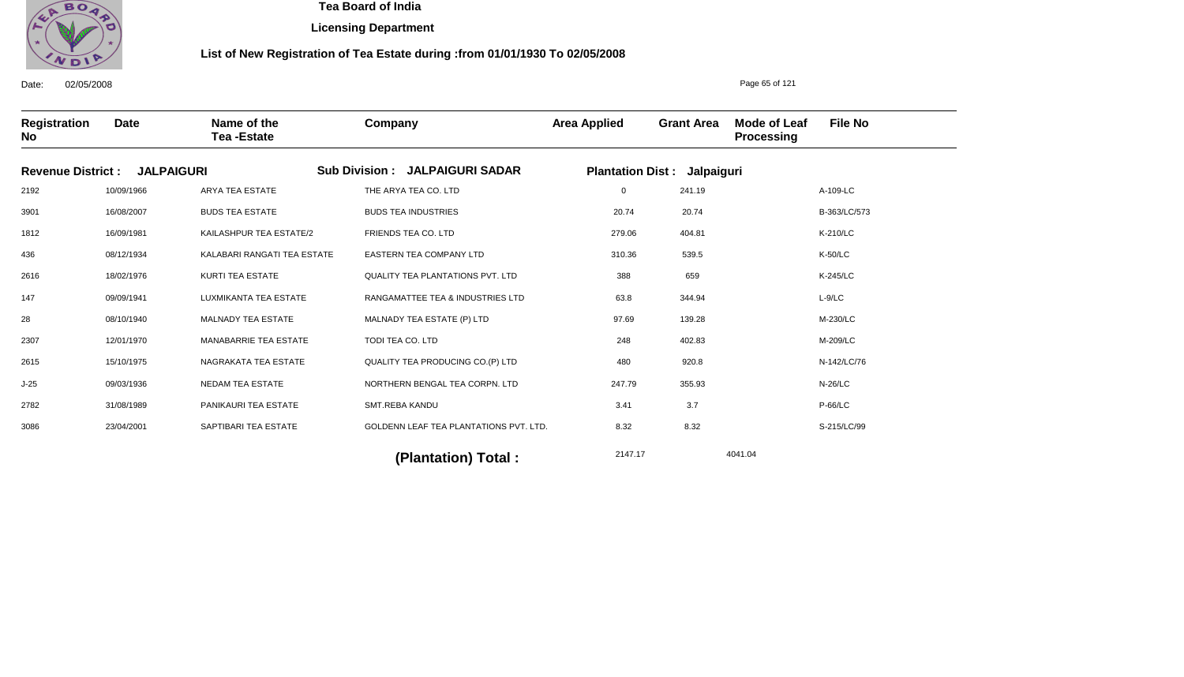# Tea Board of India

## Licensing Department

### List of New Registration of Tea Estate during :from 01/01/1930 To 02/05/2008

Date: 02/05/2008

| Registration No | Date | Name of the Tea -Estate | Company | Area Applied | Grant Area | Mode of Leaf Processing | File No |
|---|---|---|---|---|---|---|---|
| **Revenue District : JALPAIGURI** | | | **Sub Division : JALPAIGURI SADAR** | **Plantation Dist : Jalpaiguri** | | | |
| 2192 | 10/09/1966 | ARYA TEA ESTATE | THE ARYA TEA CO. LTD | 0 | 241.19 | | A-109-LC |
| 3901 | 16/08/2007 | BUDS TEA ESTATE | BUDS TEA INDUSTRIES | 20.74 | 20.74 | | B-363/LC/573 |
| 1812 | 16/09/1981 | KAILASHPUR TEA ESTATE/2 | FRIENDS TEA CO. LTD | 279.06 | 404.81 | | K-210/LC |
| 436 | 08/12/1934 | KALABARI RANGATI TEA ESTATE | EASTERN TEA COMPANY LTD | 310.36 | 539.5 | | K-50/LC |
| 2616 | 18/02/1976 | KURTI TEA ESTATE | QUALITY TEA PLANTATIONS PVT. LTD | 388 | 659 | | K-245/LC |
| 147 | 09/09/1941 | LUXMIKANTA TEA ESTATE | RANGAMATTEE TEA & INDUSTRIES LTD | 63.8 | 344.94 | | L-9/LC |
| 28 | 08/10/1940 | MALNADY TEA ESTATE | MALNADY TEA ESTATE (P) LTD | 97.69 | 139.28 | | M-230/LC |
| 2307 | 12/01/1970 | MANABARRIE TEA ESTATE | TODI TEA CO. LTD | 248 | 402.83 | | M-209/LC |
| 2615 | 15/10/1975 | NAGRAKATA TEA ESTATE | QUALITY TEA PRODUCING CO.(P) LTD | 480 | 920.8 | | N-142/LC/76 |
| J-25 | 09/03/1936 | NEDAM TEA ESTATE | NORTHERN BENGAL TEA CORPN. LTD | 247.79 | 355.93 | | N-26/LC |
| 2782 | 31/08/1989 | PANIKAURI TEA ESTATE | SMT.REBA KANDU | 3.41 | 3.7 | | P-66/LC |
| 3086 | 23/04/2001 | SAPTIBARI TEA ESTATE | GOLDENN LEAF TEA PLANTATIONS PVT. LTD. | 8.32 | 8.32 | | S-215/LC/99 |
| | | | **(Plantation) Total :** | 2147.17 | 4041.04 | | |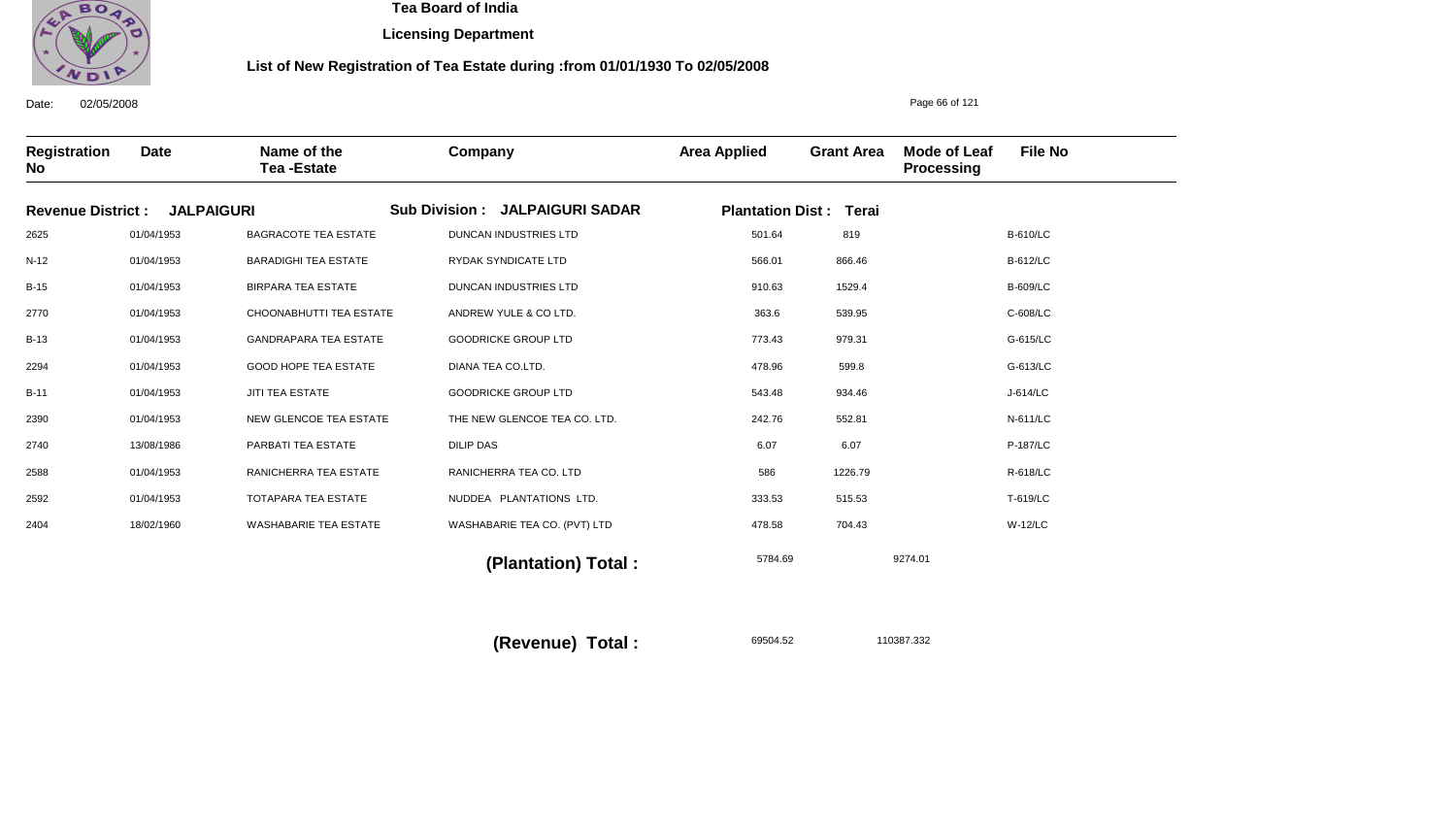**Tea Board of India**

**Licensing Department**

**List of New Registration of Tea Estate during :from 01/01/1930 To 02/05/2008**

Date: 02/05/2008

| Registration No | Date | Name of the Tea -Estate | Company | Area Applied | Grant Area | Mode of Leaf Processing | File No |
|---|---|---|---|---|---|---|---|
| **Revenue District : JALPAIGURI** | | | **Sub Division : JALPAIGURI SADAR** | **Plantation Dist : Terai** | | | |
| 2625 | 01/04/1953 | BAGRACOTE TEA ESTATE | DUNCAN INDUSTRIES LTD | 501.64 | 819 | | B-610/LC |
| N-12 | 01/04/1953 | BARADIGHI TEA ESTATE | RYDAK SYNDICATE LTD | 566.01 | 866.46 | | B-612/LC |
| B-15 | 01/04/1953 | BIRPARA TEA ESTATE | DUNCAN INDUSTRIES LTD | 910.63 | 1529.4 | | B-609/LC |
| 2770 | 01/04/1953 | CHOONABHUTTI TEA ESTATE | ANDREW YULE & CO LTD. | 363.6 | 539.95 | | C-608/LC |
| B-13 | 01/04/1953 | GANDRAPARA TEA ESTATE | GOODRICKE GROUP LTD | 773.43 | 979.31 | | G-615/LC |
| 2294 | 01/04/1953 | GOOD HOPE TEA ESTATE | DIANA TEA CO.LTD. | 478.96 | 599.8 | | G-613/LC |
| B-11 | 01/04/1953 | JITI TEA ESTATE | GOODRICKE GROUP LTD | 543.48 | 934.46 | | J-614/LC |
| 2390 | 01/04/1953 | NEW GLENCOE TEA ESTATE | THE NEW GLENCOE TEA CO. LTD. | 242.76 | 552.81 | | N-611/LC |
| 2740 | 13/08/1986 | PARBATI TEA ESTATE | DILIP DAS | 6.07 | 6.07 | | P-187/LC |
| 2588 | 01/04/1953 | RANICHERRA TEA ESTATE | RANICHERRA TEA CO. LTD | 586 | 1226.79 | | R-618/LC |
| 2592 | 01/04/1953 | TOTAPARA TEA ESTATE | NUDDEA PLANTATIONS LTD. | 333.53 | 515.53 | | T-619/LC |
| 2404 | 18/02/1960 | WASHABARIE TEA ESTATE | WASHABARIE TEA CO. (PVT) LTD | 478.58 | 704.43 | | W-12/LC |
| | | | **(Plantation) Total :** | 5784.69 | 9274.01 | | |
| | | | **(Revenue) Total :** | 69504.52 | 110387.332 | | |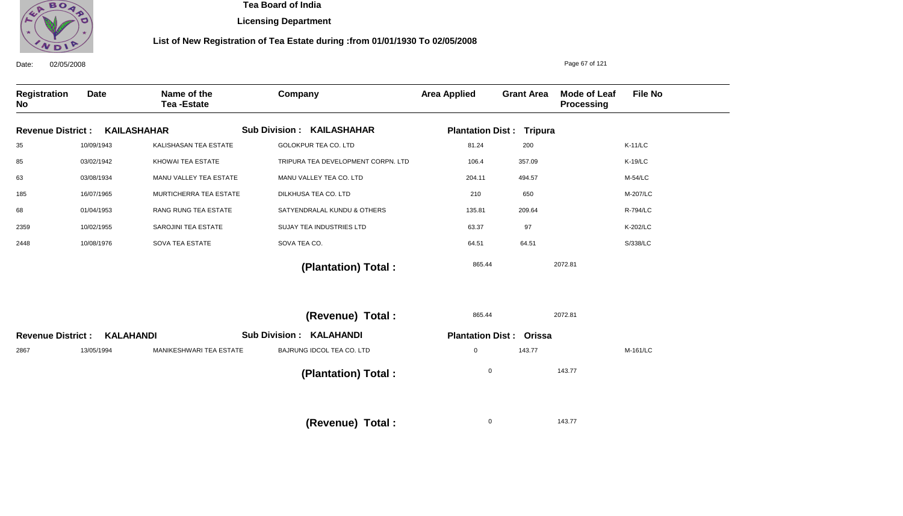**Tea Board of India**

**Licensing Department**

**List of New Registration of Tea Estate during :from 01/01/1930 To 02/05/2008**

Date: 02/05/2008

| Registration No | Date | Name of the Tea -Estate | Company | Area Applied | Grant Area | Mode of Leaf Processing | File No |
|---|---|---|---|---|---|---|---|
| **Revenue District : KAILASHAHAR** | | | **Sub Division : KAILASHAHAR** | **Plantation Dist : Tripura** | | | |
| 35 | 10/09/1943 | KALISHASAN TEA ESTATE | GOLOKPUR TEA CO. LTD | 81.24 | 200 | | K-11/LC |
| 85 | 03/02/1942 | KHOWAI TEA ESTATE | TRIPURA TEA DEVELOPMENT CORPN. LTD | 106.4 | 357.09 | | K-19/LC |
| 63 | 03/08/1934 | MANU VALLEY TEA ESTATE | MANU VALLEY TEA CO. LTD | 204.11 | 494.57 | | M-54/LC |
| 185 | 16/07/1965 | MURTICHERRA TEA ESTATE | DILKHUSA TEA CO. LTD | 210 | 650 | | M-207/LC |
| 68 | 01/04/1953 | RANG RUNG TEA ESTATE | SATYENDRALAL KUNDU & OTHERS | 135.81 | 209.64 | | R-794/LC |
| 2359 | 10/02/1955 | SAROJINI TEA ESTATE | SUJAY TEA INDUSTRIES LTD | 63.37 | 97 | | K-202/LC |
| 2448 | 10/08/1976 | SOVA TEA ESTATE | SOVA TEA CO. | 64.51 | 64.51 | | S/338/LC |
| | | | **(Plantation) Total :** | 865.44 | 2072.81 | | |
| | | | **(Revenue) Total :** | 865.44 | 2072.81 | | |
| **Revenue District : KALAHANDI** | | | **Sub Division : KALAHANDI** | **Plantation Dist : Orissa** | | | |
| 2867 | 13/05/1994 | MANIKESHWARI TEA ESTATE | BAJRUNG IDCOL TEA CO. LTD | 0 | 143.77 | | M-161/LC |
| | | | **(Plantation) Total :** | 0 | 143.77 | | |
| | | | **(Revenue) Total :** | 0 | 143.77 | | |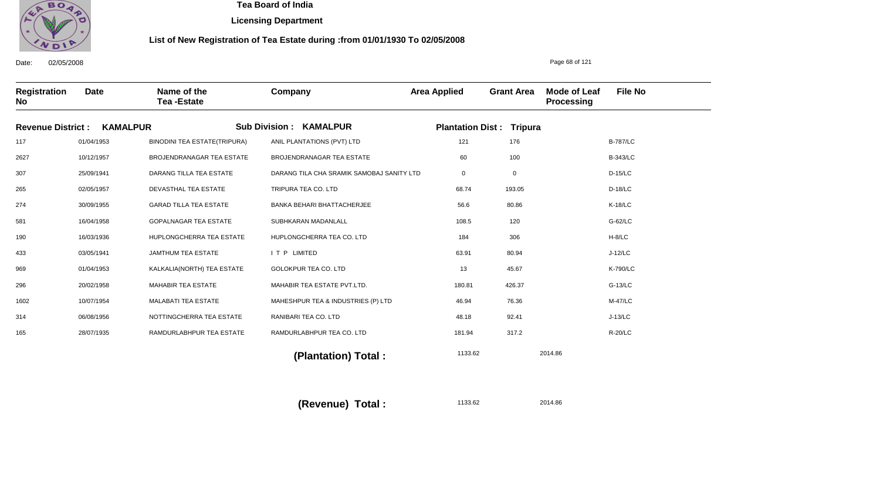# Tea Board of India

## Licensing Department

### List of New Registration of Tea Estate during :from 01/01/1930 To 02/05/2008

Date: 02/05/2008

**Revenue District : KAMALPUR** | **Sub Division : KAMALPUR** | **Plantation Dist : Tripura**

| Registration No | Date | Name of the Tea -Estate | Company | Area Applied | Grant Area | Mode of Leaf Processing | File No |
|---|---|---|---|---|---|---|---|
| 117 | 01/04/1953 | BINODINI TEA ESTATE(TRIPURA) | ANIL PLANTATIONS (PVT) LTD | 121 | 176 | | B-787/LC |
| 2627 | 10/12/1957 | BROJENDRANAGAR TEA ESTATE | BROJENDRANAGAR TEA ESTATE | 60 | 100 | | B-343/LC |
| 307 | 25/09/1941 | DARANG TILLA TEA ESTATE | DARANG TILA CHA SRAMIK SAMOBAJ SANITY LTD | 0 | 0 | | D-15/LC |
| 265 | 02/05/1957 | DEVASTHAL TEA ESTATE | TRIPURA TEA CO. LTD | 68.74 | 193.05 | | D-18/LC |
| 274 | 30/09/1955 | GARAD TILLA TEA ESTATE | BANKA BEHARI BHATTACHERJEE | 56.6 | 80.86 | | K-18/LC |
| 581 | 16/04/1958 | GOPALNAGAR TEA ESTATE | SUBHKARAN MADANLALL | 108.5 | 120 | | G-62/LC |
| 190 | 16/03/1936 | HUPLONGCHERRA TEA ESTATE | HUPLONGCHERRA TEA CO. LTD | 184 | 306 | | H-8/LC |
| 433 | 03/05/1941 | JAMTHUM TEA ESTATE | I T P LIMITED | 63.91 | 80.94 | | J-12/LC |
| 969 | 01/04/1953 | KALKALIA(NORTH) TEA ESTATE | GOLOKPUR TEA CO. LTD | 13 | 45.67 | | K-790/LC |
| 296 | 20/02/1958 | MAHABIR TEA ESTATE | MAHABIR TEA ESTATE PVT.LTD. | 180.81 | 426.37 | | G-13/LC |
| 1602 | 10/07/1954 | MALABATI TEA ESTATE | MAHESHPUR TEA & INDUSTRIES (P) LTD | 46.94 | 76.36 | | M-47/LC |
| 314 | 06/08/1956 | NOTTINGCHERRA TEA ESTATE | RANIBARI TEA CO. LTD | 48.18 | 92.41 | | J-13/LC |
| 165 | 28/07/1935 | RAMDURLABHPUR TEA ESTATE | RAMDURLABHPUR TEA CO. LTD | 181.94 | 317.2 | | R-20/LC |

**(Plantation) Total :** 1133.62 &nbsp;&nbsp; 2014.86

**(Revenue) Total :** 1133.62 &nbsp;&nbsp; 2014.86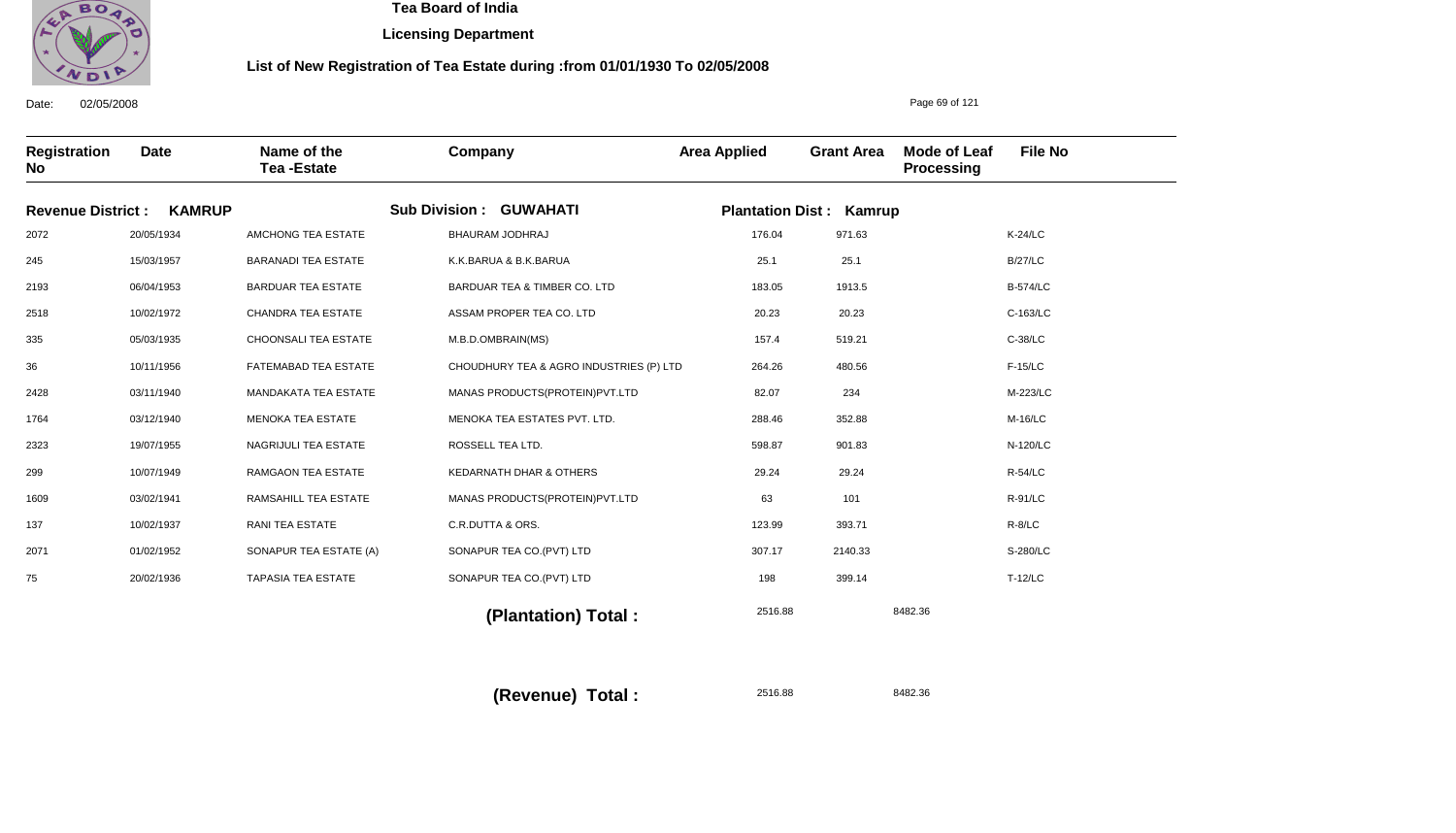# Tea Board of India

## Licensing Department

### List of New Registration of Tea Estate during :from 01/01/1930 To 02/05/2008

Date: 02/05/2008

| Registration No | Date | Name of the Tea -Estate | Company | Area Applied | Grant Area | Mode of Leaf Processing | File No |
|---|---|---|---|---|---|---|---|
| **Revenue District : KAMRUP** | | | **Sub Division : GUWAHATI** | **Plantation Dist : Kamrup** | | | |
| 2072 | 20/05/1934 | AMCHONG TEA ESTATE | BHAURAM JODHRAJ | 176.04 | 971.63 | | K-24/LC |
| 245 | 15/03/1957 | BARANADI TEA ESTATE | K.K.BARUA & B.K.BARUA | 25.1 | 25.1 | | B/27/LC |
| 2193 | 06/04/1953 | BARDUAR TEA ESTATE | BARDUAR TEA & TIMBER CO. LTD | 183.05 | 1913.5 | | B-574/LC |
| 2518 | 10/02/1972 | CHANDRA TEA ESTATE | ASSAM PROPER TEA CO. LTD | 20.23 | 20.23 | | C-163/LC |
| 335 | 05/03/1935 | CHOONSALI TEA ESTATE | M.B.D.OMBRAIN(MS) | 157.4 | 519.21 | | C-38/LC |
| 36 | 10/11/1956 | FATEMABAD TEA ESTATE | CHOUDHURY TEA & AGRO INDUSTRIES (P) LTD | 264.26 | 480.56 | | F-15/LC |
| 2428 | 03/11/1940 | MANDAKATA TEA ESTATE | MANAS PRODUCTS(PROTEIN)PVT.LTD | 82.07 | 234 | | M-223/LC |
| 1764 | 03/12/1940 | MENOKA TEA ESTATE | MENOKA TEA ESTATES PVT. LTD. | 288.46 | 352.88 | | M-16/LC |
| 2323 | 19/07/1955 | NAGRIJULI TEA ESTATE | ROSSELL TEA LTD. | 598.87 | 901.83 | | N-120/LC |
| 299 | 10/07/1949 | RAMGAON TEA ESTATE | KEDARNATH DHAR & OTHERS | 29.24 | 29.24 | | R-54/LC |
| 1609 | 03/02/1941 | RAMSAHILL TEA ESTATE | MANAS PRODUCTS(PROTEIN)PVT.LTD | 63 | 101 | | R-91/LC |
| 137 | 10/02/1937 | RANI TEA ESTATE | C.R.DUTTA & ORS. | 123.99 | 393.71 | | R-8/LC |
| 2071 | 01/02/1952 | SONAPUR TEA ESTATE (A) | SONAPUR TEA CO.(PVT) LTD | 307.17 | 2140.33 | | S-280/LC |
| 75 | 20/02/1936 | TAPASIA TEA ESTATE | SONAPUR TEA CO.(PVT) LTD | 198 | 399.14 | | T-12/LC |
| | | | **(Plantation) Total :** | 2516.88 | | 8482.36 | |
| | | | **(Revenue) Total :** | 2516.88 | | 8482.36 | |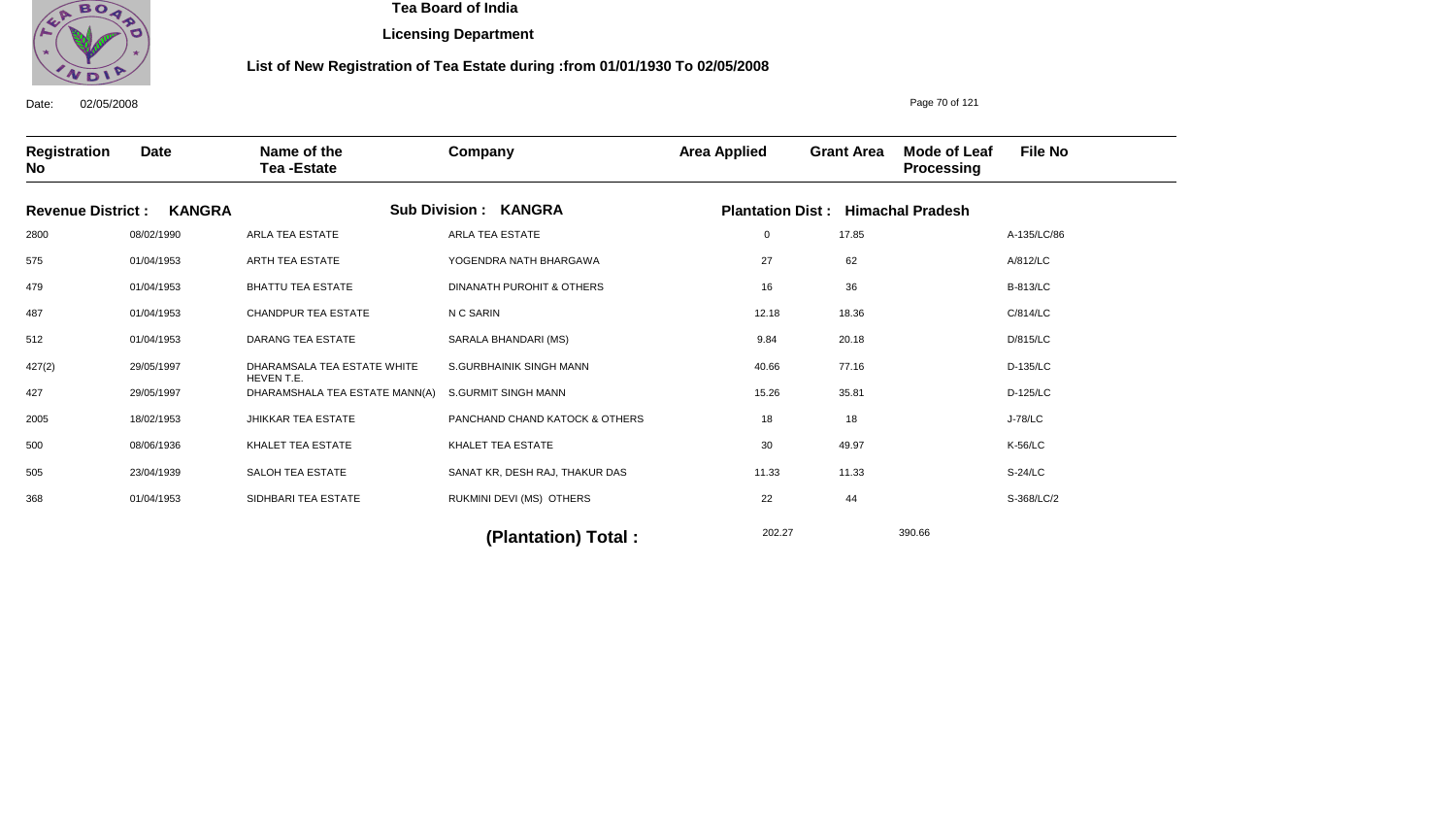# Tea Board of India

## Licensing Department

### List of New Registration of Tea Estate during :from 01/01/1930 To 02/05/2008

Date: 02/05/2008

| Registration No | Date | Name of the Tea -Estate | Company | Area Applied | Grant Area | Mode of Leaf Processing | File No |
|---|---|---|---|---|---|---|---|
| **Revenue District : KANGRA** | | **Sub Division : KANGRA** | | **Plantation Dist : Himachal Pradesh** | | | |
| 2800 | 08/02/1990 | ARLA TEA ESTATE | ARLA TEA ESTATE | 0 | 17.85 | | A-135/LC/86 |
| 575 | 01/04/1953 | ARTH TEA ESTATE | YOGENDRA NATH BHARGAWA | 27 | 62 | | A/812/LC |
| 479 | 01/04/1953 | BHATTU TEA ESTATE | DINANATH PUROHIT & OTHERS | 16 | 36 | | B-813/LC |
| 487 | 01/04/1953 | CHANDPUR TEA ESTATE | N C SARIN | 12.18 | 18.36 | | C/814/LC |
| 512 | 01/04/1953 | DARANG TEA ESTATE | SARALA BHANDARI (MS) | 9.84 | 20.18 | | D/815/LC |
| 427(2) | 29/05/1997 | DHARAMSALA TEA ESTATE WHITE HEVEN T.E. | S.GURBHAINIK SINGH MANN | 40.66 | 77.16 | | D-135/LC |
| 427 | 29/05/1997 | DHARAMSHALA TEA ESTATE MANN(A) | S.GURMIT SINGH MANN | 15.26 | 35.81 | | D-125/LC |
| 2005 | 18/02/1953 | JHIKKAR TEA ESTATE | PANCHAND CHAND KATOCK & OTHERS | 18 | 18 | | J-78/LC |
| 500 | 08/06/1936 | KHALET TEA ESTATE | KHALET TEA ESTATE | 30 | 49.97 | | K-56/LC |
| 505 | 23/04/1939 | SALOH TEA ESTATE | SANAT KR, DESH RAJ, THAKUR DAS | 11.33 | 11.33 | | S-24/LC |
| 368 | 01/04/1953 | SIDHBARI TEA ESTATE | RUKMINI DEVI (MS) OTHERS | 22 | 44 | | S-368/LC/2 |
| | | | **(Plantation) Total :** | 202.27 | 390.66 | | |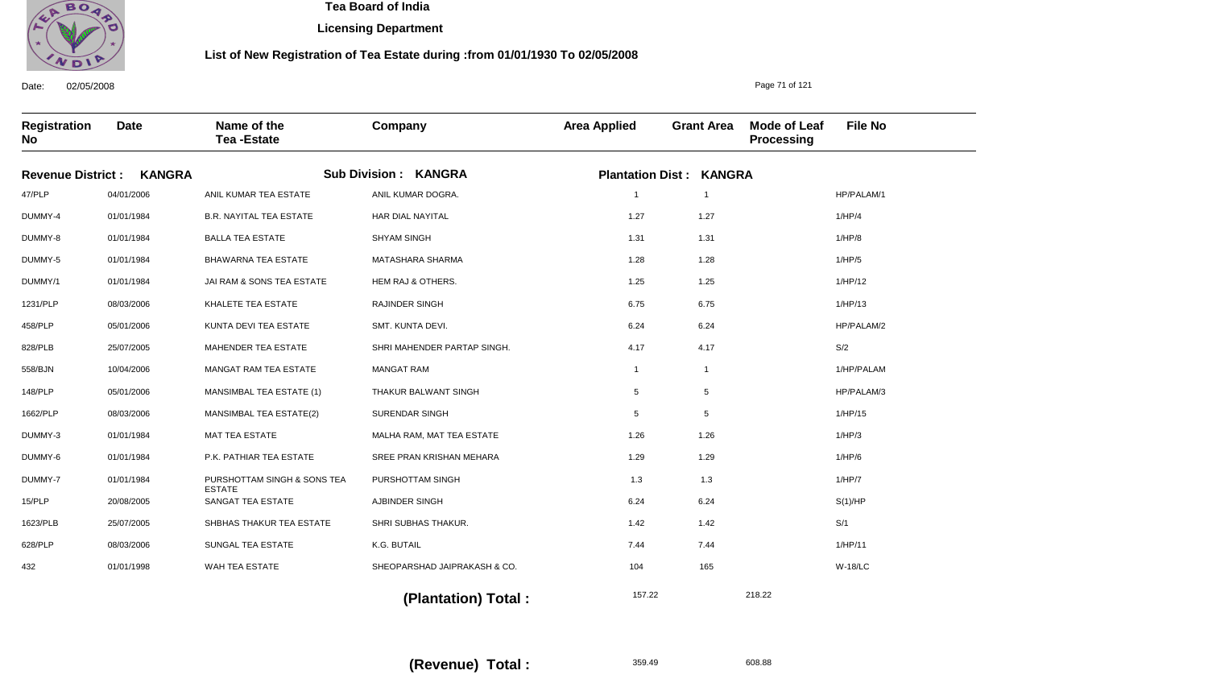# Tea Board of India

## Licensing Department

### List of New Registration of Tea Estate during :from 01/01/1930 To 02/05/2008

Date: 02/05/2008

| Registration No | Date | Name of the Tea -Estate | Company | Area Applied | Grant Area | Mode of Leaf Processing | File No |
|---|---|---|---|---|---|---|---|
| **Revenue District : KANGRA** | | **Sub Division : KANGRA** | | **Plantation Dist : KANGRA** | | | |
| 47/PLP | 04/01/2006 | ANIL KUMAR TEA ESTATE | ANIL KUMAR DOGRA. | 1 | 1 | | HP/PALAM/1 |
| DUMMY-4 | 01/01/1984 | B.R. NAYITAL TEA ESTATE | HAR DIAL NAYITAL | 1.27 | 1.27 | | 1/HP/4 |
| DUMMY-8 | 01/01/1984 | BALLA TEA ESTATE | SHYAM SINGH | 1.31 | 1.31 | | 1/HP/8 |
| DUMMY-5 | 01/01/1984 | BHAWARNA TEA ESTATE | MATASHARA SHARMA | 1.28 | 1.28 | | 1/HP/5 |
| DUMMY/1 | 01/01/1984 | JAI RAM & SONS TEA ESTATE | HEM RAJ & OTHERS. | 1.25 | 1.25 | | 1/HP/12 |
| 1231/PLP | 08/03/2006 | KHALETE TEA ESTATE | RAJINDER SINGH | 6.75 | 6.75 | | 1/HP/13 |
| 458/PLP | 05/01/2006 | KUNTA DEVI TEA ESTATE | SMT. KUNTA DEVI. | 6.24 | 6.24 | | HP/PALAM/2 |
| 828/PLB | 25/07/2005 | MAHENDER TEA ESTATE | SHRI MAHENDER PARTAP SINGH. | 4.17 | 4.17 | | S/2 |
| 558/BJN | 10/04/2006 | MANGAT RAM TEA ESTATE | MANGAT RAM | 1 | 1 | | 1/HP/PALAM |
| 148/PLP | 05/01/2006 | MANSIMBAL TEA ESTATE (1) | THAKUR BALWANT SINGH | 5 | 5 | | HP/PALAM/3 |
| 1662/PLP | 08/03/2006 | MANSIMBAL TEA ESTATE(2) | SURENDAR SINGH | 5 | 5 | | 1/HP/15 |
| DUMMY-3 | 01/01/1984 | MAT TEA ESTATE | MALHA RAM, MAT TEA ESTATE | 1.26 | 1.26 | | 1/HP/3 |
| DUMMY-6 | 01/01/1984 | P.K. PATHIAR TEA ESTATE | SREE PRAN KRISHAN MEHARA | 1.29 | 1.29 | | 1/HP/6 |
| DUMMY-7 | 01/01/1984 | PURSHOTTAM SINGH & SONS TEA ESTATE | PURSHOTTAM SINGH | 1.3 | 1.3 | | 1/HP/7 |
| 15/PLP | 20/08/2005 | SANGAT TEA ESTATE | AJBINDER SINGH | 6.24 | 6.24 | | S(1)/HP |
| 1623/PLB | 25/07/2005 | SHBHAS THAKUR TEA ESTATE | SHRI SUBHAS THAKUR. | 1.42 | 1.42 | | S/1 |
| 628/PLP | 08/03/2006 | SUNGAL TEA ESTATE | K.G. BUTAIL | 7.44 | 7.44 | | 1/HP/11 |
| 432 | 01/01/1998 | WAH TEA ESTATE | SHEOPARSHAD JAIPRAKASH & CO. | 104 | 165 | | W-18/LC |
| | | | **(Plantation) Total :** | 157.22 | 218.22 | | |
| | | | **(Revenue) Total :** | 359.49 | 608.88 | | |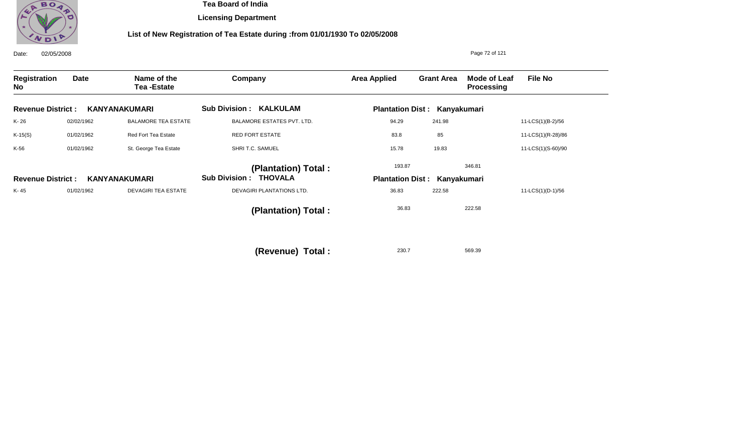# Tea Board of India

## Licensing Department

### List of New Registration of Tea Estate during :from 01/01/1930 To 02/05/2008

Date: 02/05/2008

| Registration No | Date | Name of the Tea -Estate | Company | Area Applied | Grant Area | Mode of Leaf Processing | File No |
|---|---|---|---|---|---|---|---|
| **Revenue District : KANYANAKUMARI** | | | **Sub Division : KALKULAM** | **Plantation Dist : Kanyakumari** | | | |
| K- 26 | 02/02/1962 | BALAMORE TEA ESTATE | BALAMORE ESTATES PVT. LTD. | 94.29 | 241.98 | | 11-LCS(1)(B-2)/56 |
| K-15(S) | 01/02/1962 | Red Fort Tea Estate | RED FORT ESTATE | 83.8 | 85 | | 11-LCS(1)(R-28)/86 |
| K-56 | 01/02/1962 | St. George Tea Estate | SHRI T.C. SAMUEL | 15.78 | 19.83 | | 11-LCS(1)(S-60)/90 |
| | | | **(Plantation) Total :** | 193.87 | | 346.81 | |
| **Revenue District : KANYANAKUMARI** | | | **Sub Division : THOVALA** | **Plantation Dist : Kanyakumari** | | | |
| K- 45 | 01/02/1962 | DEVAGIRI TEA ESTATE | DEVAGIRI PLANTATIONS LTD. | 36.83 | 222.58 | | 11-LCS(1)(D-1)/56 |
| | | | **(Plantation) Total :** | 36.83 | | 222.58 | |
| | | | **(Revenue) Total :** | 230.7 | | 569.39 | |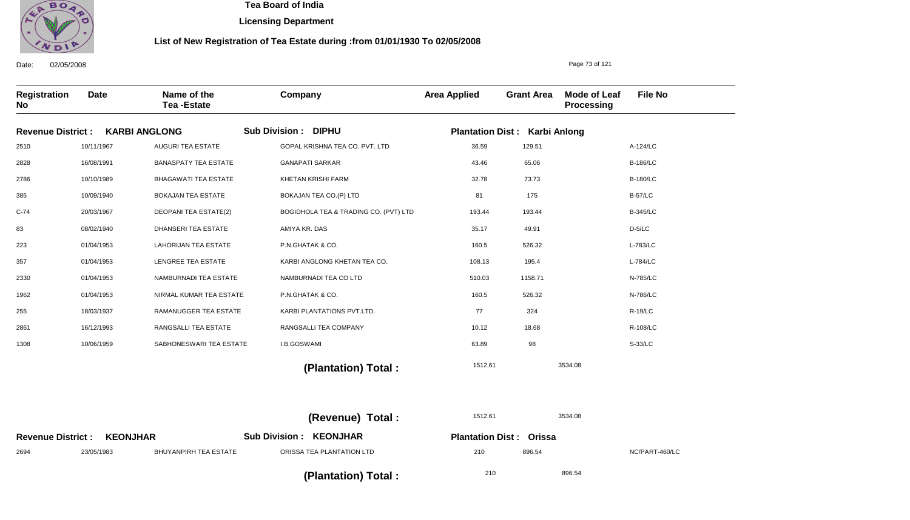# Tea Board of India

## Licensing Department

### List of New Registration of Tea Estate during :from 01/01/1930 To 02/05/2008

Date: 02/05/2008

| Registration No | Date | Name of the Tea -Estate | Company | Area Applied | Grant Area | Mode of Leaf Processing | File No |
|---|---|---|---|---|---|---|---|
| **Revenue District : KARBI ANGLONG** | | **Sub Division : DIPHU** | | **Plantation Dist : Karbi Anlong** | | | |
| 2510 | 10/11/1967 | AUGURI TEA ESTATE | GOPAL KRISHNA TEA CO. PVT. LTD | 36.59 | 129.51 | | A-124/LC |
| 2828 | 16/08/1991 | BANASPATY TEA ESTATE | GANAPATI SARKAR | 43.46 | 65.06 | | B-186/LC |
| 2786 | 10/10/1989 | BHAGAWATI TEA ESTATE | KHETAN KRISHI FARM | 32.78 | 73.73 | | B-180/LC |
| 385 | 10/09/1940 | BOKAJAN TEA ESTATE | BOKAJAN TEA CO.(P) LTD | 81 | 175 | | B-57/LC |
| C-74 | 20/03/1967 | DEOPANI TEA ESTATE(2) | BOGIDHOLA TEA & TRADING CO. (PVT) LTD | 193.44 | 193.44 | | B-345/LC |
| 83 | 08/02/1940 | DHANSERI TEA ESTATE | AMIYA KR. DAS | 35.17 | 49.91 | | D-5/LC |
| 223 | 01/04/1953 | LAHORIJAN TEA ESTATE | P.N.GHATAK & CO. | 160.5 | 526.32 | | L-783/LC |
| 357 | 01/04/1953 | LENGREE TEA ESTATE | KARBI ANGLONG KHETAN TEA CO. | 108.13 | 195.4 | | L-784/LC |
| 2330 | 01/04/1953 | NAMBURNADI TEA ESTATE | NAMBURNADI TEA CO LTD | 510.03 | 1158.71 | | N-785/LC |
| 1962 | 01/04/1953 | NIRMAL KUMAR TEA ESTATE | P.N.GHATAK & CO. | 160.5 | 526.32 | | N-786/LC |
| 255 | 18/03/1937 | RAMANUGGER TEA ESTATE | KARBI PLANTATIONS PVT.LTD. | 77 | 324 | | R-19/LC |
| 2861 | 16/12/1993 | RANGSALLI TEA ESTATE | RANGSALLI TEA COMPANY | 10.12 | 18.68 | | R-108/LC |
| 1308 | 10/06/1959 | SABHONESWARI TEA ESTATE | I.B.GOSWAMI | 63.89 | 98 | | S-33/LC |
| | | | **(Plantation) Total :** | 1512.61 | 3534.08 | | |
| | | | **(Revenue) Total :** | 1512.61 | 3534.08 | | |
| **Revenue District : KEONJHAR** | | **Sub Division : KEONJHAR** | | **Plantation Dist : Orissa** | | | |
| 2694 | 23/05/1983 | BHUYANPIRH TEA ESTATE | ORISSA TEA PLANTATION LTD | 210 | 896.54 | | NC/PART-460/LC |
| | | | **(Plantation) Total :** | 210 | 896.54 | | |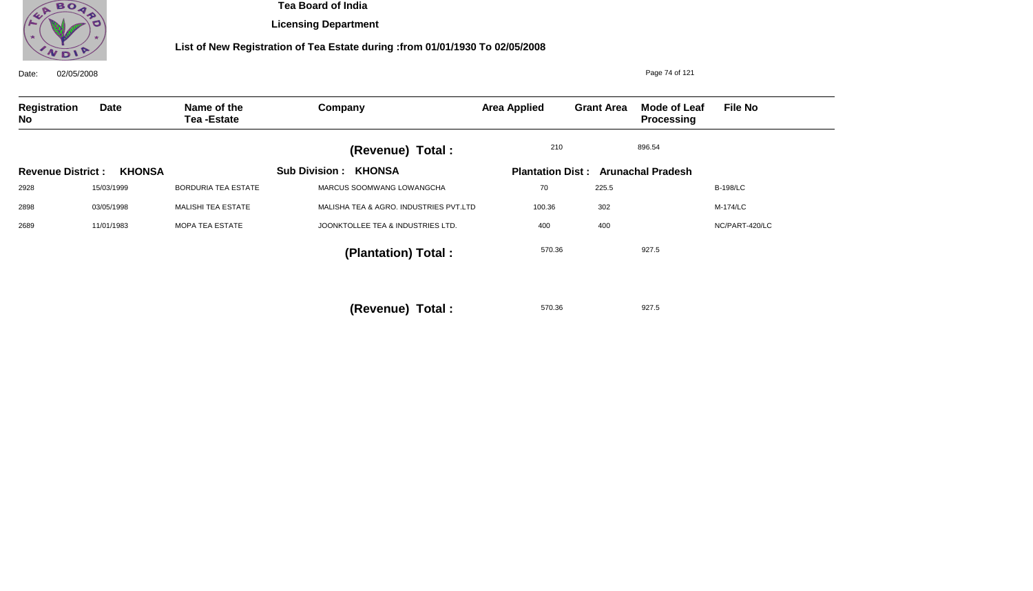**Tea Board of India**

**Licensing Department**

**List of New Registration of Tea Estate during :from 01/01/1930 To 02/05/2008**

Date: 02/05/2008

| Registration No | Date | Name of the Tea -Estate | Company | Area Applied | Grant Area | Mode of Leaf Processing | File No |
|---|---|---|---|---|---|---|---|
| | | | **(Revenue) Total :** | 210 | 896.54 | | |
| **Revenue District : KHONSA** | | | **Sub Division : KHONSA** | **Plantation Dist : Arunachal Pradesh** | | | |
| 2928 | 15/03/1999 | BORDURIA TEA ESTATE | MARCUS SOOMWANG LOWANGCHA | 70 | 225.5 | | B-198/LC |
| 2898 | 03/05/1998 | MALISHI TEA ESTATE | MALISHA TEA & AGRO. INDUSTRIES PVT.LTD | 100.36 | 302 | | M-174/LC |
| 2689 | 11/01/1983 | MOPA TEA ESTATE | JOONKTOLLEE TEA & INDUSTRIES LTD. | 400 | 400 | | NC/PART-420/LC |
| | | | **(Plantation) Total :** | 570.36 | 927.5 | | |
| | | | **(Revenue) Total :** | 570.36 | 927.5 | | |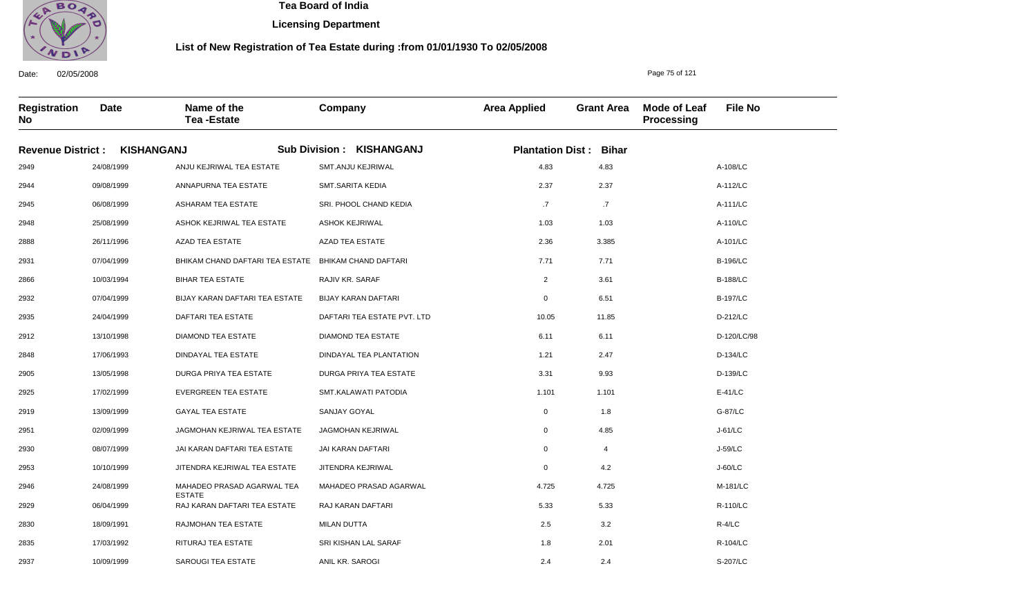# Tea Board of India

**Licensing Department**

**List of New Registration of Tea Estate during :from 01/01/1930 To 02/05/2008**

Date: 02/05/2008

| Registration No | Date | Name of the Tea -Estate | Company | Area Applied | Grant Area | Mode of Leaf Processing | File No |
|---|---|---|---|---|---|---|---|
| **Revenue District : KISHANGANJ** | | **Sub Division : KISHANGANJ** | | **Plantation Dist : Bihar** | | | |
| 2949 | 24/08/1999 | ANJU KEJRIWAL TEA ESTATE | SMT.ANJU KEJRIWAL | 4.83 | 4.83 | | A-108/LC |
| 2944 | 09/08/1999 | ANNAPURNA TEA ESTATE | SMT.SARITA KEDIA | 2.37 | 2.37 | | A-112/LC |
| 2945 | 06/08/1999 | ASHARAM TEA ESTATE | SRI. PHOOL CHAND KEDIA | .7 | .7 | | A-111/LC |
| 2948 | 25/08/1999 | ASHOK KEJRIWAL TEA ESTATE | ASHOK KEJRIWAL | 1.03 | 1.03 | | A-110/LC |
| 2888 | 26/11/1996 | AZAD TEA ESTATE | AZAD TEA ESTATE | 2.36 | 3.385 | | A-101/LC |
| 2931 | 07/04/1999 | BHIKAM CHAND DAFTARI TEA ESTATE | BHIKAM CHAND DAFTARI | 7.71 | 7.71 | | B-196/LC |
| 2866 | 10/03/1994 | BIHAR TEA ESTATE | RAJIV KR. SARAF | 2 | 3.61 | | B-188/LC |
| 2932 | 07/04/1999 | BIJAY KARAN DAFTARI TEA ESTATE | BIJAY KARAN DAFTARI | 0 | 6.51 | | B-197/LC |
| 2935 | 24/04/1999 | DAFTARI TEA ESTATE | DAFTARI TEA ESTATE PVT. LTD | 10.05 | 11.85 | | D-212/LC |
| 2912 | 13/10/1998 | DIAMOND TEA ESTATE | DIAMOND TEA ESTATE | 6.11 | 6.11 | | D-120/LC/98 |
| 2848 | 17/06/1993 | DINDAYAL TEA ESTATE | DINDAYAL TEA PLANTATION | 1.21 | 2.47 | | D-134/LC |
| 2905 | 13/05/1998 | DURGA PRIYA TEA ESTATE | DURGA PRIYA TEA ESTATE | 3.31 | 9.93 | | D-139/LC |
| 2925 | 17/02/1999 | EVERGREEN TEA ESTATE | SMT.KALAWATI PATODIA | 1.101 | 1.101 | | E-41/LC |
| 2919 | 13/09/1999 | GAYAL TEA ESTATE | SANJAY GOYAL | 0 | 1.8 | | G-87/LC |
| 2951 | 02/09/1999 | JAGMOHAN KEJRIWAL TEA ESTATE | JAGMOHAN KEJRIWAL | 0 | 4.85 | | J-61/LC |
| 2930 | 08/07/1999 | JAI KARAN DAFTARI TEA ESTATE | JAI KARAN DAFTARI | 0 | 4 | | J-59/LC |
| 2953 | 10/10/1999 | JITENDRA KEJRIWAL TEA ESTATE | JITENDRA KEJRIWAL | 0 | 4.2 | | J-60/LC |
| 2946 | 24/08/1999 | MAHADEO PRASAD AGARWAL TEA ESTATE | MAHADEO PRASAD AGARWAL | 4.725 | 4.725 | | M-181/LC |
| 2929 | 06/04/1999 | RAJ KARAN DAFTARI TEA ESTATE | RAJ KARAN DAFTARI | 5.33 | 5.33 | | R-110/LC |
| 2830 | 18/09/1991 | RAJMOHAN TEA ESTATE | MILAN DUTTA | 2.5 | 3.2 | | R-4/LC |
| 2835 | 17/03/1992 | RITURAJ TEA ESTATE | SRI KISHAN LAL SARAF | 1.8 | 2.01 | | R-104/LC |
| 2937 | 10/09/1999 | SAROUGI TEA ESTATE | ANIL KR. SAROGI | 2.4 | 2.4 | | S-207/LC |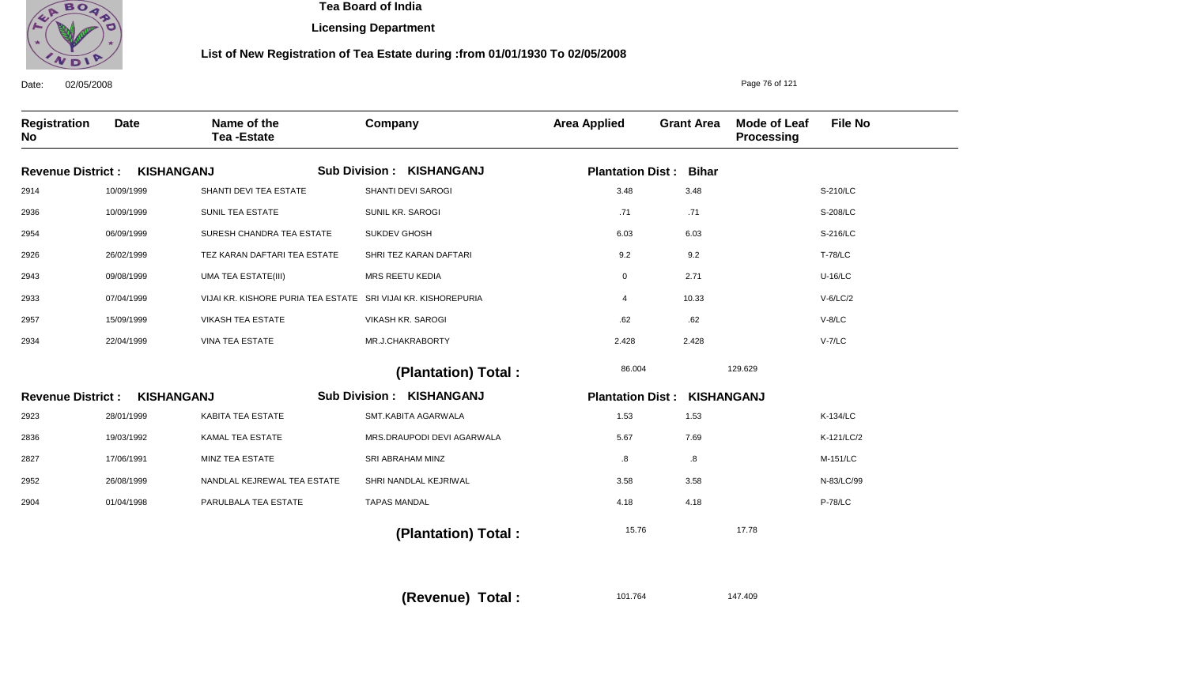**Tea Board of India**

**Licensing Department**

**List of New Registration of Tea Estate during :from 01/01/1930 To 02/05/2008**

Date: 02/05/2008

| Registration No | Date | Name of the Tea -Estate | Company | Area Applied | Grant Area | Mode of Leaf Processing | File No |
|---|---|---|---|---|---|---|---|
| **Revenue District : KISHANGANJ** | | **Sub Division : KISHANGANJ** | | **Plantation Dist : Bihar** | | | |
| 2914 | 10/09/1999 | SHANTI DEVI TEA ESTATE | SHANTI DEVI SAROGI | 3.48 | 3.48 | | S-210/LC |
| 2936 | 10/09/1999 | SUNIL TEA ESTATE | SUNIL KR. SAROGI | .71 | .71 | | S-208/LC |
| 2954 | 06/09/1999 | SURESH CHANDRA TEA ESTATE | SUKDEV GHOSH | 6.03 | 6.03 | | S-216/LC |
| 2926 | 26/02/1999 | TEZ KARAN DAFTARI TEA ESTATE | SHRI TEZ KARAN DAFTARI | 9.2 | 9.2 | | T-78/LC |
| 2943 | 09/08/1999 | UMA TEA ESTATE(III) | MRS REETU KEDIA | 0 | 2.71 | | U-16/LC |
| 2933 | 07/04/1999 | VIJAI KR. KISHORE PURIA TEA ESTATE | SRI VIJAI KR. KISHOREPURIA | 4 | 10.33 | | V-6/LC/2 |
| 2957 | 15/09/1999 | VIKASH TEA ESTATE | VIKASH KR. SAROGI | .62 | .62 | | V-8/LC |
| 2934 | 22/04/1999 | VINA TEA ESTATE | MR.J.CHAKRABORTY | 2.428 | 2.428 | | V-7/LC |
| | | | **(Plantation) Total :** | 86.004 | 129.629 | | |
| **Revenue District : KISHANGANJ** | | **Sub Division : KISHANGANJ** | | **Plantation Dist : KISHANGANJ** | | | |
| 2923 | 28/01/1999 | KABITA TEA ESTATE | SMT.KABITA AGARWALA | 1.53 | 1.53 | | K-134/LC |
| 2836 | 19/03/1992 | KAMAL TEA ESTATE | MRS.DRAUPODI DEVI AGARWALA | 5.67 | 7.69 | | K-121/LC/2 |
| 2827 | 17/06/1991 | MINZ TEA ESTATE | SRI ABRAHAM MINZ | .8 | .8 | | M-151/LC |
| 2952 | 26/08/1999 | NANDLAL KEJREWAL TEA ESTATE | SHRI NANDLAL KEJRIWAL | 3.58 | 3.58 | | N-83/LC/99 |
| 2904 | 01/04/1998 | PARULBALA TEA ESTATE | TAPAS MANDAL | 4.18 | 4.18 | | P-78/LC |
| | | | **(Plantation) Total :** | 15.76 | 17.78 | | |
| | | | **(Revenue) Total :** | 101.764 | 147.409 | | |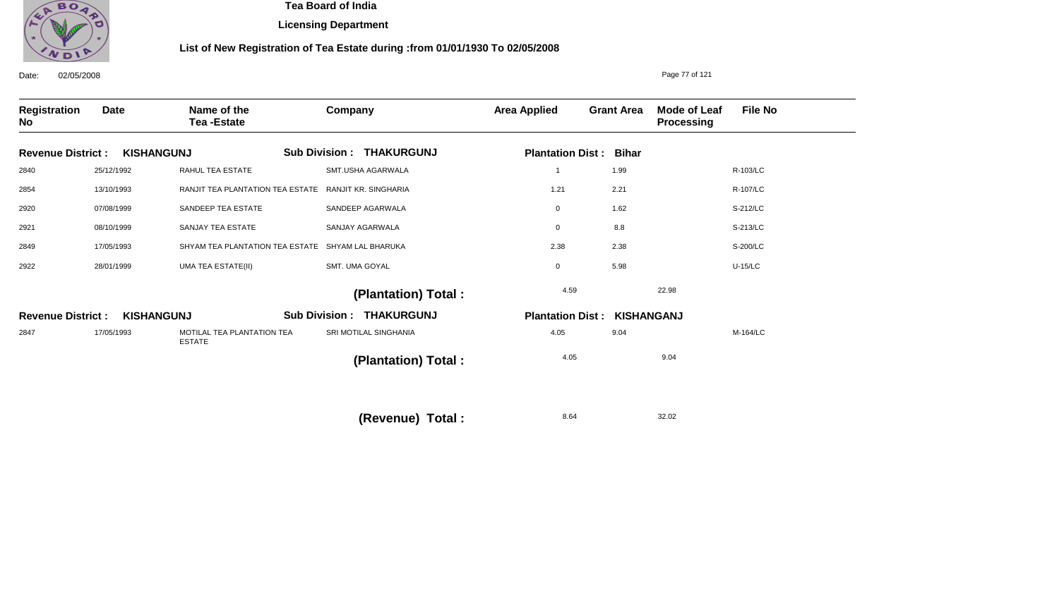**Tea Board of India**

**Licensing Department**

**List of New Registration of Tea Estate during :from 01/01/1930 To 02/05/2008**

Date: 02/05/2008

| Registration No | Date | Name of the Tea -Estate | Company | Area Applied | Grant Area | Mode of Leaf Processing | File No |
|---|---|---|---|---|---|---|---|
| **Revenue District : KISHANGUNJ** | | **Sub Division : THAKURGUNJ** | | **Plantation Dist : Bihar** | | | |
| 2840 | 25/12/1992 | RAHUL TEA ESTATE | SMT.USHA AGARWALA | 1 | 1.99 | | R-103/LC |
| 2854 | 13/10/1993 | RANJIT TEA PLANTATION TEA ESTATE | RANJIT KR. SINGHARIA | 1.21 | 2.21 | | R-107/LC |
| 2920 | 07/08/1999 | SANDEEP TEA ESTATE | SANDEEP AGARWALA | 0 | 1.62 | | S-212/LC |
| 2921 | 08/10/1999 | SANJAY TEA ESTATE | SANJAY AGARWALA | 0 | 8.8 | | S-213/LC |
| 2849 | 17/05/1993 | SHYAM TEA PLANTATION TEA ESTATE | SHYAM LAL BHARUKA | 2.38 | 2.38 | | S-200/LC |
| 2922 | 28/01/1999 | UMA TEA ESTATE(II) | SMT. UMA GOYAL | 0 | 5.98 | | U-15/LC |
| | | | **(Plantation) Total :** | 4.59 | 22.98 | | |
| **Revenue District : KISHANGUNJ** | | **Sub Division : THAKURGUNJ** | | **Plantation Dist : KISHANGANJ** | | | |
| 2847 | 17/05/1993 | MOTILAL TEA PLANTATION TEA ESTATE | SRI MOTILAL SINGHANIA | 4.05 | 9.04 | | M-164/LC |
| | | | **(Plantation) Total :** | 4.05 | 9.04 | | |
| | | | **(Revenue) Total :** | 8.64 | 32.02 | | |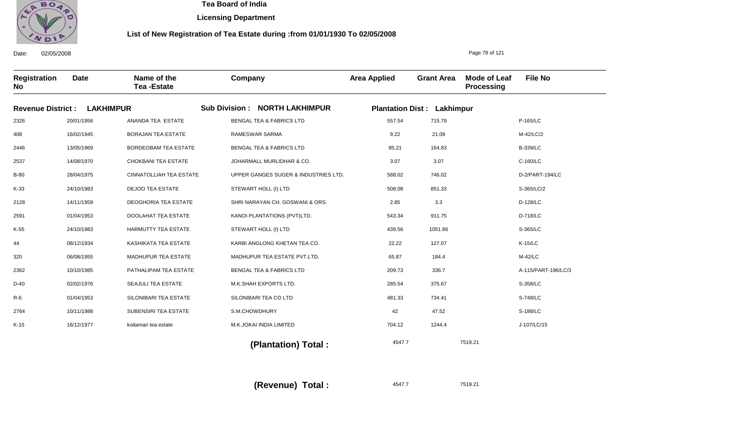# Tea Board of India

## Licensing Department

### List of New Registration of Tea Estate during :from 01/01/1930 To 02/05/2008

Date: 02/05/2008

| Registration No | Date | Name of the Tea -Estate | Company | Area Applied | Grant Area | Mode of Leaf Processing | File No |
|---|---|---|---|---|---|---|---|
| **Revenue District : LAKHIMPUR** | | **Sub Division : NORTH LAKHIMPUR** | | **Plantation Dist : Lakhimpur** | | | |
| 2326 | 20/01/1956 | ANANDA TEA ESTATE | BENGAL TEA & FABRICS LTD | 557.54 | 715.79 | | P-165/LC |
| 408 | 16/02/1945 | BORAJAN TEA ESTATE | RAMESWAR SARMA | 9.22 | 21.09 | | M-42/LC/2 |
| 2446 | 13/05/1969 | BORDEOBAM TEA ESTATE | BENGAL TEA & FABRICS LTD | 85.21 | 164.83 | | B-339/LC |
| 2537 | 14/08/1970 | CHOKBANI TEA ESTATE | JOHARMALL MURLIDHAR & CO. | 3.07 | 3.07 | | C-160/LC |
| B-80 | 28/04/1975 | CINNATOLLIAH TEA ESTATE | UPPER GANGES SUGER & INDUSTRIES LTD. | 588.02 | 746.02 | | D-2/PART-194/LC |
| K-33 | 24/10/1983 | DEJOO TEA ESTATE | STEWART HOLL (I) LTD | 508.08 | 851.33 | | S-365/LC/2 |
| 2128 | 14/11/1959 | DEOGHORIA TEA ESTATE | SHRI NARAYAN CH. GOSWANI & ORS. | 2.85 | 3.3 | | D-128/LC |
| 2591 | 01/04/1953 | DOOLAHAT TEA ESTATE | KANOI PLANTATIONS (PVT)LTD. | 543.34 | 911.75 | | D-718/LC |
| K-55 | 24/10/1983 | HARMUTTY TEA ESTATE | STEWART HOLL (I) LTD | 439.56 | 1051.86 | | S-365/LC |
| 44 | 08/12/1934 | KASHIKATA TEA ESTATE | KARBI ANGLONG KHETAN TEA CO. | 22.22 | 127.07 | | K-15/LC |
| 320 | 06/08/1955 | MADHUPUR TEA ESTATE | MADHUPUR TEA ESTATE PVT.LTD. | 65.87 | 184.4 | | M-42/LC |
| 2362 | 10/10/1985 | PATHALIPAM TEA ESTATE | BENGAL TEA & FABRICS LTD | 209.73 | 336.7 | | A-115/PART-196/LC/3 |
| D-40 | 02/02/1976 | SEAJULI TEA ESTATE | M.K.SHAH EXPORTS LTD. | 285.54 | 375.67 | | S-358/LC |
| R-6 | 01/04/1953 | SILONIBARI TEA ESTATE | SILONIBARI TEA CO LTD | 481.33 | 734.41 | | S-748/LC |
| 2764 | 10/11/1988 | SUBENSIRI TEA ESTATE | S.M.CHOWDHURY | 42 | 47.52 | | S-188/LC |
| K-15 | 16/12/1977 | koilamari tea estate | M.K.JOKAI INDIA LIMITED | 704.12 | 1244.4 | | J-107/LC/15 |
| | | | **(Plantation) Total :** | 4547.7 | 7519.21 | | |
| | | | **(Revenue) Total :** | 4547.7 | 7519.21 | | |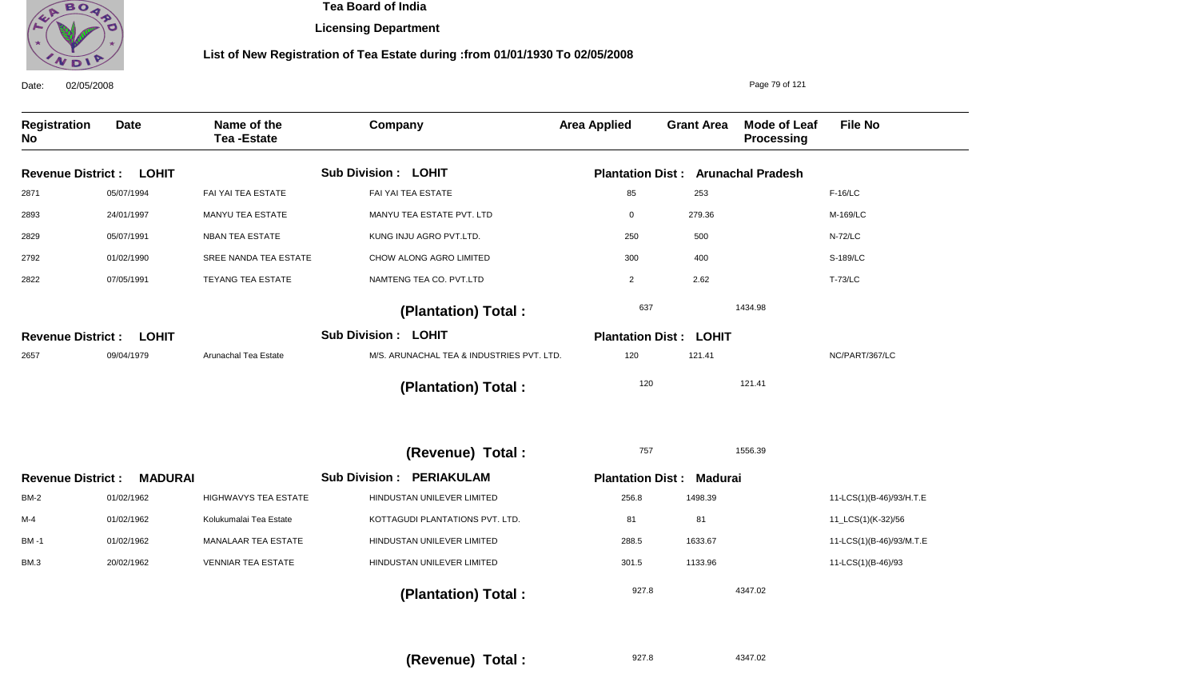**Tea Board of India**

**Licensing Department**

**List of New Registration of Tea Estate during :from 01/01/1930 To 02/05/2008**

Date: 02/05/2008

| Registration No | Date | Name of the Tea -Estate | Company | Area Applied | Grant Area | Mode of Leaf Processing | File No |
|---|---|---|---|---|---|---|---|
| **Revenue District : LOHIT** | | | **Sub Division : LOHIT** | **Plantation Dist : Arunachal Pradesh** | | | |
| 2871 | 05/07/1994 | FAI YAI TEA ESTATE | FAI YAI TEA ESTATE | 85 | 253 | | F-16/LC |
| 2893 | 24/01/1997 | MANYU TEA ESTATE | MANYU TEA ESTATE PVT. LTD | 0 | 279.36 | | M-169/LC |
| 2829 | 05/07/1991 | NBAN TEA ESTATE | KUNG INJU AGRO PVT.LTD. | 250 | 500 | | N-72/LC |
| 2792 | 01/02/1990 | SREE NANDA TEA ESTATE | CHOW ALONG AGRO LIMITED | 300 | 400 | | S-189/LC |
| 2822 | 07/05/1991 | TEYANG TEA ESTATE | NAMTENG TEA CO. PVT.LTD | 2 | 2.62 | | T-73/LC |
| | | | **(Plantation) Total :** | 637 | 1434.98 | | |
| **Revenue District : LOHIT** | | | **Sub Division : LOHIT** | **Plantation Dist : LOHIT** | | | |
| 2657 | 09/04/1979 | Arunachal Tea Estate | M/S. ARUNACHAL TEA & INDUSTRIES PVT. LTD. | 120 | 121.41 | | NC/PART/367/LC |
| | | | **(Plantation) Total :** | 120 | 121.41 | | |
| | | | **(Revenue) Total :** | 757 | 1556.39 | | |
| **Revenue District : MADURAI** | | | **Sub Division : PERIAKULAM** | **Plantation Dist : Madurai** | | | |
| BM-2 | 01/02/1962 | HIGHWAVYS TEA ESTATE | HINDUSTAN UNILEVER LIMITED | 256.8 | 1498.39 | | 11-LCS(1)(B-46)/93/H.T.E |
| M-4 | 01/02/1962 | Kolukumalai Tea Estate | KOTTAGUDI PLANTATIONS PVT. LTD. | 81 | 81 | | 11_LCS(1)(K-32)/56 |
| BM -1 | 01/02/1962 | MANALAAR TEA ESTATE | HINDUSTAN UNILEVER LIMITED | 288.5 | 1633.67 | | 11-LCS(1)(B-46)/93/M.T.E |
| BM.3 | 20/02/1962 | VENNIAR TEA ESTATE | HINDUSTAN UNILEVER LIMITED | 301.5 | 1133.96 | | 11-LCS(1)(B-46)/93 |
| | | | **(Plantation) Total :** | 927.8 | 4347.02 | | |
| | | | **(Revenue) Total :** | 927.8 | 4347.02 | | |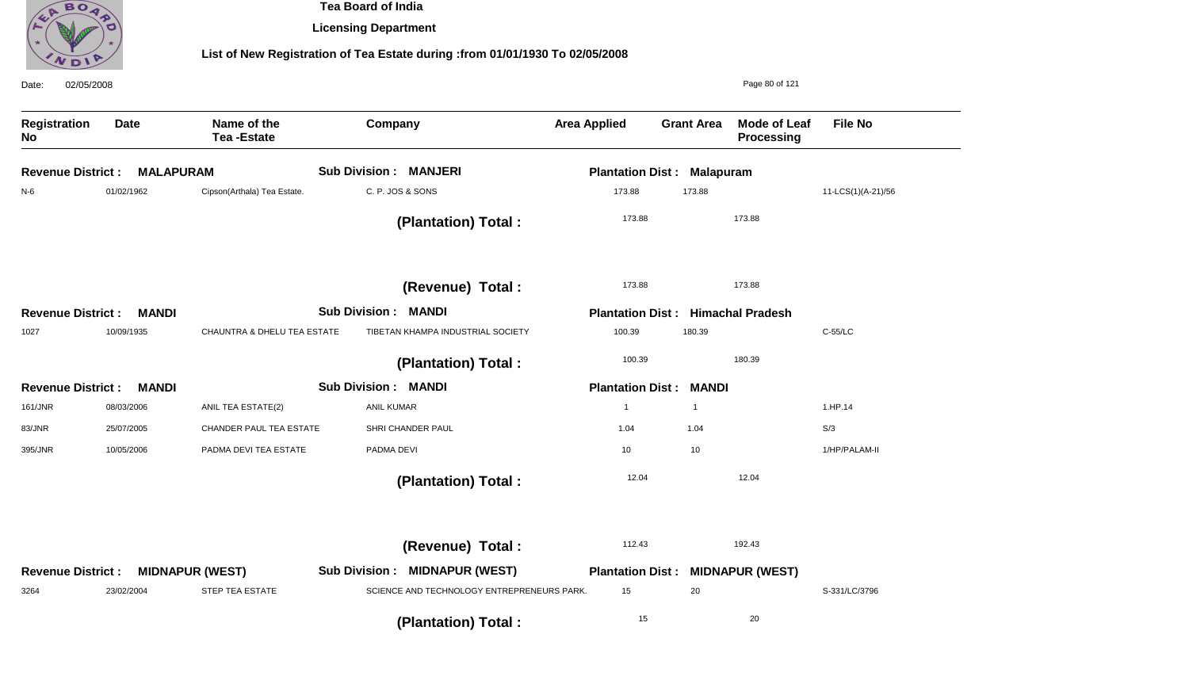**Tea Board of India**

**Licensing Department**

**List of New Registration of Tea Estate during :from 01/01/1930 To 02/05/2008**

Date: 02/05/2008

| Registration No | Date | Name of the Tea -Estate | Company | Area Applied | Grant Area | Mode of Leaf Processing | File No |
|---|---|---|---|---|---|---|---|
| **Revenue District : MALAPURAM** | | | **Sub Division : MANJERI** | **Plantation Dist : Malapuram** | | | |
| N-6 | 01/02/1962 | Cipson(Arthala) Tea Estate. | C. P. JOS & SONS | 173.88 | 173.88 | | 11-LCS(1)(A-21)/56 |
| | | | **(Plantation) Total :** | 173.88 | | 173.88 | |
| | | | **(Revenue) Total :** | 173.88 | | 173.88 | |
| **Revenue District : MANDI** | | | **Sub Division : MANDI** | **Plantation Dist : Himachal Pradesh** | | | |
| 1027 | 10/09/1935 | CHAUNTRA & DHELU TEA ESTATE | TIBETAN KHAMPA INDUSTRIAL SOCIETY | 100.39 | 180.39 | | C-55/LC |
| | | | **(Plantation) Total :** | 100.39 | | 180.39 | |
| **Revenue District : MANDI** | | | **Sub Division : MANDI** | **Plantation Dist : MANDI** | | | |
| 161/JNR | 08/03/2006 | ANIL TEA ESTATE(2) | ANIL KUMAR | 1 | 1 | | 1.HP.14 |
| 83/JNR | 25/07/2005 | CHANDER PAUL TEA ESTATE | SHRI CHANDER PAUL | 1.04 | 1.04 | | S/3 |
| 395/JNR | 10/05/2006 | PADMA DEVI TEA ESTATE | PADMA DEVI | 10 | 10 | | 1/HP/PALAM-II |
| | | | **(Plantation) Total :** | 12.04 | | 12.04 | |
| | | | **(Revenue) Total :** | 112.43 | | 192.43 | |
| **Revenue District : MIDNAPUR (WEST)** | | | **Sub Division : MIDNAPUR (WEST)** | **Plantation Dist : MIDNAPUR (WEST)** | | | |
| 3264 | 23/02/2004 | STEP TEA ESTATE | SCIENCE AND TECHNOLOGY ENTREPRENEURS PARK. | 15 | 20 | | S-331/LC/3796 |
| | | | **(Plantation) Total :** | 15 | | 20 | |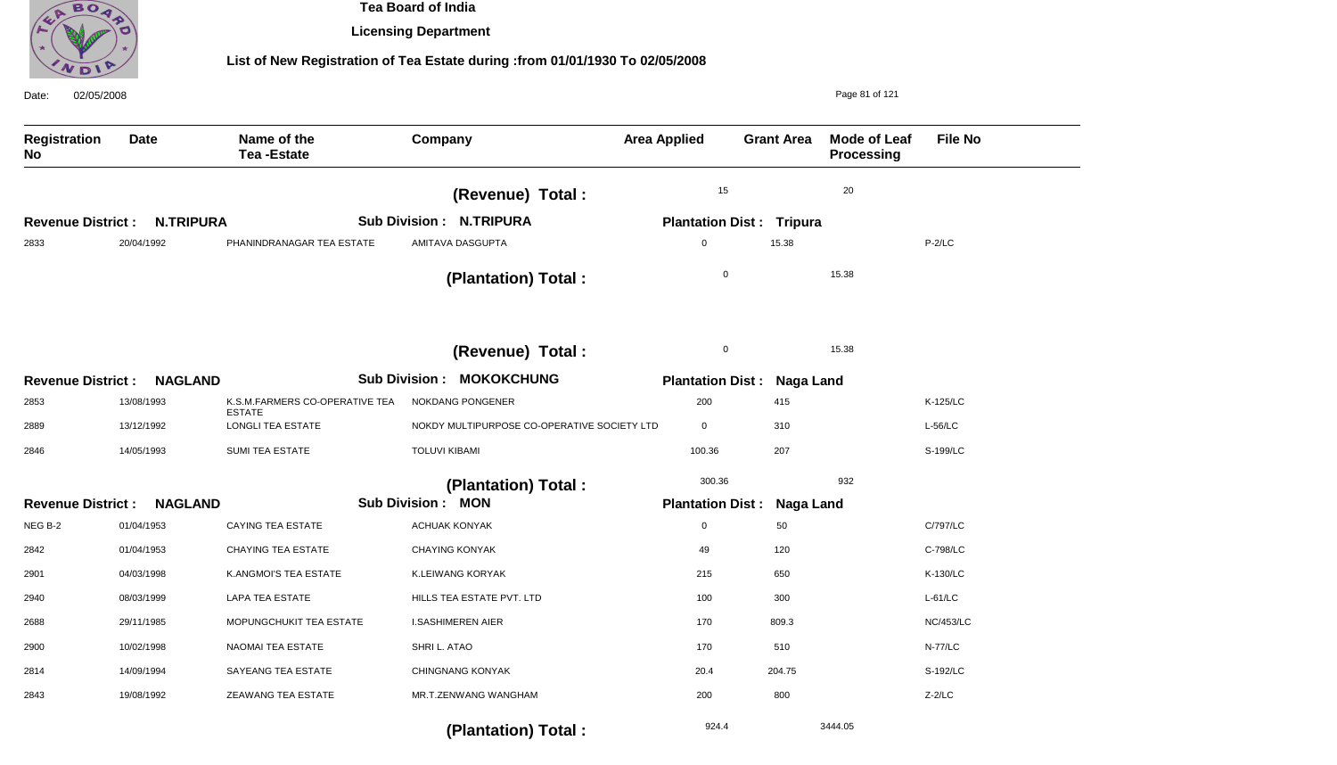# Tea Board of India

## Licensing Department

### List of New Registration of Tea Estate during :from 01/01/1930 To 02/05/2008

Date: 02/05/2008

| Registration No | Date | Name of the Tea -Estate | Company | Area Applied | Grant Area | Mode of Leaf Processing | File No |
|---|---|---|---|---|---|---|---|
| | | | **(Revenue) Total :** | 15 | 20 | | |
| **Revenue District : N.TRIPURA** | | | **Sub Division : N.TRIPURA** | **Plantation Dist : Tripura** | | | |
| 2833 | 20/04/1992 | PHANINDRANAGAR TEA ESTATE | AMITAVA DASGUPTA | 0 | 15.38 | | P-2/LC |
| | | | **(Plantation) Total :** | 0 | 15.38 | | |
| | | | **(Revenue) Total :** | 0 | 15.38 | | |
| **Revenue District : NAGLAND** | | | **Sub Division : MOKOKCHUNG** | **Plantation Dist : Naga Land** | | | |
| 2853 | 13/08/1993 | K.S.M.FARMERS CO-OPERATIVE TEA ESTATE | NOKDANG PONGENER | 200 | 415 | | K-125/LC |
| 2889 | 13/12/1992 | LONGLI TEA ESTATE | NOKDY MULTIPURPOSE CO-OPERATIVE SOCIETY LTD | 0 | 310 | | L-56/LC |
| 2846 | 14/05/1993 | SUMI TEA ESTATE | TOLUVI KIBAMI | 100.36 | 207 | | S-199/LC |
| | | | **(Plantation) Total :** | 300.36 | 932 | | |
| **Revenue District : NAGLAND** | | | **Sub Division : MON** | **Plantation Dist : Naga Land** | | | |
| NEG B-2 | 01/04/1953 | CAYING TEA ESTATE | ACHUAK KONYAK | 0 | 50 | | C/797/LC |
| 2842 | 01/04/1953 | CHAYING TEA ESTATE | CHAYING KONYAK | 49 | 120 | | C-798/LC |
| 2901 | 04/03/1998 | K.ANGMOI'S TEA ESTATE | K.LEIWANG KORYAK | 215 | 650 | | K-130/LC |
| 2940 | 08/03/1999 | LAPA TEA ESTATE | HILLS TEA ESTATE PVT. LTD | 100 | 300 | | L-61/LC |
| 2688 | 29/11/1985 | MOPUNGCHUKIT TEA ESTATE | I.SASHIMEREN AIER | 170 | 809.3 | | NC/453/LC |
| 2900 | 10/02/1998 | NAOMAI TEA ESTATE | SHRI L. ATAO | 170 | 510 | | N-77/LC |
| 2814 | 14/09/1994 | SAYEANG TEA ESTATE | CHINGNANG KONYAK | 20.4 | 204.75 | | S-192/LC |
| 2843 | 19/08/1992 | ZEAWANG TEA ESTATE | MR.T.ZENWANG WANGHAM | 200 | 800 | | Z-2/LC |
| | | | **(Plantation) Total :** | 924.4 | 3444.05 | | |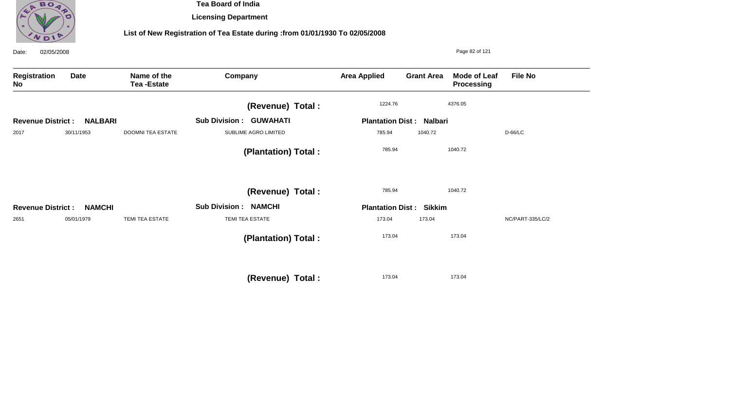**Tea Board of India**

**Licensing Department**

**List of New Registration of Tea Estate during :from 01/01/1930 To 02/05/2008**

Date: 02/05/2008

| Registration No | Date | Name of the Tea -Estate | Company | Area Applied | Grant Area | Mode of Leaf Processing | File No |
|---|---|---|---|---|---|---|---|
| | | | **(Revenue) Total :** | 1224.76 | 4376.05 | | |
| **Revenue District : NALBARI** | | | **Sub Division : GUWAHATI** | **Plantation Dist : Nalbari** | | | |
| 2017 | 30/11/1953 | DOOMNI TEA ESTATE | SUBLIME AGRO LIMITED | 785.94 | 1040.72 | | D-66/LC |
| | | | **(Plantation) Total :** | 785.94 | 1040.72 | | |
| | | | **(Revenue) Total :** | 785.94 | 1040.72 | | |
| **Revenue District : NAMCHI** | | | **Sub Division : NAMCHI** | **Plantation Dist : Sikkim** | | | |
| 2651 | 05/01/1979 | TEMI TEA ESTATE | TEMI TEA ESTATE | 173.04 | 173.04 | | NC/PART-335/LC/2 |
| | | | **(Plantation) Total :** | 173.04 | 173.04 | | |
| | | | **(Revenue) Total :** | 173.04 | 173.04 | | |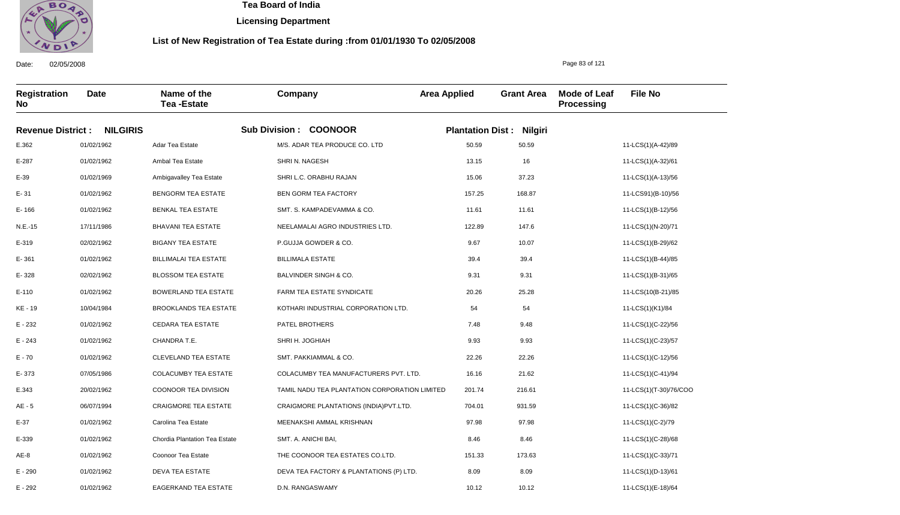# Tea Board of India

## Licensing Department

### List of New Registration of Tea Estate during :from 01/01/1930 To 02/05/2008

Date: 02/05/2008

| Registration No | Date | Name of the Tea -Estate | Company | Area Applied | Grant Area | Mode of Leaf Processing | File No |
|---|---|---|---|---|---|---|---|
| **Revenue District : NILGIRIS** | | | **Sub Division : COONOOR** | **Plantation Dist : Nilgiri** | | | |
| E.362 | 01/02/1962 | Adar Tea Estate | M/S. ADAR TEA PRODUCE CO. LTD | 50.59 | 50.59 | | 11-LCS(1)(A-42)/89 |
| E-287 | 01/02/1962 | Ambal Tea Estate | SHRI N. NAGESH | 13.15 | 16 | | 11-LCS(1)(A-32)/61 |
| E-39 | 01/02/1969 | Ambigavalley Tea Estate | SHRI L.C. ORABHU RAJAN | 15.06 | 37.23 | | 11-LCS(1)(A-13)/56 |
| E- 31 | 01/02/1962 | BENGORM TEA ESTATE | BEN GORM TEA FACTORY | 157.25 | 168.87 | | 11-LCS91)(B-10)/56 |
| E- 166 | 01/02/1962 | BENKAL TEA ESTATE | SMT. S. KAMPADEVAMMA & CO. | 11.61 | 11.61 | | 11-LCS(1)(B-12)/56 |
| N.E.-15 | 17/11/1986 | BHAVANI TEA ESTATE | NEELAMALAI AGRO INDUSTRIES LTD. | 122.89 | 147.6 | | 11-LCS(1)(N-20)/71 |
| E-319 | 02/02/1962 | BIGANY TEA ESTATE | P.GUJJA GOWDER & CO. | 9.67 | 10.07 | | 11-LCS(1)(B-29)/62 |
| E- 361 | 01/02/1962 | BILLIMALAI TEA ESTATE | BILLIMALA ESTATE | 39.4 | 39.4 | | 11-LCS(1)(B-44)/85 |
| E- 328 | 02/02/1962 | BLOSSOM TEA ESTATE | BALVINDER SINGH & CO. | 9.31 | 9.31 | | 11-LCS(1)(B-31)/65 |
| E-110 | 01/02/1962 | BOWERLAND TEA ESTATE | FARM TEA ESTATE SYNDICATE | 20.26 | 25.28 | | 11-LCS(10(B-21)/85 |
| KE - 19 | 10/04/1984 | BROOKLANDS TEA ESTATE | KOTHARI INDUSTRIAL CORPORATION LTD. | 54 | 54 | | 11-LCS(1)(K1)/84 |
| E - 232 | 01/02/1962 | CEDARA TEA ESTATE | PATEL BROTHERS | 7.48 | 9.48 | | 11-LCS(1)(C-22)/56 |
| E - 243 | 01/02/1962 | CHANDRA T.E. | SHRI H. JOGHIAH | 9.93 | 9.93 | | 11-LCS(1)(C-23)/57 |
| E - 70 | 01/02/1962 | CLEVELAND TEA ESTATE | SMT. PAKKIAMMAL & CO. | 22.26 | 22.26 | | 11-LCS(1)(C-12)/56 |
| E- 373 | 07/05/1986 | COLACUMBY TEA ESTATE | COLACUMBY TEA MANUFACTURERS PVT. LTD. | 16.16 | 21.62 | | 11-LCS(1)(C-41)/94 |
| E.343 | 20/02/1962 | COONOOR TEA DIVISION | TAMIL NADU TEA PLANTATION CORPORATION LIMITED | 201.74 | 216.61 | | 11-LCS(1)(T-30)/76/COO |
| AE - 5 | 06/07/1994 | CRAIGMORE TEA ESTATE | CRAIGMORE PLANTATIONS (INDIA)PVT.LTD. | 704.01 | 931.59 | | 11-LCS(1)(C-36)/82 |
| E-37 | 01/02/1962 | Carolina Tea Estate | MEENAKSHI AMMAL KRISHNAN | 97.98 | 97.98 | | 11-LCS(1)(C-2)/79 |
| E-339 | 01/02/1962 | Chordia Plantation Tea Estate | SMT. A. ANICHI BAI, | 8.46 | 8.46 | | 11-LCS(1)(C-28)/68 |
| AE-8 | 01/02/1962 | Coonoor Tea Estate | THE COONOOR TEA ESTATES CO.LTD. | 151.33 | 173.63 | | 11-LCS(1)(C-33)/71 |
| E - 290 | 01/02/1962 | DEVA TEA ESTATE | DEVA TEA FACTORY & PLANTATIONS (P) LTD. | 8.09 | 8.09 | | 11-LCS(1)(D-13)/61 |
| E - 292 | 01/02/1962 | EAGERKAND TEA ESTATE | D.N. RANGASWAMY | 10.12 | 10.12 | | 11-LCS(1)(E-18)/64 |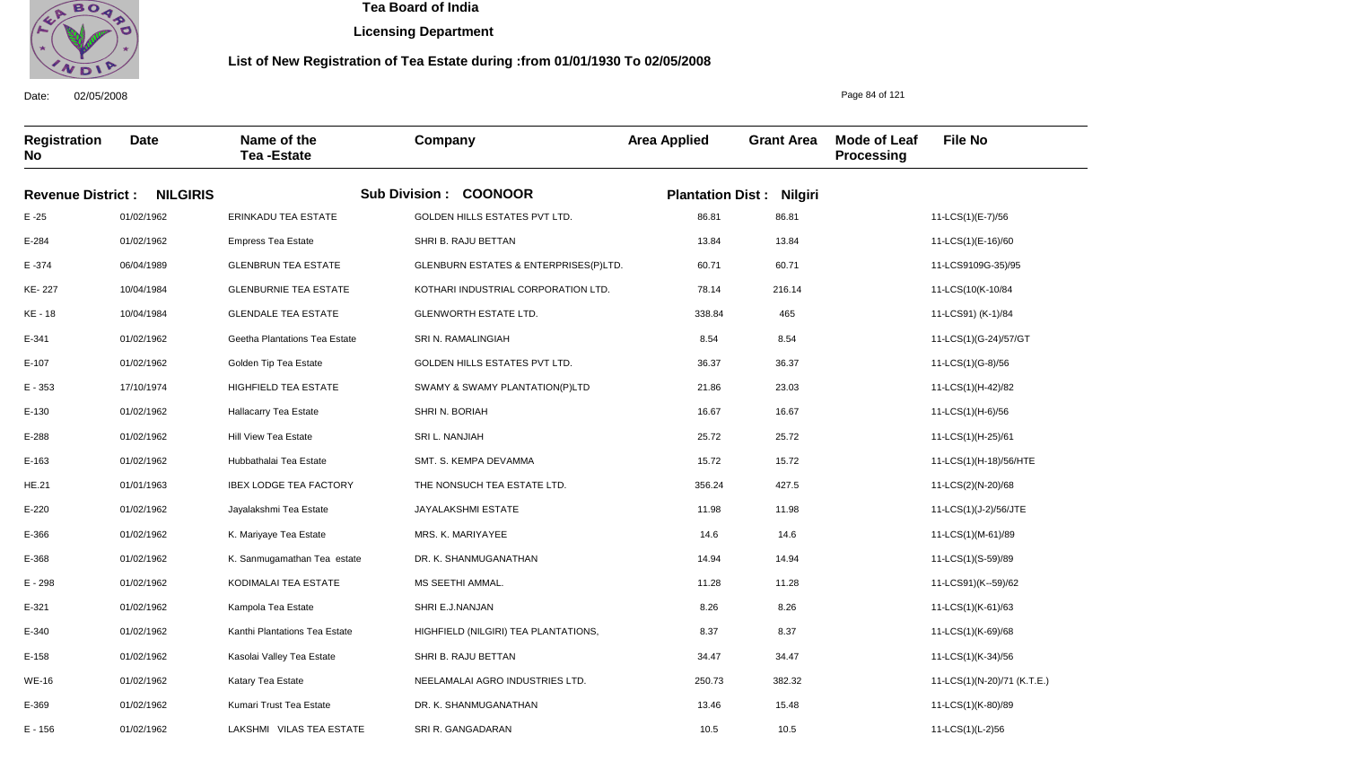# Tea Board of India

## Licensing Department

### List of New Registration of Tea Estate during :from 01/01/1930 To 02/05/2008

Date: 02/05/2008

| Registration No | Date | Name of the Tea -Estate | Company | Area Applied | Grant Area | Mode of Leaf Processing | File No |
|---|---|---|---|---|---|---|---|
| **Revenue District : NILGIRIS** | | **Sub Division : COONOOR** | | **Plantation Dist : Nilgiri** | | | |
| E -25 | 01/02/1962 | ERINKADU TEA ESTATE | GOLDEN HILLS ESTATES PVT LTD. | 86.81 | 86.81 | | 11-LCS(1)(E-7)/56 |
| E-284 | 01/02/1962 | Empress Tea Estate | SHRI B. RAJU BETTAN | 13.84 | 13.84 | | 11-LCS(1)(E-16)/60 |
| E -374 | 06/04/1989 | GLENBRUN TEA ESTATE | GLENBURN ESTATES & ENTERPRISES(P)LTD. | 60.71 | 60.71 | | 11-LCS9109G-35)/95 |
| KE- 227 | 10/04/1984 | GLENBURNIE TEA ESTATE | KOTHARI INDUSTRIAL CORPORATION LTD. | 78.14 | 216.14 | | 11-LCS(10(K-10/84 |
| KE - 18 | 10/04/1984 | GLENDALE TEA ESTATE | GLENWORTH ESTATE LTD. | 338.84 | 465 | | 11-LCS91) (K-1)/84 |
| E-341 | 01/02/1962 | Geetha Plantations Tea Estate | SRI N. RAMALINGIAH | 8.54 | 8.54 | | 11-LCS(1)(G-24)/57/GT |
| E-107 | 01/02/1962 | Golden Tip Tea Estate | GOLDEN HILLS ESTATES PVT LTD. | 36.37 | 36.37 | | 11-LCS(1)(G-8)/56 |
| E - 353 | 17/10/1974 | HIGHFIELD TEA ESTATE | SWAMY & SWAMY PLANTATION(P)LTD | 21.86 | 23.03 | | 11-LCS(1)(H-42)/82 |
| E-130 | 01/02/1962 | Hallacarry Tea Estate | SHRI N. BORIAH | 16.67 | 16.67 | | 11-LCS(1)(H-6)/56 |
| E-288 | 01/02/1962 | Hill View Tea Estate | SRI L. NANJIAH | 25.72 | 25.72 | | 11-LCS(1)(H-25)/61 |
| E-163 | 01/02/1962 | Hubbathalai Tea Estate | SMT. S. KEMPA DEVAMMA | 15.72 | 15.72 | | 11-LCS(1)(H-18)/56/HTE |
| HE.21 | 01/01/1963 | IBEX LODGE TEA FACTORY | THE NONSUCH TEA ESTATE LTD. | 356.24 | 427.5 | | 11-LCS(2)(N-20)/68 |
| E-220 | 01/02/1962 | Jayalakshmi Tea Estate | JAYALAKSHMI ESTATE | 11.98 | 11.98 | | 11-LCS(1)(J-2)/56/JTE |
| E-366 | 01/02/1962 | K. Mariyaye Tea Estate | MRS. K. MARIYAYEE | 14.6 | 14.6 | | 11-LCS(1)(M-61)/89 |
| E-368 | 01/02/1962 | K. Sanmugamathan Tea estate | DR. K. SHANMUGANATHAN | 14.94 | 14.94 | | 11-LCS(1)(S-59)/89 |
| E - 298 | 01/02/1962 | KODIMALAI TEA ESTATE | MS SEETHI AMMAL. | 11.28 | 11.28 | | 11-LCS91)(K--59)/62 |
| E-321 | 01/02/1962 | Kampola Tea Estate | SHRI E.J.NANJAN | 8.26 | 8.26 | | 11-LCS(1)(K-61)/63 |
| E-340 | 01/02/1962 | Kanthi Plantations Tea Estate | HIGHFIELD (NILGIRI) TEA PLANTATIONS, | 8.37 | 8.37 | | 11-LCS(1)(K-69)/68 |
| E-158 | 01/02/1962 | Kasolai Valley Tea Estate | SHRI B. RAJU BETTAN | 34.47 | 34.47 | | 11-LCS(1)(K-34)/56 |
| WE-16 | 01/02/1962 | Katary Tea Estate | NEELAMALAI AGRO INDUSTRIES LTD. | 250.73 | 382.32 | | 11-LCS(1)(N-20)/71 (K.T.E.) |
| E-369 | 01/02/1962 | Kumari Trust Tea Estate | DR. K. SHANMUGANATHAN | 13.46 | 15.48 | | 11-LCS(1)(K-80)/89 |
| E - 156 | 01/02/1962 | LAKSHMI VILAS TEA ESTATE | SRI R. GANGADARAN | 10.5 | 10.5 | | 11-LCS(1)(L-2)56 |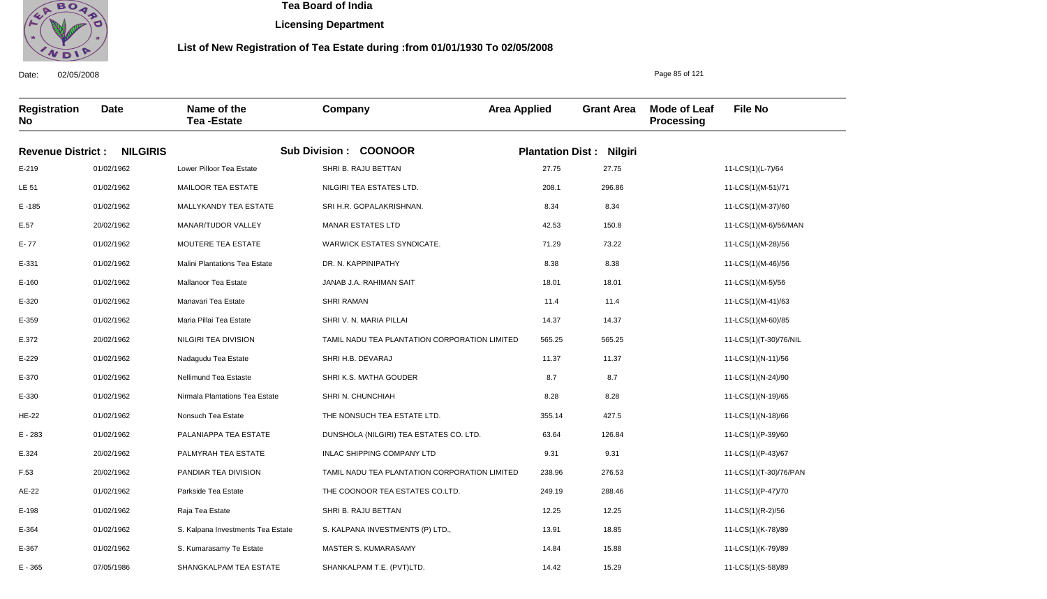# Tea Board of India

## Licensing Department

### List of New Registration of Tea Estate during :from 01/01/1930 To 02/05/2008

Date: 02/05/2008

| Registration No | Date | Name of the Tea -Estate | Company | Area Applied | Grant Area | Mode of Leaf Processing | File No |
|---|---|---|---|---|---|---|---|
| **Revenue District : NILGIRIS** | | **Sub Division : COONOOR** | | **Plantation Dist : Nilgiri** | | | |
| E-219 | 01/02/1962 | Lower Pilloor Tea Estate | SHRI B. RAJU BETTAN | 27.75 | 27.75 | | 11-LCS(1)(L-7)/64 |
| LE 51 | 01/02/1962 | MAILOOR TEA ESTATE | NILGIRI TEA ESTATES LTD. | 208.1 | 296.86 | | 11-LCS(1)(M-51)/71 |
| E -185 | 01/02/1962 | MALLYKANDY TEA ESTATE | SRI H.R. GOPALAKRISHNAN. | 8.34 | 8.34 | | 11-LCS(1)(M-37)/60 |
| E.57 | 20/02/1962 | MANAR/TUDOR VALLEY | MANAR ESTATES LTD | 42.53 | 150.8 | | 11-LCS(1)(M-6)/56/MAN |
| E- 77 | 01/02/1962 | MOUTERE TEA ESTATE | WARWICK ESTATES SYNDICATE. | 71.29 | 73.22 | | 11-LCS(1)(M-28)/56 |
| E-331 | 01/02/1962 | Malini Plantations Tea Estate | DR. N. KAPPINIPATHY | 8.38 | 8.38 | | 11-LCS(1)(M-46)/56 |
| E-160 | 01/02/1962 | Mallanoor Tea Estate | JANAB J.A. RAHIMAN SAIT | 18.01 | 18.01 | | 11-LCS(1)(M-5)/56 |
| E-320 | 01/02/1962 | Manavari Tea Estate | SHRI RAMAN | 11.4 | 11.4 | | 11-LCS(1)(M-41)/63 |
| E-359 | 01/02/1962 | Maria Pillai Tea Estate | SHRI V. N. MARIA PILLAI | 14.37 | 14.37 | | 11-LCS(1)(M-60)/85 |
| E.372 | 20/02/1962 | NILGIRI TEA DIVISION | TAMIL NADU TEA PLANTATION CORPORATION LIMITED | 565.25 | 565.25 | | 11-LCS(1)(T-30)/76/NIL |
| E-229 | 01/02/1962 | Nadagudu Tea Estate | SHRI H.B. DEVARAJ | 11.37 | 11.37 | | 11-LCS(1)(N-11)/56 |
| E-370 | 01/02/1962 | Nellimund Tea Estaste | SHRI K.S. MATHA GOUDER | 8.7 | 8.7 | | 11-LCS(1)(N-24)/90 |
| E-330 | 01/02/1962 | Nirmala Plantations Tea Estate | SHRI N. CHUNCHIAH | 8.28 | 8.28 | | 11-LCS(1)(N-19)/65 |
| HE-22 | 01/02/1962 | Nonsuch Tea Estate | THE NONSUCH TEA ESTATE LTD. | 355.14 | 427.5 | | 11-LCS(1)(N-18)/66 |
| E - 283 | 01/02/1962 | PALANIAPPA TEA ESTATE | DUNSHOLA (NILGIRI) TEA ESTATES CO. LTD. | 63.64 | 126.84 | | 11-LCS(1)(P-39)/60 |
| E.324 | 20/02/1962 | PALMYRAH TEA ESTATE | INLAC SHIPPING COMPANY LTD | 9.31 | 9.31 | | 11-LCS(1)(P-43)/67 |
| F.53 | 20/02/1962 | PANDIAR TEA DIVISION | TAMIL NADU TEA PLANTATION CORPORATION LIMITED | 238.96 | 276.53 | | 11-LCS(1)(T-30)/76/PAN |
| AE-22 | 01/02/1962 | Parkside Tea Estate | THE COONOOR TEA ESTATES CO.LTD. | 249.19 | 288.46 | | 11-LCS(1)(P-47)/70 |
| E-198 | 01/02/1962 | Raja Tea Estate | SHRI B. RAJU BETTAN | 12.25 | 12.25 | | 11-LCS(1)(R-2)/56 |
| E-364 | 01/02/1962 | S. Kalpana Investments Tea Estate | S. KALPANA INVESTMENTS (P) LTD., | 13.91 | 18.85 | | 11-LCS(1)(K-78)/89 |
| E-367 | 01/02/1962 | S. Kumarasamy Te Estate | MASTER S. KUMARASAMY | 14.84 | 15.88 | | 11-LCS(1)(K-79)/89 |
| E - 365 | 07/05/1986 | SHANGKALPAM TEA ESTATE | SHANKALPAM T.E. (PVT)LTD. | 14.42 | 15.29 | | 11-LCS(1)(S-58)/89 |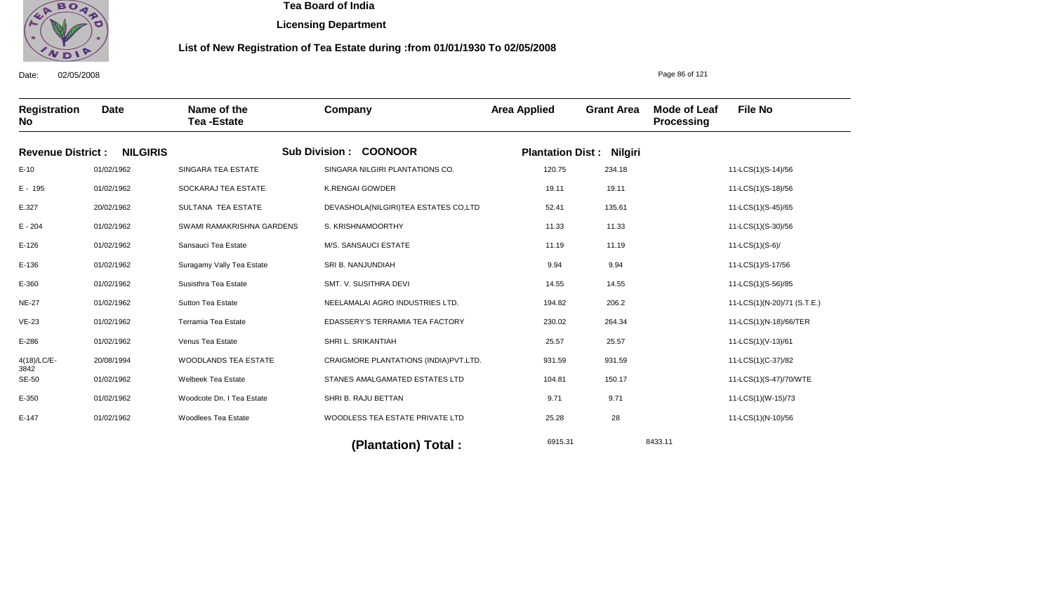# Tea Board of India

## Licensing Department

### List of New Registration of Tea Estate during :from 01/01/1930 To 02/05/2008

Date: 02/05/2008

| Registration No | Date | Name of the Tea -Estate | Company | Area Applied | Grant Area | Mode of Leaf Processing | File No |
|---|---|---|---|---|---|---|---|
| **Revenue District : NILGIRIS** | | | **Sub Division : COONOOR** | **Plantation Dist : Nilgiri** | | | |
| E-10 | 01/02/1962 | SINGARA TEA ESTATE | SINGARA NILGIRI PLANTATIONS CO. | 120.75 | 234.18 | | 11-LCS(1)(S-14)/56 |
| E - 195 | 01/02/1962 | SOCKARAJ TEA ESTATE | K.RENGAI GOWDER | 19.11 | 19.11 | | 11-LCS(1)(S-18)/56 |
| E.327 | 20/02/1962 | SULTANA TEA ESTATE | DEVASHOLA(NILGIRI)TEA ESTATES CO,LTD | 52.41 | 135.61 | | 11-LCS(1)(S-45)/65 |
| E - 204 | 01/02/1962 | SWAMI RAMAKRISHNA GARDENS | S. KRISHNAMOORTHY | 11.33 | 11.33 | | 11-LCS(1)(S-30)/56 |
| E-126 | 01/02/1962 | Sansauci Tea Estate | M/S. SANSAUCI ESTATE | 11.19 | 11.19 | | 11-LCS(1)(S-6)/ |
| E-136 | 01/02/1962 | Suragamy Vally Tea Estate | SRI B. NANJUNDIAH | 9.94 | 9.94 | | 11-LCS(1)/S-17/56 |
| E-360 | 01/02/1962 | Susisthra Tea Estate | SMT. V. SUSITHRA DEVI | 14.55 | 14.55 | | 11-LCS(1)(S-56)/85 |
| NE-27 | 01/02/1962 | Sutton Tea Estate | NEELAMALAI AGRO INDUSTRIES LTD. | 194.82 | 206.2 | | 11-LCS(1)(N-20)/71 (S.T.E.) |
| VE-23 | 01/02/1962 | Terramia Tea Estate | EDASSERY'S TERRAMIA TEA FACTORY | 230.02 | 264.34 | | 11-LCS(1)(N-18)/66/TER |
| E-286 | 01/02/1962 | Venus Tea Estate | SHRI L. SRIKANTIAH | 25.57 | 25.57 | | 11-LCS(1)(V-13)/61 |
| 4(18)/LC/E-3842 | 20/08/1994 | WOODLANDS TEA ESTATE | CRAIGMORE PLANTATIONS (INDIA)PVT.LTD. | 931.59 | 931.59 | | 11-LCS(1)(C-37)/82 |
| SE-50 | 01/02/1962 | Welbeek Tea Estate | STANES AMALGAMATED ESTATES LTD | 104.81 | 150.17 | | 11-LCS(1)(S-47)/70/WTE |
| E-350 | 01/02/1962 | Woodcote Dn. I Tea Estate | SHRI B. RAJU BETTAN | 9.71 | 9.71 | | 11-LCS(1)(W-15)/73 |
| E-147 | 01/02/1962 | Woodlees Tea Estate | WOODLESS TEA ESTATE PRIVATE LTD | 25.28 | 28 | | 11-LCS(1)(N-10)/56 |
| | | | **(Plantation) Total :** | 6915.31 | 8433.11 | | |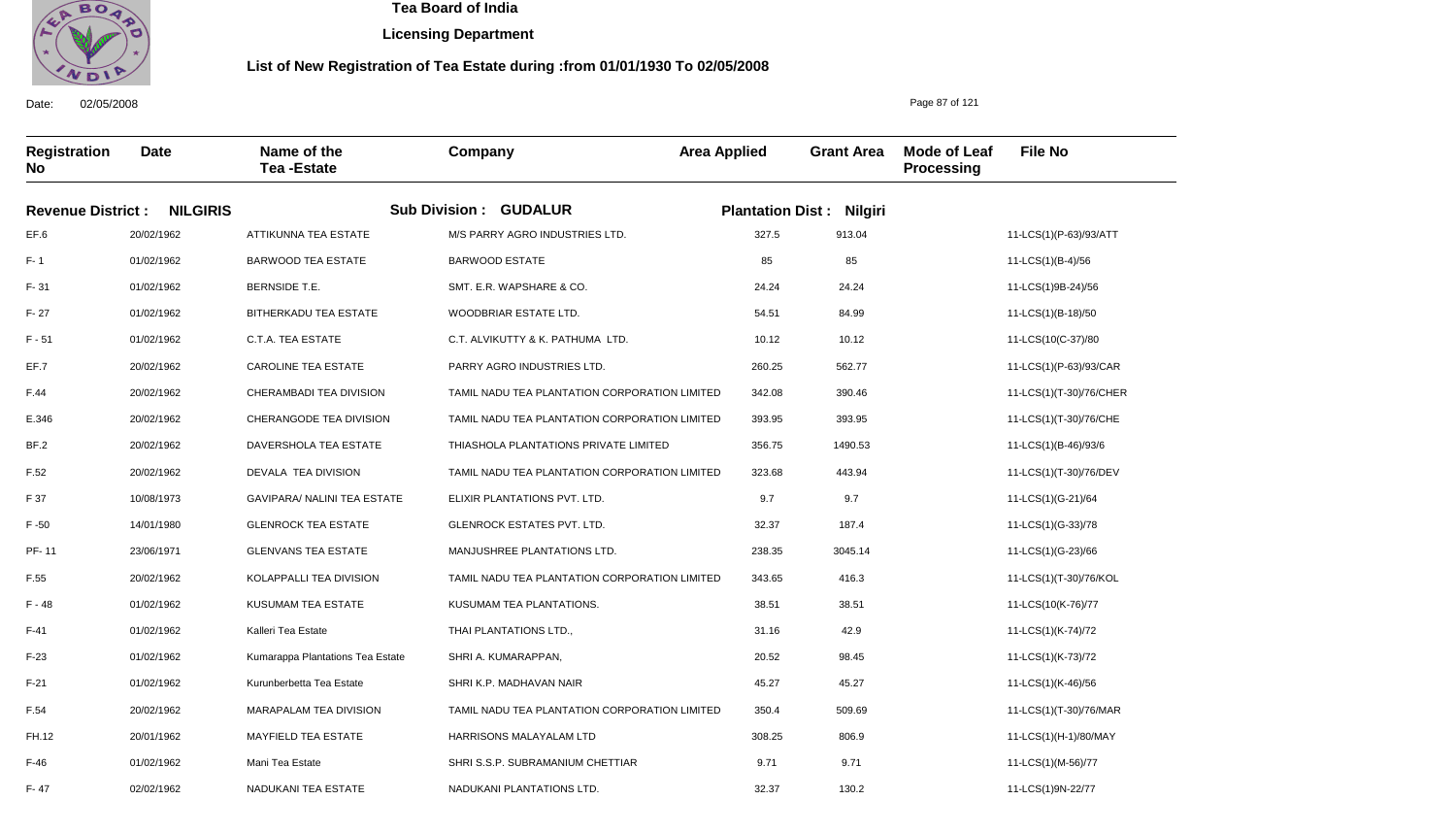# Tea Board of India

**Licensing Department**

**List of New Registration of Tea Estate during :from 01/01/1930 To 02/05/2008**

Date: 02/05/2008

| Registration No | Date | Name of the Tea -Estate | Company | Area Applied | Grant Area | Mode of Leaf Processing | File No |
|---|---|---|---|---|---|---|---|
| **Revenue District : NILGIRIS** | | **Sub Division : GUDALUR** | | **Plantation Dist : Nilgiri** | | | |
| EF.6 | 20/02/1962 | ATTIKUNNA TEA ESTATE | M/S PARRY AGRO INDUSTRIES LTD. | 327.5 | 913.04 | | 11-LCS(1)(P-63)/93/ATT |
| F- 1 | 01/02/1962 | BARWOOD TEA ESTATE | BARWOOD ESTATE | 85 | 85 | | 11-LCS(1)(B-4)/56 |
| F- 31 | 01/02/1962 | BERNSIDE T.E. | SMT. E.R. WAPSHARE & CO. | 24.24 | 24.24 | | 11-LCS(1)9B-24)/56 |
| F- 27 | 01/02/1962 | BITHERKADU TEA ESTATE | WOODBRIAR ESTATE LTD. | 54.51 | 84.99 | | 11-LCS(1)(B-18)/50 |
| F - 51 | 01/02/1962 | C.T.A. TEA ESTATE | C.T. ALVIKUTTY & K. PATHUMA LTD. | 10.12 | 10.12 | | 11-LCS(10(C-37)/80 |
| EF.7 | 20/02/1962 | CAROLINE TEA ESTATE | PARRY AGRO INDUSTRIES LTD. | 260.25 | 562.77 | | 11-LCS(1)(P-63)/93/CAR |
| F.44 | 20/02/1962 | CHERAMBADI TEA DIVISION | TAMIL NADU TEA PLANTATION CORPORATION LIMITED | 342.08 | 390.46 | | 11-LCS(1)(T-30)/76/CHER |
| E.346 | 20/02/1962 | CHERANGODE TEA DIVISION | TAMIL NADU TEA PLANTATION CORPORATION LIMITED | 393.95 | 393.95 | | 11-LCS(1)(T-30)/76/CHE |
| BF.2 | 20/02/1962 | DAVERSHOLA TEA ESTATE | THIASHOLA PLANTATIONS PRIVATE LIMITED | 356.75 | 1490.53 | | 11-LCS(1)(B-46)/93/6 |
| F.52 | 20/02/1962 | DEVALA TEA DIVISION | TAMIL NADU TEA PLANTATION CORPORATION LIMITED | 323.68 | 443.94 | | 11-LCS(1)(T-30)/76/DEV |
| F 37 | 10/08/1973 | GAVIPARA/ NALINI TEA ESTATE | ELIXIR PLANTATIONS PVT. LTD. | 9.7 | 9.7 | | 11-LCS(1)(G-21)/64 |
| F -50 | 14/01/1980 | GLENROCK TEA ESTATE | GLENROCK ESTATES PVT. LTD. | 32.37 | 187.4 | | 11-LCS(1)(G-33)/78 |
| PF- 11 | 23/06/1971 | GLENVANS TEA ESTATE | MANJUSHREE PLANTATIONS LTD. | 238.35 | 3045.14 | | 11-LCS(1)(G-23)/66 |
| F.55 | 20/02/1962 | KOLAPPALLI TEA DIVISION | TAMIL NADU TEA PLANTATION CORPORATION LIMITED | 343.65 | 416.3 | | 11-LCS(1)(T-30)/76/KOL |
| F - 48 | 01/02/1962 | KUSUMAM TEA ESTATE | KUSUMAM TEA PLANTATIONS. | 38.51 | 38.51 | | 11-LCS(10(K-76)/77 |
| F-41 | 01/02/1962 | Kalleri Tea Estate | THAI PLANTATIONS LTD., | 31.16 | 42.9 | | 11-LCS(1)(K-74)/72 |
| F-23 | 01/02/1962 | Kumarappa Plantations Tea Estate | SHRI A. KUMARAPPAN, | 20.52 | 98.45 | | 11-LCS(1)(K-73)/72 |
| F-21 | 01/02/1962 | Kurunberbetta Tea Estate | SHRI K.P. MADHAVAN NAIR | 45.27 | 45.27 | | 11-LCS(1)(K-46)/56 |
| F.54 | 20/02/1962 | MARAPALAM TEA DIVISION | TAMIL NADU TEA PLANTATION CORPORATION LIMITED | 350.4 | 509.69 | | 11-LCS(1)(T-30)/76/MAR |
| FH.12 | 20/01/1962 | MAYFIELD TEA ESTATE | HARRISONS MALAYALAM LTD | 308.25 | 806.9 | | 11-LCS(1)(H-1)/80/MAY |
| F-46 | 01/02/1962 | Mani Tea Estate | SHRI S.S.P. SUBRAMANIUM CHETTIAR | 9.71 | 9.71 | | 11-LCS(1)(M-56)/77 |
| F- 47 | 02/02/1962 | NADUKANI TEA ESTATE | NADUKANI PLANTATIONS LTD. | 32.37 | 130.2 | | 11-LCS(1)9N-22/77 |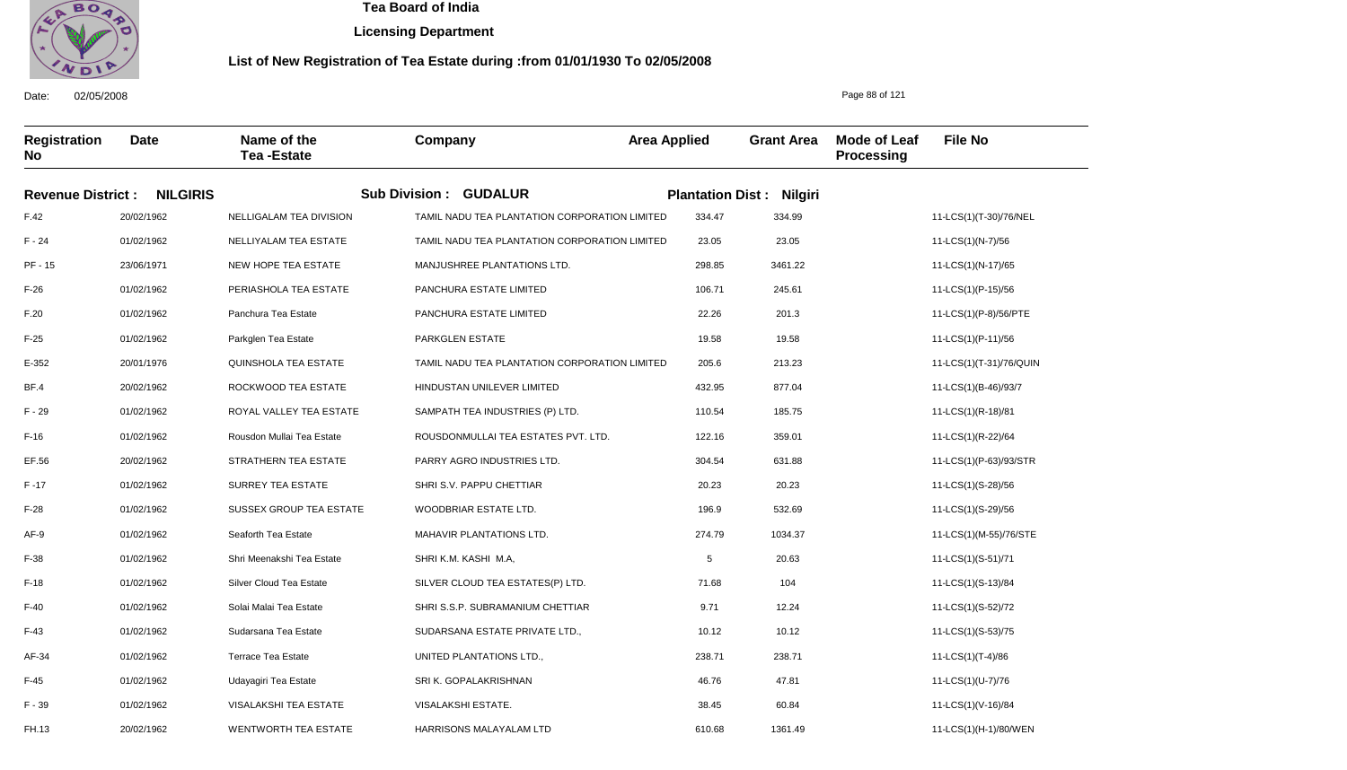**Tea Board of India**

**Licensing Department**

**List of New Registration of Tea Estate during :from 01/01/1930 To 02/05/2008**

Date: 02/05/2008

| Registration No | Date | Name of the Tea -Estate | Company | Area Applied | Grant Area | Mode of Leaf Processing | File No |
|---|---|---|---|---|---|---|---|
| **Revenue District : NILGIRIS** | | **Sub Division : GUDALUR** | | **Plantation Dist : Nilgiri** | | | |
| F.42 | 20/02/1962 | NELLIGALAM TEA DIVISION | TAMIL NADU TEA PLANTATION CORPORATION LIMITED | 334.47 | 334.99 | | 11-LCS(1)(T-30)/76/NEL |
| F - 24 | 01/02/1962 | NELLIYALAM TEA ESTATE | TAMIL NADU TEA PLANTATION CORPORATION LIMITED | 23.05 | 23.05 | | 11-LCS(1)(N-7)/56 |
| PF - 15 | 23/06/1971 | NEW HOPE TEA ESTATE | MANJUSHREE PLANTATIONS LTD. | 298.85 | 3461.22 | | 11-LCS(1)(N-17)/65 |
| F-26 | 01/02/1962 | PERIASHOLA TEA ESTATE | PANCHURA ESTATE LIMITED | 106.71 | 245.61 | | 11-LCS(1)(P-15)/56 |
| F.20 | 01/02/1962 | Panchura Tea Estate | PANCHURA ESTATE LIMITED | 22.26 | 201.3 | | 11-LCS(1)(P-8)/56/PTE |
| F-25 | 01/02/1962 | Parkglen Tea Estate | PARKGLEN ESTATE | 19.58 | 19.58 | | 11-LCS(1)(P-11)/56 |
| E-352 | 20/01/1976 | QUINSHOLA TEA ESTATE | TAMIL NADU TEA PLANTATION CORPORATION LIMITED | 205.6 | 213.23 | | 11-LCS(1)(T-31)/76/QUIN |
| BF.4 | 20/02/1962 | ROCKWOOD TEA ESTATE | HINDUSTAN UNILEVER LIMITED | 432.95 | 877.04 | | 11-LCS(1)(B-46)/93/7 |
| F - 29 | 01/02/1962 | ROYAL VALLEY TEA ESTATE | SAMPATH TEA INDUSTRIES (P) LTD. | 110.54 | 185.75 | | 11-LCS(1)(R-18)/81 |
| F-16 | 01/02/1962 | Rousdon Mullai Tea Estate | ROUSDONMULLAI TEA ESTATES PVT. LTD. | 122.16 | 359.01 | | 11-LCS(1)(R-22)/64 |
| EF.56 | 20/02/1962 | STRATHERN TEA ESTATE | PARRY AGRO INDUSTRIES LTD. | 304.54 | 631.88 | | 11-LCS(1)(P-63)/93/STR |
| F -17 | 01/02/1962 | SURREY TEA ESTATE | SHRI S.V. PAPPU CHETTIAR | 20.23 | 20.23 | | 11-LCS(1)(S-28)/56 |
| F-28 | 01/02/1962 | SUSSEX GROUP TEA ESTATE | WOODBRIAR ESTATE LTD. | 196.9 | 532.69 | | 11-LCS(1)(S-29)/56 |
| AF-9 | 01/02/1962 | Seaforth Tea Estate | MAHAVIR PLANTATIONS LTD. | 274.79 | 1034.37 | | 11-LCS(1)(M-55)/76/STE |
| F-38 | 01/02/1962 | Shri Meenakshi Tea Estate | SHRI K.M. KASHI M.A, | 5 | 20.63 | | 11-LCS(1)(S-51)/71 |
| F-18 | 01/02/1962 | Silver Cloud Tea Estate | SILVER CLOUD TEA ESTATES(P) LTD. | 71.68 | 104 | | 11-LCS(1)(S-13)/84 |
| F-40 | 01/02/1962 | Solai Malai Tea Estate | SHRI S.S.P. SUBRAMANIUM CHETTIAR | 9.71 | 12.24 | | 11-LCS(1)(S-52)/72 |
| F-43 | 01/02/1962 | Sudarsana Tea Estate | SUDARSANA ESTATE PRIVATE LTD., | 10.12 | 10.12 | | 11-LCS(1)(S-53)/75 |
| AF-34 | 01/02/1962 | Terrace Tea Estate | UNITED PLANTATIONS LTD., | 238.71 | 238.71 | | 11-LCS(1)(T-4)/86 |
| F-45 | 01/02/1962 | Udayagiri Tea Estate | SRI K. GOPALAKRISHNAN | 46.76 | 47.81 | | 11-LCS(1)(U-7)/76 |
| F - 39 | 01/02/1962 | VISALAKSHI TEA ESTATE | VISALAKSHI ESTATE. | 38.45 | 60.84 | | 11-LCS(1)(V-16)/84 |
| FH.13 | 20/02/1962 | WENTWORTH TEA ESTATE | HARRISONS MALAYALAM LTD | 610.68 | 1361.49 | | 11-LCS(1)(H-1)/80/WEN |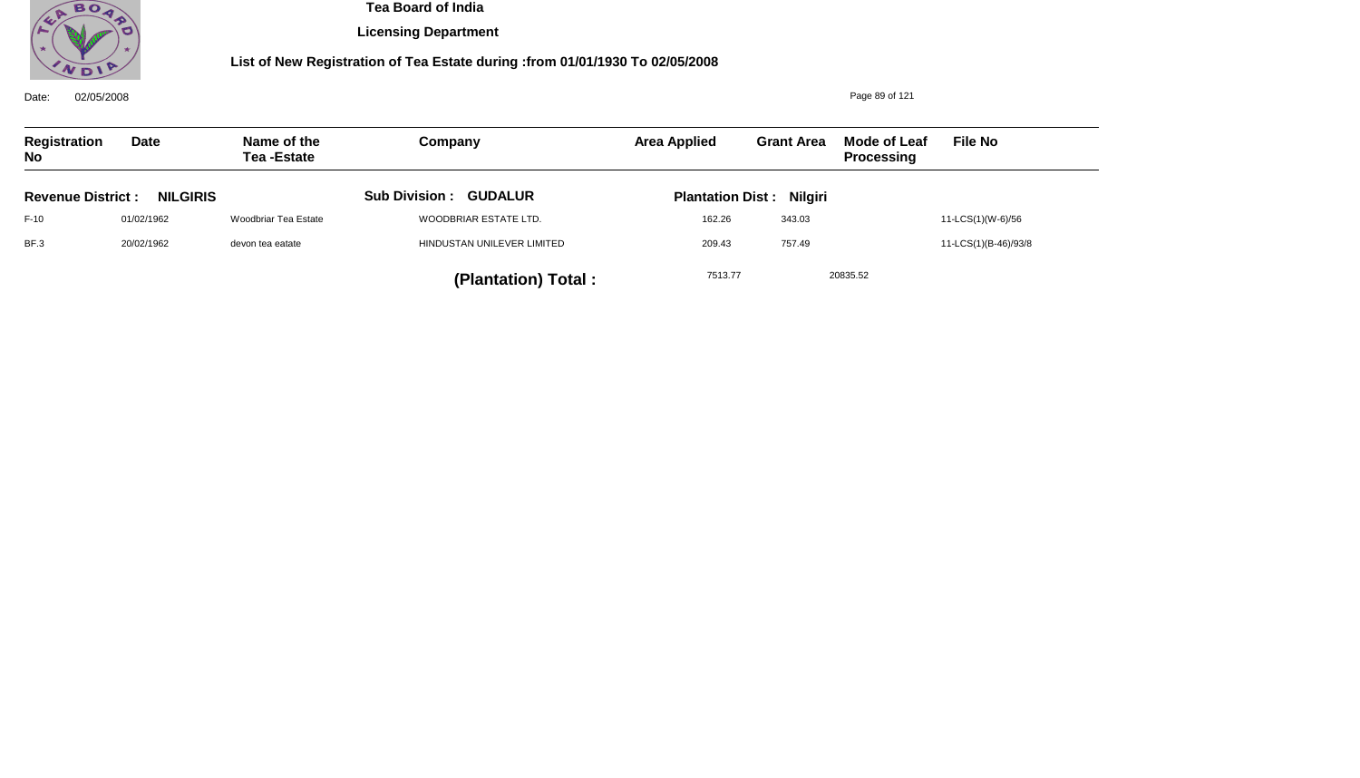# Tea Board of India

## Licensing Department

### List of New Registration of Tea Estate during :from 01/01/1930 To 02/05/2008

Date: 02/05/2008

| Registration No | Date | Name of the Tea -Estate | Company | Area Applied | Grant Area | Mode of Leaf Processing | File No |
|---|---|---|---|---|---|---|---|
| **Revenue District : NILGIRIS** | | | **Sub Division : GUDALUR** | **Plantation Dist : Nilgiri** | | | |
| F-10 | 01/02/1962 | Woodbriar Tea Estate | WOODBRIAR ESTATE LTD. | 162.26 | 343.03 | | 11-LCS(1)(W-6)/56 |
| BF.3 | 20/02/1962 | devon tea eatate | HINDUSTAN UNILEVER LIMITED | 209.43 | 757.49 | | 11-LCS(1)(B-46)/93/8 |

**(Plantation) Total :** 7513.77 20835.52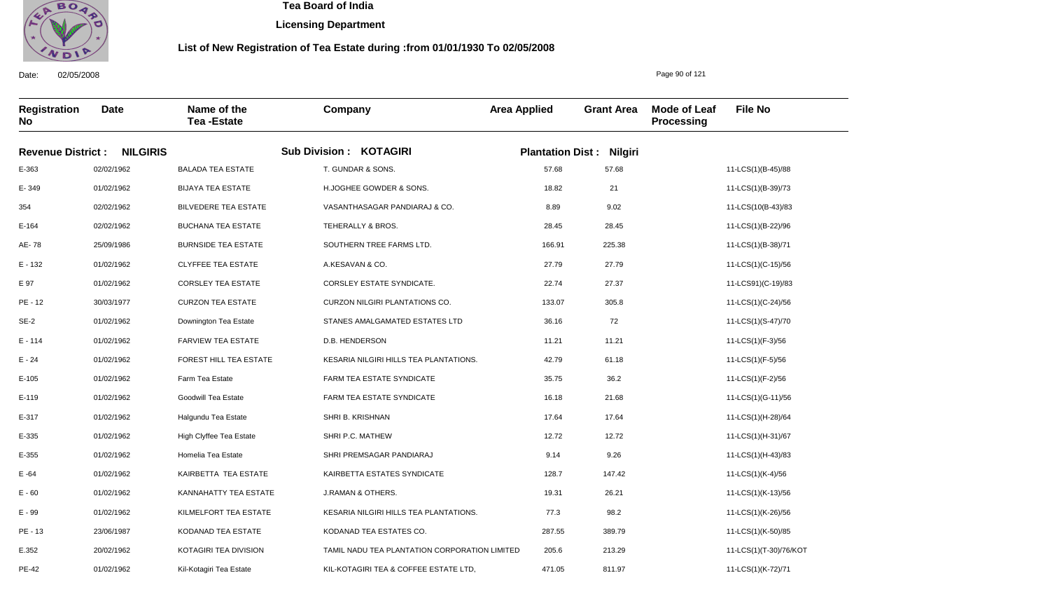# Tea Board of India

**Licensing Department**

**List of New Registration of Tea Estate during :from 01/01/1930 To 02/05/2008**

Date: 02/05/2008

| Registration No | Date | Name of the Tea -Estate | Company | Area Applied | Grant Area | Mode of Leaf Processing | File No |
|---|---|---|---|---|---|---|---|
| **Revenue District : NILGIRIS** | | | **Sub Division : KOTAGIRI** | **Plantation Dist : Nilgiri** | | | |
| E-363 | 02/02/1962 | BALADA TEA ESTATE | T. GUNDAR & SONS. | 57.68 | 57.68 | | 11-LCS(1)(B-45)/88 |
| E- 349 | 01/02/1962 | BIJAYA TEA ESTATE | H.JOGHEE GOWDER & SONS. | 18.82 | 21 | | 11-LCS(1)(B-39)/73 |
| 354 | 02/02/1962 | BILVEDERE TEA ESTATE | VASANTHASAGAR PANDIARAJ & CO. | 8.89 | 9.02 | | 11-LCS(10(B-43)/83 |
| E-164 | 02/02/1962 | BUCHANA TEA ESTATE | TEHERALLY & BROS. | 28.45 | 28.45 | | 11-LCS(1)(B-22)/96 |
| AE- 78 | 25/09/1986 | BURNSIDE TEA ESTATE | SOUTHERN TREE FARMS LTD. | 166.91 | 225.38 | | 11-LCS(1)(B-38)/71 |
| E - 132 | 01/02/1962 | CLYFFEE TEA ESTATE | A.KESAVAN & CO. | 27.79 | 27.79 | | 11-LCS(1)(C-15)/56 |
| E 97 | 01/02/1962 | CORSLEY TEA ESTATE | CORSLEY ESTATE SYNDICATE. | 22.74 | 27.37 | | 11-LCS91)(C-19)/83 |
| PE - 12 | 30/03/1977 | CURZON TEA ESTATE | CURZON NILGIRI PLANTATIONS CO. | 133.07 | 305.8 | | 11-LCS(1)(C-24)/56 |
| SE-2 | 01/02/1962 | Downington Tea Estate | STANES AMALGAMATED ESTATES LTD | 36.16 | 72 | | 11-LCS(1)(S-47)/70 |
| E - 114 | 01/02/1962 | FARVIEW TEA ESTATE | D.B. HENDERSON | 11.21 | 11.21 | | 11-LCS(1)(F-3)/56 |
| E - 24 | 01/02/1962 | FOREST HILL TEA ESTATE | KESARIA NILGIRI HILLS TEA PLANTATIONS. | 42.79 | 61.18 | | 11-LCS(1)(F-5)/56 |
| E-105 | 01/02/1962 | Farm Tea Estate | FARM TEA ESTATE SYNDICATE | 35.75 | 36.2 | | 11-LCS(1)(F-2)/56 |
| E-119 | 01/02/1962 | Goodwill Tea Estate | FARM TEA ESTATE SYNDICATE | 16.18 | 21.68 | | 11-LCS(1)(G-11)/56 |
| E-317 | 01/02/1962 | Halgundu Tea Estate | SHRI B. KRISHNAN | 17.64 | 17.64 | | 11-LCS(1)(H-28)/64 |
| E-335 | 01/02/1962 | High Clyffee Tea Estate | SHRI P.C. MATHEW | 12.72 | 12.72 | | 11-LCS(1)(H-31)/67 |
| E-355 | 01/02/1962 | Homelia Tea Estate | SHRI PREMSAGAR PANDIARAJ | 9.14 | 9.26 | | 11-LCS(1)(H-43)/83 |
| E -64 | 01/02/1962 | KAIRBETTA TEA ESTATE | KAIRBETTA ESTATES SYNDICATE | 128.7 | 147.42 | | 11-LCS(1)(K-4)/56 |
| E - 60 | 01/02/1962 | KANNAHATTY TEA ESTATE | J.RAMAN & OTHERS. | 19.31 | 26.21 | | 11-LCS(1)(K-13)/56 |
| E - 99 | 01/02/1962 | KILMELFORT TEA ESTATE | KESARIA NILGIRI HILLS TEA PLANTATIONS. | 77.3 | 98.2 | | 11-LCS(1)(K-26)/56 |
| PE - 13 | 23/06/1987 | KODANAD TEA ESTATE | KODANAD TEA ESTATES CO. | 287.55 | 389.79 | | 11-LCS(1)(K-50)/85 |
| E.352 | 20/02/1962 | KOTAGIRI TEA DIVISION | TAMIL NADU TEA PLANTATION CORPORATION LIMITED | 205.6 | 213.29 | | 11-LCS(1)(T-30)/76/KOT |
| PE-42 | 01/02/1962 | Kil-Kotagiri Tea Estate | KIL-KOTAGIRI TEA & COFFEE ESTATE LTD, | 471.05 | 811.97 | | 11-LCS(1)(K-72)/71 |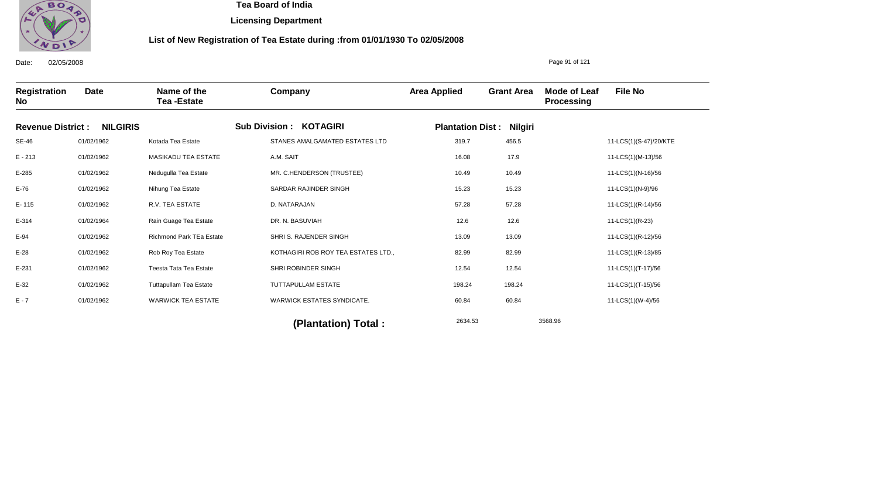**Tea Board of India**

**Licensing Department**

**List of New Registration of Tea Estate during :from 01/01/1930 To 02/05/2008**

Date: 02/05/2008

| Registration No | Date | Name of the Tea -Estate | Company | Area Applied | Grant Area | Mode of Leaf Processing | File No |
|---|---|---|---|---|---|---|---|
| **Revenue District : NILGIRIS** | | | **Sub Division : KOTAGIRI** | **Plantation Dist : Nilgiri** | | | |
| SE-46 | 01/02/1962 | Kotada Tea Estate | STANES AMALGAMATED ESTATES LTD | 319.7 | 456.5 | | 11-LCS(1)(S-47)/20/KTE |
| E - 213 | 01/02/1962 | MASIKADU TEA ESTATE | A.M. SAIT | 16.08 | 17.9 | | 11-LCS(1)(M-13)/56 |
| E-285 | 01/02/1962 | Nedugulla Tea Estate | MR. C.HENDERSON (TRUSTEE) | 10.49 | 10.49 | | 11-LCS(1)(N-16)/56 |
| E-76 | 01/02/1962 | Nihung Tea Estate | SARDAR RAJINDER SINGH | 15.23 | 15.23 | | 11-LCS(1)(N-9)/96 |
| E- 115 | 01/02/1962 | R.V. TEA ESTATE | D. NATARAJAN | 57.28 | 57.28 | | 11-LCS(1)(R-14)/56 |
| E-314 | 01/02/1964 | Rain Guage Tea Estate | DR. N. BASUVIAH | 12.6 | 12.6 | | 11-LCS(1)(R-23) |
| E-94 | 01/02/1962 | Richmond Park TEa Estate | SHRI S. RAJENDER SINGH | 13.09 | 13.09 | | 11-LCS(1)(R-12)/56 |
| E-28 | 01/02/1962 | Rob Roy Tea Estate | KOTHAGIRI ROB ROY TEA ESTATES LTD., | 82.99 | 82.99 | | 11-LCS(1)(R-13)/85 |
| E-231 | 01/02/1962 | Teesta Tata Tea Estate | SHRI ROBINDER SINGH | 12.54 | 12.54 | | 11-LCS(1)(T-17)/56 |
| E-32 | 01/02/1962 | Tuttapullam Tea Estate | TUTTAPULLAM ESTATE | 198.24 | 198.24 | | 11-LCS(1)(T-15)/56 |
| E - 7 | 01/02/1962 | WARWICK TEA ESTATE | WARWICK ESTATES SYNDICATE. | 60.84 | 60.84 | | 11-LCS(1)(W-4)/56 |
| | | | **(Plantation) Total :** | 2634.53 | | 3568.96 | |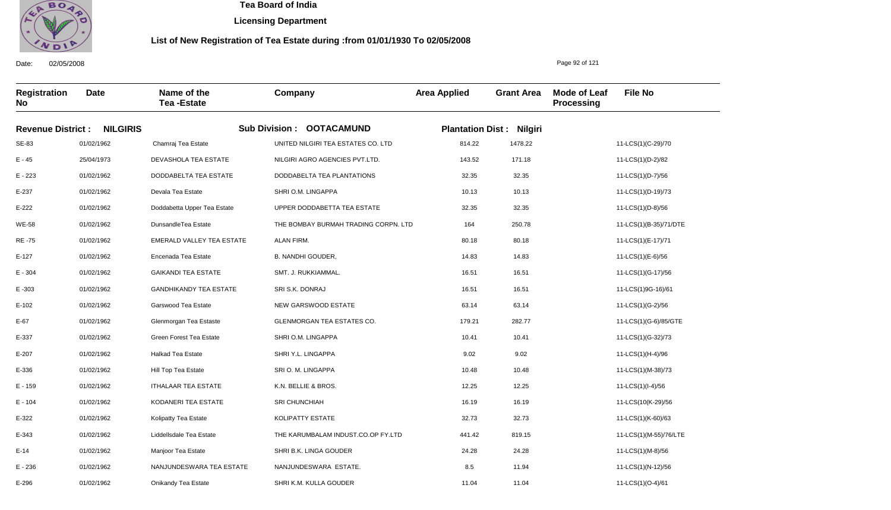# Tea Board of India

**Licensing Department**

**List of New Registration of Tea Estate during :from 01/01/1930 To 02/05/2008**

Date: 02/05/2008

**Revenue District : NILGIRIS** | **Sub Division : OOTACAMUND** | **Plantation Dist : Nilgiri**

| Registration No | Date | Name of the Tea -Estate | Company | Area Applied | Grant Area | Mode of Leaf Processing | File No |
|---|---|---|---|---|---|---|---|
| SE-83 | 01/02/1962 | Chamraj Tea Estate | UNITED NILGIRI TEA ESTATES CO. LTD | 814.22 | 1478.22 | | 11-LCS(1)(C-29)/70 |
| E - 45 | 25/04/1973 | DEVASHOLA TEA ESTATE | NILGIRI AGRO AGENCIES PVT.LTD. | 143.52 | 171.18 | | 11-LCS(1)(D-2)/82 |
| E - 223 | 01/02/1962 | DODDABELTA TEA ESTATE | DODDABELTA TEA PLANTATIONS | 32.35 | 32.35 | | 11-LCS(1)(D-7)/56 |
| E-237 | 01/02/1962 | Devala Tea Estate | SHRI O.M. LINGAPPA | 10.13 | 10.13 | | 11-LCS(1)(D-19)/73 |
| E-222 | 01/02/1962 | Doddabetta Upper Tea Estate | UPPER DODDABETTA TEA ESTATE | 32.35 | 32.35 | | 11-LCS(1)(D-8)/56 |
| WE-58 | 01/02/1962 | DunsandleTea Estate | THE BOMBAY BURMAH TRADING CORPN. LTD | 164 | 250.78 | | 11-LCS(1)(B-35)/71/DTE |
| RE -75 | 01/02/1962 | EMERALD VALLEY TEA ESTATE | ALAN FIRM. | 80.18 | 80.18 | | 11-LCS(1)(E-17)/71 |
| E-127 | 01/02/1962 | Encenada Tea Estate | B. NANDHI GOUDER, | 14.83 | 14.83 | | 11-LCS(1)(E-6)/56 |
| E - 304 | 01/02/1962 | GAIKANDI TEA ESTATE | SMT. J. RUKKIAMMAL. | 16.51 | 16.51 | | 11-LCS(1)(G-17)/56 |
| E -303 | 01/02/1962 | GANDHIKANDY TEA ESTATE | SRI S.K. DONRAJ | 16.51 | 16.51 | | 11-LCS(1)9G-16)/61 |
| E-102 | 01/02/1962 | Garswood Tea Estate | NEW GARSWOOD ESTATE | 63.14 | 63.14 | | 11-LCS(1)(G-2)/56 |
| E-67 | 01/02/1962 | Glenmorgan Tea Estaste | GLENMORGAN TEA ESTATES CO. | 179.21 | 282.77 | | 11-LCS(1)(G-6)/85/GTE |
| E-337 | 01/02/1962 | Green Forest Tea Estate | SHRI O.M. LINGAPPA | 10.41 | 10.41 | | 11-LCS(1)(G-32)/73 |
| E-207 | 01/02/1962 | Halkad Tea Estate | SHRI Y.L. LINGAPPA | 9.02 | 9.02 | | 11-LCS(1)(H-4)/96 |
| E-336 | 01/02/1962 | Hill Top Tea Estate | SRI O. M. LINGAPPA | 10.48 | 10.48 | | 11-LCS(1)(M-38)/73 |
| E - 159 | 01/02/1962 | ITHALAAR TEA ESTATE | K.N. BELLIE & BROS. | 12.25 | 12.25 | | 11-LCS(1)(I-4)/56 |
| E - 104 | 01/02/1962 | KODANERI TEA ESTATE | SRI CHUNCHIAH | 16.19 | 16.19 | | 11-LCS(10(K-29)/56 |
| E-322 | 01/02/1962 | Kolipatty Tea Estate | KOLIPATTY ESTATE | 32.73 | 32.73 | | 11-LCS(1)(K-60)/63 |
| E-343 | 01/02/1962 | Liddellsdale Tea Estate | THE KARUMBALAM INDUST.CO.OP FY.LTD | 441.42 | 819.15 | | 11-LCS(1)(M-55)/76/LTE |
| E-14 | 01/02/1962 | Manjoor Tea Estate | SHRI B.K. LINGA GOUDER | 24.28 | 24.28 | | 11-LCS(1)(M-8)/56 |
| E - 236 | 01/02/1962 | NANJUNDESWARA TEA ESTATE | NANJUNDESWARA ESTATE. | 8.5 | 11.94 | | 11-LCS(1)(N-12)/56 |
| E-296 | 01/02/1962 | Onikandy Tea Estate | SHRI K.M. KULLA GOUDER | 11.04 | 11.04 | | 11-LCS(1)(O-4)/61 |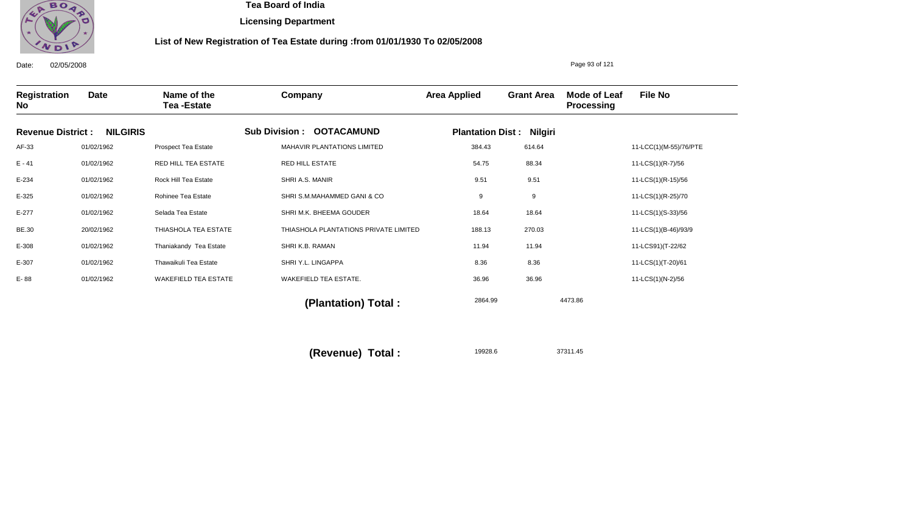Tea Board of India

Licensing Department

## List of New Registration of Tea Estate during :from 01/01/1930 To 02/05/2008

Date: 02/05/2008

| Registration No | Date | Name of the Tea -Estate | Company | Area Applied | Grant Area | Mode of Leaf Processing | File No |
|---|---|---|---|---|---|---|---|
| **Revenue District : NILGIRIS** | | | **Sub Division : OOTACAMUND** | **Plantation Dist : Nilgiri** | | | |
| AF-33 | 01/02/1962 | Prospect Tea Estate | MAHAVIR PLANTATIONS LIMITED | 384.43 | 614.64 | | 11-LCC(1)(M-55)/76/PTE |
| E - 41 | 01/02/1962 | RED HILL TEA ESTATE | RED HILL ESTATE | 54.75 | 88.34 | | 11-LCS(1)(R-7)/56 |
| E-234 | 01/02/1962 | Rock Hill Tea Estate | SHRI A.S. MANIR | 9.51 | 9.51 | | 11-LCS(1)(R-15)/56 |
| E-325 | 01/02/1962 | Rohinee Tea Estate | SHRI S.M.MAHAMMED GANI & CO | 9 | 9 | | 11-LCS(1)(R-25)/70 |
| E-277 | 01/02/1962 | Selada Tea Estate | SHRI M.K. BHEEMA GOUDER | 18.64 | 18.64 | | 11-LCS(1)(S-33)/56 |
| BE.30 | 20/02/1962 | THIASHOLA TEA ESTATE | THIASHOLA PLANTATIONS PRIVATE LIMITED | 188.13 | 270.03 | | 11-LCS(1)(B-46)/93/9 |
| E-308 | 01/02/1962 | Thaniakandy Tea Estate | SHRI K.B. RAMAN | 11.94 | 11.94 | | 11-LCS91)(T-22/62 |
| E-307 | 01/02/1962 | Thawaikuli Tea Estate | SHRI Y.L. LINGAPPA | 8.36 | 8.36 | | 11-LCS(1)(T-20)/61 |
| E- 88 | 01/02/1962 | WAKEFIELD TEA ESTATE | WAKEFIELD TEA ESTATE. | 36.96 | 36.96 | | 11-LCS(1)(N-2)/56 |

**(Plantation) Total :** 2864.99 4473.86

**(Revenue) Total :** 19928.6 37311.45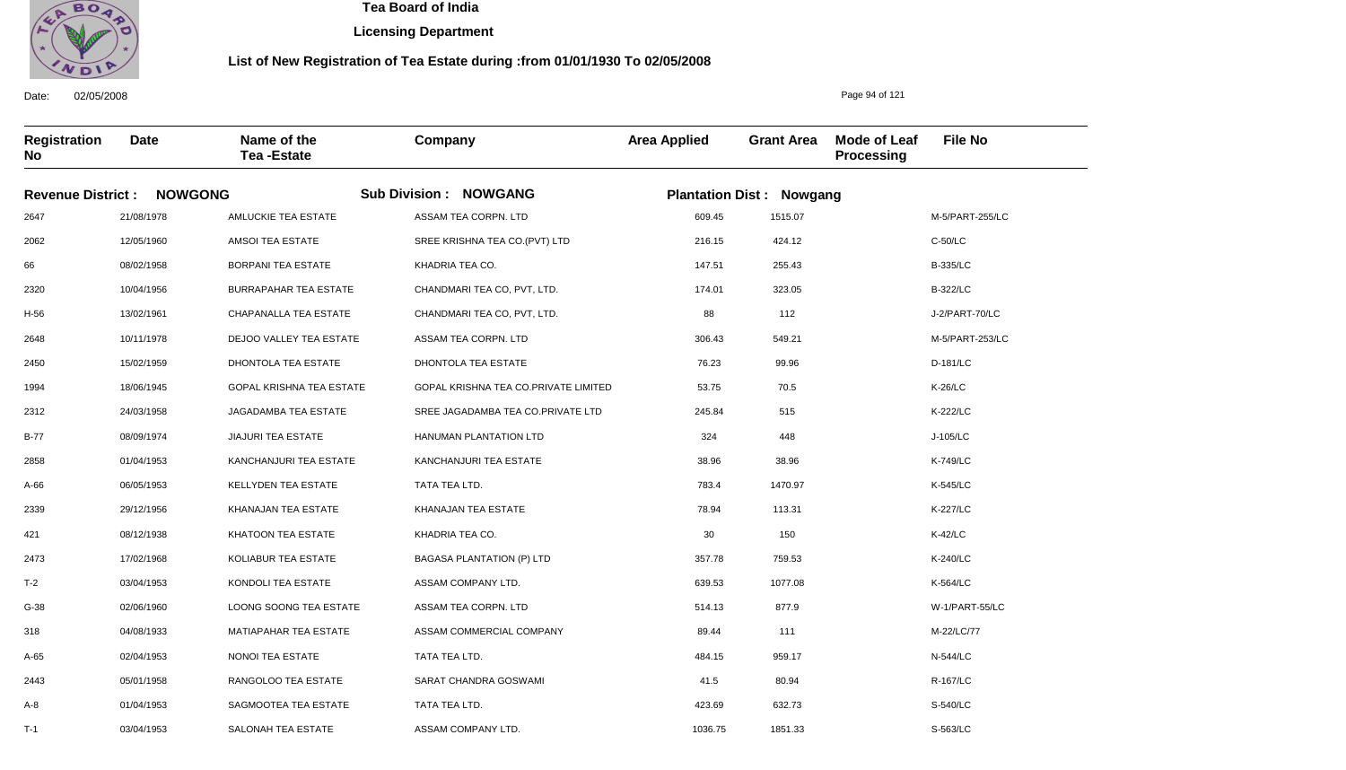# Tea Board of India

## Licensing Department

### List of New Registration of Tea Estate during :from 01/01/1930 To 02/05/2008

Date: 02/05/2008

**Revenue District : NOWGONG** | **Sub Division : NOWGANG** | **Plantation Dist : Nowgang**

| Registration No | Date | Name of the Tea -Estate | Company | Area Applied | Grant Area | Mode of Leaf Processing | File No |
|---|---|---|---|---|---|---|---|
| 2647 | 21/08/1978 | AMLUCKIE TEA ESTATE | ASSAM TEA CORPN. LTD | 609.45 | 1515.07 | | M-5/PART-255/LC |
| 2062 | 12/05/1960 | AMSOI TEA ESTATE | SREE KRISHNA TEA CO.(PVT) LTD | 216.15 | 424.12 | | C-50/LC |
| 66 | 08/02/1958 | BORPANI TEA ESTATE | KHADRIA TEA CO. | 147.51 | 255.43 | | B-335/LC |
| 2320 | 10/04/1956 | BURRAPAHAR TEA ESTATE | CHANDMARI TEA CO, PVT, LTD. | 174.01 | 323.05 | | B-322/LC |
| H-56 | 13/02/1961 | CHAPANALLA TEA ESTATE | CHANDMARI TEA CO, PVT, LTD. | 88 | 112 | | J-2/PART-70/LC |
| 2648 | 10/11/1978 | DEJOO VALLEY TEA ESTATE | ASSAM TEA CORPN. LTD | 306.43 | 549.21 | | M-5/PART-253/LC |
| 2450 | 15/02/1959 | DHONTOLA TEA ESTATE | DHONTOLA TEA ESTATE | 76.23 | 99.96 | | D-181/LC |
| 1994 | 18/06/1945 | GOPAL KRISHNA TEA ESTATE | GOPAL KRISHNA TEA CO.PRIVATE LIMITED | 53.75 | 70.5 | | K-26/LC |
| 2312 | 24/03/1958 | JAGADAMBA TEA ESTATE | SREE JAGADAMBA TEA CO.PRIVATE LTD | 245.84 | 515 | | K-222/LC |
| B-77 | 08/09/1974 | JIAJURI TEA ESTATE | HANUMAN PLANTATION LTD | 324 | 448 | | J-105/LC |
| 2858 | 01/04/1953 | KANCHANJURI TEA ESTATE | KANCHANJURI TEA ESTATE | 38.96 | 38.96 | | K-749/LC |
| A-66 | 06/05/1953 | KELLYDEN TEA ESTATE | TATA TEA LTD. | 783.4 | 1470.97 | | K-545/LC |
| 2339 | 29/12/1956 | KHANAJAN TEA ESTATE | KHANAJAN TEA ESTATE | 78.94 | 113.31 | | K-227/LC |
| 421 | 08/12/1938 | KHATOON TEA ESTATE | KHADRIA TEA CO. | 30 | 150 | | K-42/LC |
| 2473 | 17/02/1968 | KOLIABUR TEA ESTATE | BAGASA PLANTATION (P) LTD | 357.78 | 759.53 | | K-240/LC |
| T-2 | 03/04/1953 | KONDOLI TEA ESTATE | ASSAM COMPANY LTD. | 639.53 | 1077.08 | | K-564/LC |
| G-38 | 02/06/1960 | LOONG SOONG TEA ESTATE | ASSAM TEA CORPN. LTD | 514.13 | 877.9 | | W-1/PART-55/LC |
| 318 | 04/08/1933 | MATIAPAHAR TEA ESTATE | ASSAM COMMERCIAL COMPANY | 89.44 | 111 | | M-22/LC/77 |
| A-65 | 02/04/1953 | NONOI TEA ESTATE | TATA TEA LTD. | 484.15 | 959.17 | | N-544/LC |
| 2443 | 05/01/1958 | RANGOLOO TEA ESTATE | SARAT CHANDRA GOSWAMI | 41.5 | 80.94 | | R-167/LC |
| A-8 | 01/04/1953 | SAGMOOTEA TEA ESTATE | TATA TEA LTD. | 423.69 | 632.73 | | S-540/LC |
| T-1 | 03/04/1953 | SALONAH TEA ESTATE | ASSAM COMPANY LTD. | 1036.75 | 1851.33 | | S-563/LC |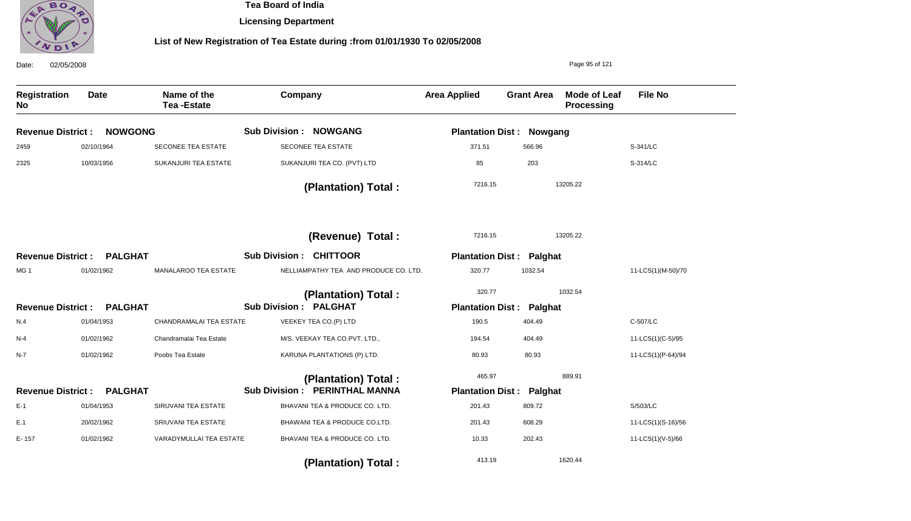Tea Board of India

Licensing Department

List of New Registration of Tea Estate during :from 01/01/1930 To 02/05/2008

Date: 02/05/2008

| Registration No | Date | Name of the Tea -Estate | Company | Area Applied | Grant Area | Mode of Leaf Processing | File No |
|---|---|---|---|---|---|---|---|
| **Revenue District : NOWGONG** | | | **Sub Division : NOWGANG** | **Plantation Dist : Nowgang** | | | |
| 2459 | 02/10/1964 | SECONEE TEA ESTATE | SECONEE TEA ESTATE | 371.51 | 566.96 | | S-341/LC |
| 2325 | 10/03/1956 | SUKANJURI TEA ESTATE | SUKANJURI TEA CO. (PVT) LTD | 85 | 203 | | S-314/LC |
| | | | **(Plantation) Total :** | 7216.15 | 13205.22 | | |
| | | | **(Revenue) Total :** | 7216.15 | 13205.22 | | |
| **Revenue District : PALGHAT** | | | **Sub Division : CHITTOOR** | **Plantation Dist : Palghat** | | | |
| MG 1 | 01/02/1962 | MANALAROO TEA ESTATE | NELLIAMPATHY TEA AND PRODUCE CO. LTD. | 320.77 | 1032.54 | | 11-LCS(1)(M-50)/70 |
| | | | **(Plantation) Total :** | 320.77 | 1032.54 | | |
| **Revenue District : PALGHAT** | | | **Sub Division : PALGHAT** | **Plantation Dist : Palghat** | | | |
| N.4 | 01/04/1953 | CHANDRAMALAI TEA ESTATE | VEEKEY TEA CO.(P) LTD | 190.5 | 404.49 | | C-507/LC |
| N-4 | 01/02/1962 | Chandramalai Tea Estate | M/S. VEEKAY TEA CO.PVT. LTD., | 194.54 | 404.49 | | 11-LCS(1)(C-5)/95 |
| N-7 | 01/02/1962 | Poobs Tea Estate | KARUNA PLANTATIONS (P) LTD. | 80.93 | 80.93 | | 11-LCS(1)(P-64)/94 |
| | | | **(Plantation) Total :** | 465.97 | 889.91 | | |
| **Revenue District : PALGHAT** | | | **Sub Division : PERINTHAL MANNA** | **Plantation Dist : Palghat** | | | |
| E-1 | 01/04/1953 | SIRUVANI TEA ESTATE | BHAVANI TEA & PRODUCE CO. LTD. | 201.43 | 809.72 | | S/503/LC |
| E.1 | 20/02/1962 | SRIUVANI TEA ESTATE | BHAWANI TEA & PRODUCE CO.LTD. | 201.43 | 608.29 | | 11-LCS(1)(S-16)/56 |
| E- 157 | 01/02/1962 | VARADYMULLAI TEA ESTATE | BHAVANI TEA & PRODUCE CO. LTD. | 10.33 | 202.43 | | 11-LCS(1)(V-5)/66 |
| | | | **(Plantation) Total :** | 413.19 | 1620.44 | | |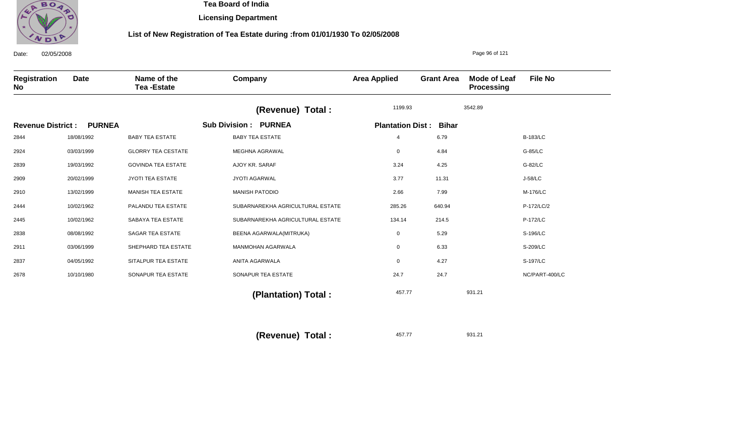Tea Board of India

Licensing Department

List of New Registration of Tea Estate during :from 01/01/1930 To 02/05/2008

Date: 02/05/2008

| Registration No | Date | Name of the Tea -Estate | Company | Area Applied | Grant Area | Mode of Leaf Processing | File No |
|---|---|---|---|---|---|---|---|
| | | | **(Revenue) Total :** | 1199.93 | 3542.89 | | |
| **Revenue District : PURNEA** | | | **Sub Division : PURNEA** | **Plantation Dist : Bihar** | | | |
| 2844 | 18/08/1992 | BABY TEA ESTATE | BABY TEA ESTATE | 4 | 6.79 | | B-183/LC |
| 2924 | 03/03/1999 | GLORRY TEA CESTATE | MEGHNA AGRAWAL | 0 | 4.84 | | G-85/LC |
| 2839 | 19/03/1992 | GOVINDA TEA ESTATE | AJOY KR. SARAF | 3.24 | 4.25 | | G-82/LC |
| 2909 | 20/02/1999 | JYOTI TEA ESTATE | JYOTI AGARWAL | 3.77 | 11.31 | | J-58/LC |
| 2910 | 13/02/1999 | MANISH TEA ESTATE | MANISH PATODIO | 2.66 | 7.99 | | M-176/LC |
| 2444 | 10/02/1962 | PALANDU TEA ESTATE | SUBARNAREKHA AGRICULTURAL ESTATE | 285.26 | 640.94 | | P-172/LC/2 |
| 2445 | 10/02/1962 | SABAYA TEA ESTATE | SUBARNAREKHA AGRICULTURAL ESTATE | 134.14 | 214.5 | | P-172/LC |
| 2838 | 08/08/1992 | SAGAR TEA ESTATE | BEENA AGARWALA(MITRUKA) | 0 | 5.29 | | S-196/LC |
| 2911 | 03/06/1999 | SHEPHARD TEA ESTATE | MANMOHAN AGARWALA | 0 | 6.33 | | S-209/LC |
| 2837 | 04/05/1992 | SITALPUR TEA ESTATE | ANITA AGARWALA | 0 | 4.27 | | S-197/LC |
| 2678 | 10/10/1980 | SONAPUR TEA ESTATE | SONAPUR TEA ESTATE | 24.7 | 24.7 | | NC/PART-400/LC |
| | | | **(Plantation) Total :** | 457.77 | 931.21 | | |
| | | | **(Revenue) Total :** | 457.77 | 931.21 | | |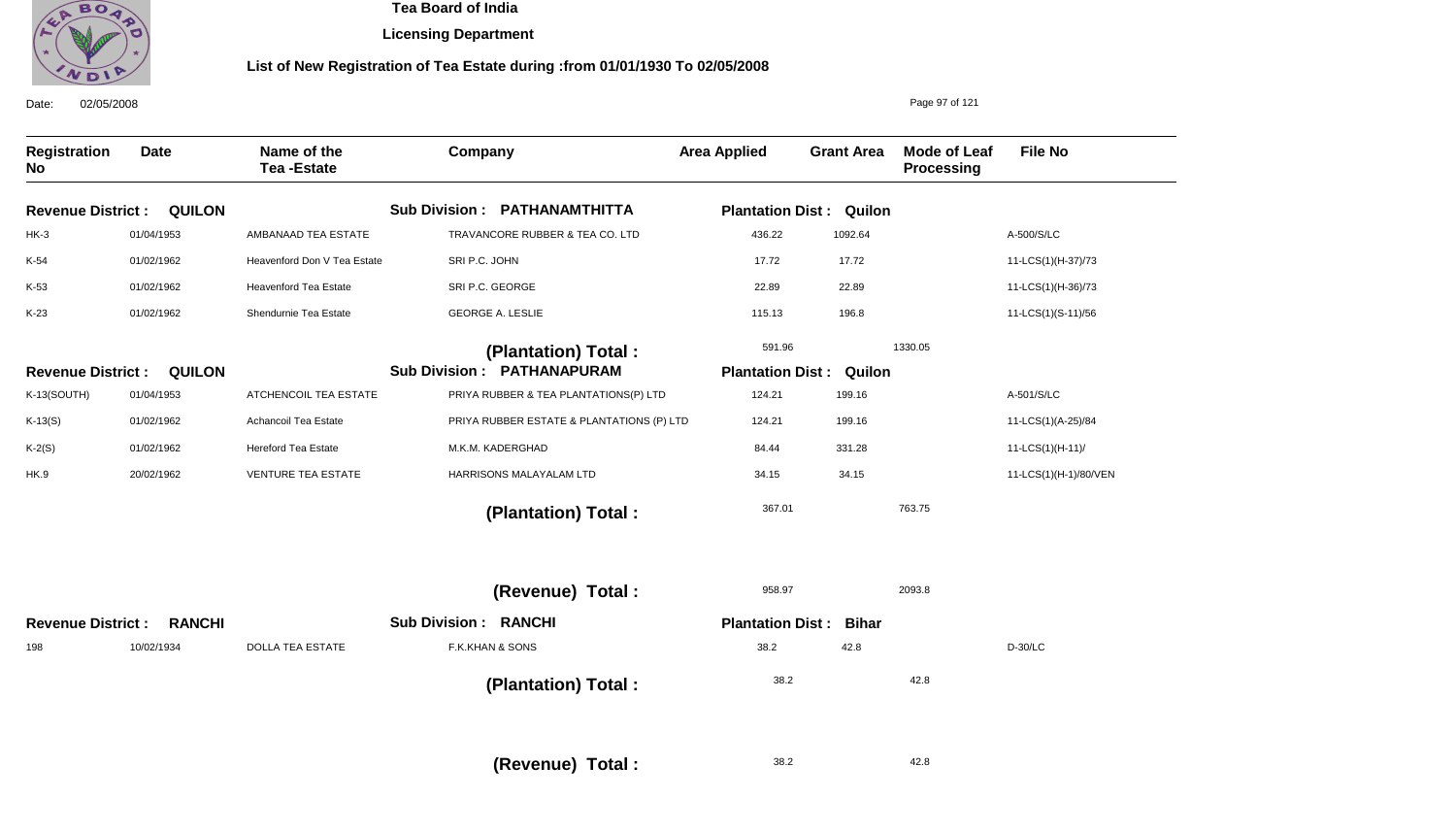# Tea Board of India

## Licensing Department

### List of New Registration of Tea Estate during :from 01/01/1930 To 02/05/2008

Date: 02/05/2008

| Registration No | Date | Name of the Tea -Estate | Company | Area Applied | Grant Area | Mode of Leaf Processing | File No |
|---|---|---|---|---|---|---|---|
| **Revenue District : QUILON** | | | **Sub Division : PATHANAMTHITTA** | **Plantation Dist : Quilon** | | | |
| HK-3 | 01/04/1953 | AMBANAAD TEA ESTATE | TRAVANCORE RUBBER & TEA CO. LTD | 436.22 | 1092.64 | | A-500/S/LC |
| K-54 | 01/02/1962 | Heavenford Don V Tea Estate | SRI P.C. JOHN | 17.72 | 17.72 | | 11-LCS(1)(H-37)/73 |
| K-53 | 01/02/1962 | Heavenford Tea Estate | SRI P.C. GEORGE | 22.89 | 22.89 | | 11-LCS(1)(H-36)/73 |
| K-23 | 01/02/1962 | Shendurnie Tea Estate | GEORGE A. LESLIE | 115.13 | 196.8 | | 11-LCS(1)(S-11)/56 |
| | | | **(Plantation) Total :** | 591.96 | | 1330.05 | |
| **Revenue District : QUILON** | | | **Sub Division : PATHANAPURAM** | **Plantation Dist : Quilon** | | | |
| K-13(SOUTH) | 01/04/1953 | ATCHENCOIL TEA ESTATE | PRIYA RUBBER & TEA PLANTATIONS(P) LTD | 124.21 | 199.16 | | A-501/S/LC |
| K-13(S) | 01/02/1962 | Achancoil Tea Estate | PRIYA RUBBER ESTATE & PLANTATIONS (P) LTD | 124.21 | 199.16 | | 11-LCS(1)(A-25)/84 |
| K-2(S) | 01/02/1962 | Hereford Tea Estate | M.K.M. KADERGHAD | 84.44 | 331.28 | | 11-LCS(1)(H-11)/ |
| HK.9 | 20/02/1962 | VENTURE TEA ESTATE | HARRISONS MALAYALAM LTD | 34.15 | 34.15 | | 11-LCS(1)(H-1)/80/VEN |
| | | | **(Plantation) Total :** | 367.01 | | 763.75 | |
| | | | **(Revenue) Total :** | 958.97 | | 2093.8 | |
| **Revenue District : RANCHI** | | | **Sub Division : RANCHI** | **Plantation Dist : Bihar** | | | |
| 198 | 10/02/1934 | DOLLA TEA ESTATE | F.K.KHAN & SONS | 38.2 | 42.8 | | D-30/LC |
| | | | **(Plantation) Total :** | 38.2 | | 42.8 | |
| | | | **(Revenue) Total :** | 38.2 | | 42.8 | |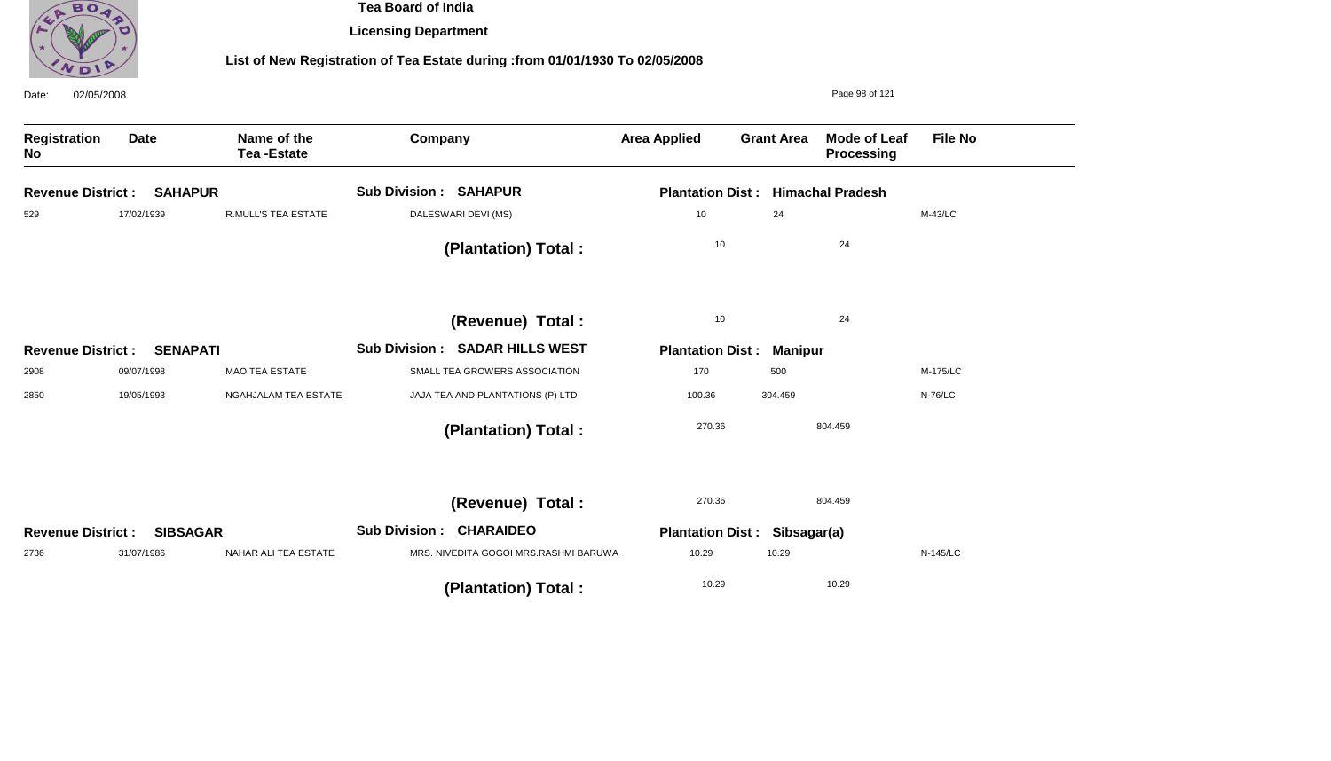**Tea Board of India**

**Licensing Department**

**List of New Registration of Tea Estate during :from 01/01/1930 To 02/05/2008**

Date: 02/05/2008

| Registration No | Date | Name of the Tea -Estate | Company | Area Applied | Grant Area | Mode of Leaf Processing | File No |
|---|---|---|---|---|---|---|---|
| **Revenue District : SAHAPUR** | | | **Sub Division : SAHAPUR** | **Plantation Dist : Himachal Pradesh** | | | |
| 529 | 17/02/1939 | R.MULL'S TEA ESTATE | DALESWARI DEVI (MS) | 10 | 24 | | M-43/LC |
| | | | **(Plantation) Total :** | 10 | 24 | | |
| | | | **(Revenue) Total :** | 10 | 24 | | |
| **Revenue District : SENAPATI** | | | **Sub Division : SADAR HILLS WEST** | **Plantation Dist : Manipur** | | | |
| 2908 | 09/07/1998 | MAO TEA ESTATE | SMALL TEA GROWERS ASSOCIATION | 170 | 500 | | M-175/LC |
| 2850 | 19/05/1993 | NGAHJALAM TEA ESTATE | JAJA TEA AND PLANTATIONS (P) LTD | 100.36 | 304.459 | | N-76/LC |
| | | | **(Plantation) Total :** | 270.36 | 804.459 | | |
| | | | **(Revenue) Total :** | 270.36 | 804.459 | | |
| **Revenue District : SIBSAGAR** | | | **Sub Division : CHARAIDEO** | **Plantation Dist : Sibsagar(a)** | | | |
| 2736 | 31/07/1986 | NAHAR ALI TEA ESTATE | MRS. NIVEDITA GOGOI MRS.RASHMI BARUWA | 10.29 | 10.29 | | N-145/LC |
| | | | **(Plantation) Total :** | 10.29 | 10.29 | | |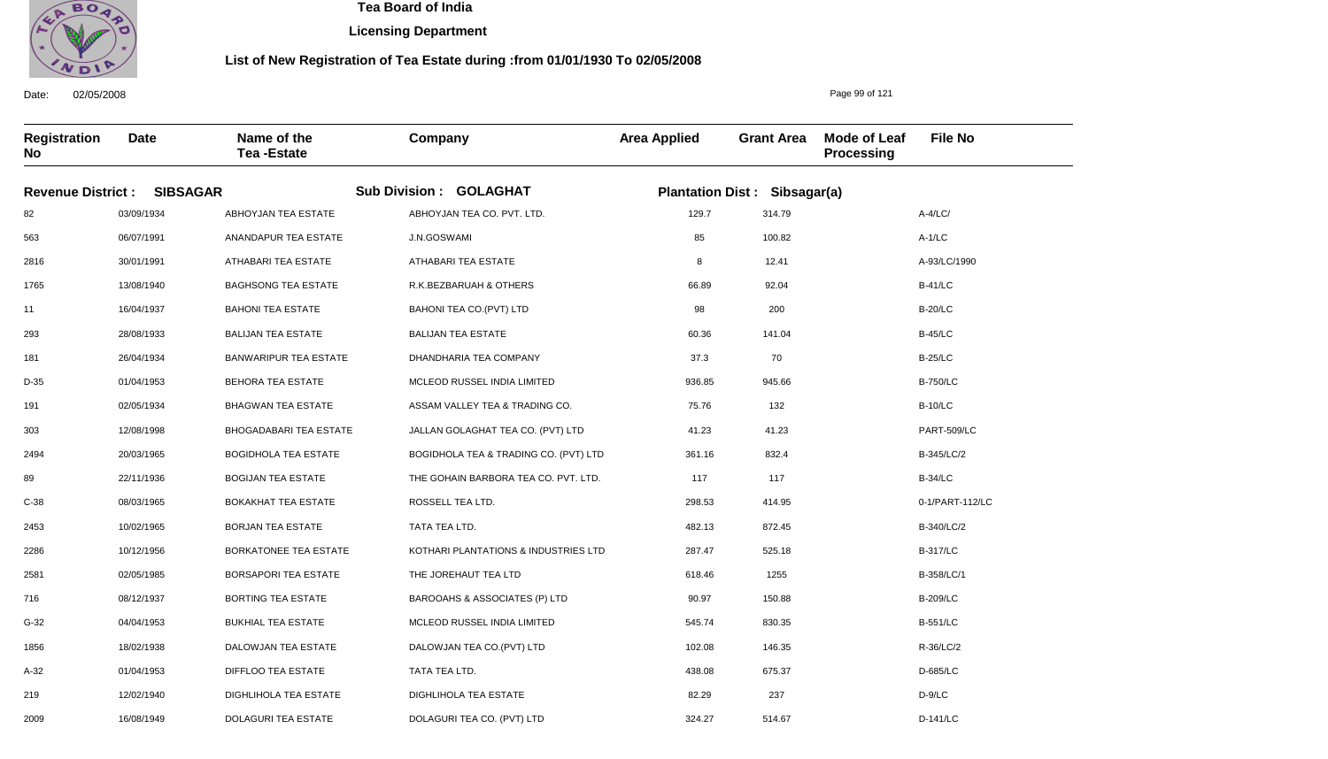**Tea Board of India**

**Licensing Department**

**List of New Registration of Tea Estate during :from 01/01/1930 To 02/05/2008**

Date: 02/05/2008

| Registration No | Date | Name of the Tea -Estate | Company | Area Applied | Grant Area | Mode of Leaf Processing | File No |
|---|---|---|---|---|---|---|---|
| **Revenue District : SIBSAGAR** | | | **Sub Division : GOLAGHAT** | **Plantation Dist : Sibsagar(a)** | | | |
| 82 | 03/09/1934 | ABHOYJAN TEA ESTATE | ABHOYJAN TEA CO. PVT. LTD. | 129.7 | 314.79 | | A-4/LC/ |
| 563 | 06/07/1991 | ANANDAPUR TEA ESTATE | J.N.GOSWAMI | 85 | 100.82 | | A-1/LC |
| 2816 | 30/01/1991 | ATHABARI TEA ESTATE | ATHABARI TEA ESTATE | 8 | 12.41 | | A-93/LC/1990 |
| 1765 | 13/08/1940 | BAGHSONG TEA ESTATE | R.K.BEZBARUAH & OTHERS | 66.89 | 92.04 | | B-41/LC |
| 11 | 16/04/1937 | BAHONI TEA ESTATE | BAHONI TEA CO.(PVT) LTD | 98 | 200 | | B-20/LC |
| 293 | 28/08/1933 | BALIJAN TEA ESTATE | BALIJAN TEA ESTATE | 60.36 | 141.04 | | B-45/LC |
| 181 | 26/04/1934 | BANWARIPUR TEA ESTATE | DHANDHARIA TEA COMPANY | 37.3 | 70 | | B-25/LC |
| D-35 | 01/04/1953 | BEHORA TEA ESTATE | MCLEOD RUSSEL INDIA LIMITED | 936.85 | 945.66 | | B-750/LC |
| 191 | 02/05/1934 | BHAGWAN TEA ESTATE | ASSAM VALLEY TEA & TRADING CO. | 75.76 | 132 | | B-10/LC |
| 303 | 12/08/1998 | BHOGADABARI TEA ESTATE | JALLAN GOLAGHAT TEA CO. (PVT) LTD | 41.23 | 41.23 | | PART-509/LC |
| 2494 | 20/03/1965 | BOGIDHOLA TEA ESTATE | BOGIDHOLA TEA & TRADING CO. (PVT) LTD | 361.16 | 832.4 | | B-345/LC/2 |
| 89 | 22/11/1936 | BOGIJAN TEA ESTATE | THE GOHAIN BARBORA TEA CO. PVT. LTD. | 117 | 117 | | B-34/LC |
| C-38 | 08/03/1965 | BOKAKHAT TEA ESTATE | ROSSELL TEA LTD. | 298.53 | 414.95 | | 0-1/PART-112/LC |
| 2453 | 10/02/1965 | BORJAN TEA ESTATE | TATA TEA LTD. | 482.13 | 872.45 | | B-340/LC/2 |
| 2286 | 10/12/1956 | BORKATONEE TEA ESTATE | KOTHARI PLANTATIONS & INDUSTRIES LTD | 287.47 | 525.18 | | B-317/LC |
| 2581 | 02/05/1985 | BORSAPORI TEA ESTATE | THE JOREHAUT TEA LTD | 618.46 | 1255 | | B-358/LC/1 |
| 716 | 08/12/1937 | BORTING TEA ESTATE | BAROOAHS & ASSOCIATES (P) LTD | 90.97 | 150.88 | | B-209/LC |
| G-32 | 04/04/1953 | BUKHIAL TEA ESTATE | MCLEOD RUSSEL INDIA LIMITED | 545.74 | 830.35 | | B-551/LC |
| 1856 | 18/02/1938 | DALOWJAN TEA ESTATE | DALOWJAN TEA CO.(PVT) LTD | 102.08 | 146.35 | | R-36/LC/2 |
| A-32 | 01/04/1953 | DIFFLOO TEA ESTATE | TATA TEA LTD. | 438.08 | 675.37 | | D-685/LC |
| 219 | 12/02/1940 | DIGHLIHOLA TEA ESTATE | DIGHLIHOLA TEA ESTATE | 82.29 | 237 | | D-9/LC |
| 2009 | 16/08/1949 | DOLAGURI TEA ESTATE | DOLAGURI TEA CO. (PVT) LTD | 324.27 | 514.67 | | D-141/LC |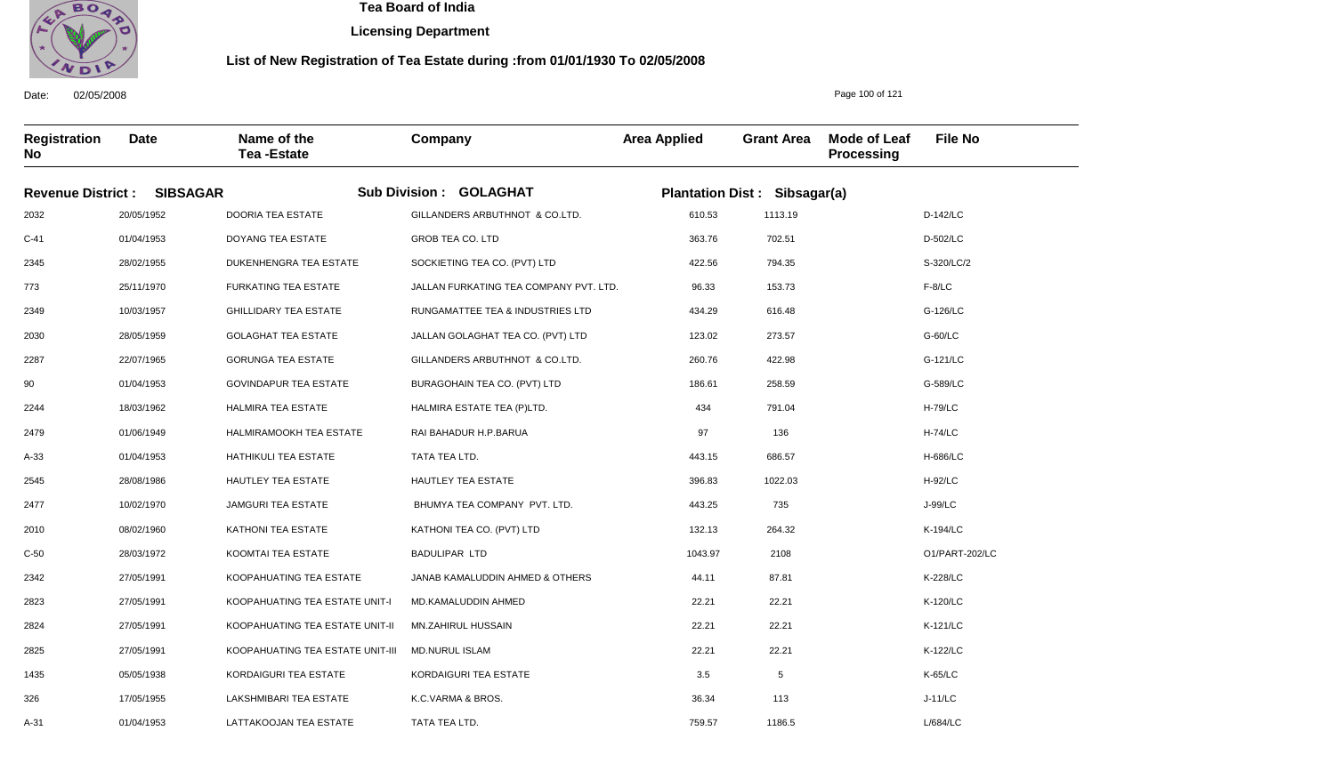# Tea Board of India

## Licensing Department

### List of New Registration of Tea Estate during :from 01/01/1930 To 02/05/2008

Date: 02/05/2008

**Revenue District : SIBSAGAR** | **Sub Division : GOLAGHAT** | **Plantation Dist : Sibsagar(a)**

| Registration No | Date | Name of the Tea -Estate | Company | Area Applied | Grant Area | Mode of Leaf Processing | File No |
|---|---|---|---|---|---|---|---|
| 2032 | 20/05/1952 | DOORIA TEA ESTATE | GILLANDERS ARBUTHNOT & CO.LTD. | 610.53 | 1113.19 | | D-142/LC |
| C-41 | 01/04/1953 | DOYANG TEA ESTATE | GROB TEA CO. LTD | 363.76 | 702.51 | | D-502/LC |
| 2345 | 28/02/1955 | DUKENHENGRA TEA ESTATE | SOCKIETING TEA CO. (PVT) LTD | 422.56 | 794.35 | | S-320/LC/2 |
| 773 | 25/11/1970 | FURKATING TEA ESTATE | JALLAN FURKATING TEA COMPANY PVT. LTD. | 96.33 | 153.73 | | F-8/LC |
| 2349 | 10/03/1957 | GHILLIDARY TEA ESTATE | RUNGAMATTEE TEA & INDUSTRIES LTD | 434.29 | 616.48 | | G-126/LC |
| 2030 | 28/05/1959 | GOLAGHAT TEA ESTATE | JALLAN GOLAGHAT TEA CO. (PVT) LTD | 123.02 | 273.57 | | G-60/LC |
| 2287 | 22/07/1965 | GORUNGA TEA ESTATE | GILLANDERS ARBUTHNOT & CO.LTD. | 260.76 | 422.98 | | G-121/LC |
| 90 | 01/04/1953 | GOVINDAPUR TEA ESTATE | BURAGOHAIN TEA CO. (PVT) LTD | 186.61 | 258.59 | | G-589/LC |
| 2244 | 18/03/1962 | HALMIRA TEA ESTATE | HALMIRA ESTATE TEA (P)LTD. | 434 | 791.04 | | H-79/LC |
| 2479 | 01/06/1949 | HALMIRAMOOKH TEA ESTATE | RAI BAHADUR H.P.BARUA | 97 | 136 | | H-74/LC |
| A-33 | 01/04/1953 | HATHIKULI TEA ESTATE | TATA TEA LTD. | 443.15 | 686.57 | | H-686/LC |
| 2545 | 28/08/1986 | HAUTLEY TEA ESTATE | HAUTLEY TEA ESTATE | 396.83 | 1022.03 | | H-92/LC |
| 2477 | 10/02/1970 | JAMGURI TEA ESTATE | BHUMYA TEA COMPANY PVT. LTD. | 443.25 | 735 | | J-99/LC |
| 2010 | 08/02/1960 | KATHONI TEA ESTATE | KATHONI TEA CO. (PVT) LTD | 132.13 | 264.32 | | K-194/LC |
| C-50 | 28/03/1972 | KOOMTAI TEA ESTATE | BADULIPAR LTD | 1043.97 | 2108 | | O1/PART-202/LC |
| 2342 | 27/05/1991 | KOOPAHUATING TEA ESTATE | JANAB KAMALUDDIN AHMED & OTHERS | 44.11 | 87.81 | | K-228/LC |
| 2823 | 27/05/1991 | KOOPAHUATING TEA ESTATE UNIT-I | MD.KAMALUDDIN AHMED | 22.21 | 22.21 | | K-120/LC |
| 2824 | 27/05/1991 | KOOPAHUATING TEA ESTATE UNIT-II | MN.ZAHIRUL HUSSAIN | 22.21 | 22.21 | | K-121/LC |
| 2825 | 27/05/1991 | KOOPAHUATING TEA ESTATE UNIT-III | MD.NURUL ISLAM | 22.21 | 22.21 | | K-122/LC |
| 1435 | 05/05/1938 | KORDAIGURI TEA ESTATE | KORDAIGURI TEA ESTATE | 3.5 | 5 | | K-65/LC |
| 326 | 17/05/1955 | LAKSHMIBARI TEA ESTATE | K.C.VARMA & BROS. | 36.34 | 113 | | J-11/LC |
| A-31 | 01/04/1953 | LATTAKOOJAN TEA ESTATE | TATA TEA LTD. | 759.57 | 1186.5 | | L/684/LC |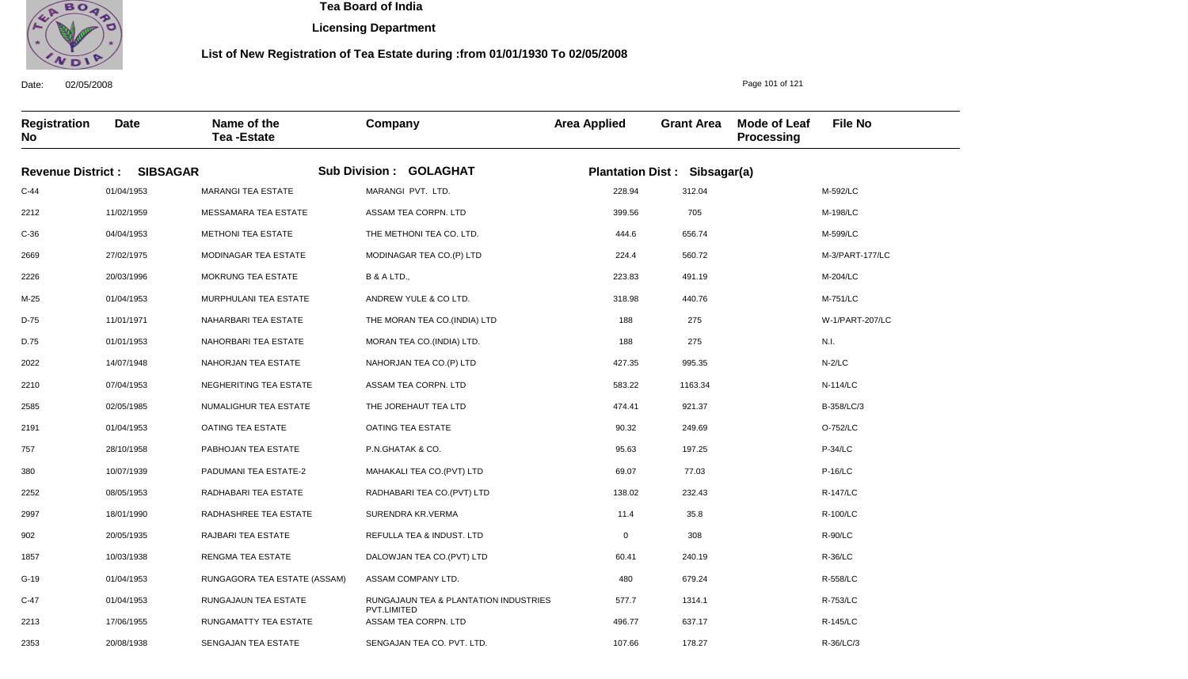**Tea Board of India**

**Licensing Department**

**List of New Registration of Tea Estate during :from 01/01/1930 To 02/05/2008**

Date: 02/05/2008

| Registration No | Date | Name of the Tea -Estate | Company | Area Applied | Grant Area | Mode of Leaf Processing | File No |
|---|---|---|---|---|---|---|---|
| **Revenue District : SIBSAGAR** | | **Sub Division : GOLAGHAT** | | **Plantation Dist : Sibsagar(a)** | | | |
| C-44 | 01/04/1953 | MARANGI TEA ESTATE | MARANGI PVT. LTD. | 228.94 | 312.04 | | M-592/LC |
| 2212 | 11/02/1959 | MESSAMARA TEA ESTATE | ASSAM TEA CORPN. LTD | 399.56 | 705 | | M-198/LC |
| C-36 | 04/04/1953 | METHONI TEA ESTATE | THE METHONI TEA CO. LTD. | 444.6 | 656.74 | | M-599/LC |
| 2669 | 27/02/1975 | MODINAGAR TEA ESTATE | MODINAGAR TEA CO.(P) LTD | 224.4 | 560.72 | | M-3/PART-177/LC |
| 2226 | 20/03/1996 | MOKRUNG TEA ESTATE | B & A LTD., | 223.83 | 491.19 | | M-204/LC |
| M-25 | 01/04/1953 | MURPHULANI TEA ESTATE | ANDREW YULE & CO LTD. | 318.98 | 440.76 | | M-751/LC |
| D-75 | 11/01/1971 | NAHARBARI TEA ESTATE | THE MORAN TEA CO.(INDIA) LTD | 188 | 275 | | W-1/PART-207/LC |
| D.75 | 01/01/1953 | NAHORBARI TEA ESTATE | MORAN TEA CO.(INDIA) LTD. | 188 | 275 | | N.I. |
| 2022 | 14/07/1948 | NAHORJAN TEA ESTATE | NAHORJAN TEA CO.(P) LTD | 427.35 | 995.35 | | N-2/LC |
| 2210 | 07/04/1953 | NEGHERITING TEA ESTATE | ASSAM TEA CORPN. LTD | 583.22 | 1163.34 | | N-114/LC |
| 2585 | 02/05/1985 | NUMALIGHUR TEA ESTATE | THE JOREHAUT TEA LTD | 474.41 | 921.37 | | B-358/LC/3 |
| 2191 | 01/04/1953 | OATING TEA ESTATE | OATING TEA ESTATE | 90.32 | 249.69 | | O-752/LC |
| 757 | 28/10/1958 | PABHOJAN TEA ESTATE | P.N.GHATAK & CO. | 95.63 | 197.25 | | P-34/LC |
| 380 | 10/07/1939 | PADUMANI TEA ESTATE-2 | MAHAKALI TEA CO.(PVT) LTD | 69.07 | 77.03 | | P-16/LC |
| 2252 | 08/05/1953 | RADHABARI TEA ESTATE | RADHABARI TEA CO.(PVT) LTD | 138.02 | 232.43 | | R-147/LC |
| 2997 | 18/01/1990 | RADHASHREE TEA ESTATE | SURENDRA KR.VERMA | 11.4 | 35.8 | | R-100/LC |
| 902 | 20/05/1935 | RAJBARI TEA ESTATE | REFULLA TEA & INDUST. LTD | 0 | 308 | | R-90/LC |
| 1857 | 10/03/1938 | RENGMA TEA ESTATE | DALOWJAN TEA CO.(PVT) LTD | 60.41 | 240.19 | | R-36/LC |
| G-19 | 01/04/1953 | RUNGAGORA TEA ESTATE (ASSAM) | ASSAM COMPANY LTD. | 480 | 679.24 | | R-558/LC |
| C-47 | 01/04/1953 | RUNGAJAUN TEA ESTATE | RUNGAJAUN TEA & PLANTATION INDUSTRIES PVT.LIMITED | 577.7 | 1314.1 | | R-753/LC |
| 2213 | 17/06/1955 | RUNGAMATTY TEA ESTATE | ASSAM TEA CORPN. LTD | 496.77 | 637.17 | | R-145/LC |
| 2353 | 20/08/1938 | SENGAJAN TEA ESTATE | SENGAJAN TEA CO. PVT. LTD. | 107.66 | 178.27 | | R-36/LC/3 |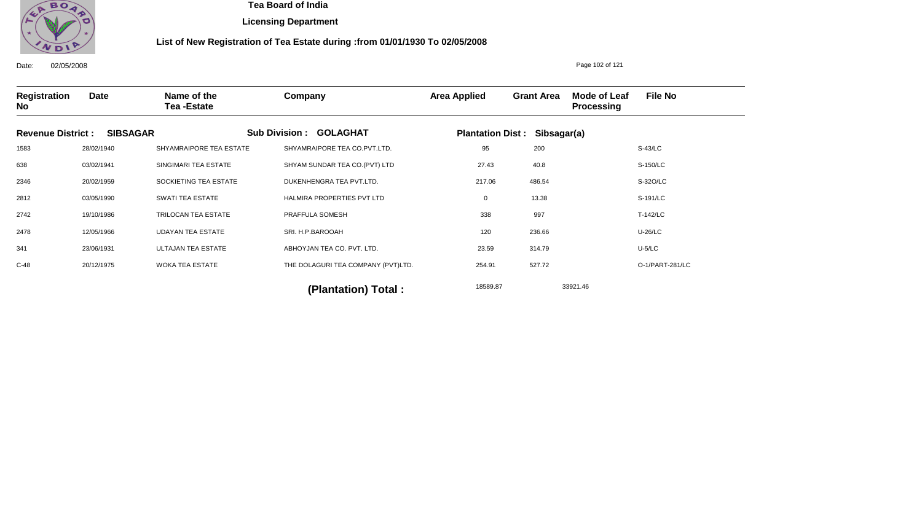# Tea Board of India

## Licensing Department

### List of New Registration of Tea Estate during :from 01/01/1930 To 02/05/2008

Date: 02/05/2008

| Registration No | Date | Name of the Tea -Estate | Company | Area Applied | Grant Area | Mode of Leaf Processing | File No |
|---|---|---|---|---|---|---|---|
| **Revenue District : SIBSAGAR** | | | **Sub Division : GOLAGHAT** | **Plantation Dist : Sibsagar(a)** | | | |
| 1583 | 28/02/1940 | SHYAMRAIPORE TEA ESTATE | SHYAMRAIPORE TEA CO.PVT.LTD. | 95 | 200 | | S-43/LC |
| 638 | 03/02/1941 | SINGIMARI TEA ESTATE | SHYAM SUNDAR TEA CO.(PVT) LTD | 27.43 | 40.8 | | S-150/LC |
| 2346 | 20/02/1959 | SOCKIETING TEA ESTATE | DUKENHENGRA TEA PVT.LTD. | 217.06 | 486.54 | | S-32O/LC |
| 2812 | 03/05/1990 | SWATI TEA ESTATE | HALMIRA PROPERTIES PVT LTD | 0 | 13.38 | | S-191/LC |
| 2742 | 19/10/1986 | TRILOCAN TEA ESTATE | PRAFFULA SOMESH | 338 | 997 | | T-142/LC |
| 2478 | 12/05/1966 | UDAYAN TEA ESTATE | SRI. H.P.BAROOAH | 120 | 236.66 | | U-26/LC |
| 341 | 23/06/1931 | ULTAJAN TEA ESTATE | ABHOYJAN TEA CO. PVT. LTD. | 23.59 | 314.79 | | U-5/LC |
| C-48 | 20/12/1975 | WOKA TEA ESTATE | THE DOLAGURI TEA COMPANY (PVT)LTD. | 254.91 | 527.72 | | O-1/PART-281/LC |
| | | | **(Plantation) Total :** | 18589.87 | 33921.46 | | |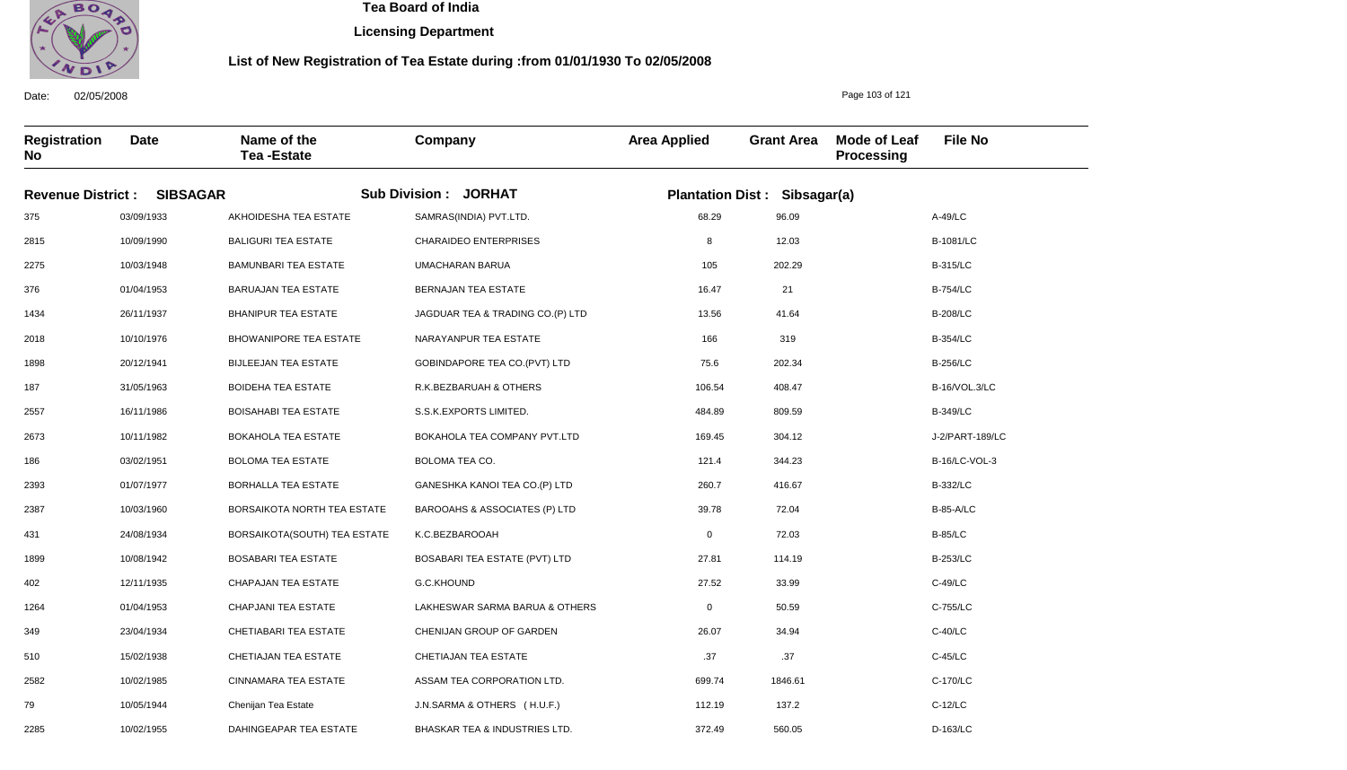# Tea Board of India

## Licensing Department

### List of New Registration of Tea Estate during :from 01/01/1930 To 02/05/2008

Date: 02/05/2008

| Registration No | Date | Name of the Tea -Estate | Company | Area Applied | Grant Area | Mode of Leaf Processing | File No |
|---|---|---|---|---|---|---|---|

**Revenue District : SIBSAGAR** **Sub Division : JORHAT** **Plantation Dist : Sibsagar(a)**

| Registration No | Date | Name of the Tea -Estate | Company | Area Applied | Grant Area | Mode of Leaf Processing | File No |
|---|---|---|---|---|---|---|---|
| 375 | 03/09/1933 | AKHOIDESHA TEA ESTATE | SAMRAS(INDIA) PVT.LTD. | 68.29 | 96.09 | | A-49/LC |
| 2815 | 10/09/1990 | BALIGURI TEA ESTATE | CHARAIDEO ENTERPRISES | 8 | 12.03 | | B-1081/LC |
| 2275 | 10/03/1948 | BAMUNBARI TEA ESTATE | UMACHARAN BARUA | 105 | 202.29 | | B-315/LC |
| 376 | 01/04/1953 | BARUAJAN TEA ESTATE | BERNAJAN TEA ESTATE | 16.47 | 21 | | B-754/LC |
| 1434 | 26/11/1937 | BHANIPUR TEA ESTATE | JAGDUAR TEA & TRADING CO.(P) LTD | 13.56 | 41.64 | | B-208/LC |
| 2018 | 10/10/1976 | BHOWANIPORE TEA ESTATE | NARAYANPUR TEA ESTATE | 166 | 319 | | B-354/LC |
| 1898 | 20/12/1941 | BIJLEEJAN TEA ESTATE | GOBINDAPORE TEA CO.(PVT) LTD | 75.6 | 202.34 | | B-256/LC |
| 187 | 31/05/1963 | BOIDEHA TEA ESTATE | R.K.BEZBARUAH & OTHERS | 106.54 | 408.47 | | B-16/VOL.3/LC |
| 2557 | 16/11/1986 | BOISAHABI TEA ESTATE | S.S.K.EXPORTS LIMITED. | 484.89 | 809.59 | | B-349/LC |
| 2673 | 10/11/1982 | BOKAHOLA TEA ESTATE | BOKAHOLA TEA COMPANY PVT.LTD | 169.45 | 304.12 | | J-2/PART-189/LC |
| 186 | 03/02/1951 | BOLOMA TEA ESTATE | BOLOMA TEA CO. | 121.4 | 344.23 | | B-16/LC-VOL-3 |
| 2393 | 01/07/1977 | BORHALLA TEA ESTATE | GANESHKA KANOI TEA CO.(P) LTD | 260.7 | 416.67 | | B-332/LC |
| 2387 | 10/03/1960 | BORSAIKOTA NORTH TEA ESTATE | BAROOAHS & ASSOCIATES (P) LTD | 39.78 | 72.04 | | B-85-A/LC |
| 431 | 24/08/1934 | BORSAIKOTA(SOUTH) TEA ESTATE | K.C.BEZBAROOAH | 0 | 72.03 | | B-85/LC |
| 1899 | 10/08/1942 | BOSABARI TEA ESTATE | BOSABARI TEA ESTATE (PVT) LTD | 27.81 | 114.19 | | B-253/LC |
| 402 | 12/11/1935 | CHAPAJAN TEA ESTATE | G.C.KHOUND | 27.52 | 33.99 | | C-49/LC |
| 1264 | 01/04/1953 | CHAPJANI TEA ESTATE | LAKHESWAR SARMA BARUA & OTHERS | 0 | 50.59 | | C-755/LC |
| 349 | 23/04/1934 | CHETIABARI TEA ESTATE | CHENIJAN GROUP OF GARDEN | 26.07 | 34.94 | | C-40/LC |
| 510 | 15/02/1938 | CHETIAJAN TEA ESTATE | CHETIAJAN TEA ESTATE | .37 | .37 | | C-45/LC |
| 2582 | 10/02/1985 | CINNAMARA TEA ESTATE | ASSAM TEA CORPORATION LTD. | 699.74 | 1846.61 | | C-170/LC |
| 79 | 10/05/1944 | Chenijan Tea Estate | J.N.SARMA & OTHERS ( H.U.F.) | 112.19 | 137.2 | | C-12/LC |
| 2285 | 10/02/1955 | DAHINGEAPAR TEA ESTATE | BHASKAR TEA & INDUSTRIES LTD. | 372.49 | 560.05 | | D-163/LC |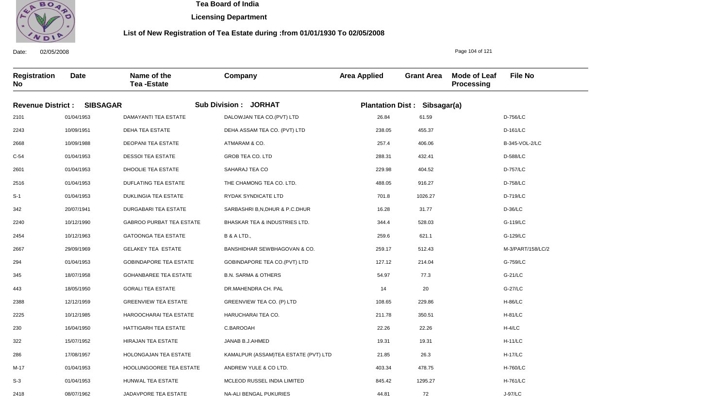# Tea Board of India

**Licensing Department**

**List of New Registration of Tea Estate during :from 01/01/1930 To 02/05/2008**

Date: 02/05/2008

| Registration No | Date | Name of the Tea -Estate | Company | Area Applied | Grant Area | Mode of Leaf Processing | File No |
|---|---|---|---|---|---|---|---|
| **Revenue District : SIBSAGAR** | | **Sub Division : JORHAT** | | **Plantation Dist : Sibsagar(a)** | | | |
| 2101 | 01/04/1953 | DAMAYANTI TEA ESTATE | DALOWJAN TEA CO.(PVT) LTD | 26.84 | 61.59 | | D-756/LC |
| 2243 | 10/09/1951 | DEHA TEA ESTATE | DEHA ASSAM TEA CO. (PVT) LTD | 238.05 | 455.37 | | D-161/LC |
| 2668 | 10/09/1988 | DEOPANI TEA ESTATE | ATMARAM & CO. | 257.4 | 406.06 | | B-345-VOL-2/LC |
| C-54 | 01/04/1953 | DESSOI TEA ESTATE | GROB TEA CO. LTD | 288.31 | 432.41 | | D-588/LC |
| 2601 | 01/04/1953 | DHOOLIE TEA ESTATE | SAHARAJ TEA CO | 229.98 | 404.52 | | D-757/LC |
| 2516 | 01/04/1953 | DUFLATING TEA ESTATE | THE CHAMONG TEA CO. LTD. | 488.05 | 916.27 | | D-758/LC |
| S-1 | 01/04/1953 | DUKLINGIA TEA ESTATE | RYDAK SYNDICATE LTD | 701.8 | 1026.27 | | D-719/LC |
| 342 | 20/07/1941 | DURGABARI TEA ESTATE | SARBASHRI B,N,DHUR & P.C.DHUR | 16.28 | 31.77 | | D-36/LC |
| 2240 | 10/12/1990 | GABROO PURBAT TEA ESTATE | BHASKAR TEA & INDUSTRIES LTD. | 344.4 | 528.03 | | G-119/LC |
| 2454 | 10/12/1963 | GATOONGA TEA ESTATE | B & A LTD., | 259.6 | 621.1 | | G-129/LC |
| 2667 | 29/09/1969 | GELAKEY TEA ESTATE | BANSHIDHAR SEWBHAGOVAN & CO. | 259.17 | 512.43 | | M-3/PART/158/LC/2 |
| 294 | 01/04/1953 | GOBINDAPORE TEA ESTATE | GOBINDAPORE TEA CO.(PVT) LTD | 127.12 | 214.04 | | G-759/LC |
| 345 | 18/07/1958 | GOHANBAREE TEA ESTATE | B.N. SARMA & OTHERS | 54.97 | 77.3 | | G-21/LC |
| 443 | 18/05/1950 | GORALI TEA ESTATE | DR.MAHENDRA CH. PAL | 14 | 20 | | G-27/LC |
| 2388 | 12/12/1959 | GREENVIEW TEA ESTATE | GREENVIEW TEA CO. (P) LTD | 108.65 | 229.86 | | H-86/LC |
| 2225 | 10/12/1985 | HAROOCHARAI TEA ESTATE | HARUCHARAI TEA CO. | 211.78 | 350.51 | | H-81/LC |
| 230 | 16/04/1950 | HATTIGARH TEA ESTATE | C.BAROOAH | 22.26 | 22.26 | | H-4/LC |
| 322 | 15/07/1952 | HIRAJAN TEA ESTATE | JANAB B.J.AHMED | 19.31 | 19.31 | | H-11/LC |
| 286 | 17/08/1957 | HOLONGAJAN TEA ESTATE | KAMALPUR (ASSAM)TEA ESTATE (PVT) LTD | 21.85 | 26.3 | | H-17/LC |
| M-17 | 01/04/1953 | HOOLUNGOOREE TEA ESTATE | ANDREW YULE & CO LTD. | 403.34 | 478.75 | | H-760/LC |
| S-3 | 01/04/1953 | HUNWAL TEA ESTATE | MCLEOD RUSSEL INDIA LIMITED | 845.42 | 1295.27 | | H-761/LC |
| 2418 | 08/07/1962 | JADAVPORE TEA ESTATE | NA-ALI BENGAL PUKURIES | 44.81 | 72 | | J-97/LC |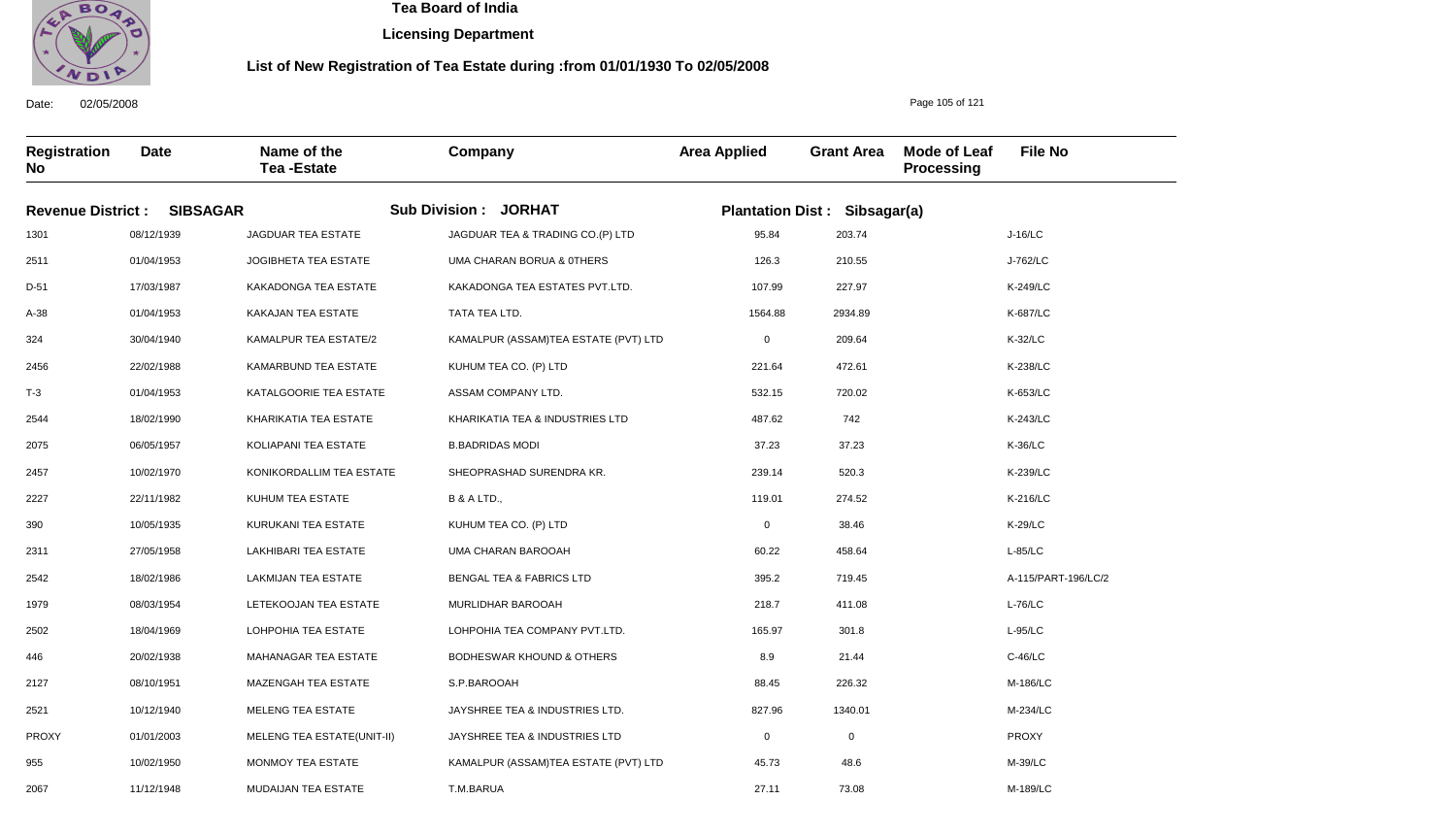# Tea Board of India

**Licensing Department**

**List of New Registration of Tea Estate during :from 01/01/1930 To 02/05/2008**

Date: 02/05/2008

| Registration No | Date | Name of the Tea -Estate | Company | Area Applied | Grant Area | Mode of Leaf Processing | File No |
|---|---|---|---|---|---|---|---|
| **Revenue District : SIBSAGAR** | | **Sub Division : JORHAT** | | **Plantation Dist : Sibsagar(a)** | | | |
| 1301 | 08/12/1939 | JAGDUAR TEA ESTATE | JAGDUAR TEA & TRADING CO.(P) LTD | 95.84 | 203.74 | | J-16/LC |
| 2511 | 01/04/1953 | JOGIBHETA TEA ESTATE | UMA CHARAN BORUA & 0THERS | 126.3 | 210.55 | | J-762/LC |
| D-51 | 17/03/1987 | KAKADONGA TEA ESTATE | KAKADONGA TEA ESTATES PVT.LTD. | 107.99 | 227.97 | | K-249/LC |
| A-38 | 01/04/1953 | KAKAJAN TEA ESTATE | TATA TEA LTD. | 1564.88 | 2934.89 | | K-687/LC |
| 324 | 30/04/1940 | KAMALPUR TEA ESTATE/2 | KAMALPUR (ASSAM)TEA ESTATE (PVT) LTD | 0 | 209.64 | | K-32/LC |
| 2456 | 22/02/1988 | KAMARBUND TEA ESTATE | KUHUM TEA CO. (P) LTD | 221.64 | 472.61 | | K-238/LC |
| T-3 | 01/04/1953 | KATALGOORIE TEA ESTATE | ASSAM COMPANY LTD. | 532.15 | 720.02 | | K-653/LC |
| 2544 | 18/02/1990 | KHARIKATIA TEA ESTATE | KHARIKATIA TEA & INDUSTRIES LTD | 487.62 | 742 | | K-243/LC |
| 2075 | 06/05/1957 | KOLIAPANI TEA ESTATE | B.BADRIDAS MODI | 37.23 | 37.23 | | K-36/LC |
| 2457 | 10/02/1970 | KONIKORDALLIM TEA ESTATE | SHEOPRASHAD SURENDRA KR. | 239.14 | 520.3 | | K-239/LC |
| 2227 | 22/11/1982 | KUHUM TEA ESTATE | B & A LTD., | 119.01 | 274.52 | | K-216/LC |
| 390 | 10/05/1935 | KURUKANI TEA ESTATE | KUHUM TEA CO. (P) LTD | 0 | 38.46 | | K-29/LC |
| 2311 | 27/05/1958 | LAKHIBARI TEA ESTATE | UMA CHARAN BAROOAH | 60.22 | 458.64 | | L-85/LC |
| 2542 | 18/02/1986 | LAKMIJAN TEA ESTATE | BENGAL TEA & FABRICS LTD | 395.2 | 719.45 | | A-115/PART-196/LC/2 |
| 1979 | 08/03/1954 | LETEKOOJAN TEA ESTATE | MURLIDHAR BAROOAH | 218.7 | 411.08 | | L-76/LC |
| 2502 | 18/04/1969 | LOHPOHIA TEA ESTATE | LOHPOHIA TEA COMPANY PVT.LTD. | 165.97 | 301.8 | | L-95/LC |
| 446 | 20/02/1938 | MAHANAGAR TEA ESTATE | BODHESWAR KHOUND & OTHERS | 8.9 | 21.44 | | C-46/LC |
| 2127 | 08/10/1951 | MAZENGAH TEA ESTATE | S.P.BAROOAH | 88.45 | 226.32 | | M-186/LC |
| 2521 | 10/12/1940 | MELENG TEA ESTATE | JAYSHREE TEA & INDUSTRIES LTD. | 827.96 | 1340.01 | | M-234/LC |
| PROXY | 01/01/2003 | MELENG TEA ESTATE(UNIT-II) | JAYSHREE TEA & INDUSTRIES LTD | 0 | 0 | | PROXY |
| 955 | 10/02/1950 | MONMOY TEA ESTATE | KAMALPUR (ASSAM)TEA ESTATE (PVT) LTD | 45.73 | 48.6 | | M-39/LC |
| 2067 | 11/12/1948 | MUDAIJAN TEA ESTATE | T.M.BARUA | 27.11 | 73.08 | | M-189/LC |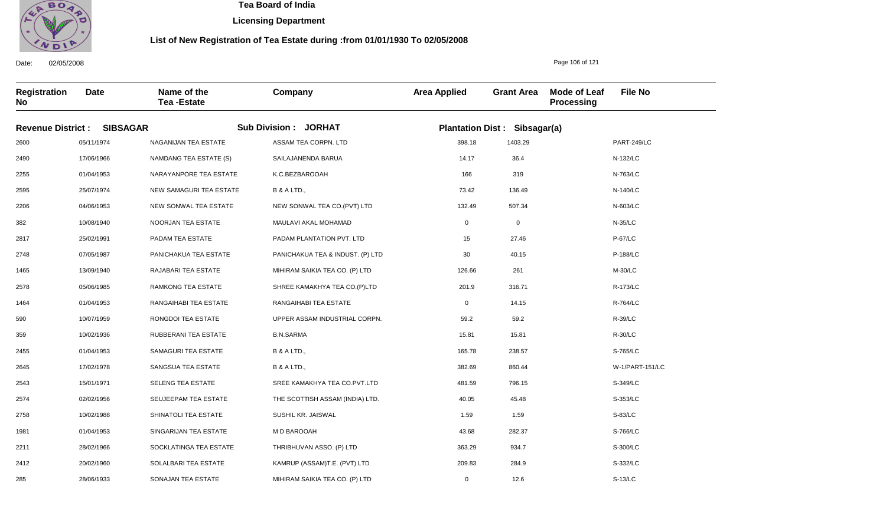# Tea Board of India

## Licensing Department

### List of New Registration of Tea Estate during :from 01/01/1930 To 02/05/2008

Date: 02/05/2008

**Revenue District : SIBSAGAR** **Sub Division : JORHAT** **Plantation Dist : Sibsagar(a)**

| Registration No | Date | Name of the Tea -Estate | Company | Area Applied | Grant Area | Mode of Leaf Processing | File No |
|---|---|---|---|---|---|---|---|
| 2600 | 05/11/1974 | NAGANIJAN TEA ESTATE | ASSAM TEA CORPN. LTD | 398.18 | 1403.29 | | PART-249/LC |
| 2490 | 17/06/1966 | NAMDANG TEA ESTATE (S) | SAILAJANENDA BARUA | 14.17 | 36.4 | | N-132/LC |
| 2255 | 01/04/1953 | NARAYANPORE TEA ESTATE | K.C.BEZBAROOAH | 166 | 319 | | N-763/LC |
| 2595 | 25/07/1974 | NEW SAMAGURI TEA ESTATE | B & A LTD., | 73.42 | 136.49 | | N-140/LC |
| 2206 | 04/06/1953 | NEW SONWAL TEA ESTATE | NEW SONWAL TEA CO.(PVT) LTD | 132.49 | 507.34 | | N-603/LC |
| 382 | 10/08/1940 | NOORJAN TEA ESTATE | MAULAVI AKAL MOHAMAD | 0 | 0 | | N-35/LC |
| 2817 | 25/02/1991 | PADAM TEA ESTATE | PADAM PLANTATION PVT. LTD | 15 | 27.46 | | P-67/LC |
| 2748 | 07/05/1987 | PANICHAKUA TEA ESTATE | PANICHAKUA TEA & INDUST. (P) LTD | 30 | 40.15 | | P-188/LC |
| 1465 | 13/09/1940 | RAJABARI TEA ESTATE | MIHIRAM SAIKIA TEA CO. (P) LTD | 126.66 | 261 | | M-30/LC |
| 2578 | 05/06/1985 | RAMKONG TEA ESTATE | SHREE KAMAKHYA TEA CO.(P)LTD | 201.9 | 316.71 | | R-173/LC |
| 1464 | 01/04/1953 | RANGAIHABI TEA ESTATE | RANGAIHABI TEA ESTATE | 0 | 14.15 | | R-764/LC |
| 590 | 10/07/1959 | RONGDOI TEA ESTATE | UPPER ASSAM INDUSTRIAL CORPN. | 59.2 | 59.2 | | R-39/LC |
| 359 | 10/02/1936 | RUBBERANI TEA ESTATE | B.N.SARMA | 15.81 | 15.81 | | R-30/LC |
| 2455 | 01/04/1953 | SAMAGURI TEA ESTATE | B & A LTD., | 165.78 | 238.57 | | S-765/LC |
| 2645 | 17/02/1978 | SANGSUA TEA ESTATE | B & A LTD., | 382.69 | 860.44 | | W-1/PART-151/LC |
| 2543 | 15/01/1971 | SELENG TEA ESTATE | SREE KAMAKHYA TEA CO.PVT.LTD | 481.59 | 796.15 | | S-349/LC |
| 2574 | 02/02/1956 | SEUJEEPAM TEA ESTATE | THE SCOTTISH ASSAM (INDIA) LTD. | 40.05 | 45.48 | | S-353/LC |
| 2758 | 10/02/1988 | SHINATOLI TEA ESTATE | SUSHIL KR. JAISWAL | 1.59 | 1.59 | | S-83/LC |
| 1981 | 01/04/1953 | SINGARIJAN TEA ESTATE | M D BAROOAH | 43.68 | 282.37 | | S-766/LC |
| 2211 | 28/02/1966 | SOCKLATINGA TEA ESTATE | THRIBHUVAN ASSO. (P) LTD | 363.29 | 934.7 | | S-300/LC |
| 2412 | 20/02/1960 | SOLALBARI TEA ESTATE | KAMRUP (ASSAM)T.E. (PVT) LTD | 209.83 | 284.9 | | S-332/LC |
| 285 | 28/06/1933 | SONAJAN TEA ESTATE | MIHIRAM SAIKIA TEA CO. (P) LTD | 0 | 12.6 | | S-13/LC |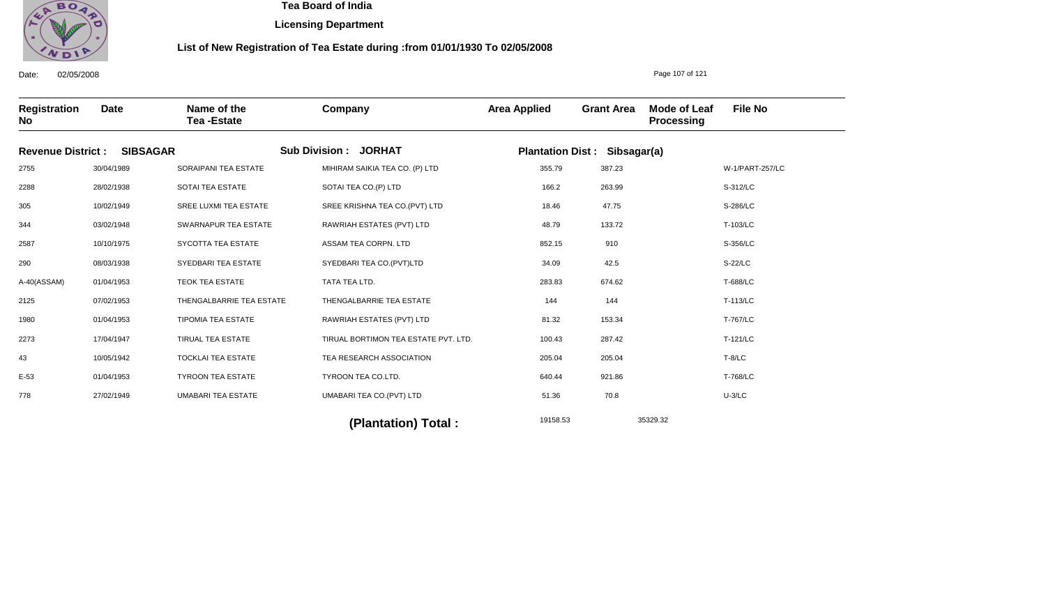**Tea Board of India**

**Licensing Department**

**List of New Registration of Tea Estate during :from 01/01/1930 To 02/05/2008**

Date: 02/05/2008

| Registration No | Date | Name of the Tea -Estate | Company | Area Applied | Grant Area | Mode of Leaf Processing | File No |
|---|---|---|---|---|---|---|---|
| **Revenue District : SIBSAGAR** | | **Sub Division : JORHAT** | | **Plantation Dist : Sibsagar(a)** | | | |
| 2755 | 30/04/1989 | SORAIPANI TEA ESTATE | MIHIRAM SAIKIA TEA CO. (P) LTD | 355.79 | 387.23 | | W-1/PART-257/LC |
| 2288 | 28/02/1938 | SOTAI TEA ESTATE | SOTAI TEA CO.(P) LTD | 166.2 | 263.99 | | S-312/LC |
| 305 | 10/02/1949 | SREE LUXMI TEA ESTATE | SREE KRISHNA TEA CO.(PVT) LTD | 18.46 | 47.75 | | S-286/LC |
| 344 | 03/02/1948 | SWARNAPUR TEA ESTATE | RAWRIAH ESTATES (PVT) LTD | 48.79 | 133.72 | | T-103/LC |
| 2587 | 10/10/1975 | SYCOTTA TEA ESTATE | ASSAM TEA CORPN. LTD | 852.15 | 910 | | S-356/LC |
| 290 | 08/03/1938 | SYEDBARI TEA ESTATE | SYEDBARI TEA CO.(PVT)LTD | 34.09 | 42.5 | | S-22/LC |
| A-40(ASSAM) | 01/04/1953 | TEOK TEA ESTATE | TATA TEA LTD. | 283.83 | 674.62 | | T-688/LC |
| 2125 | 07/02/1953 | THENGALBARRIE TEA ESTATE | THENGALBARRIE TEA ESTATE | 144 | 144 | | T-113/LC |
| 1980 | 01/04/1953 | TIPOMIA TEA ESTATE | RAWRIAH ESTATES (PVT) LTD | 81.32 | 153.34 | | T-767/LC |
| 2273 | 17/04/1947 | TIRUAL TEA ESTATE | TIRUAL BORTIMON TEA ESTATE PVT. LTD. | 100.43 | 287.42 | | T-121/LC |
| 43 | 10/05/1942 | TOCKLAI TEA ESTATE | TEA RESEARCH ASSOCIATION | 205.04 | 205.04 | | T-8/LC |
| E-53 | 01/04/1953 | TYROON TEA ESTATE | TYROON TEA CO.LTD. | 640.44 | 921.86 | | T-768/LC |
| 778 | 27/02/1949 | UMABARI TEA ESTATE | UMABARI TEA CO.(PVT) LTD | 51.36 | 70.8 | | U-3/LC |
| | | | **(Plantation) Total :** | 19158.53 | 35329.32 | | |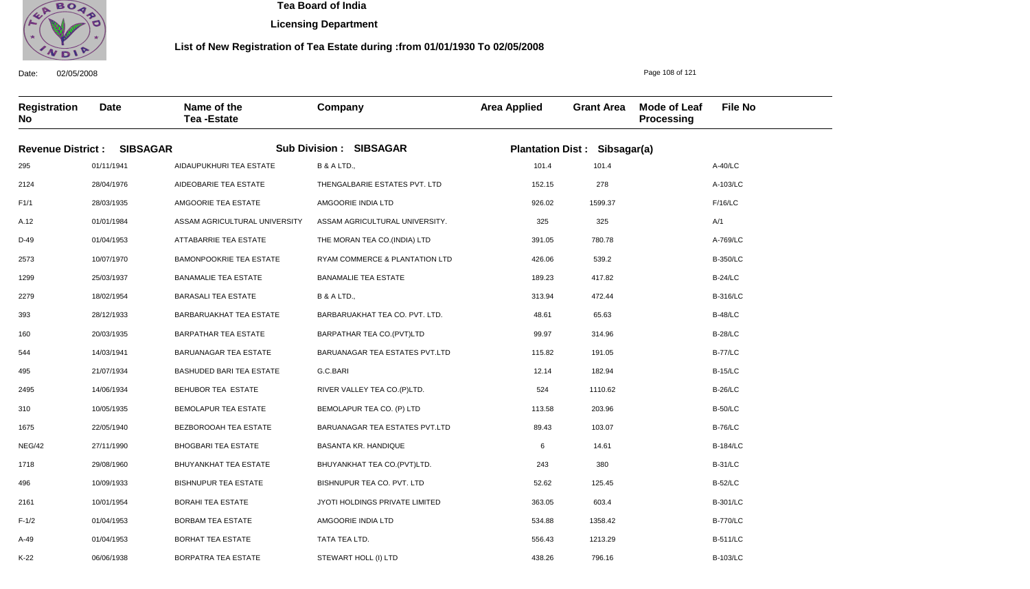# Tea Board of India

## Licensing Department

### List of New Registration of Tea Estate during :from 01/01/1930 To 02/05/2008

Date: 02/05/2008

**Revenue District : SIBSAGAR** **Sub Division : SIBSAGAR** **Plantation Dist : Sibsagar(a)**

| Registration No | Date | Name of the Tea -Estate | Company | Area Applied | Grant Area | Mode of Leaf Processing | File No |
|---|---|---|---|---|---|---|---|
| 295 | 01/11/1941 | AIDAUPUKHURI TEA ESTATE | B & A LTD., | 101.4 | 101.4 | | A-40/LC |
| 2124 | 28/04/1976 | AIDEOBARIE TEA ESTATE | THENGALBARIE ESTATES PVT. LTD | 152.15 | 278 | | A-103/LC |
| F1/1 | 28/03/1935 | AMGOORIE TEA ESTATE | AMGOORIE INDIA LTD | 926.02 | 1599.37 | | F/16/LC |
| A.12 | 01/01/1984 | ASSAM AGRICULTURAL UNIVERSITY | ASSAM AGRICULTURAL UNIVERSITY. | 325 | 325 | | A/1 |
| D-49 | 01/04/1953 | ATTABARRIE TEA ESTATE | THE MORAN TEA CO.(INDIA) LTD | 391.05 | 780.78 | | A-769/LC |
| 2573 | 10/07/1970 | BAMONPOOKRIE TEA ESTATE | RYAM COMMERCE & PLANTATION LTD | 426.06 | 539.2 | | B-350/LC |
| 1299 | 25/03/1937 | BANAMALIE TEA ESTATE | BANAMALIE TEA ESTATE | 189.23 | 417.82 | | B-24/LC |
| 2279 | 18/02/1954 | BARASALI TEA ESTATE | B & A LTD., | 313.94 | 472.44 | | B-316/LC |
| 393 | 28/12/1933 | BARBARUAKHAT TEA ESTATE | BARBARUAKHAT TEA CO. PVT. LTD. | 48.61 | 65.63 | | B-48/LC |
| 160 | 20/03/1935 | BARPATHAR TEA ESTATE | BARPATHAR TEA CO.(PVT)LTD | 99.97 | 314.96 | | B-28/LC |
| 544 | 14/03/1941 | BARUANAGAR TEA ESTATE | BARUANAGAR TEA ESTATES PVT.LTD | 115.82 | 191.05 | | B-77/LC |
| 495 | 21/07/1934 | BASHUDED BARI TEA ESTATE | G.C.BARI | 12.14 | 182.94 | | B-15/LC |
| 2495 | 14/06/1934 | BEHUBOR TEA ESTATE | RIVER VALLEY TEA CO.(P)LTD. | 524 | 1110.62 | | B-26/LC |
| 310 | 10/05/1935 | BEMOLAPUR TEA ESTATE | BEMOLAPUR TEA CO. (P) LTD | 113.58 | 203.96 | | B-50/LC |
| 1675 | 22/05/1940 | BEZBOROOAH TEA ESTATE | BARUANAGAR TEA ESTATES PVT.LTD | 89.43 | 103.07 | | B-76/LC |
| NEG/42 | 27/11/1990 | BHOGBARI TEA ESTATE | BASANTA KR. HANDIQUE | 6 | 14.61 | | B-184/LC |
| 1718 | 29/08/1960 | BHUYANKHAT TEA ESTATE | BHUYANKHAT TEA CO.(PVT)LTD. | 243 | 380 | | B-31/LC |
| 496 | 10/09/1933 | BISHNUPUR TEA ESTATE | BISHNUPUR TEA CO. PVT. LTD | 52.62 | 125.45 | | B-52/LC |
| 2161 | 10/01/1954 | BORAHI TEA ESTATE | JYOTI HOLDINGS PRIVATE LIMITED | 363.05 | 603.4 | | B-301/LC |
| F-1/2 | 01/04/1953 | BORBAM TEA ESTATE | AMGOORIE INDIA LTD | 534.88 | 1358.42 | | B-770/LC |
| A-49 | 01/04/1953 | BORHAT TEA ESTATE | TATA TEA LTD. | 556.43 | 1213.29 | | B-511/LC |
| K-22 | 06/06/1938 | BORPATRA TEA ESTATE | STEWART HOLL (I) LTD | 438.26 | 796.16 | | B-103/LC |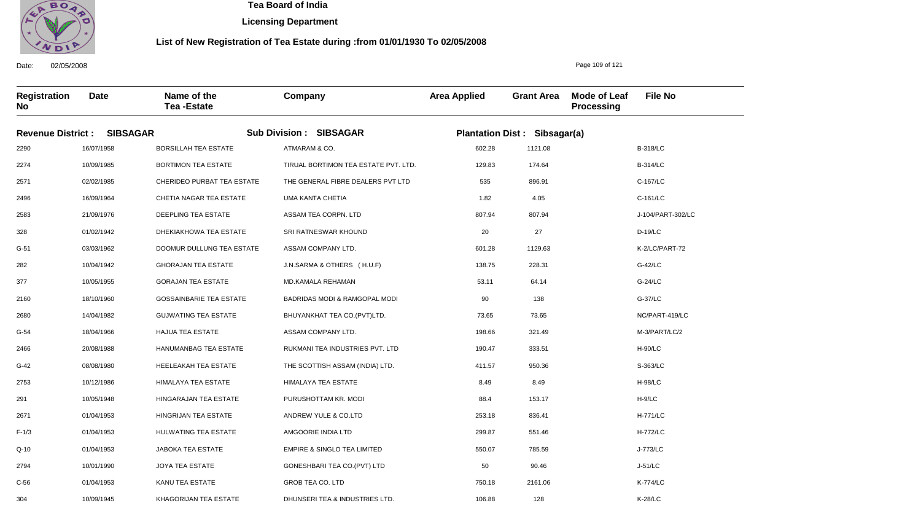# Tea Board of India

## Licensing Department

### List of New Registration of Tea Estate during :from 01/01/1930 To 02/05/2008

Date: 02/05/2008

**Revenue District : SIBSAGAR** **Sub Division : SIBSAGAR** **Plantation Dist : Sibsagar(a)**

| Registration No | Date | Name of the Tea -Estate | Company | Area Applied | Grant Area | Mode of Leaf Processing | File No |
|---|---|---|---|---|---|---|---|
| 2290 | 16/07/1958 | BORSILLAH TEA ESTATE | ATMARAM & CO. | 602.28 | 1121.08 | | B-318/LC |
| 2274 | 10/09/1985 | BORTIMON TEA ESTATE | TIRUAL BORTIMON TEA ESTATE PVT. LTD. | 129.83 | 174.64 | | B-314/LC |
| 2571 | 02/02/1985 | CHERIDEO PURBAT TEA ESTATE | THE GENERAL FIBRE DEALERS PVT LTD | 535 | 896.91 | | C-167/LC |
| 2496 | 16/09/1964 | CHETIA NAGAR TEA ESTATE | UMA KANTA CHETIA | 1.82 | 4.05 | | C-161/LC |
| 2583 | 21/09/1976 | DEEPLING TEA ESTATE | ASSAM TEA CORPN. LTD | 807.94 | 807.94 | | J-104/PART-302/LC |
| 328 | 01/02/1942 | DHEKIAKHOWA TEA ESTATE | SRI RATNESWAR KHOUND | 20 | 27 | | D-19/LC |
| G-51 | 03/03/1962 | DOOMUR DULLUNG TEA ESTATE | ASSAM COMPANY LTD. | 601.28 | 1129.63 | | K-2/LC/PART-72 |
| 282 | 10/04/1942 | GHORAJAN TEA ESTATE | J.N.SARMA & OTHERS ( H.U.F) | 138.75 | 228.31 | | G-42/LC |
| 377 | 10/05/1955 | GORAJAN TEA ESTATE | MD.KAMALA REHAMAN | 53.11 | 64.14 | | G-24/LC |
| 2160 | 18/10/1960 | GOSSAINBARIE TEA ESTATE | BADRIDAS MODI & RAMGOPAL MODI | 90 | 138 | | G-37/LC |
| 2680 | 14/04/1982 | GUJWATING TEA ESTATE | BHUYANKHAT TEA CO.(PVT)LTD. | 73.65 | 73.65 | | NC/PART-419/LC |
| G-54 | 18/04/1966 | HAJUA TEA ESTATE | ASSAM COMPANY LTD. | 198.66 | 321.49 | | M-3/PART/LC/2 |
| 2466 | 20/08/1988 | HANUMANBAG TEA ESTATE | RUKMANI TEA INDUSTRIES PVT. LTD | 190.47 | 333.51 | | H-90/LC |
| G-42 | 08/08/1980 | HEELEAKAH TEA ESTATE | THE SCOTTISH ASSAM (INDIA) LTD. | 411.57 | 950.36 | | S-363/LC |
| 2753 | 10/12/1986 | HIMALAYA TEA ESTATE | HIMALAYA TEA ESTATE | 8.49 | 8.49 | | H-98/LC |
| 291 | 10/05/1948 | HINGARAJAN TEA ESTATE | PURUSHOTTAM KR. MODI | 88.4 | 153.17 | | H-9/LC |
| 2671 | 01/04/1953 | HINGRIJAN TEA ESTATE | ANDREW YULE & CO.LTD | 253.18 | 836.41 | | H-771/LC |
| F-1/3 | 01/04/1953 | HULWATING TEA ESTATE | AMGOORIE INDIA LTD | 299.87 | 551.46 | | H-772/LC |
| Q-10 | 01/04/1953 | JABOKA TEA ESTATE | EMPIRE & SINGLO TEA LIMITED | 550.07 | 785.59 | | J-773/LC |
| 2794 | 10/01/1990 | JOYA TEA ESTATE | GONESHBARI TEA CO.(PVT) LTD | 50 | 90.46 | | J-51/LC |
| C-56 | 01/04/1953 | KANU TEA ESTATE | GROB TEA CO. LTD | 750.18 | 2161.06 | | K-774/LC |
| 304 | 10/09/1945 | KHAGORIJAN TEA ESTATE | DHUNSERI TEA & INDUSTRIES LTD. | 106.88 | 128 | | K-28/LC |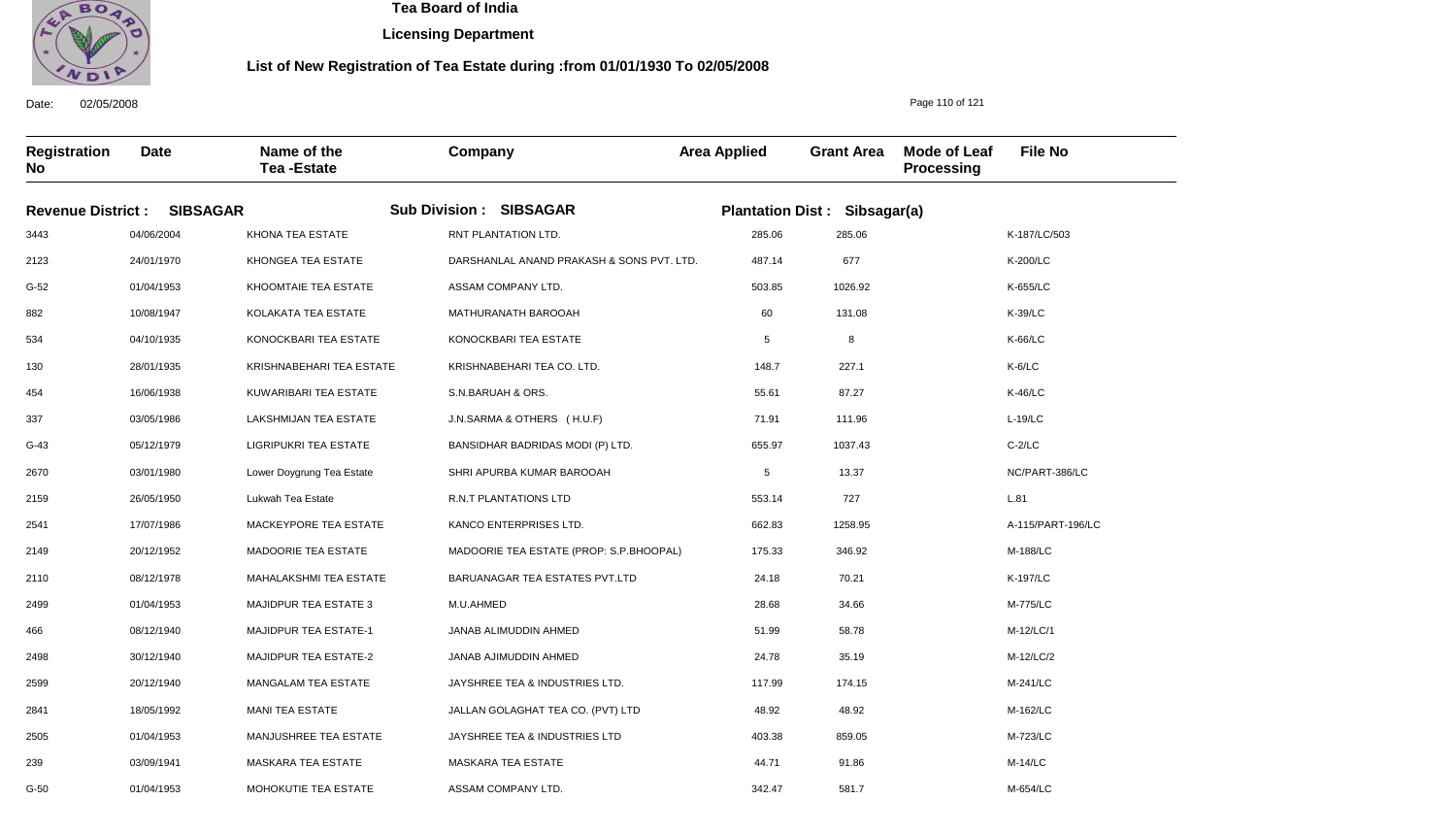# Tea Board of India

**Licensing Department**

**List of New Registration of Tea Estate during :from 01/01/1930 To 02/05/2008**

Date: 02/05/2008

| Registration No | Date | Name of the Tea -Estate | Company | Area Applied | Grant Area | Mode of Leaf Processing | File No |
|---|---|---|---|---|---|---|---|
| **Revenue District : SIBSAGAR** | | **Sub Division : SIBSAGAR** | | **Plantation Dist : Sibsagar(a)** | | | |
| 3443 | 04/06/2004 | KHONA TEA ESTATE | RNT PLANTATION LTD. | 285.06 | 285.06 | | K-187/LC/503 |
| 2123 | 24/01/1970 | KHONGEA TEA ESTATE | DARSHANLAL ANAND PRAKASH & SONS PVT. LTD. | 487.14 | 677 | | K-200/LC |
| G-52 | 01/04/1953 | KHOOMTAIE TEA ESTATE | ASSAM COMPANY LTD. | 503.85 | 1026.92 | | K-655/LC |
| 882 | 10/08/1947 | KOLAKATA TEA ESTATE | MATHURANATH BAROOAH | 60 | 131.08 | | K-39/LC |
| 534 | 04/10/1935 | KONOCKBARI TEA ESTATE | KONOCKBARI TEA ESTATE | 5 | 8 | | K-66/LC |
| 130 | 28/01/1935 | KRISHNABEHARI TEA ESTATE | KRISHNABEHARI TEA CO. LTD. | 148.7 | 227.1 | | K-6/LC |
| 454 | 16/06/1938 | KUWARIBARI TEA ESTATE | S.N.BARUAH & ORS. | 55.61 | 87.27 | | K-46/LC |
| 337 | 03/05/1986 | LAKSHMIJAN TEA ESTATE | J.N.SARMA & OTHERS ( H.U.F) | 71.91 | 111.96 | | L-19/LC |
| G-43 | 05/12/1979 | LIGRIPUKRI TEA ESTATE | BANSIDHAR BADRIDAS MODI (P) LTD. | 655.97 | 1037.43 | | C-2/LC |
| 2670 | 03/01/1980 | Lower Doygrung Tea Estate | SHRI APURBA KUMAR BAROOAH | 5 | 13.37 | | NC/PART-386/LC |
| 2159 | 26/05/1950 | Lukwah Tea Estate | R.N.T PLANTATIONS LTD | 553.14 | 727 | | L.81 |
| 2541 | 17/07/1986 | MACKEYPORE TEA ESTATE | KANCO ENTERPRISES LTD. | 662.83 | 1258.95 | | A-115/PART-196/LC |
| 2149 | 20/12/1952 | MADOORIE TEA ESTATE | MADOORIE TEA ESTATE (PROP: S.P.BHOOPAL) | 175.33 | 346.92 | | M-188/LC |
| 2110 | 08/12/1978 | MAHALAKSHMI TEA ESTATE | BARUANAGAR TEA ESTATES PVT.LTD | 24.18 | 70.21 | | K-197/LC |
| 2499 | 01/04/1953 | MAJIDPUR TEA ESTATE 3 | M.U.AHMED | 28.68 | 34.66 | | M-775/LC |
| 466 | 08/12/1940 | MAJIDPUR TEA ESTATE-1 | JANAB ALIMUDDIN AHMED | 51.99 | 58.78 | | M-12/LC/1 |
| 2498 | 30/12/1940 | MAJIDPUR TEA ESTATE-2 | JANAB AJIMUDDIN AHMED | 24.78 | 35.19 | | M-12/LC/2 |
| 2599 | 20/12/1940 | MANGALAM TEA ESTATE | JAYSHREE TEA & INDUSTRIES LTD. | 117.99 | 174.15 | | M-241/LC |
| 2841 | 18/05/1992 | MANI TEA ESTATE | JALLAN GOLAGHAT TEA CO. (PVT) LTD | 48.92 | 48.92 | | M-162/LC |
| 2505 | 01/04/1953 | MANJUSHREE TEA ESTATE | JAYSHREE TEA & INDUSTRIES LTD | 403.38 | 859.05 | | M-723/LC |
| 239 | 03/09/1941 | MASKARA TEA ESTATE | MASKARA TEA ESTATE | 44.71 | 91.86 | | M-14/LC |
| G-50 | 01/04/1953 | MOHOKUTIE TEA ESTATE | ASSAM COMPANY LTD. | 342.47 | 581.7 | | M-654/LC |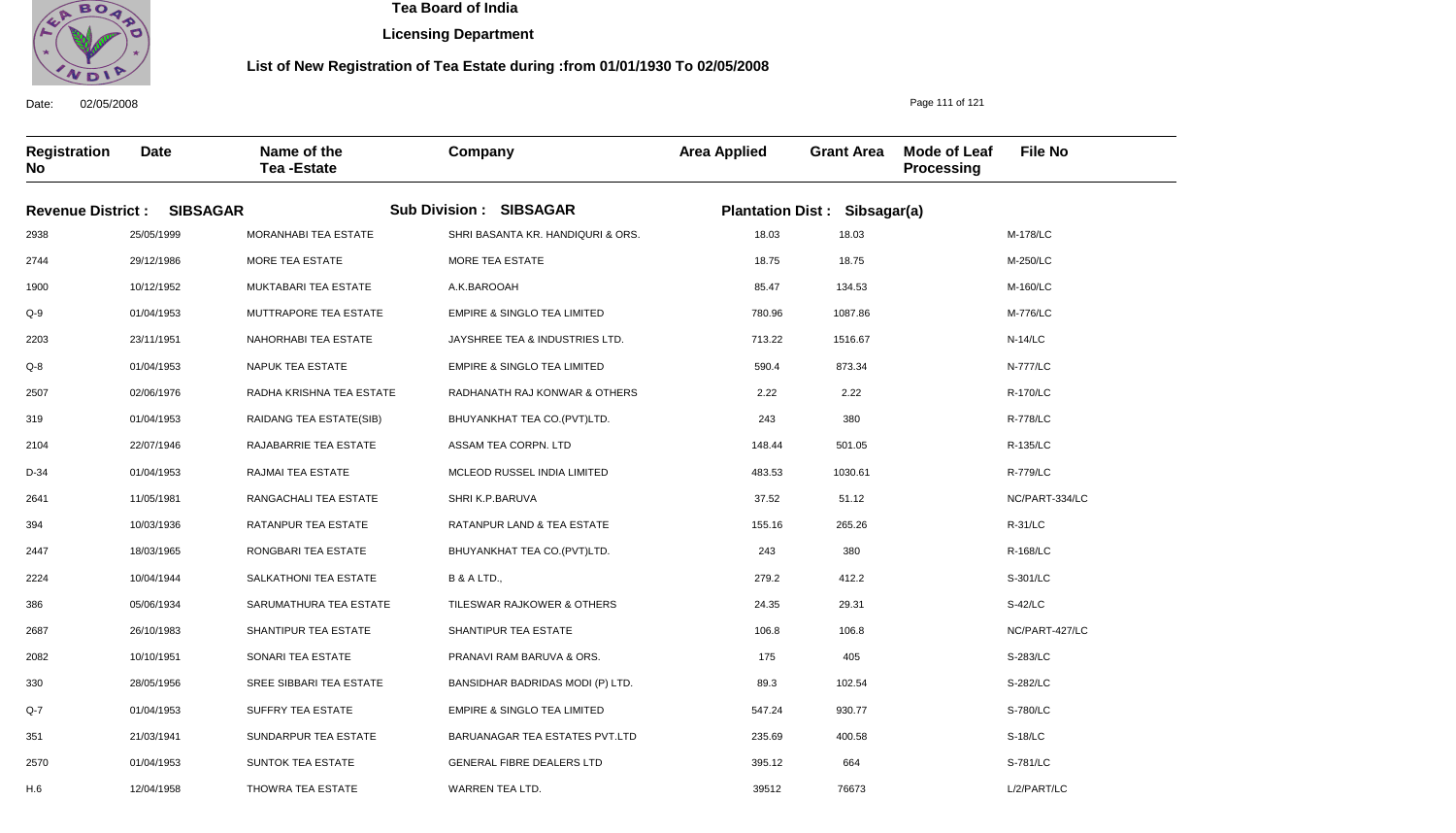# Tea Board of India

## Licensing Department

### List of New Registration of Tea Estate during :from 01/01/1930 To 02/05/2008

Date: 02/05/2008

| Registration No | Date | Name of the Tea -Estate | Company | Area Applied | Grant Area | Mode of Leaf Processing | File No |
|---|---|---|---|---|---|---|---|
| **Revenue District : SIBSAGAR** | | **Sub Division : SIBSAGAR** | | **Plantation Dist : Sibsagar(a)** | | | |
| 2938 | 25/05/1999 | MORANHABI TEA ESTATE | SHRI BASANTA KR. HANDIQURI & ORS. | 18.03 | 18.03 | | M-178/LC |
| 2744 | 29/12/1986 | MORE TEA ESTATE | MORE TEA ESTATE | 18.75 | 18.75 | | M-250/LC |
| 1900 | 10/12/1952 | MUKTABARI TEA ESTATE | A.K.BAROOAH | 85.47 | 134.53 | | M-160/LC |
| Q-9 | 01/04/1953 | MUTTRAPORE TEA ESTATE | EMPIRE & SINGLO TEA LIMITED | 780.96 | 1087.86 | | M-776/LC |
| 2203 | 23/11/1951 | NAHORHABI TEA ESTATE | JAYSHREE TEA & INDUSTRIES LTD. | 713.22 | 1516.67 | | N-14/LC |
| Q-8 | 01/04/1953 | NAPUK TEA ESTATE | EMPIRE & SINGLO TEA LIMITED | 590.4 | 873.34 | | N-777/LC |
| 2507 | 02/06/1976 | RADHA KRISHNA TEA ESTATE | RADHANATH RAJ KONWAR & OTHERS | 2.22 | 2.22 | | R-170/LC |
| 319 | 01/04/1953 | RAIDANG TEA ESTATE(SIB) | BHUYANKHAT TEA CO.(PVT)LTD. | 243 | 380 | | R-778/LC |
| 2104 | 22/07/1946 | RAJABARRIE TEA ESTATE | ASSAM TEA CORPN. LTD | 148.44 | 501.05 | | R-135/LC |
| D-34 | 01/04/1953 | RAJMAI TEA ESTATE | MCLEOD RUSSEL INDIA LIMITED | 483.53 | 1030.61 | | R-779/LC |
| 2641 | 11/05/1981 | RANGACHALI TEA ESTATE | SHRI K.P.BARUVA | 37.52 | 51.12 | | NC/PART-334/LC |
| 394 | 10/03/1936 | RATANPUR TEA ESTATE | RATANPUR LAND & TEA ESTATE | 155.16 | 265.26 | | R-31/LC |
| 2447 | 18/03/1965 | RONGBARI TEA ESTATE | BHUYANKHAT TEA CO.(PVT)LTD. | 243 | 380 | | R-168/LC |
| 2224 | 10/04/1944 | SALKATHONI TEA ESTATE | B & A LTD., | 279.2 | 412.2 | | S-301/LC |
| 386 | 05/06/1934 | SARUMATHURA TEA ESTATE | TILESWAR RAJKOWER & OTHERS | 24.35 | 29.31 | | S-42/LC |
| 2687 | 26/10/1983 | SHANTIPUR TEA ESTATE | SHANTIPUR TEA ESTATE | 106.8 | 106.8 | | NC/PART-427/LC |
| 2082 | 10/10/1951 | SONARI TEA ESTATE | PRANAVI RAM BARUVA & ORS. | 175 | 405 | | S-283/LC |
| 330 | 28/05/1956 | SREE SIBBARI TEA ESTATE | BANSIDHAR BADRIDAS MODI (P) LTD. | 89.3 | 102.54 | | S-282/LC |
| Q-7 | 01/04/1953 | SUFFRY TEA ESTATE | EMPIRE & SINGLO TEA LIMITED | 547.24 | 930.77 | | S-780/LC |
| 351 | 21/03/1941 | SUNDARPUR TEA ESTATE | BARUANAGAR TEA ESTATES PVT.LTD | 235.69 | 400.58 | | S-18/LC |
| 2570 | 01/04/1953 | SUNTOK TEA ESTATE | GENERAL FIBRE DEALERS LTD | 395.12 | 664 | | S-781/LC |
| H.6 | 12/04/1958 | THOWRA TEA ESTATE | WARREN TEA LTD. | 39512 | 76673 | | L/2/PART/LC |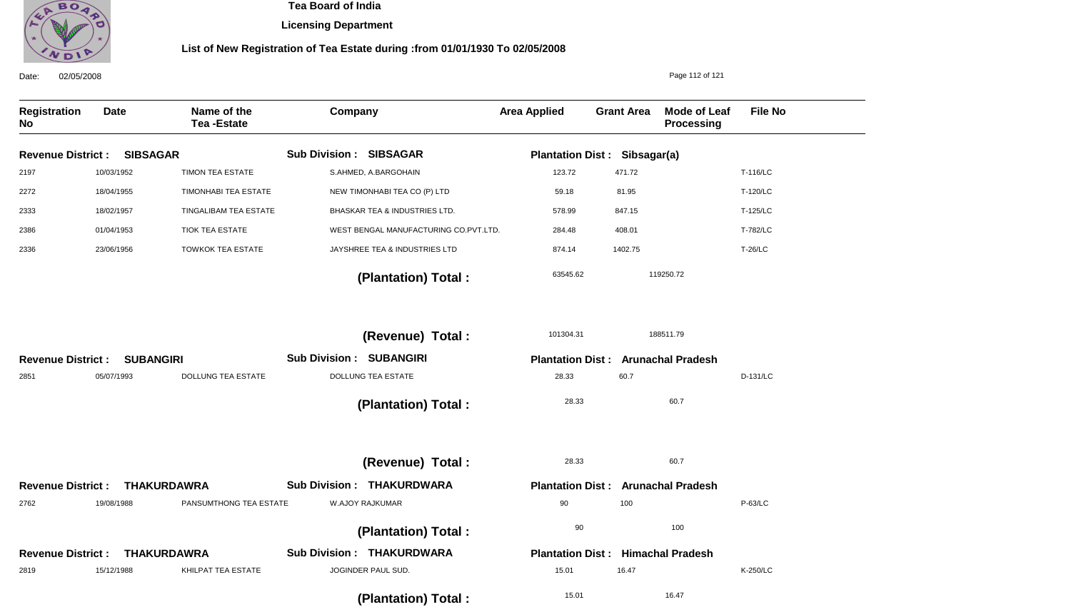**Tea Board of India**

**Licensing Department**

**List of New Registration of Tea Estate during :from 01/01/1930 To 02/05/2008**

Date: 02/05/2008

| Registration No | Date | Name of the Tea -Estate | Company | Area Applied | Grant Area | Mode of Leaf Processing | File No |
|---|---|---|---|---|---|---|---|
| **Revenue District : SIBSAGAR** | | | **Sub Division : SIBSAGAR** | **Plantation Dist : Sibsagar(a)** | | | |
| 2197 | 10/03/1952 | TIMON TEA ESTATE | S.AHMED, A.BARGOHAIN | 123.72 | 471.72 | | T-116/LC |
| 2272 | 18/04/1955 | TIMONHABI TEA ESTATE | NEW TIMONHABI TEA CO (P) LTD | 59.18 | 81.95 | | T-120/LC |
| 2333 | 18/02/1957 | TINGALIBAM TEA ESTATE | BHASKAR TEA & INDUSTRIES LTD. | 578.99 | 847.15 | | T-125/LC |
| 2386 | 01/04/1953 | TIOK TEA ESTATE | WEST BENGAL MANUFACTURING CO.PVT.LTD. | 284.48 | 408.01 | | T-782/LC |
| 2336 | 23/06/1956 | TOWKOK TEA ESTATE | JAYSHREE TEA & INDUSTRIES LTD | 874.14 | 1402.75 | | T-26/LC |
| | | | **(Plantation) Total :** | 63545.62 | 119250.72 | | |
| | | | **(Revenue) Total :** | 101304.31 | 188511.79 | | |
| **Revenue District : SUBANGIRI** | | | **Sub Division : SUBANGIRI** | **Plantation Dist : Arunachal Pradesh** | | | |
| 2851 | 05/07/1993 | DOLLUNG TEA ESTATE | DOLLUNG TEA ESTATE | 28.33 | 60.7 | | D-131/LC |
| | | | **(Plantation) Total :** | 28.33 | 60.7 | | |
| | | | **(Revenue) Total :** | 28.33 | 60.7 | | |
| **Revenue District : THAKURDAWRA** | | | **Sub Division : THAKURDWARA** | **Plantation Dist : Arunachal Pradesh** | | | |
| 2762 | 19/08/1988 | PANSUMTHONG TEA ESTATE | W.AJOY RAJKUMAR | 90 | 100 | | P-63/LC |
| | | | **(Plantation) Total :** | 90 | 100 | | |
| **Revenue District : THAKURDAWRA** | | | **Sub Division : THAKURDWARA** | **Plantation Dist : Himachal Pradesh** | | | |
| 2819 | 15/12/1988 | KHILPAT TEA ESTATE | JOGINDER PAUL SUD. | 15.01 | 16.47 | | K-250/LC |
| | | | **(Plantation) Total :** | 15.01 | 16.47 | | |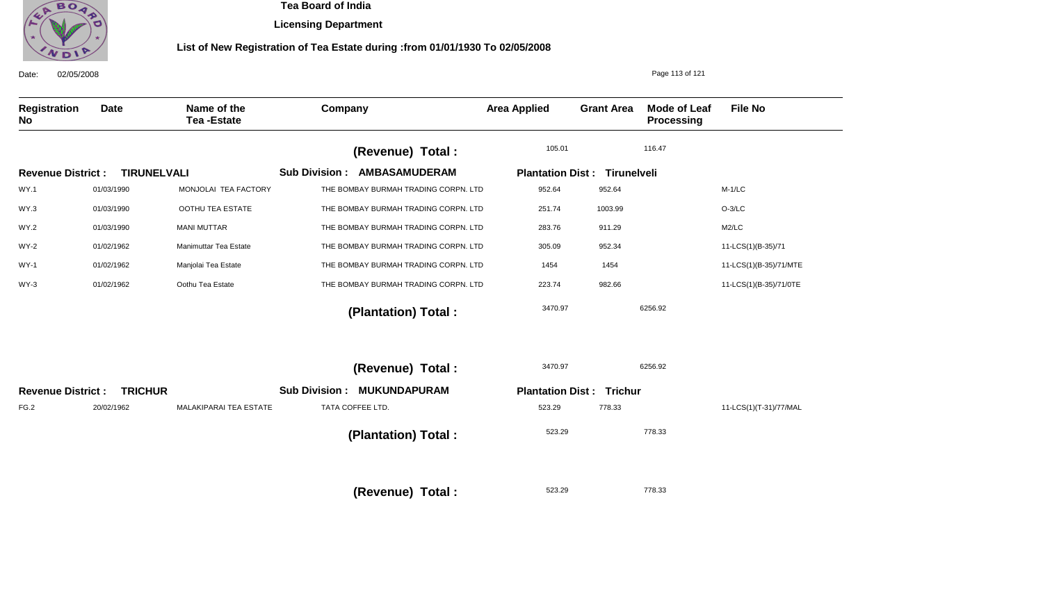**Tea Board of India**

**Licensing Department**

**List of New Registration of Tea Estate during :from 01/01/1930 To 02/05/2008**

Date: 02/05/2008

| Registration No | Date | Name of the Tea -Estate | Company | Area Applied | Grant Area | Mode of Leaf Processing | File No |
|---|---|---|---|---|---|---|---|
| | | | **(Revenue) Total :** | 105.01 | 116.47 | | |
| **Revenue District : TIRUNELVALI** | | | **Sub Division : AMBASAMUDERAM** | **Plantation Dist : Tirunelveli** | | | |
| WY.1 | 01/03/1990 | MONJOLAI TEA FACTORY | THE BOMBAY BURMAH TRADING CORPN. LTD | 952.64 | 952.64 | | M-1/LC |
| WY.3 | 01/03/1990 | OOTHU TEA ESTATE | THE BOMBAY BURMAH TRADING CORPN. LTD | 251.74 | 1003.99 | | O-3/LC |
| WY.2 | 01/03/1990 | MANI MUTTAR | THE BOMBAY BURMAH TRADING CORPN. LTD | 283.76 | 911.29 | | M2/LC |
| WY-2 | 01/02/1962 | Manimuttar Tea Estate | THE BOMBAY BURMAH TRADING CORPN. LTD | 305.09 | 952.34 | | 11-LCS(1)(B-35)/71 |
| WY-1 | 01/02/1962 | Manjolai Tea Estate | THE BOMBAY BURMAH TRADING CORPN. LTD | 1454 | 1454 | | 11-LCS(1)(B-35)/71/MTE |
| WY-3 | 01/02/1962 | Oothu Tea Estate | THE BOMBAY BURMAH TRADING CORPN. LTD | 223.74 | 982.66 | | 11-LCS(1)(B-35)/71/0TE |
| | | | **(Plantation) Total :** | 3470.97 | 6256.92 | | |
| | | | **(Revenue) Total :** | 3470.97 | 6256.92 | | |
| **Revenue District : TRICHUR** | | | **Sub Division : MUKUNDAPURAM** | **Plantation Dist : Trichur** | | | |
| FG.2 | 20/02/1962 | MALAKIPARAI TEA ESTATE | TATA COFFEE LTD. | 523.29 | 778.33 | | 11-LCS(1)(T-31)/77/MAL |
| | | | **(Plantation) Total :** | 523.29 | 778.33 | | |
| | | | **(Revenue) Total :** | 523.29 | 778.33 | | |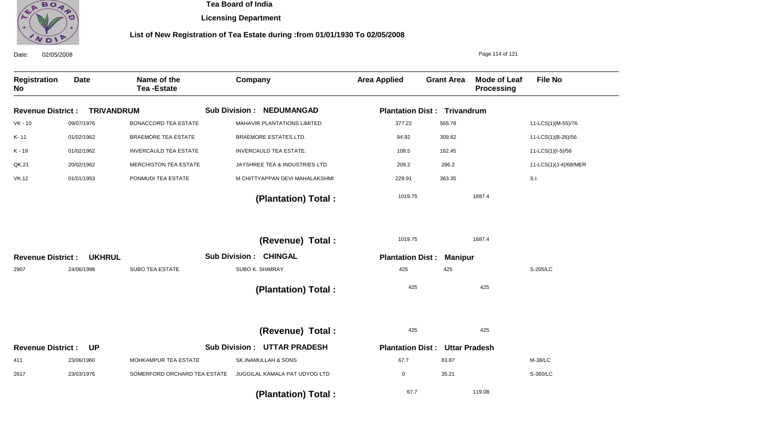# Tea Board of India

## Licensing Department

### List of New Registration of Tea Estate during :from 01/01/1930 To 02/05/2008

Date: 02/05/2008

| Registration No | Date | Name of the Tea -Estate | Company | Area Applied | Grant Area | Mode of Leaf Processing | File No |
|---|---|---|---|---|---|---|---|
| **Revenue District : TRIVANDRUM** | | | **Sub Division : NEDUMANGAD** | **Plantation Dist : Trivandrum** | | | |
| VK - 10 | 09/07/1976 | BONACCORD TEA ESTATE | MAHAVIR PLANTATIONS LIMITED | 377.22 | 565.78 | | 11-LCS(1)(M-55)/76 |
| K- 11 | 01/02/1962 | BRAEMORE TEA ESTATE | BRAEMORE ESTATES LTD. | 94.92 | 309.62 | | 11-LCS(1)(B-26)/56 |
| K - 19 | 01/02/1962 | INVERCAULD TEA ESTATE | INVERCAULD TEA ESTATE. | 108.5 | 162.45 | | 11-LCS(1)(I-5)/56 |
| QK.21 | 20/02/1962 | MERCHISTON TEA ESTATE | JAYSHREE TEA & INDUSTRIES LTD | 209.2 | 286.2 | | 11-LCS(1)(J-4)/68/MER |
| VK.12 | 01/01/1953 | PONMUDI TEA ESTATE | M CHITTYAPPAN DEVI MAHALAKSHMI | 229.91 | 363.35 | | S.I. |
| | | | **(Plantation) Total :** | 1019.75 | 1687.4 | | |
| | | | **(Revenue) Total :** | 1019.75 | 1687.4 | | |
| **Revenue District : UKHRUL** | | | **Sub Division : CHINGAL** | **Plantation Dist : Manipur** | | | |
| 2907 | 24/06/1998 | SUBO TEA ESTATE | SUBO K. SHIMRAY | 425 | 425 | | S-205/LC |
| | | | **(Plantation) Total :** | 425 | 425 | | |
| | | | **(Revenue) Total :** | 425 | 425 | | |
| **Revenue District : UP** | | | **Sub Division : UTTAR PRADESH** | **Plantation Dist : Uttar Pradesh** | | | |
| 411 | 23/06/1960 | MOHKAMPUR TEA ESTATE | SK.INAMULLAH & SONS | 67.7 | 83.87 | | M-38/LC |
| 2617 | 23/03/1976 | SOMERFORD ORCHARD TEA ESTATE | JUGGILAL KAMALA PAT UDYOG LTD | 0 | 35.21 | | S-360/LC |
| | | | **(Plantation) Total :** | 67.7 | 119.08 | | |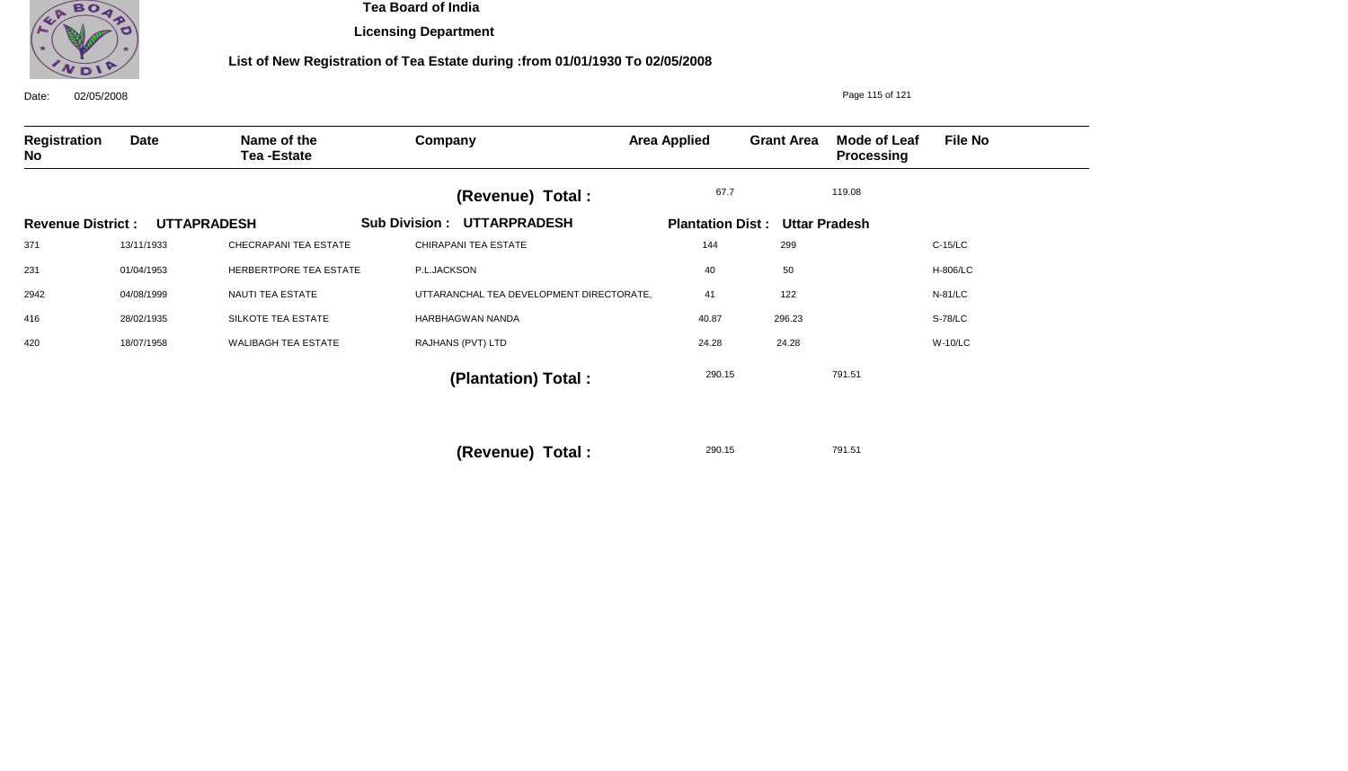Tea Board of India

Licensing Department

List of New Registration of Tea Estate during :from 01/01/1930 To 02/05/2008

Date: 02/05/2008

| Registration No | Date | Name of the Tea -Estate | Company | Area Applied | Grant Area | Mode of Leaf Processing | File No |
|---|---|---|---|---|---|---|---|
| | | | **(Revenue) Total :** | 67.7 | | 119.08 | |
| **Revenue District : UTTAPRADESH** | | | **Sub Division : UTTARPRADESH** | **Plantation Dist : Uttar Pradesh** | | | |
| 371 | 13/11/1933 | CHECRAPANI TEA ESTATE | CHIRAPANI TEA ESTATE | 144 | 299 | | C-15/LC |
| 231 | 01/04/1953 | HERBERTPORE TEA ESTATE | P.L.JACKSON | 40 | 50 | | H-806/LC |
| 2942 | 04/08/1999 | NAUTI TEA ESTATE | UTTARANCHAL TEA DEVELOPMENT DIRECTORATE, | 41 | 122 | | N-81/LC |
| 416 | 28/02/1935 | SILKOTE TEA ESTATE | HARBHAGWAN NANDA | 40.87 | 296.23 | | S-78/LC |
| 420 | 18/07/1958 | WALIBAGH TEA ESTATE | RAJHANS (PVT) LTD | 24.28 | 24.28 | | W-10/LC |
| | | | **(Plantation) Total :** | 290.15 | | 791.51 | |
| | | | **(Revenue) Total :** | 290.15 | | 791.51 | |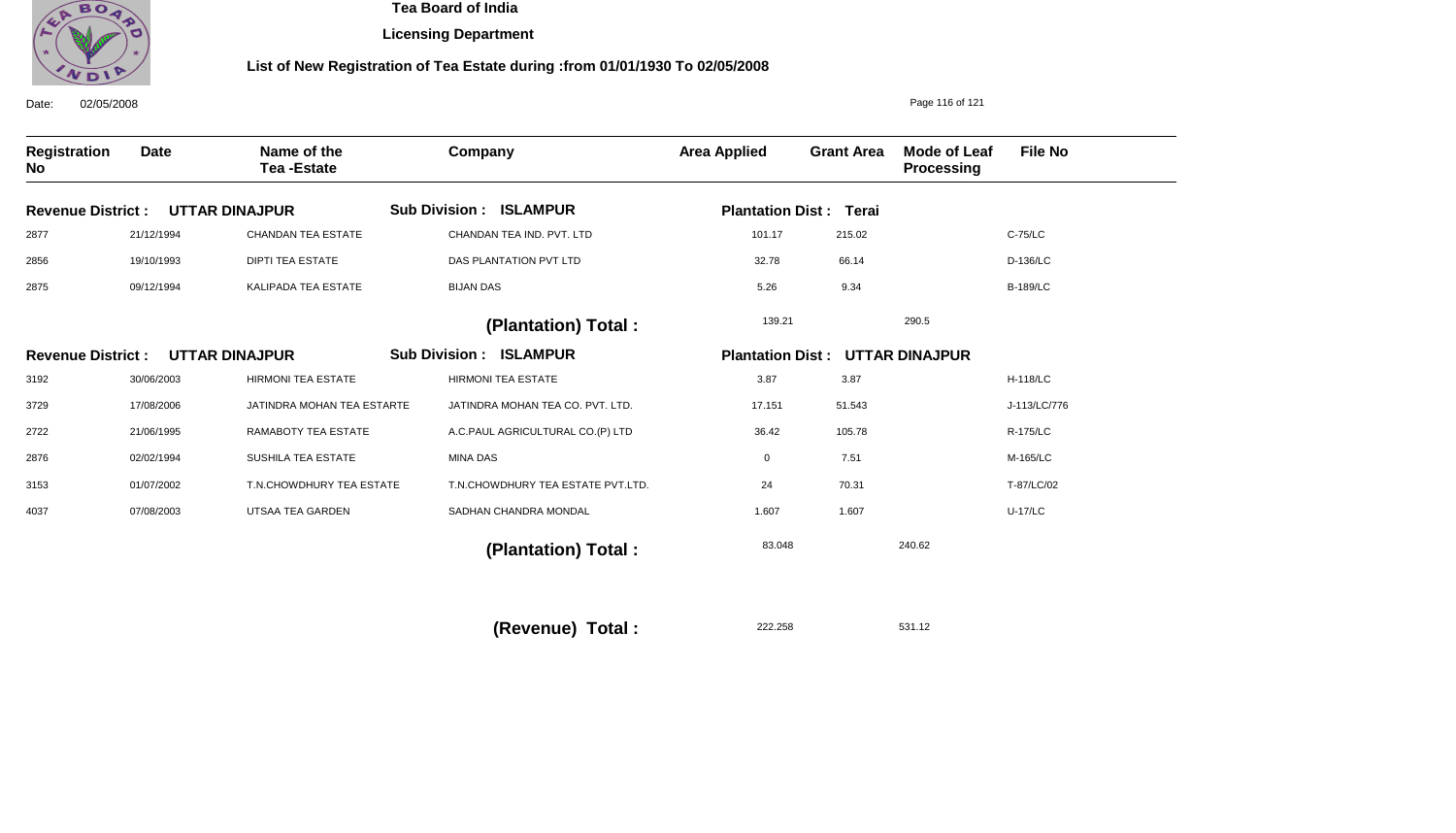# Tea Board of India

## Licensing Department

### List of New Registration of Tea Estate during :from 01/01/1930 To 02/05/2008

Date: 02/05/2008

| Registration No | Date | Name of the Tea -Estate | Company | Area Applied | Grant Area | Mode of Leaf Processing | File No |
|---|---|---|---|---|---|---|---|
| **Revenue District : UTTAR DINAJPUR** | | | **Sub Division : ISLAMPUR** | **Plantation Dist : Terai** | | | |
| 2877 | 21/12/1994 | CHANDAN TEA ESTATE | CHANDAN TEA IND. PVT. LTD | 101.17 | 215.02 | | C-75/LC |
| 2856 | 19/10/1993 | DIPTI TEA ESTATE | DAS PLANTATION PVT LTD | 32.78 | 66.14 | | D-136/LC |
| 2875 | 09/12/1994 | KALIPADA TEA ESTATE | BIJAN DAS | 5.26 | 9.34 | | B-189/LC |
| | | | **(Plantation) Total :** | 139.21 | 290.5 | | |
| **Revenue District : UTTAR DINAJPUR** | | | **Sub Division : ISLAMPUR** | **Plantation Dist : UTTAR DINAJPUR** | | | |
| 3192 | 30/06/2003 | HIRMONI TEA ESTATE | HIRMONI TEA ESTATE | 3.87 | 3.87 | | H-118/LC |
| 3729 | 17/08/2006 | JATINDRA MOHAN TEA ESTARTE | JATINDRA MOHAN TEA CO. PVT. LTD. | 17.151 | 51.543 | | J-113/LC/776 |
| 2722 | 21/06/1995 | RAMABOTY TEA ESTATE | A.C.PAUL AGRICULTURAL CO.(P) LTD | 36.42 | 105.78 | | R-175/LC |
| 2876 | 02/02/1994 | SUSHILA TEA ESTATE | MINA DAS | 0 | 7.51 | | M-165/LC |
| 3153 | 01/07/2002 | T.N.CHOWDHURY TEA ESTATE | T.N.CHOWDHURY TEA ESTATE PVT.LTD. | 24 | 70.31 | | T-87/LC/02 |
| 4037 | 07/08/2003 | UTSAA TEA GARDEN | SADHAN CHANDRA MONDAL | 1.607 | 1.607 | | U-17/LC |
| | | | **(Plantation) Total :** | 83.048 | 240.62 | | |
| | | | **(Revenue) Total :** | 222.258 | 531.12 | | |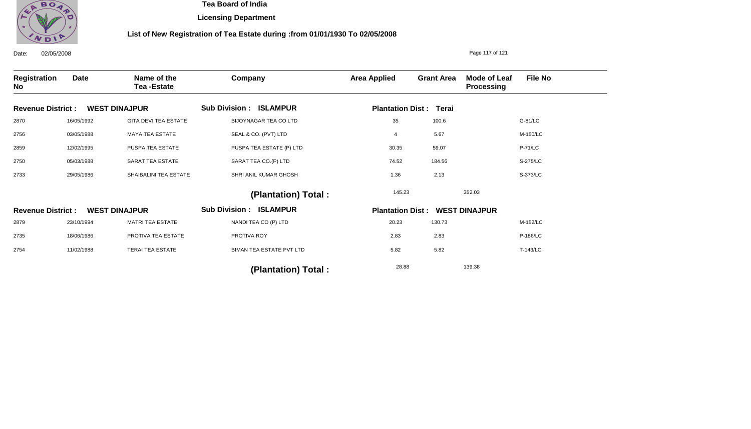# Tea Board of India

## Licensing Department

### List of New Registration of Tea Estate during :from 01/01/1930 To 02/05/2008

Date: 02/05/2008

| Registration No | Date | Name of the Tea -Estate | Company | Area Applied | Grant Area | Mode of Leaf Processing | File No |
|---|---|---|---|---|---|---|---|
| **Revenue District : WEST DINAJPUR** | | | **Sub Division : ISLAMPUR** | **Plantation Dist : Terai** | | | |
| 2870 | 16/05/1992 | GITA DEVI TEA ESTATE | BIJOYNAGAR TEA CO LTD | 35 | 100.6 | | G-81/LC |
| 2756 | 03/05/1988 | MAYA TEA ESTATE | SEAL & CO. (PVT) LTD | 4 | 5.67 | | M-150/LC |
| 2859 | 12/02/1995 | PUSPA TEA ESTATE | PUSPA TEA ESTATE (P) LTD | 30.35 | 59.07 | | P-71/LC |
| 2750 | 05/03/1988 | SARAT TEA ESTATE | SARAT TEA CO.(P) LTD | 74.52 | 184.56 | | S-275/LC |
| 2733 | 29/05/1986 | SHAIBALINI TEA ESTATE | SHRI ANIL KUMAR GHOSH | 1.36 | 2.13 | | S-373/LC |
| | | | **(Plantation) Total :** | 145.23 | 352.03 | | |
| **Revenue District : WEST DINAJPUR** | | | **Sub Division : ISLAMPUR** | **Plantation Dist : WEST DINAJPUR** | | | |
| 2879 | 23/10/1994 | MATRI TEA ESTATE | NANDI TEA CO (P) LTD | 20.23 | 130.73 | | M-152/LC |
| 2735 | 18/06/1986 | PROTIVA TEA ESTATE | PROTIVA ROY | 2.83 | 2.83 | | P-186/LC |
| 2754 | 11/02/1988 | TERAI TEA ESTATE | BIMAN TEA ESTATE PVT LTD | 5.82 | 5.82 | | T-143/LC |
| | | | **(Plantation) Total :** | 28.88 | 139.38 | | |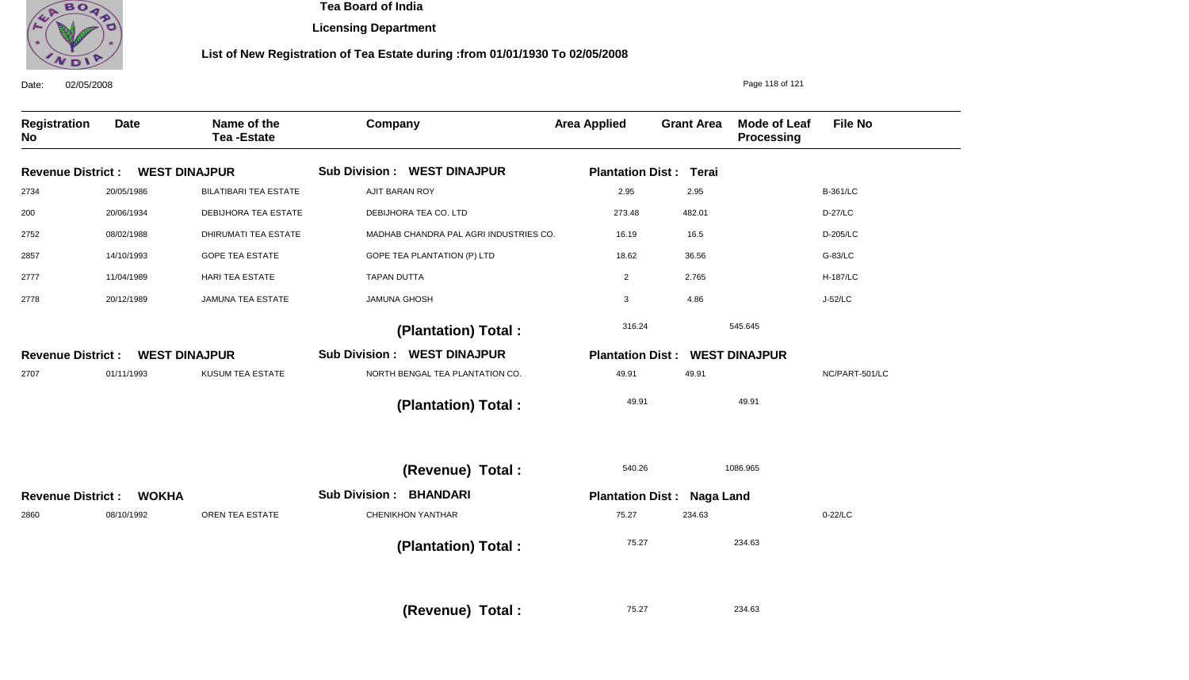**Tea Board of India**

**Licensing Department**

**List of New Registration of Tea Estate during :from 01/01/1930 To 02/05/2008**

Date: 02/05/2008

| Registration No | Date | Name of the Tea -Estate | Company | Area Applied | Grant Area | Mode of Leaf Processing | File No |
|---|---|---|---|---|---|---|---|
| **Revenue District : WEST DINAJPUR** | | | **Sub Division : WEST DINAJPUR** | **Plantation Dist : Terai** | | | |
| 2734 | 20/05/1986 | BILATIBARI TEA ESTATE | AJIT BARAN ROY | 2.95 | 2.95 | | B-361/LC |
| 200 | 20/06/1934 | DEBIJHORA TEA ESTATE | DEBIJHORA TEA CO. LTD | 273.48 | 482.01 | | D-27/LC |
| 2752 | 08/02/1988 | DHIRUMATI TEA ESTATE | MADHAB CHANDRA PAL AGRI INDUSTRIES CO. | 16.19 | 16.5 | | D-205/LC |
| 2857 | 14/10/1993 | GOPE TEA ESTATE | GOPE TEA PLANTATION (P) LTD | 18.62 | 36.56 | | G-83/LC |
| 2777 | 11/04/1989 | HARI TEA ESTATE | TAPAN DUTTA | 2 | 2.765 | | H-187/LC |
| 2778 | 20/12/1989 | JAMUNA TEA ESTATE | JAMUNA GHOSH | 3 | 4.86 | | J-52/LC |
| | | | **(Plantation) Total :** | 316.24 | 545.645 | | |
| **Revenue District : WEST DINAJPUR** | | | **Sub Division : WEST DINAJPUR** | **Plantation Dist : WEST DINAJPUR** | | | |
| 2707 | 01/11/1993 | KUSUM TEA ESTATE | NORTH BENGAL TEA PLANTATION CO. | 49.91 | 49.91 | | NC/PART-501/LC |
| | | | **(Plantation) Total :** | 49.91 | 49.91 | | |
| | | | **(Revenue) Total :** | 540.26 | 1086.965 | | |
| **Revenue District : WOKHA** | | | **Sub Division : BHANDARI** | **Plantation Dist : Naga Land** | | | |
| 2860 | 08/10/1992 | OREN TEA ESTATE | CHENIKHON YANTHAR | 75.27 | 234.63 | | 0-22/LC |
| | | | **(Plantation) Total :** | 75.27 | 234.63 | | |
| | | | **(Revenue) Total :** | 75.27 | 234.63 | | |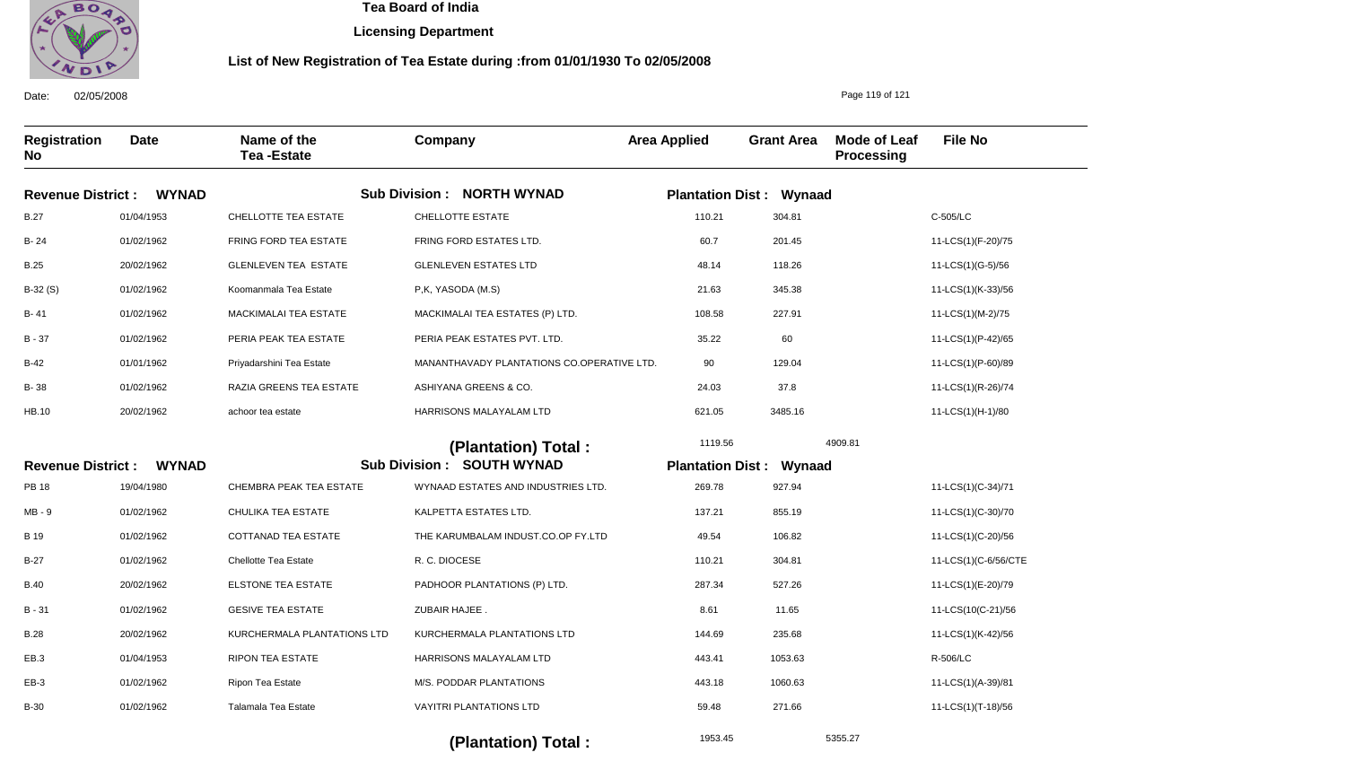**Tea Board of India**

**Licensing Department**

**List of New Registration of Tea Estate during :from 01/01/1930 To 02/05/2008**

Date: 02/05/2008

| Registration No | Date | Name of the Tea -Estate | Company | Area Applied | Grant Area | Mode of Leaf Processing | File No |
|---|---|---|---|---|---|---|---|
| **Revenue District : WYNAD** | | | **Sub Division : NORTH WYNAD** | **Plantation Dist : Wynaad** | | | |
| B.27 | 01/04/1953 | CHELLOTTE TEA ESTATE | CHELLOTTE ESTATE | 110.21 | 304.81 | | C-505/LC |
| B- 24 | 01/02/1962 | FRING FORD TEA ESTATE | FRING FORD ESTATES LTD. | 60.7 | 201.45 | | 11-LCS(1)(F-20)/75 |
| B.25 | 20/02/1962 | GLENLEVEN TEA ESTATE | GLENLEVEN ESTATES LTD | 48.14 | 118.26 | | 11-LCS(1)(G-5)/56 |
| B-32 (S) | 01/02/1962 | Koomanmala Tea Estate | P,K, YASODA (M.S) | 21.63 | 345.38 | | 11-LCS(1)(K-33)/56 |
| B- 41 | 01/02/1962 | MACKIMALAI TEA ESTATE | MACKIMALAI TEA ESTATES (P) LTD. | 108.58 | 227.91 | | 11-LCS(1)(M-2)/75 |
| B - 37 | 01/02/1962 | PERIA PEAK TEA ESTATE | PERIA PEAK ESTATES PVT. LTD. | 35.22 | 60 | | 11-LCS(1)(P-42)/65 |
| B-42 | 01/01/1962 | Priyadarshini Tea Estate | MANANTHAVADY PLANTATIONS CO.OPERATIVE LTD. | 90 | 129.04 | | 11-LCS(1)(P-60)/89 |
| B- 38 | 01/02/1962 | RAZIA GREENS TEA ESTATE | ASHIYANA GREENS & CO. | 24.03 | 37.8 | | 11-LCS(1)(R-26)/74 |
| HB.10 | 20/02/1962 | achoor tea estate | HARRISONS MALAYALAM LTD | 621.05 | 3485.16 | | 11-LCS(1)(H-1)/80 |
| | | | **(Plantation) Total :** | 1119.56 | 4909.81 | | |
| **Revenue District : WYNAD** | | | **Sub Division : SOUTH WYNAD** | **Plantation Dist : Wynaad** | | | |
| PB 18 | 19/04/1980 | CHEMBRA PEAK TEA ESTATE | WYNAAD ESTATES AND INDUSTRIES LTD. | 269.78 | 927.94 | | 11-LCS(1)(C-34)/71 |
| MB - 9 | 01/02/1962 | CHULIKA TEA ESTATE | KALPETTA ESTATES LTD. | 137.21 | 855.19 | | 11-LCS(1)(C-30)/70 |
| B 19 | 01/02/1962 | COTTANAD TEA ESTATE | THE KARUMBALAM INDUST.CO.OP FY.LTD | 49.54 | 106.82 | | 11-LCS(1)(C-20)/56 |
| B-27 | 01/02/1962 | Chellotte Tea Estate | R. C. DIOCESE | 110.21 | 304.81 | | 11-LCS(1)(C-6/56/CTE |
| B.40 | 20/02/1962 | ELSTONE TEA ESTATE | PADHOOR PLANTATIONS (P) LTD. | 287.34 | 527.26 | | 11-LCS(1)(E-20)/79 |
| B - 31 | 01/02/1962 | GESIVE TEA ESTATE | ZUBAIR HAJEE . | 8.61 | 11.65 | | 11-LCS(10(C-21)/56 |
| B.28 | 20/02/1962 | KURCHERMALA PLANTATIONS LTD | KURCHERMALA PLANTATIONS LTD | 144.69 | 235.68 | | 11-LCS(1)(K-42)/56 |
| EB.3 | 01/04/1953 | RIPON TEA ESTATE | HARRISONS MALAYALAM LTD | 443.41 | 1053.63 | | R-506/LC |
| EB-3 | 01/02/1962 | Ripon Tea Estate | M/S. PODDAR PLANTATIONS | 443.18 | 1060.63 | | 11-LCS(1)(A-39)/81 |
| B-30 | 01/02/1962 | Talamala Tea Estate | VAYITRI PLANTATIONS LTD | 59.48 | 271.66 | | 11-LCS(1)(T-18)/56 |
| | | | **(Plantation) Total :** | 1953.45 | 5355.27 | | |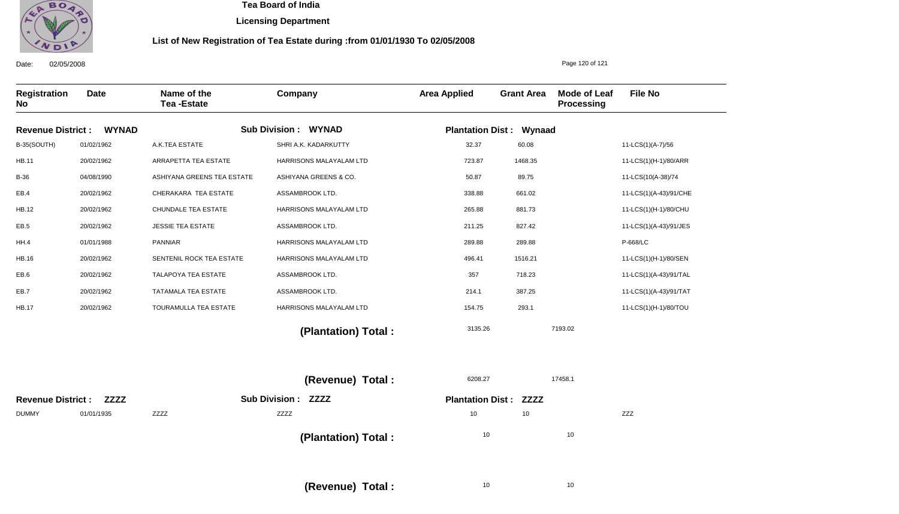# Tea Board of India

**Licensing Department**

**List of New Registration of Tea Estate during :from 01/01/1930 To 02/05/2008**

Date: 02/05/2008

| Registration No | Date | Name of the Tea -Estate | Company | Area Applied | Grant Area | Mode of Leaf Processing | File No |
|---|---|---|---|---|---|---|---|
| **Revenue District : WYNAD** | | | **Sub Division : WYNAD** | **Plantation Dist : Wynaad** | | | |
| B-35(SOUTH) | 01/02/1962 | A.K.TEA ESTATE | SHRI A.K. KADARKUTTY | 32.37 | 60.08 | | 11-LCS(1)(A-7)/56 |
| HB.11 | 20/02/1962 | ARRAPETTA TEA ESTATE | HARRISONS MALAYALAM LTD | 723.87 | 1468.35 | | 11-LCS(1)(H-1)/80/ARR |
| B-36 | 04/08/1990 | ASHIYANA GREENS TEA ESTATE | ASHIYANA GREENS & CO. | 50.87 | 89.75 | | 11-LCS(10(A-38)/74 |
| EB.4 | 20/02/1962 | CHERAKARA TEA ESTATE | ASSAMBROOK LTD. | 338.88 | 661.02 | | 11-LCS(1)(A-43)/91/CHE |
| HB.12 | 20/02/1962 | CHUNDALE TEA ESTATE | HARRISONS MALAYALAM LTD | 265.88 | 881.73 | | 11-LCS(1)(H-1)/80/CHU |
| EB.5 | 20/02/1962 | JESSIE TEA ESTATE | ASSAMBROOK LTD. | 211.25 | 827.42 | | 11-LCS(1)(A-43)/91/JES |
| HH.4 | 01/01/1988 | PANNIAR | HARRISONS MALAYALAM LTD | 289.88 | 289.88 | | P-668/LC |
| HB.16 | 20/02/1962 | SENTENIL ROCK TEA ESTATE | HARRISONS MALAYALAM LTD | 496.41 | 1516.21 | | 11-LCS(1)(H-1)/80/SEN |
| EB.6 | 20/02/1962 | TALAPOYA TEA ESTATE | ASSAMBROOK LTD. | 357 | 718.23 | | 11-LCS(1)(A-43)/91/TAL |
| EB.7 | 20/02/1962 | TATAMALA TEA ESTATE | ASSAMBROOK LTD. | 214.1 | 387.25 | | 11-LCS(1)(A-43)/91/TAT |
| HB.17 | 20/02/1962 | TOURAMULLA TEA ESTATE | HARRISONS MALAYALAM LTD | 154.75 | 293.1 | | 11-LCS(1)(H-1)/80/TOU |
| | | | **(Plantation) Total :** | 3135.26 | 7193.02 | | |
| | | | **(Revenue) Total :** | 6208.27 | 17458.1 | | |
| **Revenue District : ZZZZ** | | | **Sub Division : ZZZZ** | **Plantation Dist : ZZZZ** | | | |
| DUMMY | 01/01/1935 | ZZZZ | ZZZZ | 10 | 10 | | ZZZ |
| | | | **(Plantation) Total :** | 10 | 10 | | |
| | | | **(Revenue) Total :** | 10 | 10 | | |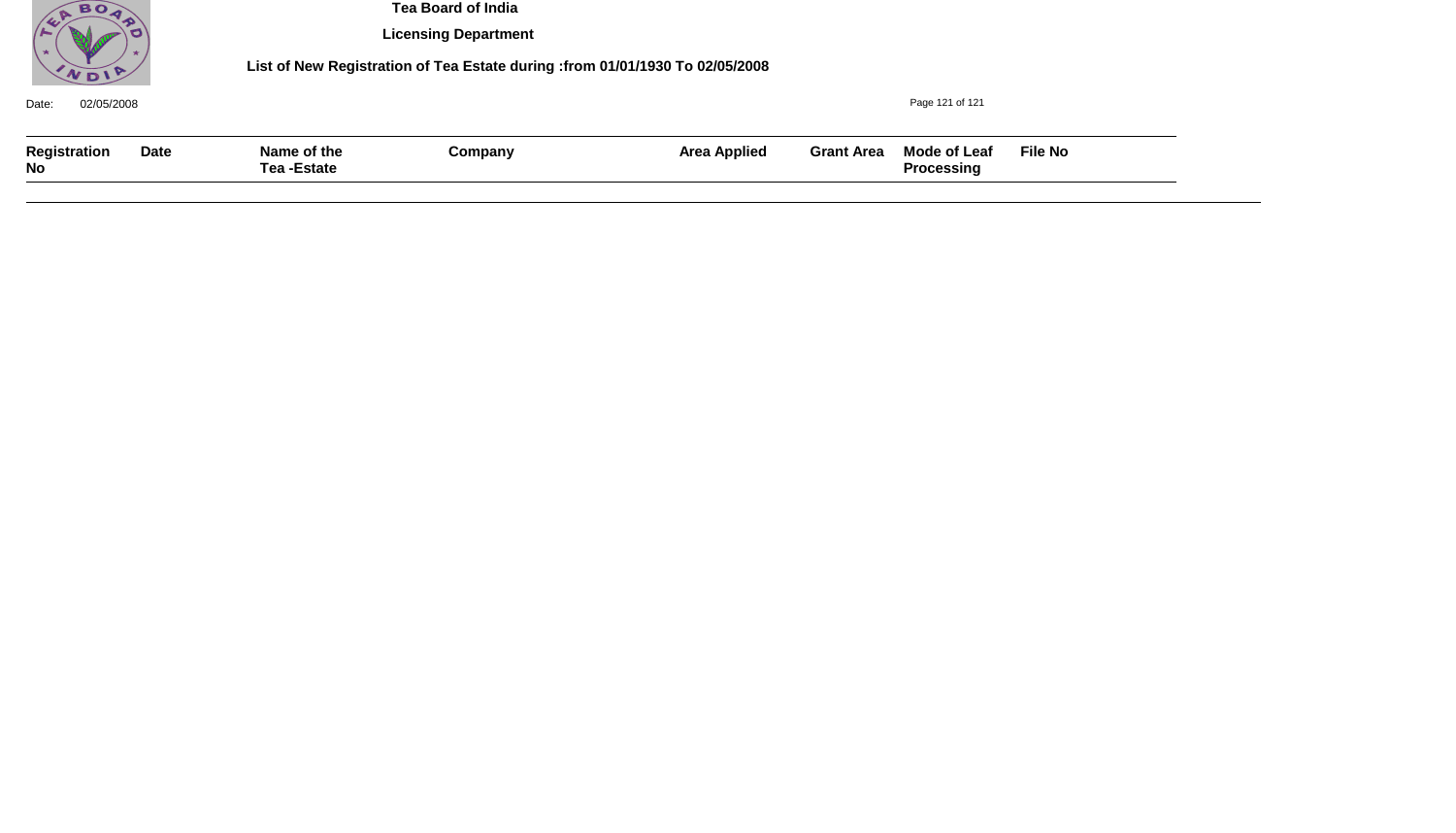Tea Board of India

Licensing Department

List of New Registration of Tea Estate during :from 01/01/1930 To 02/05/2008

Date: 02/05/2008

| Registration No | Date | Name of the Tea -Estate | Company | Area Applied | Grant Area | Mode of Leaf Processing | File No |
|---|---|---|---|---|---|---|---|